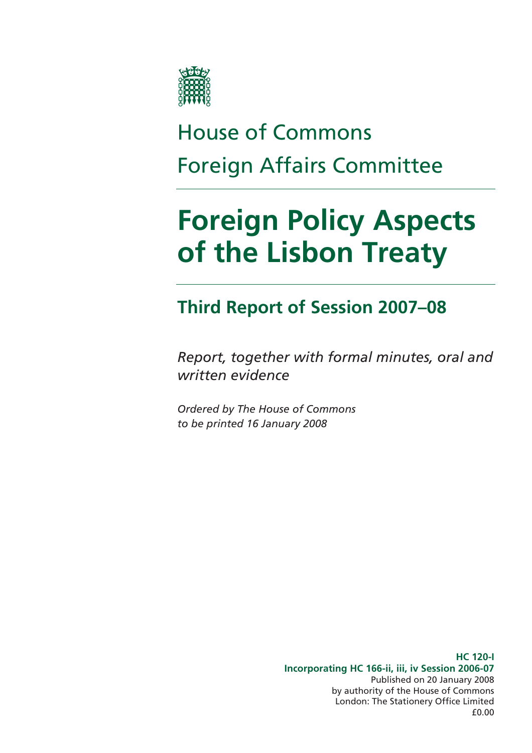House of Commons
Foreign Affairs Committee

# Foreign Policy Aspects of the Lisbon Treaty

## Third Report of Session 2007–08

*Report, together with formal minutes, oral and written evidence*

*Ordered by The House of Commons to be printed 16 January 2008*

**HC 120-I**
**Incorporating HC 166-ii, iii, iv Session 2006-07**
Published on 20 January 2008
by authority of the House of Commons
London: The Stationery Office Limited
£0.00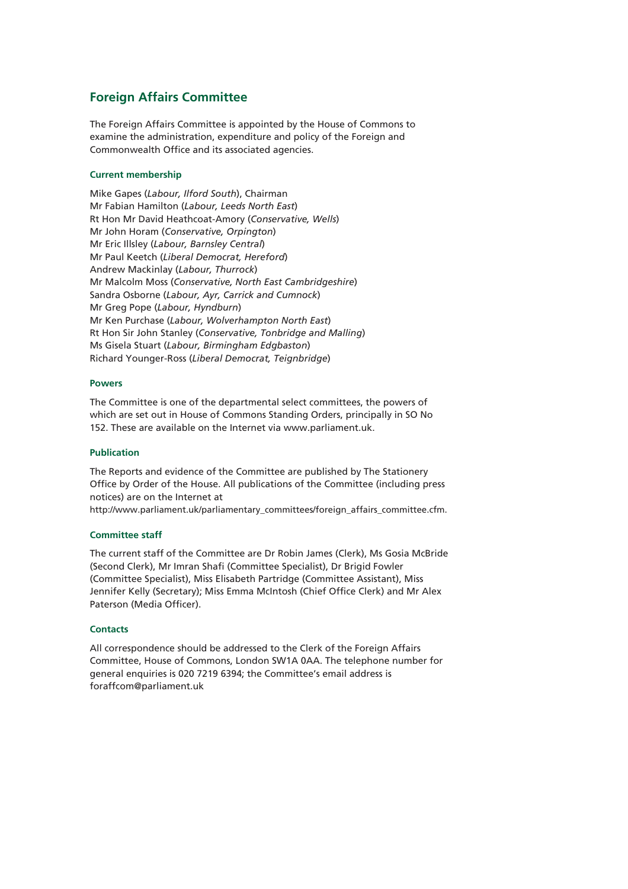## Foreign Affairs Committee

The Foreign Affairs Committee is appointed by the House of Commons to examine the administration, expenditure and policy of the Foreign and Commonwealth Office and its associated agencies.

### Current membership

Mike Gapes (*Labour, Ilford South*), Chairman
Mr Fabian Hamilton (*Labour, Leeds North East*)
Rt Hon Mr David Heathcoat-Amory (*Conservative, Wells*)
Mr John Horam (*Conservative, Orpington*)
Mr Eric Illsley (*Labour, Barnsley Central*)
Mr Paul Keetch (*Liberal Democrat, Hereford*)
Andrew Mackinlay (*Labour, Thurrock*)
Mr Malcolm Moss (*Conservative, North East Cambridgeshire*)
Sandra Osborne (*Labour, Ayr, Carrick and Cumnock*)
Mr Greg Pope (*Labour, Hyndburn*)
Mr Ken Purchase (*Labour, Wolverhampton North East*)
Rt Hon Sir John Stanley (*Conservative, Tonbridge and Malling*)
Ms Gisela Stuart (*Labour, Birmingham Edgbaston*)
Richard Younger-Ross (*Liberal Democrat, Teignbridge*)

### Powers

The Committee is one of the departmental select committees, the powers of which are set out in House of Commons Standing Orders, principally in SO No 152. These are available on the Internet via www.parliament.uk.

### Publication

The Reports and evidence of the Committee are published by The Stationery Office by Order of the House. All publications of the Committee (including press notices) are on the Internet at http://www.parliament.uk/parliamentary_committees/foreign_affairs_committee.cfm.

### Committee staff

The current staff of the Committee are Dr Robin James (Clerk), Ms Gosia McBride (Second Clerk), Mr Imran Shafi (Committee Specialist), Dr Brigid Fowler (Committee Specialist), Miss Elisabeth Partridge (Committee Assistant), Miss Jennifer Kelly (Secretary); Miss Emma McIntosh (Chief Office Clerk) and Mr Alex Paterson (Media Officer).

### Contacts

All correspondence should be addressed to the Clerk of the Foreign Affairs Committee, House of Commons, London SW1A 0AA. The telephone number for general enquiries is 020 7219 6394; the Committee's email address is foraffcom@parliament.uk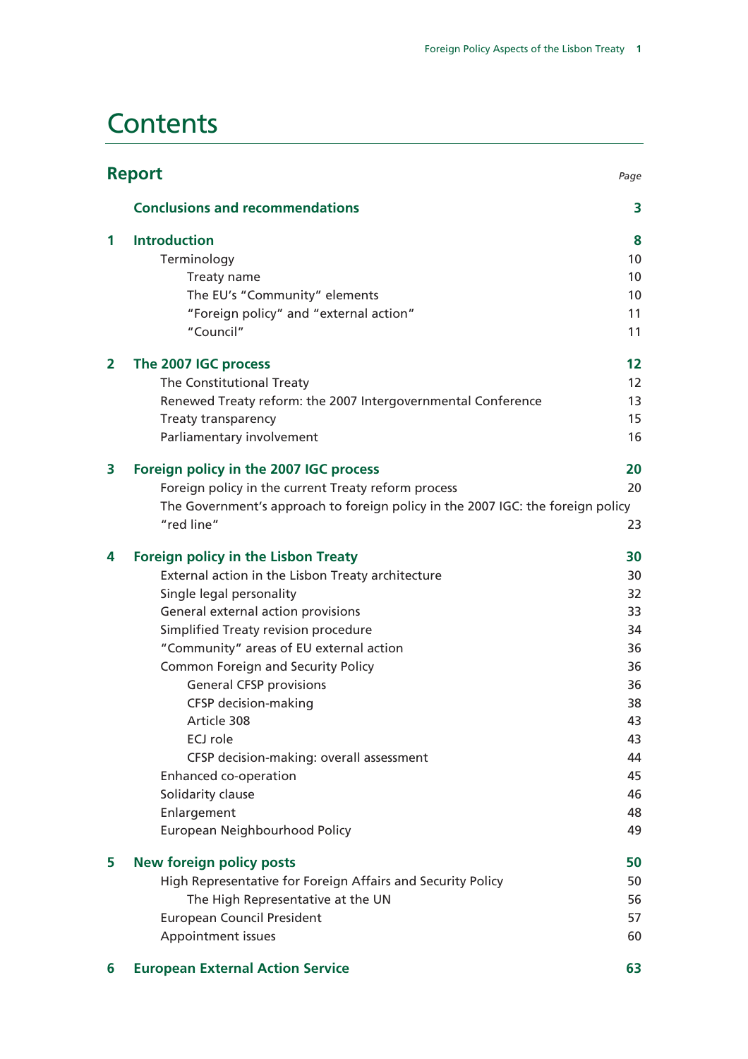# Contents

| **Report** | | *Page* |
|---|---|---|
| | **Conclusions and recommendations** | **3** |
| **1** | **Introduction** | **8** |
| | Terminology | 10 |
| | Treaty name | 10 |
| | The EU's "Community" elements | 10 |
| | "Foreign policy" and "external action" | 11 |
| | "Council" | 11 |
| **2** | **The 2007 IGC process** | **12** |
| | The Constitutional Treaty | 12 |
| | Renewed Treaty reform: the 2007 Intergovernmental Conference | 13 |
| | Treaty transparency | 15 |
| | Parliamentary involvement | 16 |
| **3** | **Foreign policy in the 2007 IGC process** | **20** |
| | Foreign policy in the current Treaty reform process | 20 |
| | The Government's approach to foreign policy in the 2007 IGC: the foreign policy "red line" | 23 |
| **4** | **Foreign policy in the Lisbon Treaty** | **30** |
| | External action in the Lisbon Treaty architecture | 30 |
| | Single legal personality | 32 |
| | General external action provisions | 33 |
| | Simplified Treaty revision procedure | 34 |
| | "Community" areas of EU external action | 36 |
| | Common Foreign and Security Policy | 36 |
| | General CFSP provisions | 36 |
| | CFSP decision-making | 38 |
| | Article 308 | 43 |
| | ECJ role | 43 |
| | CFSP decision-making: overall assessment | 44 |
| | Enhanced co-operation | 45 |
| | Solidarity clause | 46 |
| | Enlargement | 48 |
| | European Neighbourhood Policy | 49 |
| **5** | **New foreign policy posts** | **50** |
| | High Representative for Foreign Affairs and Security Policy | 50 |
| | The High Representative at the UN | 56 |
| | European Council President | 57 |
| | Appointment issues | 60 |
| **6** | **European External Action Service** | **63** |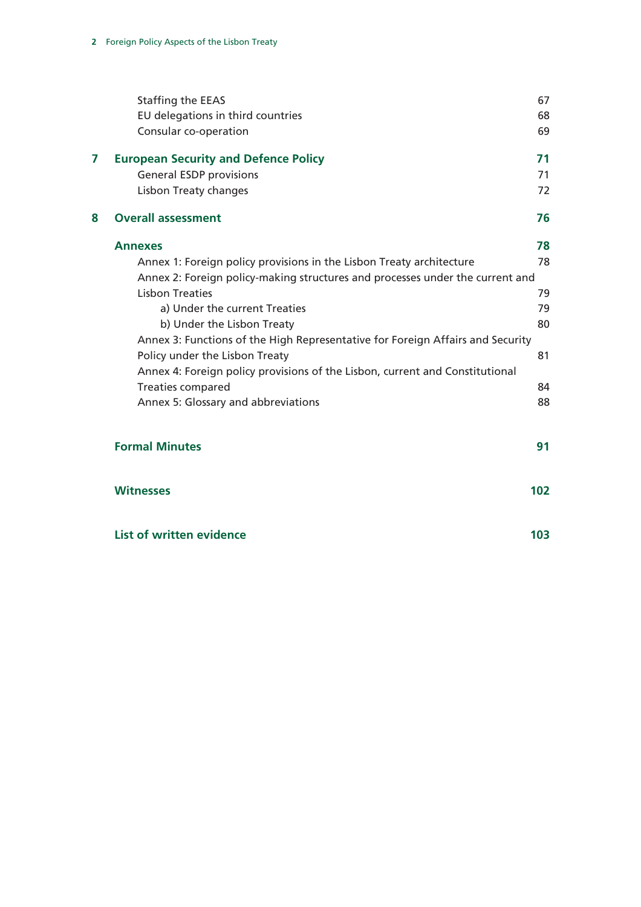Staffing the EEAS 67
EU delegations in third countries 68
Consular co-operation 69

**7 European Security and Defence Policy 71**
General ESDP provisions 71
Lisbon Treaty changes 72

**8 Overall assessment 76**

**Annexes 78**
Annex 1: Foreign policy provisions in the Lisbon Treaty architecture 78
Annex 2: Foreign policy-making structures and processes under the current and Lisbon Treaties 79
a) Under the current Treaties 79
b) Under the Lisbon Treaty 80
Annex 3: Functions of the High Representative for Foreign Affairs and Security Policy under the Lisbon Treaty 81
Annex 4: Foreign policy provisions of the Lisbon, current and Constitutional Treaties compared 84
Annex 5: Glossary and abbreviations 88

**Formal Minutes 91**

**Witnesses 102**

**List of written evidence 103**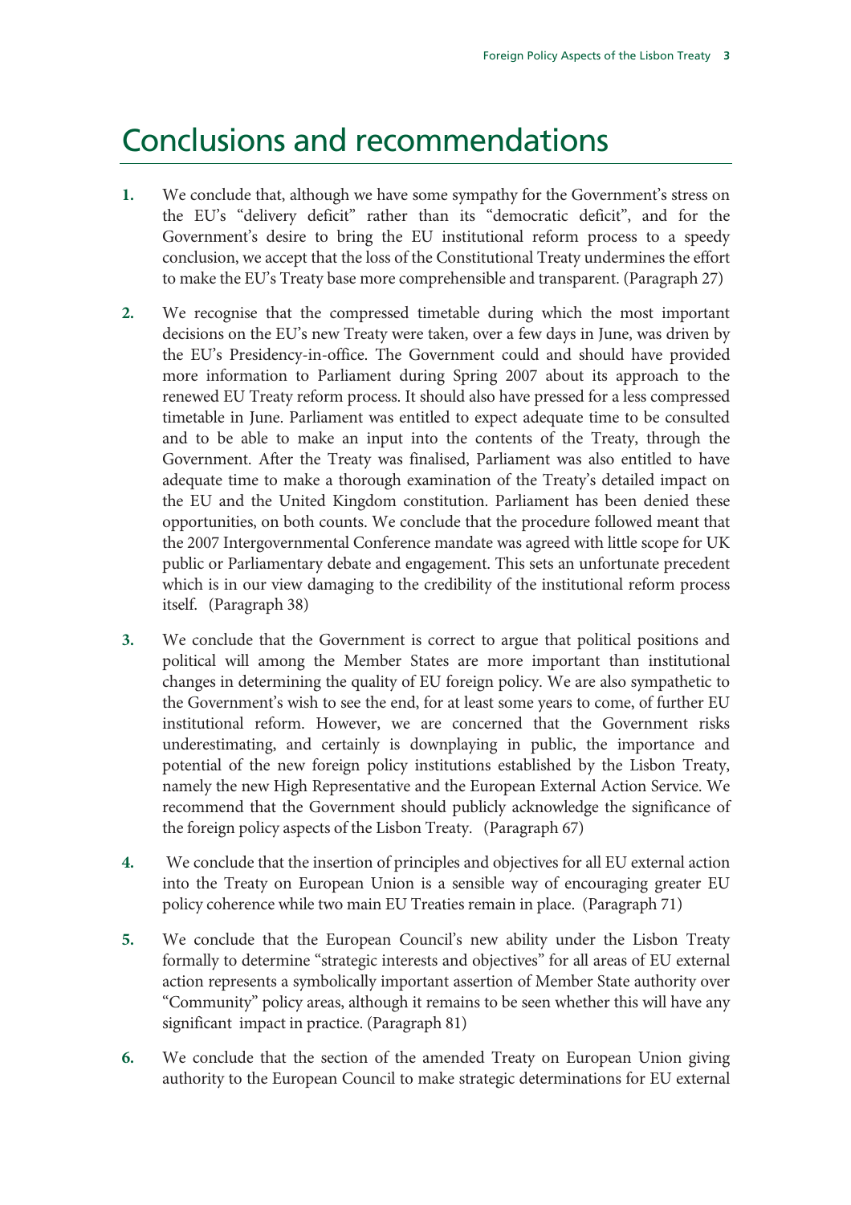# Conclusions and recommendations

1. We conclude that, although we have some sympathy for the Government's stress on the EU's "delivery deficit" rather than its "democratic deficit", and for the Government's desire to bring the EU institutional reform process to a speedy conclusion, we accept that the loss of the Constitutional Treaty undermines the effort to make the EU's Treaty base more comprehensible and transparent. (Paragraph 27)

2. We recognise that the compressed timetable during which the most important decisions on the EU's new Treaty were taken, over a few days in June, was driven by the EU's Presidency-in-office. The Government could and should have provided more information to Parliament during Spring 2007 about its approach to the renewed EU Treaty reform process. It should also have pressed for a less compressed timetable in June. Parliament was entitled to expect adequate time to be consulted and to be able to make an input into the contents of the Treaty, through the Government. After the Treaty was finalised, Parliament was also entitled to have adequate time to make a thorough examination of the Treaty's detailed impact on the EU and the United Kingdom constitution. Parliament has been denied these opportunities, on both counts. We conclude that the procedure followed meant that the 2007 Intergovernmental Conference mandate was agreed with little scope for UK public or Parliamentary debate and engagement. This sets an unfortunate precedent which is in our view damaging to the credibility of the institutional reform process itself. (Paragraph 38)

3. We conclude that the Government is correct to argue that political positions and political will among the Member States are more important than institutional changes in determining the quality of EU foreign policy. We are also sympathetic to the Government's wish to see the end, for at least some years to come, of further EU institutional reform. However, we are concerned that the Government risks underestimating, and certainly is downplaying in public, the importance and potential of the new foreign policy institutions established by the Lisbon Treaty, namely the new High Representative and the European External Action Service. We recommend that the Government should publicly acknowledge the significance of the foreign policy aspects of the Lisbon Treaty. (Paragraph 67)

4. We conclude that the insertion of principles and objectives for all EU external action into the Treaty on European Union is a sensible way of encouraging greater EU policy coherence while two main EU Treaties remain in place. (Paragraph 71)

5. We conclude that the European Council's new ability under the Lisbon Treaty formally to determine "strategic interests and objectives" for all areas of EU external action represents a symbolically important assertion of Member State authority over "Community" policy areas, although it remains to be seen whether this will have any significant impact in practice. (Paragraph 81)

6. We conclude that the section of the amended Treaty on European Union giving authority to the European Council to make strategic determinations for EU external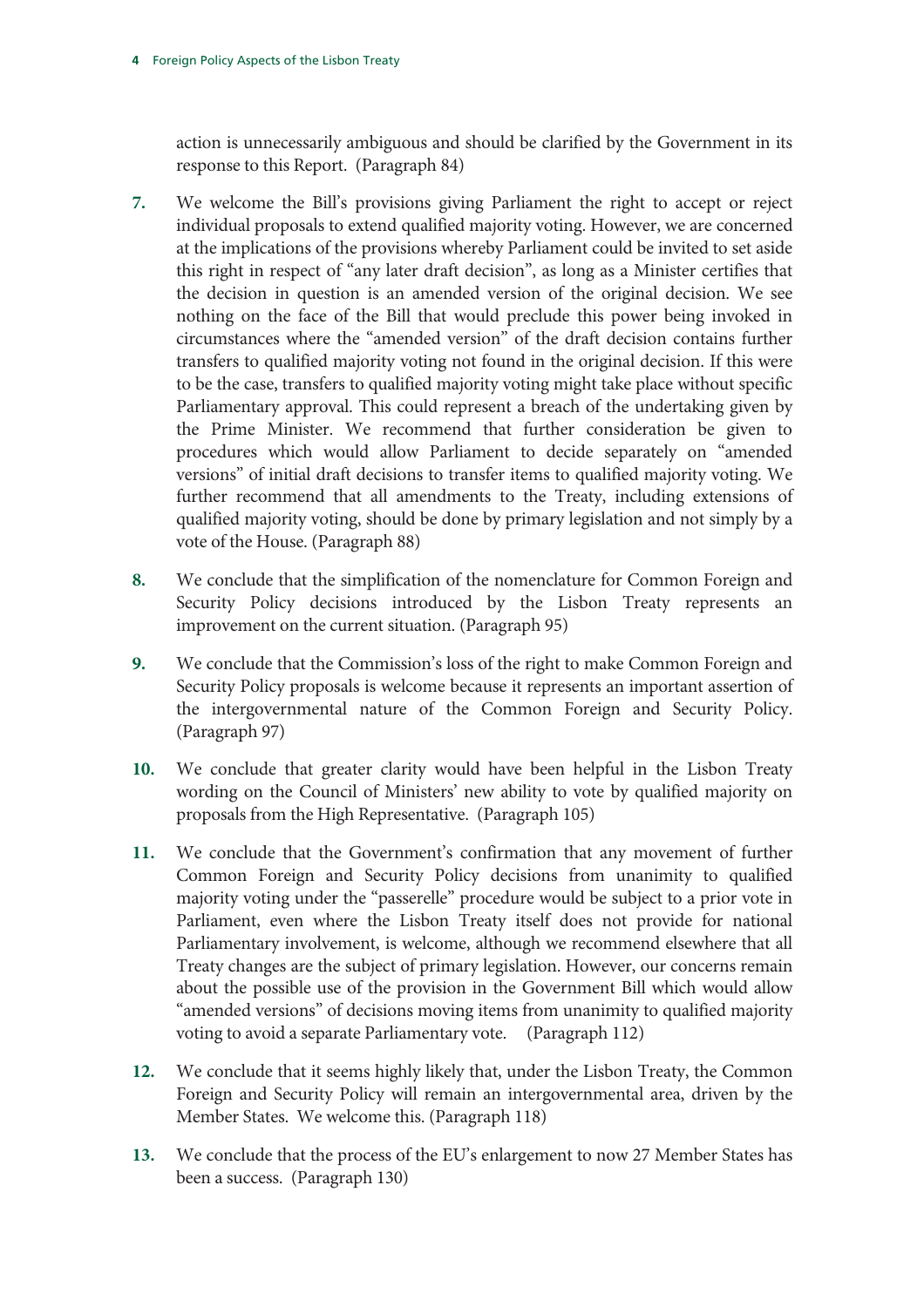action is unnecessarily ambiguous and should be clarified by the Government in its response to this Report. (Paragraph 84)

7. We welcome the Bill's provisions giving Parliament the right to accept or reject individual proposals to extend qualified majority voting. However, we are concerned at the implications of the provisions whereby Parliament could be invited to set aside this right in respect of "any later draft decision", as long as a Minister certifies that the decision in question is an amended version of the original decision. We see nothing on the face of the Bill that would preclude this power being invoked in circumstances where the "amended version" of the draft decision contains further transfers to qualified majority voting not found in the original decision. If this were to be the case, transfers to qualified majority voting might take place without specific Parliamentary approval. This could represent a breach of the undertaking given by the Prime Minister. We recommend that further consideration be given to procedures which would allow Parliament to decide separately on "amended versions" of initial draft decisions to transfer items to qualified majority voting. We further recommend that all amendments to the Treaty, including extensions of qualified majority voting, should be done by primary legislation and not simply by a vote of the House. (Paragraph 88)

8. We conclude that the simplification of the nomenclature for Common Foreign and Security Policy decisions introduced by the Lisbon Treaty represents an improvement on the current situation. (Paragraph 95)

9. We conclude that the Commission's loss of the right to make Common Foreign and Security Policy proposals is welcome because it represents an important assertion of the intergovernmental nature of the Common Foreign and Security Policy. (Paragraph 97)

10. We conclude that greater clarity would have been helpful in the Lisbon Treaty wording on the Council of Ministers' new ability to vote by qualified majority on proposals from the High Representative. (Paragraph 105)

11. We conclude that the Government's confirmation that any movement of further Common Foreign and Security Policy decisions from unanimity to qualified majority voting under the "passerelle" procedure would be subject to a prior vote in Parliament, even where the Lisbon Treaty itself does not provide for national Parliamentary involvement, is welcome, although we recommend elsewhere that all Treaty changes are the subject of primary legislation. However, our concerns remain about the possible use of the provision in the Government Bill which would allow "amended versions" of decisions moving items from unanimity to qualified majority voting to avoid a separate Parliamentary vote. (Paragraph 112)

12. We conclude that it seems highly likely that, under the Lisbon Treaty, the Common Foreign and Security Policy will remain an intergovernmental area, driven by the Member States. We welcome this. (Paragraph 118)

13. We conclude that the process of the EU's enlargement to now 27 Member States has been a success. (Paragraph 130)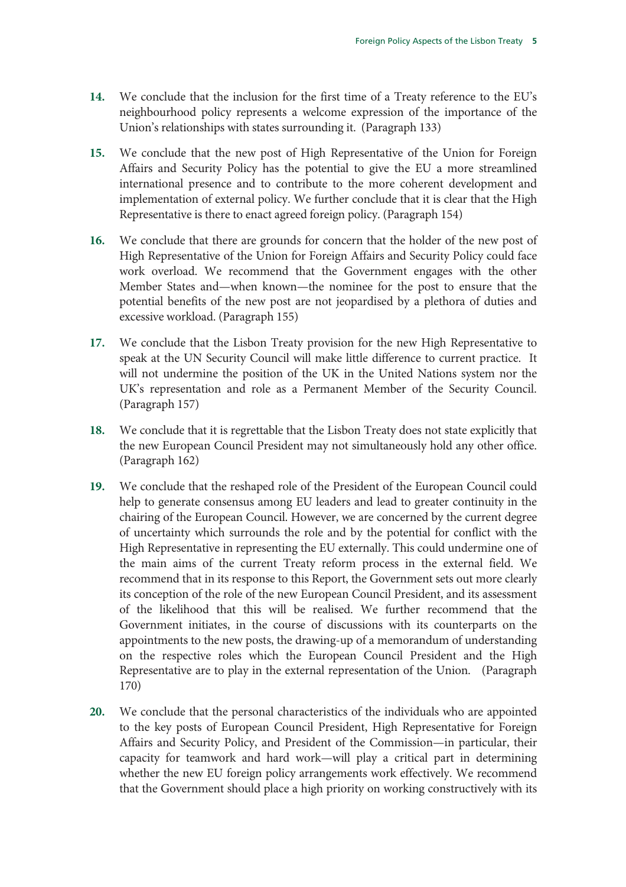**14.** We conclude that the inclusion for the first time of a Treaty reference to the EU's neighbourhood policy represents a welcome expression of the importance of the Union's relationships with states surrounding it. (Paragraph 133)

**15.** We conclude that the new post of High Representative of the Union for Foreign Affairs and Security Policy has the potential to give the EU a more streamlined international presence and to contribute to the more coherent development and implementation of external policy. We further conclude that it is clear that the High Representative is there to enact agreed foreign policy. (Paragraph 154)

**16.** We conclude that there are grounds for concern that the holder of the new post of High Representative of the Union for Foreign Affairs and Security Policy could face work overload. We recommend that the Government engages with the other Member States and—when known—the nominee for the post to ensure that the potential benefits of the new post are not jeopardised by a plethora of duties and excessive workload. (Paragraph 155)

**17.** We conclude that the Lisbon Treaty provision for the new High Representative to speak at the UN Security Council will make little difference to current practice. It will not undermine the position of the UK in the United Nations system nor the UK's representation and role as a Permanent Member of the Security Council. (Paragraph 157)

**18.** We conclude that it is regrettable that the Lisbon Treaty does not state explicitly that the new European Council President may not simultaneously hold any other office. (Paragraph 162)

**19.** We conclude that the reshaped role of the President of the European Council could help to generate consensus among EU leaders and lead to greater continuity in the chairing of the European Council. However, we are concerned by the current degree of uncertainty which surrounds the role and by the potential for conflict with the High Representative in representing the EU externally. This could undermine one of the main aims of the current Treaty reform process in the external field. We recommend that in its response to this Report, the Government sets out more clearly its conception of the role of the new European Council President, and its assessment of the likelihood that this will be realised. We further recommend that the Government initiates, in the course of discussions with its counterparts on the appointments to the new posts, the drawing-up of a memorandum of understanding on the respective roles which the European Council President and the High Representative are to play in the external representation of the Union. (Paragraph 170)

**20.** We conclude that the personal characteristics of the individuals who are appointed to the key posts of European Council President, High Representative for Foreign Affairs and Security Policy, and President of the Commission—in particular, their capacity for teamwork and hard work—will play a critical part in determining whether the new EU foreign policy arrangements work effectively. We recommend that the Government should place a high priority on working constructively with its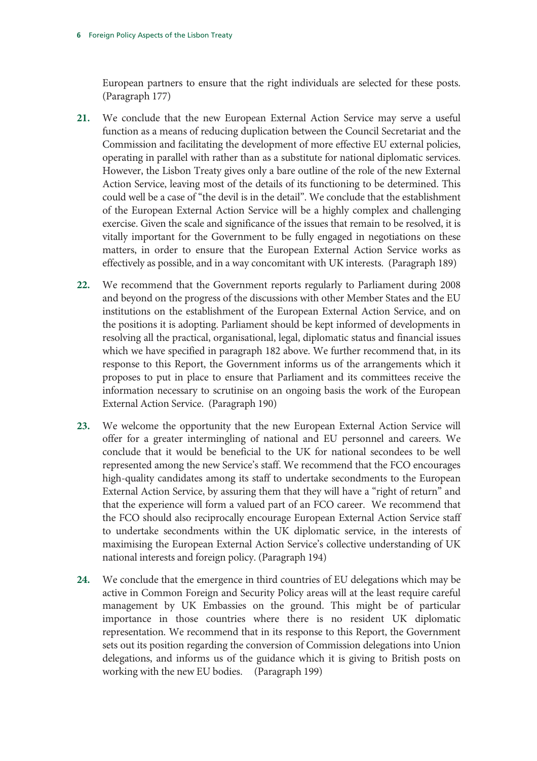European partners to ensure that the right individuals are selected for these posts. (Paragraph 177)

**21.** We conclude that the new European External Action Service may serve a useful function as a means of reducing duplication between the Council Secretariat and the Commission and facilitating the development of more effective EU external policies, operating in parallel with rather than as a substitute for national diplomatic services. However, the Lisbon Treaty gives only a bare outline of the role of the new External Action Service, leaving most of the details of its functioning to be determined. This could well be a case of "the devil is in the detail". We conclude that the establishment of the European External Action Service will be a highly complex and challenging exercise. Given the scale and significance of the issues that remain to be resolved, it is vitally important for the Government to be fully engaged in negotiations on these matters, in order to ensure that the European External Action Service works as effectively as possible, and in a way concomitant with UK interests. (Paragraph 189)

**22.** We recommend that the Government reports regularly to Parliament during 2008 and beyond on the progress of the discussions with other Member States and the EU institutions on the establishment of the European External Action Service, and on the positions it is adopting. Parliament should be kept informed of developments in resolving all the practical, organisational, legal, diplomatic status and financial issues which we have specified in paragraph 182 above. We further recommend that, in its response to this Report, the Government informs us of the arrangements which it proposes to put in place to ensure that Parliament and its committees receive the information necessary to scrutinise on an ongoing basis the work of the European External Action Service. (Paragraph 190)

**23.** We welcome the opportunity that the new European External Action Service will offer for a greater intermingling of national and EU personnel and careers. We conclude that it would be beneficial to the UK for national secondees to be well represented among the new Service's staff. We recommend that the FCO encourages high-quality candidates among its staff to undertake secondments to the European External Action Service, by assuring them that they will have a "right of return" and that the experience will form a valued part of an FCO career. We recommend that the FCO should also reciprocally encourage European External Action Service staff to undertake secondments within the UK diplomatic service, in the interests of maximising the European External Action Service's collective understanding of UK national interests and foreign policy. (Paragraph 194)

**24.** We conclude that the emergence in third countries of EU delegations which may be active in Common Foreign and Security Policy areas will at the least require careful management by UK Embassies on the ground. This might be of particular importance in those countries where there is no resident UK diplomatic representation. We recommend that in its response to this Report, the Government sets out its position regarding the conversion of Commission delegations into Union delegations, and informs us of the guidance which it is giving to British posts on working with the new EU bodies. (Paragraph 199)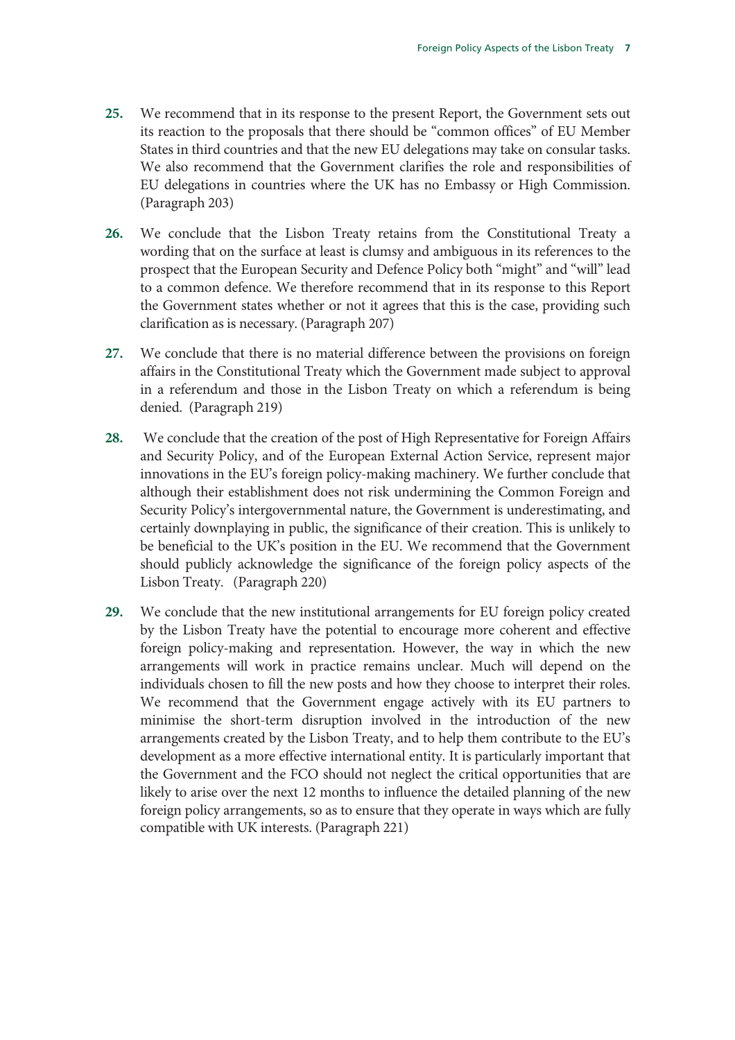**25.** We recommend that in its response to the present Report, the Government sets out its reaction to the proposals that there should be "common offices" of EU Member States in third countries and that the new EU delegations may take on consular tasks. We also recommend that the Government clarifies the role and responsibilities of EU delegations in countries where the UK has no Embassy or High Commission. (Paragraph 203)

**26.** We conclude that the Lisbon Treaty retains from the Constitutional Treaty a wording that on the surface at least is clumsy and ambiguous in its references to the prospect that the European Security and Defence Policy both "might" and "will" lead to a common defence. We therefore recommend that in its response to this Report the Government states whether or not it agrees that this is the case, providing such clarification as is necessary. (Paragraph 207)

**27.** We conclude that there is no material difference between the provisions on foreign affairs in the Constitutional Treaty which the Government made subject to approval in a referendum and those in the Lisbon Treaty on which a referendum is being denied. (Paragraph 219)

**28.** We conclude that the creation of the post of High Representative for Foreign Affairs and Security Policy, and of the European External Action Service, represent major innovations in the EU's foreign policy-making machinery. We further conclude that although their establishment does not risk undermining the Common Foreign and Security Policy's intergovernmental nature, the Government is underestimating, and certainly downplaying in public, the significance of their creation. This is unlikely to be beneficial to the UK's position in the EU. We recommend that the Government should publicly acknowledge the significance of the foreign policy aspects of the Lisbon Treaty. (Paragraph 220)

**29.** We conclude that the new institutional arrangements for EU foreign policy created by the Lisbon Treaty have the potential to encourage more coherent and effective foreign policy-making and representation. However, the way in which the new arrangements will work in practice remains unclear. Much will depend on the individuals chosen to fill the new posts and how they choose to interpret their roles. We recommend that the Government engage actively with its EU partners to minimise the short-term disruption involved in the introduction of the new arrangements created by the Lisbon Treaty, and to help them contribute to the EU's development as a more effective international entity. It is particularly important that the Government and the FCO should not neglect the critical opportunities that are likely to arise over the next 12 months to influence the detailed planning of the new foreign policy arrangements, so as to ensure that they operate in ways which are fully compatible with UK interests. (Paragraph 221)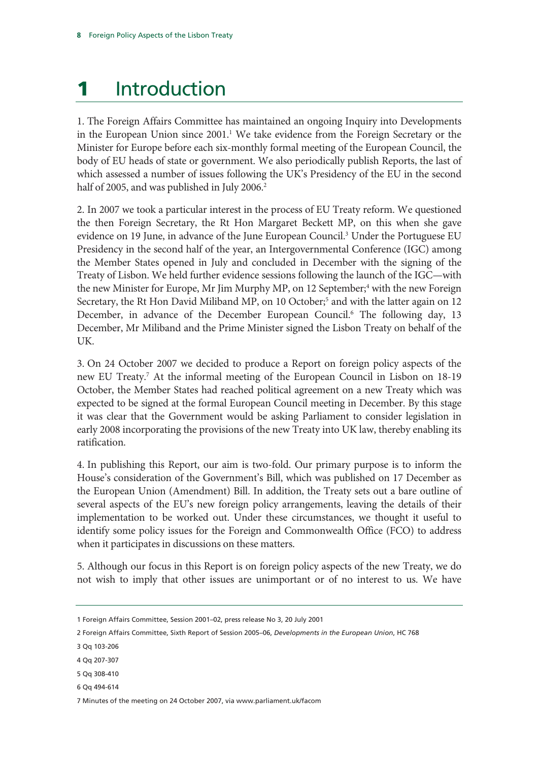# 1 Introduction

1. The Foreign Affairs Committee has maintained an ongoing Inquiry into Developments in the European Union since 2001.[1] We take evidence from the Foreign Secretary or the Minister for Europe before each six-monthly formal meeting of the European Council, the body of EU heads of state or government. We also periodically publish Reports, the last of which assessed a number of issues following the UK's Presidency of the EU in the second half of 2005, and was published in July 2006.[2]

2. In 2007 we took a particular interest in the process of EU Treaty reform. We questioned the then Foreign Secretary, the Rt Hon Margaret Beckett MP, on this when she gave evidence on 19 June, in advance of the June European Council.[3] Under the Portuguese EU Presidency in the second half of the year, an Intergovernmental Conference (IGC) among the Member States opened in July and concluded in December with the signing of the Treaty of Lisbon. We held further evidence sessions following the launch of the IGC—with the new Minister for Europe, Mr Jim Murphy MP, on 12 September;[4] with the new Foreign Secretary, the Rt Hon David Miliband MP, on 10 October;[5] and with the latter again on 12 December, in advance of the December European Council.[6] The following day, 13 December, Mr Miliband and the Prime Minister signed the Lisbon Treaty on behalf of the UK.

3. On 24 October 2007 we decided to produce a Report on foreign policy aspects of the new EU Treaty.[7] At the informal meeting of the European Council in Lisbon on 18-19 October, the Member States had reached political agreement on a new Treaty which was expected to be signed at the formal European Council meeting in December. By this stage it was clear that the Government would be asking Parliament to consider legislation in early 2008 incorporating the provisions of the new Treaty into UK law, thereby enabling its ratification.

4. In publishing this Report, our aim is two-fold. Our primary purpose is to inform the House's consideration of the Government's Bill, which was published on 17 December as the European Union (Amendment) Bill. In addition, the Treaty sets out a bare outline of several aspects of the EU's new foreign policy arrangements, leaving the details of their implementation to be worked out. Under these circumstances, we thought it useful to identify some policy issues for the Foreign and Commonwealth Office (FCO) to address when it participates in discussions on these matters.

5. Although our focus in this Report is on foreign policy aspects of the new Treaty, we do not wish to imply that other issues are unimportant or of no interest to us. We have

1 Foreign Affairs Committee, Session 2001–02, press release No 3, 20 July 2001

2 Foreign Affairs Committee, Sixth Report of Session 2005–06, *Developments in the European Union*, HC 768

3 Qq 103-206

4 Qq 207-307

5 Qq 308-410

6 Qq 494-614

7 Minutes of the meeting on 24 October 2007, via www.parliament.uk/facom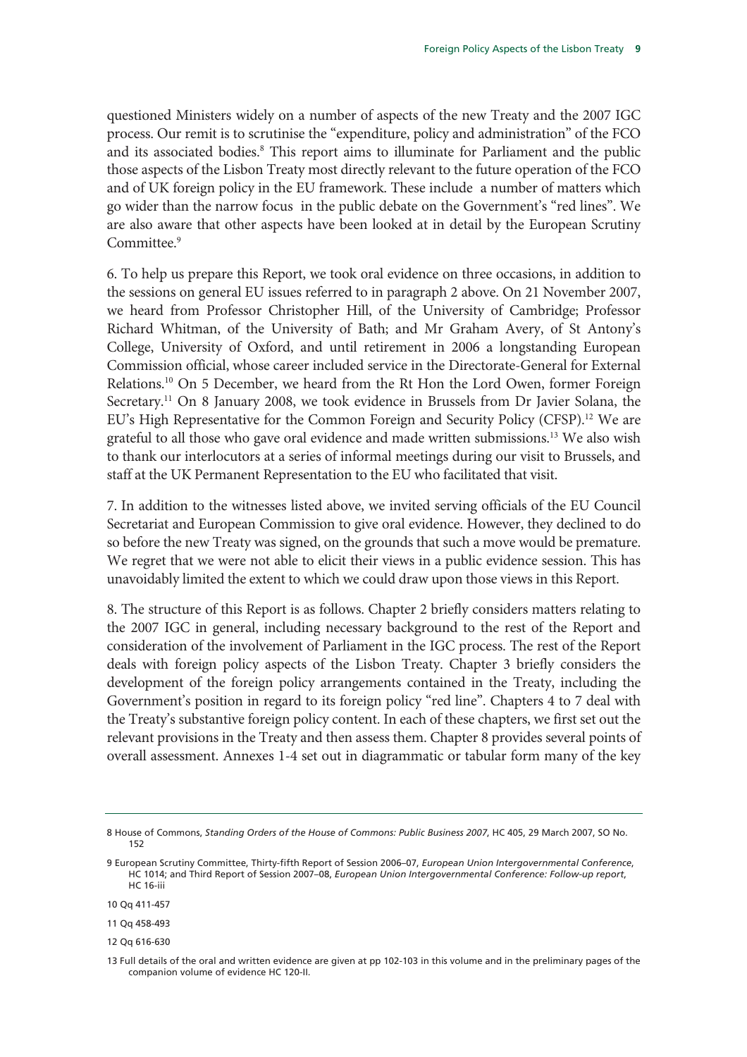questioned Ministers widely on a number of aspects of the new Treaty and the 2007 IGC process. Our remit is to scrutinise the "expenditure, policy and administration" of the FCO and its associated bodies.[8] This report aims to illuminate for Parliament and the public those aspects of the Lisbon Treaty most directly relevant to the future operation of the FCO and of UK foreign policy in the EU framework. These include a number of matters which go wider than the narrow focus in the public debate on the Government's "red lines". We are also aware that other aspects have been looked at in detail by the European Scrutiny Committee.[9]

6. To help us prepare this Report, we took oral evidence on three occasions, in addition to the sessions on general EU issues referred to in paragraph 2 above. On 21 November 2007, we heard from Professor Christopher Hill, of the University of Cambridge; Professor Richard Whitman, of the University of Bath; and Mr Graham Avery, of St Antony's College, University of Oxford, and until retirement in 2006 a longstanding European Commission official, whose career included service in the Directorate-General for External Relations.[10] On 5 December, we heard from the Rt Hon the Lord Owen, former Foreign Secretary.[11] On 8 January 2008, we took evidence in Brussels from Dr Javier Solana, the EU's High Representative for the Common Foreign and Security Policy (CFSP).[12] We are grateful to all those who gave oral evidence and made written submissions.[13] We also wish to thank our interlocutors at a series of informal meetings during our visit to Brussels, and staff at the UK Permanent Representation to the EU who facilitated that visit.

7. In addition to the witnesses listed above, we invited serving officials of the EU Council Secretariat and European Commission to give oral evidence. However, they declined to do so before the new Treaty was signed, on the grounds that such a move would be premature. We regret that we were not able to elicit their views in a public evidence session. This has unavoidably limited the extent to which we could draw upon those views in this Report.

8. The structure of this Report is as follows. Chapter 2 briefly considers matters relating to the 2007 IGC in general, including necessary background to the rest of the Report and consideration of the involvement of Parliament in the IGC process. The rest of the Report deals with foreign policy aspects of the Lisbon Treaty. Chapter 3 briefly considers the development of the foreign policy arrangements contained in the Treaty, including the Government's position in regard to its foreign policy "red line". Chapters 4 to 7 deal with the Treaty's substantive foreign policy content. In each of these chapters, we first set out the relevant provisions in the Treaty and then assess them. Chapter 8 provides several points of overall assessment. Annexes 1-4 set out in diagrammatic or tabular form many of the key

---

8 House of Commons, *Standing Orders of the House of Commons: Public Business 2007*, HC 405, 29 March 2007, SO No. 152

9 European Scrutiny Committee, Thirty-fifth Report of Session 2006–07, *European Union Intergovernmental Conference*, HC 1014; and Third Report of Session 2007–08, *European Union Intergovernmental Conference: Follow-up report*, HC 16-iii

10 Qq 411-457

11 Qq 458-493

12 Qq 616-630

13 Full details of the oral and written evidence are given at pp 102-103 in this volume and in the preliminary pages of the companion volume of evidence HC 120-II.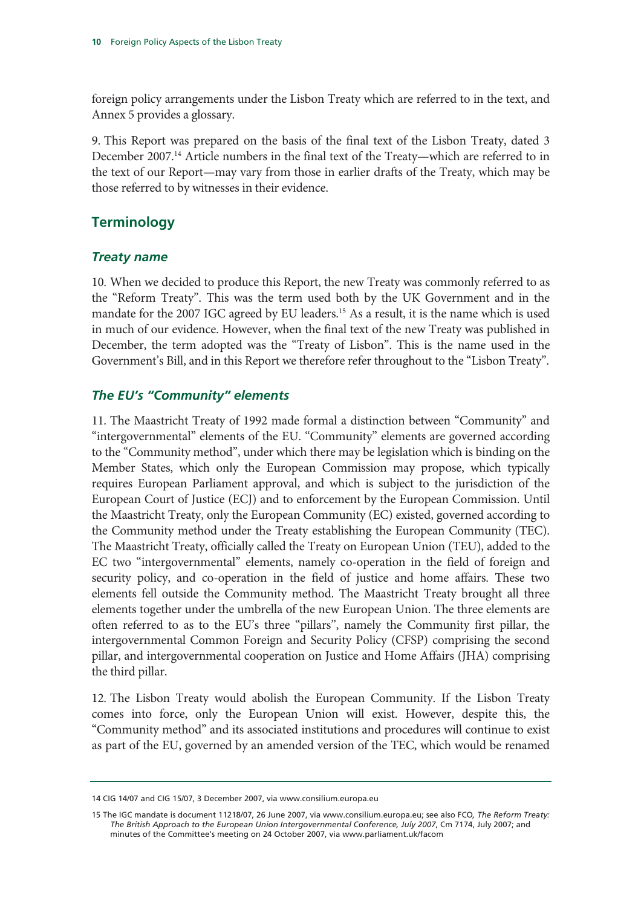foreign policy arrangements under the Lisbon Treaty which are referred to in the text, and Annex 5 provides a glossary.

9. This Report was prepared on the basis of the final text of the Lisbon Treaty, dated 3 December 2007.[14] Article numbers in the final text of the Treaty—which are referred to in the text of our Report—may vary from those in earlier drafts of the Treaty, which may be those referred to by witnesses in their evidence.

## Terminology

### *Treaty name*

10. When we decided to produce this Report, the new Treaty was commonly referred to as the "Reform Treaty". This was the term used both by the UK Government and in the mandate for the 2007 IGC agreed by EU leaders.[15] As a result, it is the name which is used in much of our evidence. However, when the final text of the new Treaty was published in December, the term adopted was the "Treaty of Lisbon". This is the name used in the Government's Bill, and in this Report we therefore refer throughout to the "Lisbon Treaty".

### *The EU's "Community" elements*

11. The Maastricht Treaty of 1992 made formal a distinction between "Community" and "intergovernmental" elements of the EU. "Community" elements are governed according to the "Community method", under which there may be legislation which is binding on the Member States, which only the European Commission may propose, which typically requires European Parliament approval, and which is subject to the jurisdiction of the European Court of Justice (ECJ) and to enforcement by the European Commission. Until the Maastricht Treaty, only the European Community (EC) existed, governed according to the Community method under the Treaty establishing the European Community (TEC). The Maastricht Treaty, officially called the Treaty on European Union (TEU), added to the EC two "intergovernmental" elements, namely co-operation in the field of foreign and security policy, and co-operation in the field of justice and home affairs. These two elements fell outside the Community method. The Maastricht Treaty brought all three elements together under the umbrella of the new European Union. The three elements are often referred to as to the EU's three "pillars", namely the Community first pillar, the intergovernmental Common Foreign and Security Policy (CFSP) comprising the second pillar, and intergovernmental cooperation on Justice and Home Affairs (JHA) comprising the third pillar.

12. The Lisbon Treaty would abolish the European Community. If the Lisbon Treaty comes into force, only the European Union will exist. However, despite this, the "Community method" and its associated institutions and procedures will continue to exist as part of the EU, governed by an amended version of the TEC, which would be renamed

---

14 CIG 14/07 and CIG 15/07, 3 December 2007, via www.consilium.europa.eu

15 The IGC mandate is document 11218/07, 26 June 2007, via www.consilium.europa.eu; see also FCO, *The Reform Treaty: The British Approach to the European Union Intergovernmental Conference, July 2007*, Cm 7174, July 2007; and minutes of the Committee's meeting on 24 October 2007, via www.parliament.uk/facom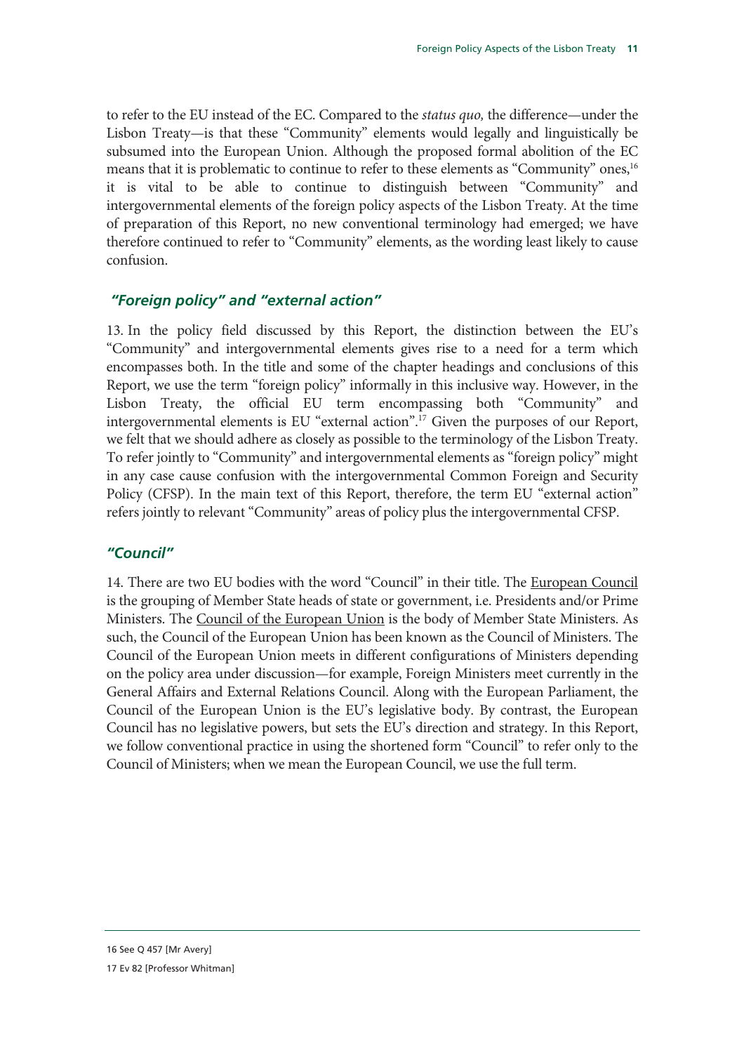to refer to the EU instead of the EC. Compared to the *status quo,* the difference—under the Lisbon Treaty—is that these "Community" elements would legally and linguistically be subsumed into the European Union. Although the proposed formal abolition of the EC means that it is problematic to continue to refer to these elements as "Community" ones,[16] it is vital to be able to continue to distinguish between "Community" and intergovernmental elements of the foreign policy aspects of the Lisbon Treaty. At the time of preparation of this Report, no new conventional terminology had emerged; we have therefore continued to refer to "Community" elements, as the wording least likely to cause confusion.

### *"Foreign policy" and "external action"*

13. In the policy field discussed by this Report, the distinction between the EU's "Community" and intergovernmental elements gives rise to a need for a term which encompasses both. In the title and some of the chapter headings and conclusions of this Report, we use the term "foreign policy" informally in this inclusive way. However, in the Lisbon Treaty, the official EU term encompassing both "Community" and intergovernmental elements is EU "external action".[17] Given the purposes of our Report, we felt that we should adhere as closely as possible to the terminology of the Lisbon Treaty. To refer jointly to "Community" and intergovernmental elements as "foreign policy" might in any case cause confusion with the intergovernmental Common Foreign and Security Policy (CFSP). In the main text of this Report, therefore, the term EU "external action" refers jointly to relevant "Community" areas of policy plus the intergovernmental CFSP.

### *"Council"*

14. There are two EU bodies with the word "Council" in their title. The European Council is the grouping of Member State heads of state or government, i.e. Presidents and/or Prime Ministers. The Council of the European Union is the body of Member State Ministers. As such, the Council of the European Union has been known as the Council of Ministers. The Council of the European Union meets in different configurations of Ministers depending on the policy area under discussion—for example, Foreign Ministers meet currently in the General Affairs and External Relations Council. Along with the European Parliament, the Council of the European Union is the EU's legislative body. By contrast, the European Council has no legislative powers, but sets the EU's direction and strategy. In this Report, we follow conventional practice in using the shortened form "Council" to refer only to the Council of Ministers; when we mean the European Council, we use the full term.

---

16 See Q 457 [Mr Avery]

17 Ev 82 [Professor Whitman]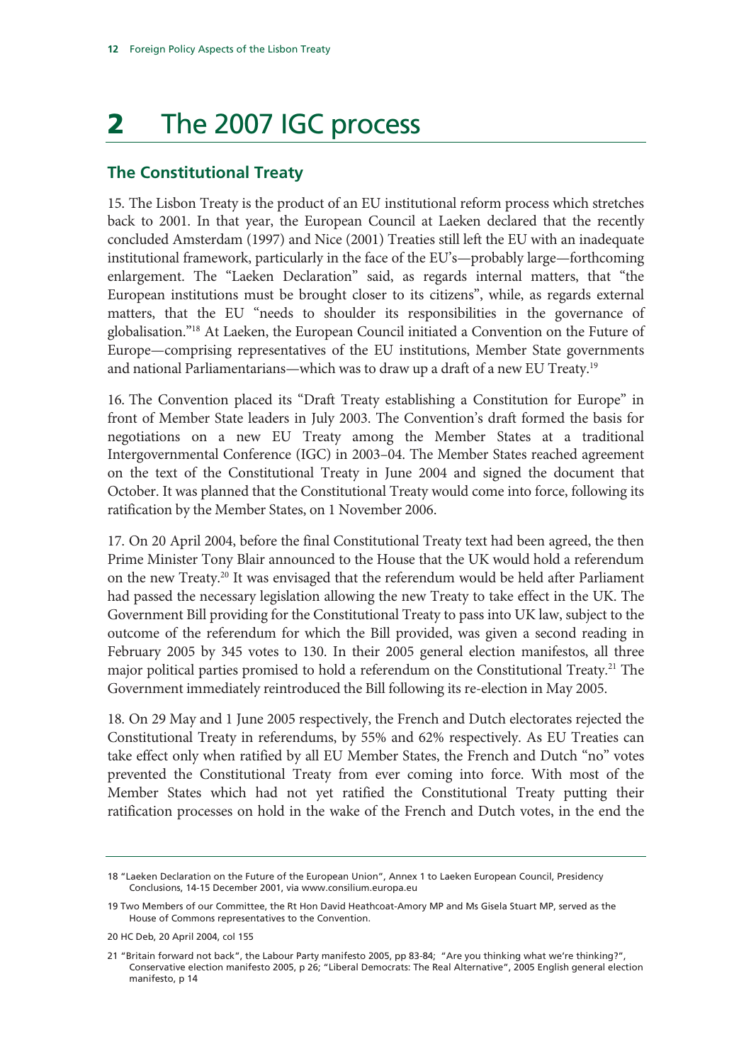# 2 The 2007 IGC process

## The Constitutional Treaty

15. The Lisbon Treaty is the product of an EU institutional reform process which stretches back to 2001. In that year, the European Council at Laeken declared that the recently concluded Amsterdam (1997) and Nice (2001) Treaties still left the EU with an inadequate institutional framework, particularly in the face of the EU's—probably large—forthcoming enlargement. The "Laeken Declaration" said, as regards internal matters, that "the European institutions must be brought closer to its citizens", while, as regards external matters, that the EU "needs to shoulder its responsibilities in the governance of globalisation."[18] At Laeken, the European Council initiated a Convention on the Future of Europe—comprising representatives of the EU institutions, Member State governments and national Parliamentarians—which was to draw up a draft of a new EU Treaty.[19]

16. The Convention placed its "Draft Treaty establishing a Constitution for Europe" in front of Member State leaders in July 2003. The Convention's draft formed the basis for negotiations on a new EU Treaty among the Member States at a traditional Intergovernmental Conference (IGC) in 2003–04. The Member States reached agreement on the text of the Constitutional Treaty in June 2004 and signed the document that October. It was planned that the Constitutional Treaty would come into force, following its ratification by the Member States, on 1 November 2006.

17. On 20 April 2004, before the final Constitutional Treaty text had been agreed, the then Prime Minister Tony Blair announced to the House that the UK would hold a referendum on the new Treaty.[20] It was envisaged that the referendum would be held after Parliament had passed the necessary legislation allowing the new Treaty to take effect in the UK. The Government Bill providing for the Constitutional Treaty to pass into UK law, subject to the outcome of the referendum for which the Bill provided, was given a second reading in February 2005 by 345 votes to 130. In their 2005 general election manifestos, all three major political parties promised to hold a referendum on the Constitutional Treaty.[21] The Government immediately reintroduced the Bill following its re-election in May 2005.

18. On 29 May and 1 June 2005 respectively, the French and Dutch electorates rejected the Constitutional Treaty in referendums, by 55% and 62% respectively. As EU Treaties can take effect only when ratified by all EU Member States, the French and Dutch "no" votes prevented the Constitutional Treaty from ever coming into force. With most of the Member States which had not yet ratified the Constitutional Treaty putting their ratification processes on hold in the wake of the French and Dutch votes, in the end the

---

18 "Laeken Declaration on the Future of the European Union", Annex 1 to Laeken European Council, Presidency Conclusions, 14-15 December 2001, via www.consilium.europa.eu

19 Two Members of our Committee, the Rt Hon David Heathcoat-Amory MP and Ms Gisela Stuart MP, served as the House of Commons representatives to the Convention.

20 HC Deb, 20 April 2004, col 155

21 "Britain forward not back", the Labour Party manifesto 2005, pp 83-84; "Are you thinking what we're thinking?", Conservative election manifesto 2005, p 26; "Liberal Democrats: The Real Alternative", 2005 English general election manifesto, p 14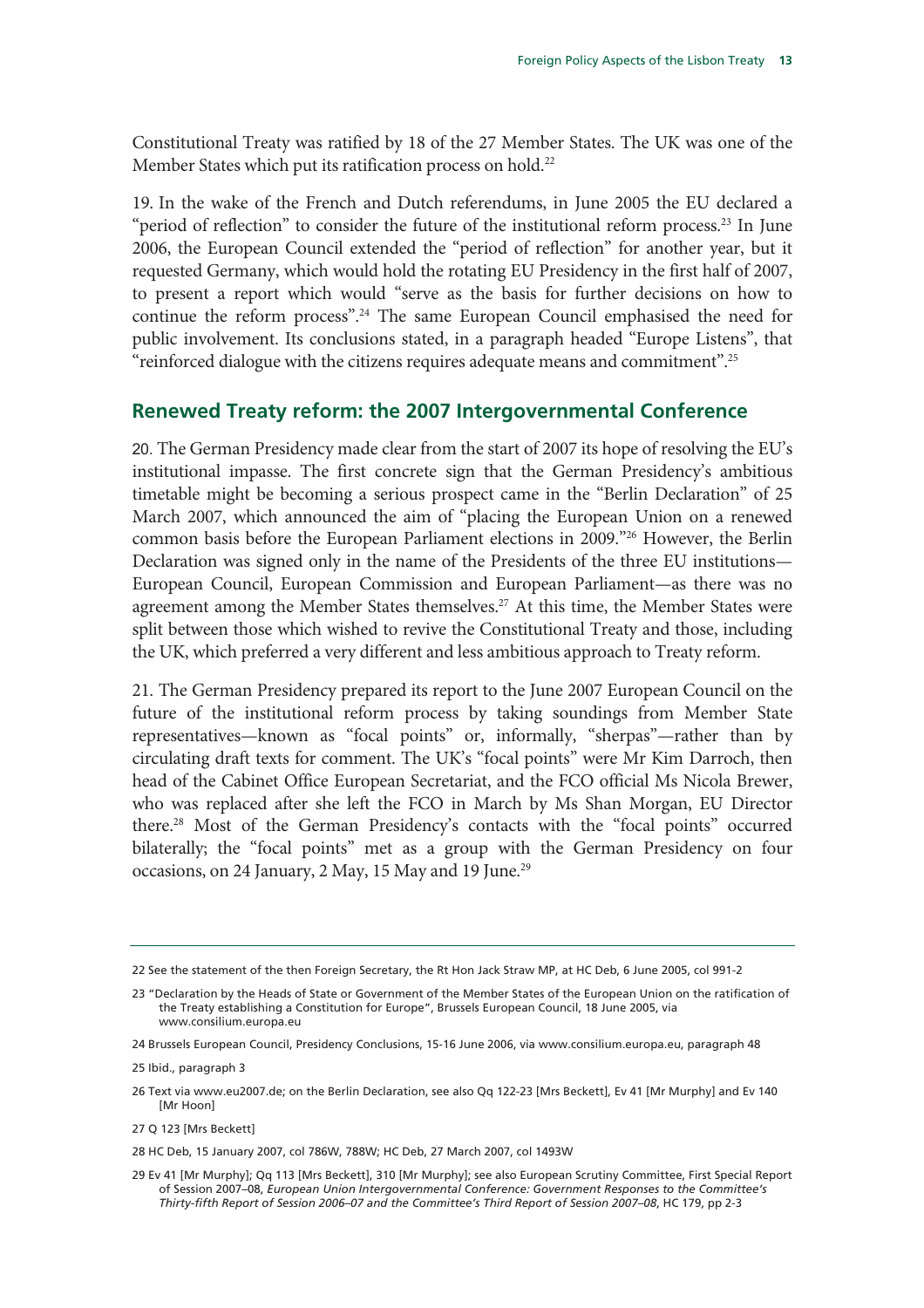Constitutional Treaty was ratified by 18 of the 27 Member States. The UK was one of the Member States which put its ratification process on hold.[22]

19. In the wake of the French and Dutch referendums, in June 2005 the EU declared a "period of reflection" to consider the future of the institutional reform process.[23] In June 2006, the European Council extended the "period of reflection" for another year, but it requested Germany, which would hold the rotating EU Presidency in the first half of 2007, to present a report which would "serve as the basis for further decisions on how to continue the reform process".[24] The same European Council emphasised the need for public involvement. Its conclusions stated, in a paragraph headed "Europe Listens", that "reinforced dialogue with the citizens requires adequate means and commitment".[25]

## Renewed Treaty reform: the 2007 Intergovernmental Conference

20. The German Presidency made clear from the start of 2007 its hope of resolving the EU's institutional impasse. The first concrete sign that the German Presidency's ambitious timetable might be becoming a serious prospect came in the "Berlin Declaration" of 25 March 2007, which announced the aim of "placing the European Union on a renewed common basis before the European Parliament elections in 2009."[26] However, the Berlin Declaration was signed only in the name of the Presidents of the three EU institutions—European Council, European Commission and European Parliament—as there was no agreement among the Member States themselves.[27] At this time, the Member States were split between those which wished to revive the Constitutional Treaty and those, including the UK, which preferred a very different and less ambitious approach to Treaty reform.

21. The German Presidency prepared its report to the June 2007 European Council on the future of the institutional reform process by taking soundings from Member State representatives—known as "focal points" or, informally, "sherpas"—rather than by circulating draft texts for comment. The UK's "focal points" were Mr Kim Darroch, then head of the Cabinet Office European Secretariat, and the FCO official Ms Nicola Brewer, who was replaced after she left the FCO in March by Ms Shan Morgan, EU Director there.[28] Most of the German Presidency's contacts with the "focal points" occurred bilaterally; the "focal points" met as a group with the German Presidency on four occasions, on 24 January, 2 May, 15 May and 19 June.[29]

---

22 See the statement of the then Foreign Secretary, the Rt Hon Jack Straw MP, at HC Deb, 6 June 2005, col 991-2

23 "Declaration by the Heads of State or Government of the Member States of the European Union on the ratification of the Treaty establishing a Constitution for Europe", Brussels European Council, 18 June 2005, via www.consilium.europa.eu

24 Brussels European Council, Presidency Conclusions, 15-16 June 2006, via www.consilium.europa.eu, paragraph 48

25 Ibid., paragraph 3

26 Text via www.eu2007.de; on the Berlin Declaration, see also Qq 122-23 [Mrs Beckett], Ev 41 [Mr Murphy] and Ev 140 [Mr Hoon]

27 Q 123 [Mrs Beckett]

28 HC Deb, 15 January 2007, col 786W, 788W; HC Deb, 27 March 2007, col 1493W

29 Ev 41 [Mr Murphy]; Qq 113 [Mrs Beckett], 310 [Mr Murphy]; see also European Scrutiny Committee, First Special Report of Session 2007–08, *European Union Intergovernmental Conference: Government Responses to the Committee's Thirty-fifth Report of Session 2006–07 and the Committee's Third Report of Session 2007–08*, HC 179, pp 2-3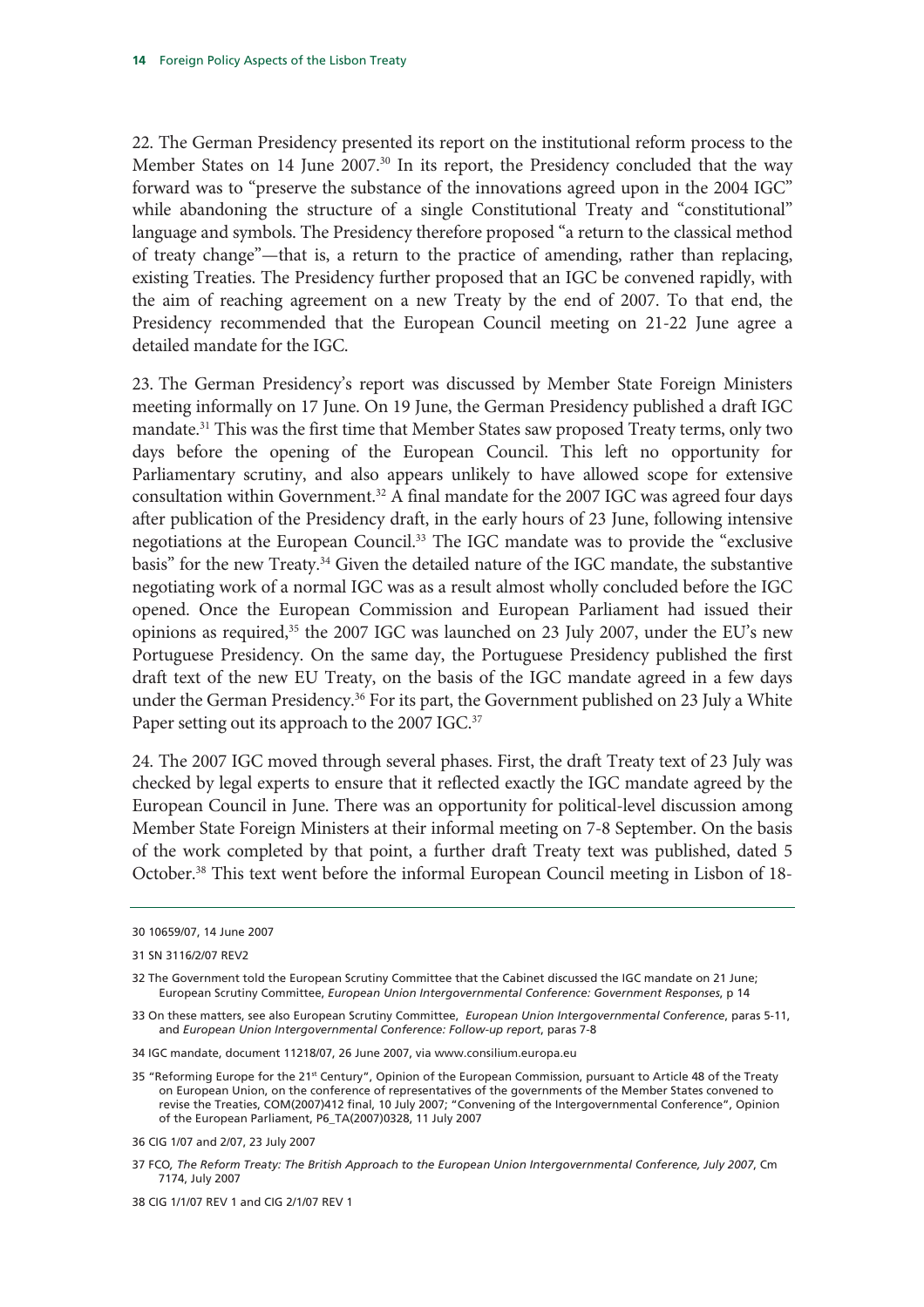22. The German Presidency presented its report on the institutional reform process to the Member States on 14 June 2007.[30] In its report, the Presidency concluded that the way forward was to "preserve the substance of the innovations agreed upon in the 2004 IGC" while abandoning the structure of a single Constitutional Treaty and "constitutional" language and symbols. The Presidency therefore proposed "a return to the classical method of treaty change"—that is, a return to the practice of amending, rather than replacing, existing Treaties. The Presidency further proposed that an IGC be convened rapidly, with the aim of reaching agreement on a new Treaty by the end of 2007. To that end, the Presidency recommended that the European Council meeting on 21-22 June agree a detailed mandate for the IGC.

23. The German Presidency's report was discussed by Member State Foreign Ministers meeting informally on 17 June. On 19 June, the German Presidency published a draft IGC mandate.[31] This was the first time that Member States saw proposed Treaty terms, only two days before the opening of the European Council. This left no opportunity for Parliamentary scrutiny, and also appears unlikely to have allowed scope for extensive consultation within Government.[32] A final mandate for the 2007 IGC was agreed four days after publication of the Presidency draft, in the early hours of 23 June, following intensive negotiations at the European Council.[33] The IGC mandate was to provide the "exclusive basis" for the new Treaty.[34] Given the detailed nature of the IGC mandate, the substantive negotiating work of a normal IGC was as a result almost wholly concluded before the IGC opened. Once the European Commission and European Parliament had issued their opinions as required,[35] the 2007 IGC was launched on 23 July 2007, under the EU's new Portuguese Presidency. On the same day, the Portuguese Presidency published the first draft text of the new EU Treaty, on the basis of the IGC mandate agreed in a few days under the German Presidency.[36] For its part, the Government published on 23 July a White Paper setting out its approach to the 2007 IGC.[37]

24. The 2007 IGC moved through several phases. First, the draft Treaty text of 23 July was checked by legal experts to ensure that it reflected exactly the IGC mandate agreed by the European Council in June. There was an opportunity for political-level discussion among Member State Foreign Ministers at their informal meeting on 7-8 September. On the basis of the work completed by that point, a further draft Treaty text was published, dated 5 October.[38] This text went before the informal European Council meeting in Lisbon of 18-

---

30 10659/07, 14 June 2007

31 SN 3116/2/07 REV2

32 The Government told the European Scrutiny Committee that the Cabinet discussed the IGC mandate on 21 June; European Scrutiny Committee, *European Union Intergovernmental Conference: Government Responses*, p 14

33 On these matters, see also European Scrutiny Committee, *European Union Intergovernmental Conference*, paras 5-11, and *European Union Intergovernmental Conference: Follow-up report*, paras 7-8

34 IGC mandate, document 11218/07, 26 June 2007, via www.consilium.europa.eu

35 "Reforming Europe for the 21st Century", Opinion of the European Commission, pursuant to Article 48 of the Treaty on European Union, on the conference of representatives of the governments of the Member States convened to revise the Treaties, COM(2007)412 final, 10 July 2007; "Convening of the Intergovernmental Conference", Opinion of the European Parliament, P6_TA(2007)0328, 11 July 2007

36 CIG 1/07 and 2/07, 23 July 2007

37 FCO, *The Reform Treaty: The British Approach to the European Union Intergovernmental Conference, July 2007*, Cm 7174, July 2007

38 CIG 1/1/07 REV 1 and CIG 2/1/07 REV 1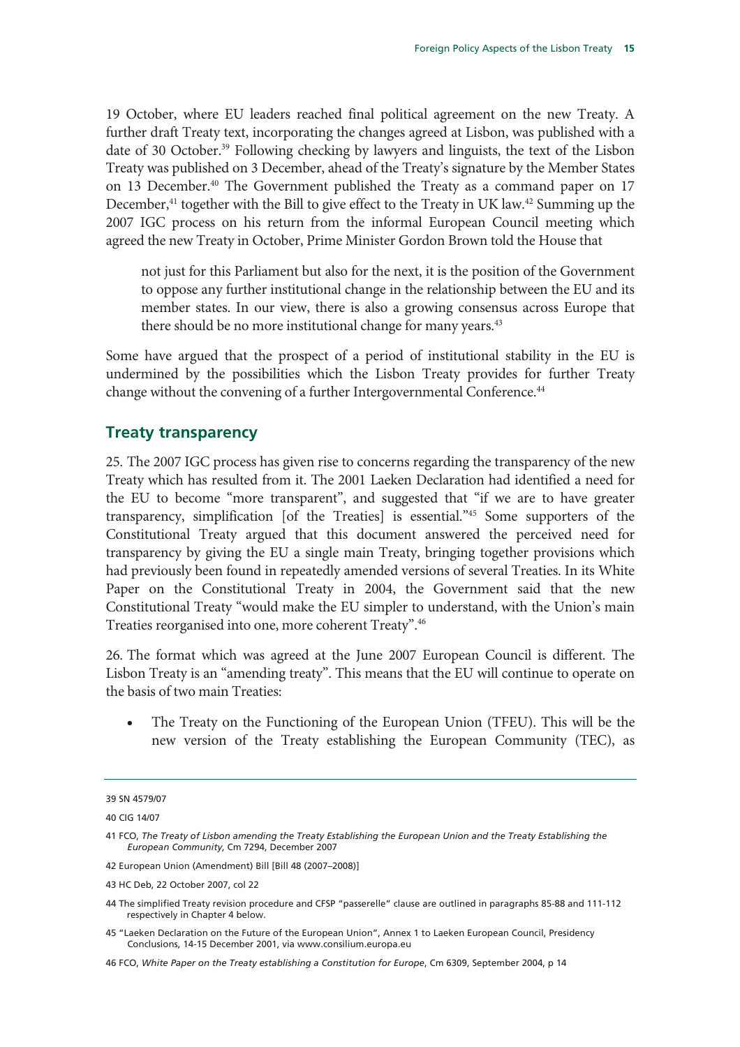19 October, where EU leaders reached final political agreement on the new Treaty. A further draft Treaty text, incorporating the changes agreed at Lisbon, was published with a date of 30 October.[39] Following checking by lawyers and linguists, the text of the Lisbon Treaty was published on 3 December, ahead of the Treaty's signature by the Member States on 13 December.[40] The Government published the Treaty as a command paper on 17 December,[41] together with the Bill to give effect to the Treaty in UK law.[42] Summing up the 2007 IGC process on his return from the informal European Council meeting which agreed the new Treaty in October, Prime Minister Gordon Brown told the House that

> not just for this Parliament but also for the next, it is the position of the Government to oppose any further institutional change in the relationship between the EU and its member states. In our view, there is also a growing consensus across Europe that there should be no more institutional change for many years.[43]

Some have argued that the prospect of a period of institutional stability in the EU is undermined by the possibilities which the Lisbon Treaty provides for further Treaty change without the convening of a further Intergovernmental Conference.[44]

## Treaty transparency

25. The 2007 IGC process has given rise to concerns regarding the transparency of the new Treaty which has resulted from it. The 2001 Laeken Declaration had identified a need for the EU to become "more transparent", and suggested that "if we are to have greater transparency, simplification [of the Treaties] is essential."[45] Some supporters of the Constitutional Treaty argued that this document answered the perceived need for transparency by giving the EU a single main Treaty, bringing together provisions which had previously been found in repeatedly amended versions of several Treaties. In its White Paper on the Constitutional Treaty in 2004, the Government said that the new Constitutional Treaty "would make the EU simpler to understand, with the Union's main Treaties reorganised into one, more coherent Treaty".[46]

26. The format which was agreed at the June 2007 European Council is different. The Lisbon Treaty is an "amending treaty". This means that the EU will continue to operate on the basis of two main Treaties:

- The Treaty on the Functioning of the European Union (TFEU). This will be the new version of the Treaty establishing the European Community (TEC), as

---

39 SN 4579/07

40 CIG 14/07

41 FCO, *The Treaty of Lisbon amending the Treaty Establishing the European Union and the Treaty Establishing the European Community*, Cm 7294, December 2007

42 European Union (Amendment) Bill [Bill 48 (2007–2008)]

43 HC Deb, 22 October 2007, col 22

44 The simplified Treaty revision procedure and CFSP "passerelle" clause are outlined in paragraphs 85-88 and 111-112 respectively in Chapter 4 below.

45 "Laeken Declaration on the Future of the European Union", Annex 1 to Laeken European Council, Presidency Conclusions, 14-15 December 2001, via www.consilium.europa.eu

46 FCO, *White Paper on the Treaty establishing a Constitution for Europe*, Cm 6309, September 2004, p 14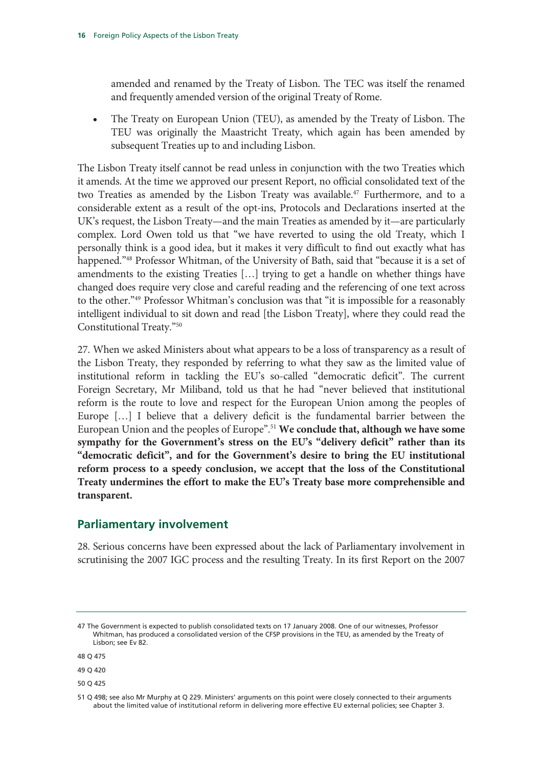amended and renamed by the Treaty of Lisbon. The TEC was itself the renamed and frequently amended version of the original Treaty of Rome.

- The Treaty on European Union (TEU), as amended by the Treaty of Lisbon. The TEU was originally the Maastricht Treaty, which again has been amended by subsequent Treaties up to and including Lisbon.

The Lisbon Treaty itself cannot be read unless in conjunction with the two Treaties which it amends. At the time we approved our present Report, no official consolidated text of the two Treaties as amended by the Lisbon Treaty was available.[47] Furthermore, and to a considerable extent as a result of the opt-ins, Protocols and Declarations inserted at the UK's request, the Lisbon Treaty—and the main Treaties as amended by it—are particularly complex. Lord Owen told us that "we have reverted to using the old Treaty, which I personally think is a good idea, but it makes it very difficult to find out exactly what has happened."[48] Professor Whitman, of the University of Bath, said that "because it is a set of amendments to the existing Treaties […] trying to get a handle on whether things have changed does require very close and careful reading and the referencing of one text across to the other."[49] Professor Whitman's conclusion was that "it is impossible for a reasonably intelligent individual to sit down and read [the Lisbon Treaty], where they could read the Constitutional Treaty."[50]

27. When we asked Ministers about what appears to be a loss of transparency as a result of the Lisbon Treaty, they responded by referring to what they saw as the limited value of institutional reform in tackling the EU's so-called "democratic deficit". The current Foreign Secretary, Mr Miliband, told us that he had "never believed that institutional reform is the route to love and respect for the European Union among the peoples of Europe […] I believe that a delivery deficit is the fundamental barrier between the European Union and the peoples of Europe".[51] **We conclude that, although we have some sympathy for the Government's stress on the EU's "delivery deficit" rather than its "democratic deficit", and for the Government's desire to bring the EU institutional reform process to a speedy conclusion, we accept that the loss of the Constitutional Treaty undermines the effort to make the EU's Treaty base more comprehensible and transparent.**

## Parliamentary involvement

28. Serious concerns have been expressed about the lack of Parliamentary involvement in scrutinising the 2007 IGC process and the resulting Treaty. In its first Report on the 2007

---

47 The Government is expected to publish consolidated texts on 17 January 2008. One of our witnesses, Professor Whitman, has produced a consolidated version of the CFSP provisions in the TEU, as amended by the Treaty of Lisbon; see Ev 82.

48 Q 475

49 Q 420

50 Q 425

51 Q 498; see also Mr Murphy at Q 229. Ministers' arguments on this point were closely connected to their arguments about the limited value of institutional reform in delivering more effective EU external policies; see Chapter 3.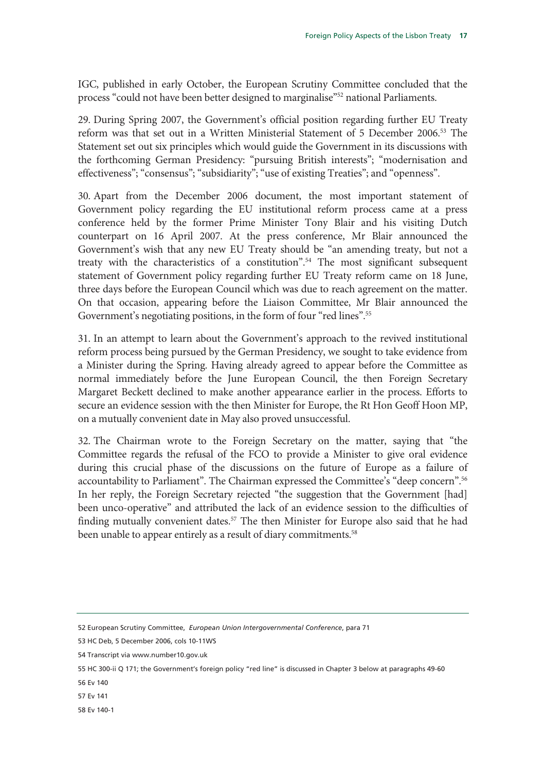IGC, published in early October, the European Scrutiny Committee concluded that the process "could not have been better designed to marginalise"[52] national Parliaments.

29. During Spring 2007, the Government's official position regarding further EU Treaty reform was that set out in a Written Ministerial Statement of 5 December 2006.[53] The Statement set out six principles which would guide the Government in its discussions with the forthcoming German Presidency: "pursuing British interests"; "modernisation and effectiveness"; "consensus"; "subsidiarity"; "use of existing Treaties"; and "openness".

30. Apart from the December 2006 document, the most important statement of Government policy regarding the EU institutional reform process came at a press conference held by the former Prime Minister Tony Blair and his visiting Dutch counterpart on 16 April 2007. At the press conference, Mr Blair announced the Government's wish that any new EU Treaty should be "an amending treaty, but not a treaty with the characteristics of a constitution".[54] The most significant subsequent statement of Government policy regarding further EU Treaty reform came on 18 June, three days before the European Council which was due to reach agreement on the matter. On that occasion, appearing before the Liaison Committee, Mr Blair announced the Government's negotiating positions, in the form of four "red lines".[55]

31. In an attempt to learn about the Government's approach to the revived institutional reform process being pursued by the German Presidency, we sought to take evidence from a Minister during the Spring. Having already agreed to appear before the Committee as normal immediately before the June European Council, the then Foreign Secretary Margaret Beckett declined to make another appearance earlier in the process. Efforts to secure an evidence session with the then Minister for Europe, the Rt Hon Geoff Hoon MP, on a mutually convenient date in May also proved unsuccessful.

32. The Chairman wrote to the Foreign Secretary on the matter, saying that "the Committee regards the refusal of the FCO to provide a Minister to give oral evidence during this crucial phase of the discussions on the future of Europe as a failure of accountability to Parliament". The Chairman expressed the Committee's "deep concern".[56] In her reply, the Foreign Secretary rejected "the suggestion that the Government [had] been unco-operative" and attributed the lack of an evidence session to the difficulties of finding mutually convenient dates.[57] The then Minister for Europe also said that he had been unable to appear entirely as a result of diary commitments.[58]

---

52 European Scrutiny Committee, *European Union Intergovernmental Conference*, para 71

53 HC Deb, 5 December 2006, cols 10-11WS

54 Transcript via www.number10.gov.uk

55 HC 300-ii Q 171; the Government's foreign policy "red line" is discussed in Chapter 3 below at paragraphs 49-60

56 Ev 140

57 Ev 141

58 Ev 140-1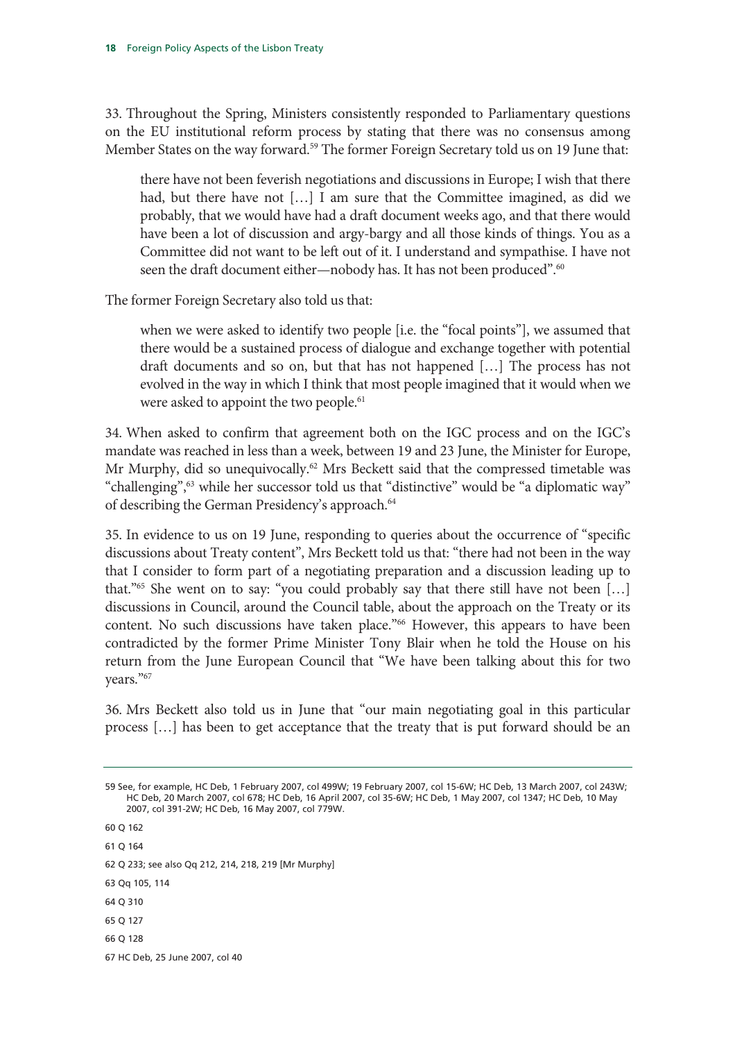33. Throughout the Spring, Ministers consistently responded to Parliamentary questions on the EU institutional reform process by stating that there was no consensus among Member States on the way forward.[59] The former Foreign Secretary told us on 19 June that:

> there have not been feverish negotiations and discussions in Europe; I wish that there had, but there have not […] I am sure that the Committee imagined, as did we probably, that we would have had a draft document weeks ago, and that there would have been a lot of discussion and argy-bargy and all those kinds of things. You as a Committee did not want to be left out of it. I understand and sympathise. I have not seen the draft document either—nobody has. It has not been produced".[60]

The former Foreign Secretary also told us that:

> when we were asked to identify two people [i.e. the "focal points"], we assumed that there would be a sustained process of dialogue and exchange together with potential draft documents and so on, but that has not happened […] The process has not evolved in the way in which I think that most people imagined that it would when we were asked to appoint the two people.[61]

34. When asked to confirm that agreement both on the IGC process and on the IGC's mandate was reached in less than a week, between 19 and 23 June, the Minister for Europe, Mr Murphy, did so unequivocally.[62] Mrs Beckett said that the compressed timetable was "challenging",[63] while her successor told us that "distinctive" would be "a diplomatic way" of describing the German Presidency's approach.[64]

35. In evidence to us on 19 June, responding to queries about the occurrence of "specific discussions about Treaty content", Mrs Beckett told us that: "there had not been in the way that I consider to form part of a negotiating preparation and a discussion leading up to that."[65] She went on to say: "you could probably say that there still have not been […] discussions in Council, around the Council table, about the approach on the Treaty or its content. No such discussions have taken place."[66] However, this appears to have been contradicted by the former Prime Minister Tony Blair when he told the House on his return from the June European Council that "We have been talking about this for two years."[67]

36. Mrs Beckett also told us in June that "our main negotiating goal in this particular process […] has been to get acceptance that the treaty that is put forward should be an

---

59 See, for example, HC Deb, 1 February 2007, col 499W; 19 February 2007, col 15-6W; HC Deb, 13 March 2007, col 243W; HC Deb, 20 March 2007, col 678; HC Deb, 16 April 2007, col 35-6W; HC Deb, 1 May 2007, col 1347; HC Deb, 10 May 2007, col 391-2W; HC Deb, 16 May 2007, col 779W.

60 Q 162

61 Q 164

62 Q 233; see also Qq 212, 214, 218, 219 [Mr Murphy]

63 Qq 105, 114

64 Q 310

65 Q 127

66 Q 128

67 HC Deb, 25 June 2007, col 40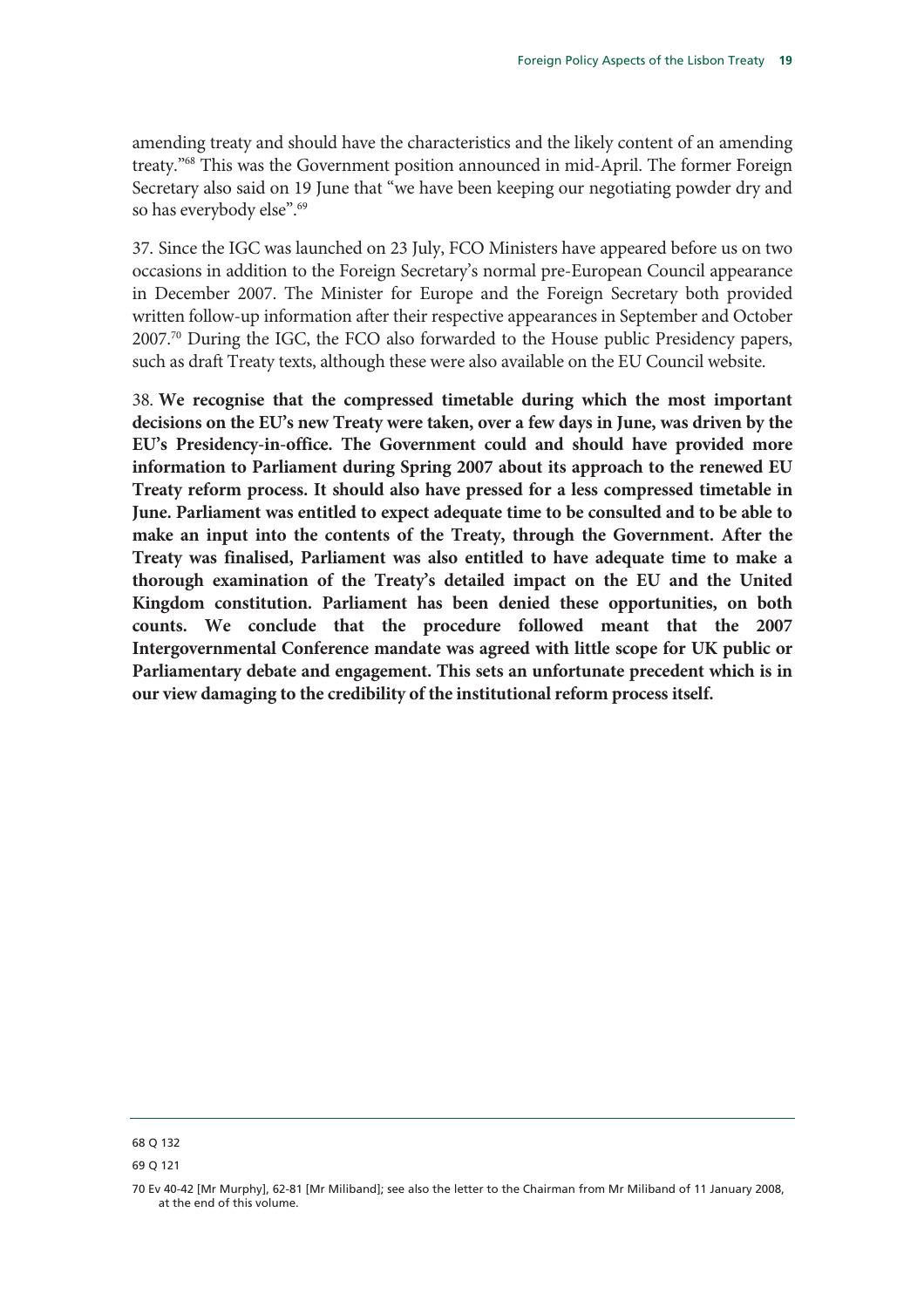amending treaty and should have the characteristics and the likely content of an amending treaty."[68] This was the Government position announced in mid-April. The former Foreign Secretary also said on 19 June that "we have been keeping our negotiating powder dry and so has everybody else".[69]

37. Since the IGC was launched on 23 July, FCO Ministers have appeared before us on two occasions in addition to the Foreign Secretary's normal pre-European Council appearance in December 2007. The Minister for Europe and the Foreign Secretary both provided written follow-up information after their respective appearances in September and October 2007.[70] During the IGC, the FCO also forwarded to the House public Presidency papers, such as draft Treaty texts, although these were also available on the EU Council website.

38. **We recognise that the compressed timetable during which the most important decisions on the EU's new Treaty were taken, over a few days in June, was driven by the EU's Presidency-in-office. The Government could and should have provided more information to Parliament during Spring 2007 about its approach to the renewed EU Treaty reform process. It should also have pressed for a less compressed timetable in June. Parliament was entitled to expect adequate time to be consulted and to be able to make an input into the contents of the Treaty, through the Government. After the Treaty was finalised, Parliament was also entitled to have adequate time to make a thorough examination of the Treaty's detailed impact on the EU and the United Kingdom constitution. Parliament has been denied these opportunities, on both counts. We conclude that the procedure followed meant that the 2007 Intergovernmental Conference mandate was agreed with little scope for UK public or Parliamentary debate and engagement. This sets an unfortunate precedent which is in our view damaging to the credibility of the institutional reform process itself.**

---

68 Q 132

69 Q 121

70 Ev 40-42 [Mr Murphy], 62-81 [Mr Miliband]; see also the letter to the Chairman from Mr Miliband of 11 January 2008, at the end of this volume.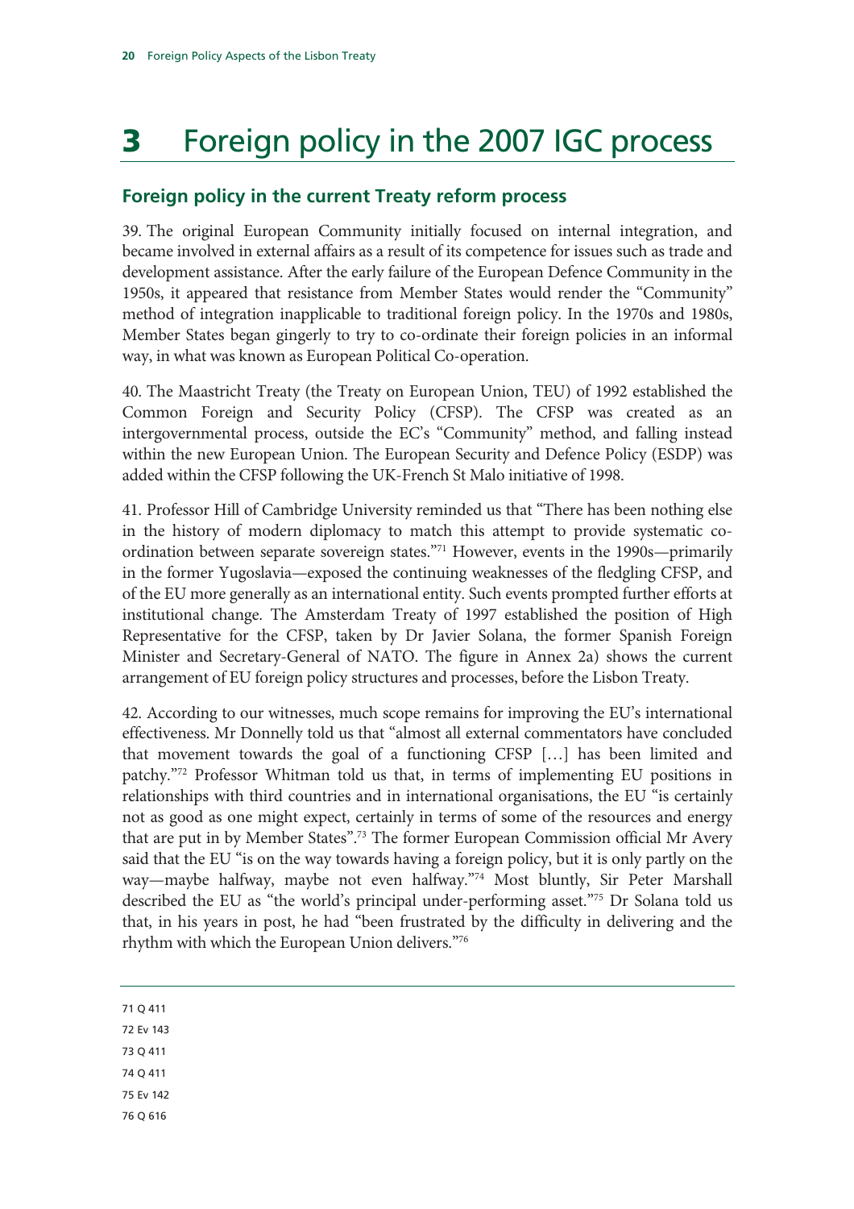# 3 Foreign policy in the 2007 IGC process

## Foreign policy in the current Treaty reform process

39. The original European Community initially focused on internal integration, and became involved in external affairs as a result of its competence for issues such as trade and development assistance. After the early failure of the European Defence Community in the 1950s, it appeared that resistance from Member States would render the "Community" method of integration inapplicable to traditional foreign policy. In the 1970s and 1980s, Member States began gingerly to try to co-ordinate their foreign policies in an informal way, in what was known as European Political Co-operation.

40. The Maastricht Treaty (the Treaty on European Union, TEU) of 1992 established the Common Foreign and Security Policy (CFSP). The CFSP was created as an intergovernmental process, outside the EC's "Community" method, and falling instead within the new European Union. The European Security and Defence Policy (ESDP) was added within the CFSP following the UK-French St Malo initiative of 1998.

41. Professor Hill of Cambridge University reminded us that "There has been nothing else in the history of modern diplomacy to match this attempt to provide systematic co-ordination between separate sovereign states."[71] However, events in the 1990s—primarily in the former Yugoslavia—exposed the continuing weaknesses of the fledgling CFSP, and of the EU more generally as an international entity. Such events prompted further efforts at institutional change. The Amsterdam Treaty of 1997 established the position of High Representative for the CFSP, taken by Dr Javier Solana, the former Spanish Foreign Minister and Secretary-General of NATO. The figure in Annex 2a) shows the current arrangement of EU foreign policy structures and processes, before the Lisbon Treaty.

42. According to our witnesses, much scope remains for improving the EU's international effectiveness. Mr Donnelly told us that "almost all external commentators have concluded that movement towards the goal of a functioning CFSP […] has been limited and patchy."[72] Professor Whitman told us that, in terms of implementing EU positions in relationships with third countries and in international organisations, the EU "is certainly not as good as one might expect, certainly in terms of some of the resources and energy that are put in by Member States".[73] The former European Commission official Mr Avery said that the EU "is on the way towards having a foreign policy, but it is only partly on the way—maybe halfway, maybe not even halfway."[74] Most bluntly, Sir Peter Marshall described the EU as "the world's principal under-performing asset."[75] Dr Solana told us that, in his years in post, he had "been frustrated by the difficulty in delivering and the rhythm with which the European Union delivers."[76]

---

71 Q 411

72 Ev 143

73 Q 411

74 Q 411

75 Ev 142

76 Q 616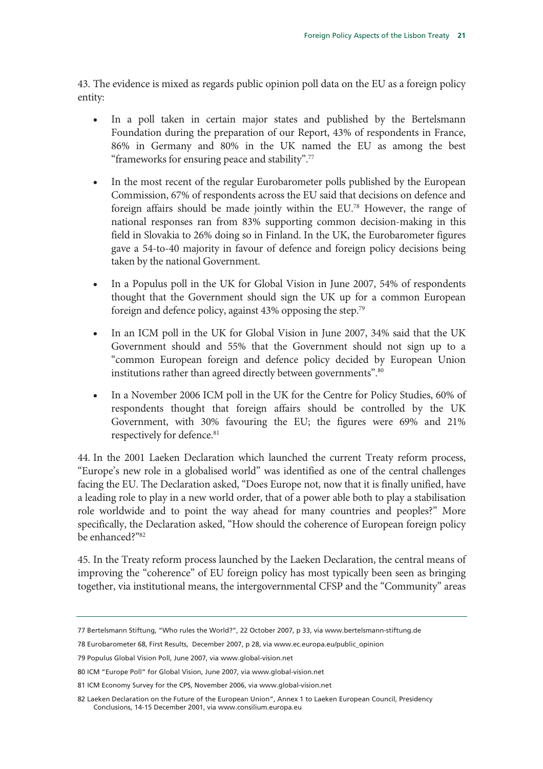43. The evidence is mixed as regards public opinion poll data on the EU as a foreign policy entity:

- In a poll taken in certain major states and published by the Bertelsmann Foundation during the preparation of our Report, 43% of respondents in France, 86% in Germany and 80% in the UK named the EU as among the best "frameworks for ensuring peace and stability".[77]

- In the most recent of the regular Eurobarometer polls published by the European Commission, 67% of respondents across the EU said that decisions on defence and foreign affairs should be made jointly within the EU.[78] However, the range of national responses ran from 83% supporting common decision-making in this field in Slovakia to 26% doing so in Finland. In the UK, the Eurobarometer figures gave a 54-to-40 majority in favour of defence and foreign policy decisions being taken by the national Government.

- In a Populus poll in the UK for Global Vision in June 2007, 54% of respondents thought that the Government should sign the UK up for a common European foreign and defence policy, against 43% opposing the step.[79]

- In an ICM poll in the UK for Global Vision in June 2007, 34% said that the UK Government should and 55% that the Government should not sign up to a "common European foreign and defence policy decided by European Union institutions rather than agreed directly between governments".[80]

- In a November 2006 ICM poll in the UK for the Centre for Policy Studies, 60% of respondents thought that foreign affairs should be controlled by the UK Government, with 30% favouring the EU; the figures were 69% and 21% respectively for defence.[81]

44. In the 2001 Laeken Declaration which launched the current Treaty reform process, "Europe's new role in a globalised world" was identified as one of the central challenges facing the EU. The Declaration asked, "Does Europe not, now that it is finally unified, have a leading role to play in a new world order, that of a power able both to play a stabilisation role worldwide and to point the way ahead for many countries and peoples?" More specifically, the Declaration asked, "How should the coherence of European foreign policy be enhanced?"[82]

45. In the Treaty reform process launched by the Laeken Declaration, the central means of improving the "coherence" of EU foreign policy has most typically been seen as bringing together, via institutional means, the intergovernmental CFSP and the "Community" areas

---

77 Bertelsmann Stiftung, "Who rules the World?", 22 October 2007, p 33, via www.bertelsmann-stiftung.de

78 Eurobarometer 68, First Results, December 2007, p 28, via www.ec.europa.eu/public_opinion

79 Populus Global Vision Poll, June 2007, via www.global-vision.net

80 ICM "Europe Poll" for Global Vision, June 2007, via www.global-vision.net

81 ICM Economy Survey for the CPS, November 2006, via www.global-vision.net

82 Laeken Declaration on the Future of the European Union", Annex 1 to Laeken European Council, Presidency Conclusions, 14-15 December 2001, via www.consilium.europa.eu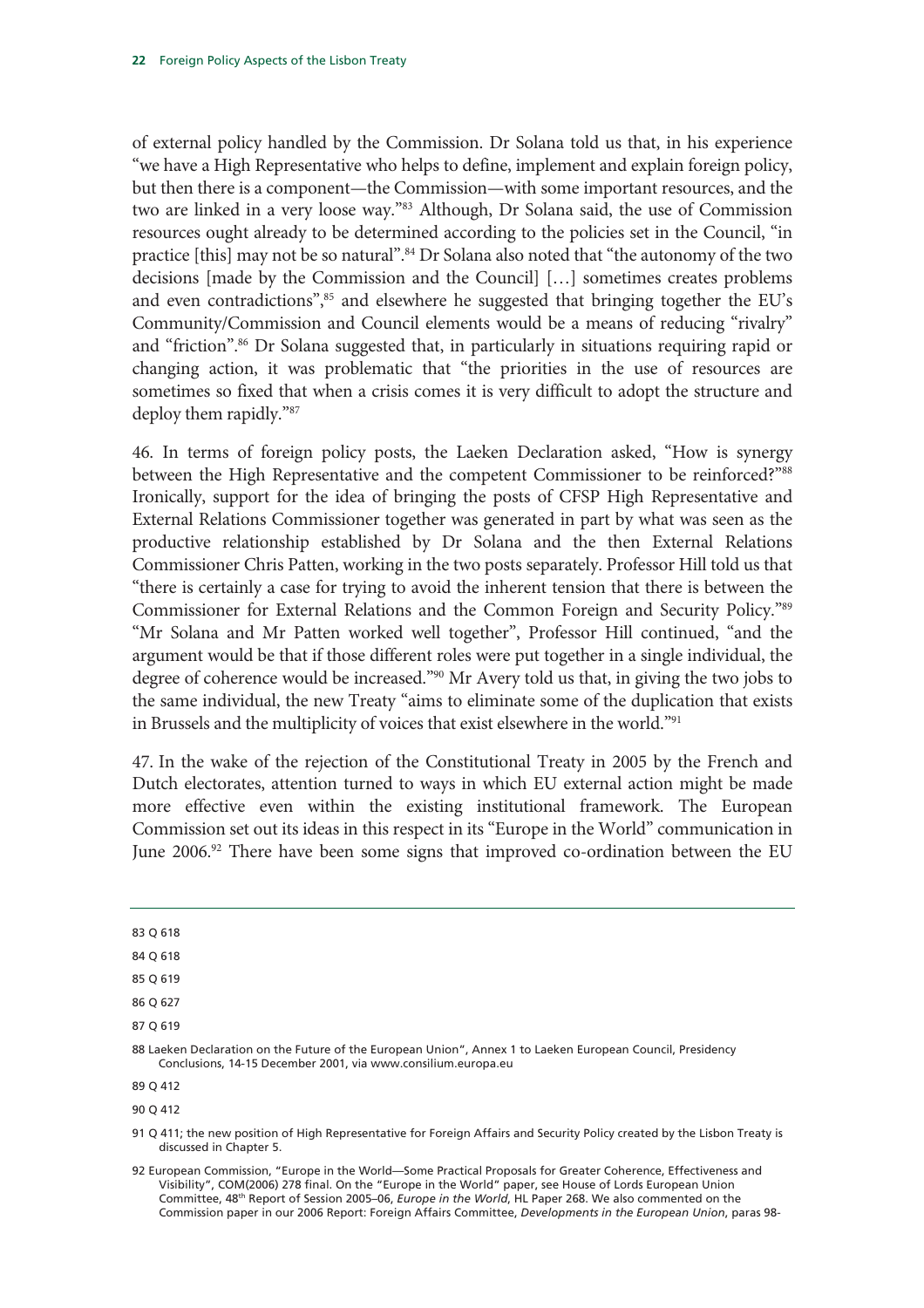of external policy handled by the Commission. Dr Solana told us that, in his experience "we have a High Representative who helps to define, implement and explain foreign policy, but then there is a component—the Commission—with some important resources, and the two are linked in a very loose way."[83] Although, Dr Solana said, the use of Commission resources ought already to be determined according to the policies set in the Council, "in practice [this] may not be so natural".[84] Dr Solana also noted that "the autonomy of the two decisions [made by the Commission and the Council] […] sometimes creates problems and even contradictions",[85] and elsewhere he suggested that bringing together the EU's Community/Commission and Council elements would be a means of reducing "rivalry" and "friction".[86] Dr Solana suggested that, in particularly in situations requiring rapid or changing action, it was problematic that "the priorities in the use of resources are sometimes so fixed that when a crisis comes it is very difficult to adopt the structure and deploy them rapidly."[87]

46. In terms of foreign policy posts, the Laeken Declaration asked, "How is synergy between the High Representative and the competent Commissioner to be reinforced?"[88] Ironically, support for the idea of bringing the posts of CFSP High Representative and External Relations Commissioner together was generated in part by what was seen as the productive relationship established by Dr Solana and the then External Relations Commissioner Chris Patten, working in the two posts separately. Professor Hill told us that "there is certainly a case for trying to avoid the inherent tension that there is between the Commissioner for External Relations and the Common Foreign and Security Policy."[89] "Mr Solana and Mr Patten worked well together", Professor Hill continued, "and the argument would be that if those different roles were put together in a single individual, the degree of coherence would be increased."[90] Mr Avery told us that, in giving the two jobs to the same individual, the new Treaty "aims to eliminate some of the duplication that exists in Brussels and the multiplicity of voices that exist elsewhere in the world."[91]

47. In the wake of the rejection of the Constitutional Treaty in 2005 by the French and Dutch electorates, attention turned to ways in which EU external action might be made more effective even within the existing institutional framework. The European Commission set out its ideas in this respect in its "Europe in the World" communication in June 2006.[92] There have been some signs that improved co-ordination between the EU

---

83 Q 618

84 Q 618

85 Q 619

86 Q 627

87 Q 619

88 Laeken Declaration on the Future of the European Union", Annex 1 to Laeken European Council, Presidency Conclusions, 14-15 December 2001, via www.consilium.europa.eu

89 Q 412

90 Q 412

91 Q 411; the new position of High Representative for Foreign Affairs and Security Policy created by the Lisbon Treaty is discussed in Chapter 5.

92 European Commission, "Europe in the World—Some Practical Proposals for Greater Coherence, Effectiveness and Visibility", COM(2006) 278 final. On the "Europe in the World" paper, see House of Lords European Union Committee, 48th Report of Session 2005–06, *Europe in the World*, HL Paper 268. We also commented on the Commission paper in our 2006 Report: Foreign Affairs Committee, *Developments in the European Union*, paras 98-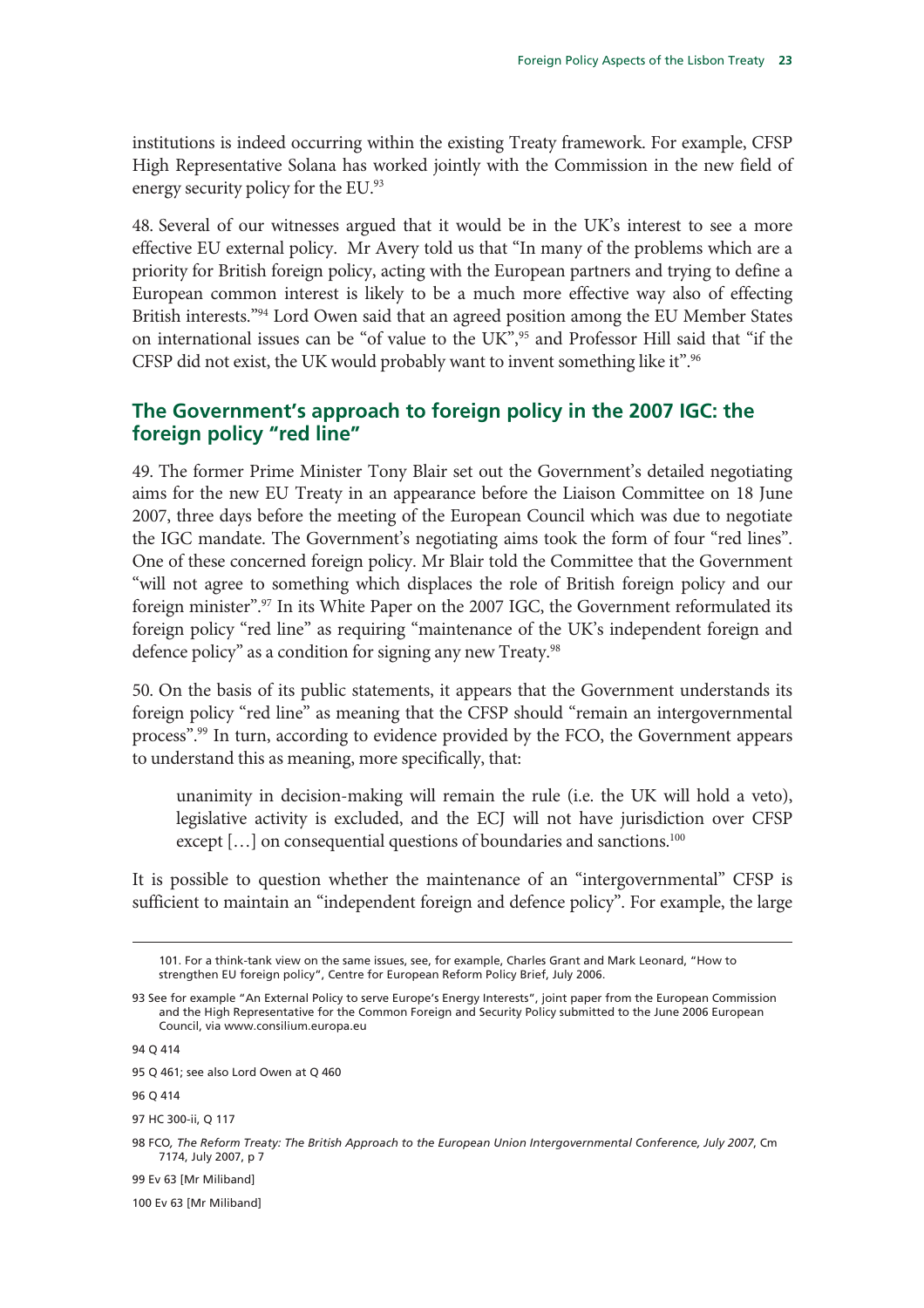institutions is indeed occurring within the existing Treaty framework. For example, CFSP High Representative Solana has worked jointly with the Commission in the new field of energy security policy for the EU.[93]

48. Several of our witnesses argued that it would be in the UK's interest to see a more effective EU external policy. Mr Avery told us that "In many of the problems which are a priority for British foreign policy, acting with the European partners and trying to define a European common interest is likely to be a much more effective way also of effecting British interests."[94] Lord Owen said that an agreed position among the EU Member States on international issues can be "of value to the UK",[95] and Professor Hill said that "if the CFSP did not exist, the UK would probably want to invent something like it".[96]

## The Government's approach to foreign policy in the 2007 IGC: the foreign policy "red line"

49. The former Prime Minister Tony Blair set out the Government's detailed negotiating aims for the new EU Treaty in an appearance before the Liaison Committee on 18 June 2007, three days before the meeting of the European Council which was due to negotiate the IGC mandate. The Government's negotiating aims took the form of four "red lines". One of these concerned foreign policy. Mr Blair told the Committee that the Government "will not agree to something which displaces the role of British foreign policy and our foreign minister".[97] In its White Paper on the 2007 IGC, the Government reformulated its foreign policy "red line" as requiring "maintenance of the UK's independent foreign and defence policy" as a condition for signing any new Treaty.[98]

50. On the basis of its public statements, it appears that the Government understands its foreign policy "red line" as meaning that the CFSP should "remain an intergovernmental process".[99] In turn, according to evidence provided by the FCO, the Government appears to understand this as meaning, more specifically, that:

> unanimity in decision-making will remain the rule (i.e. the UK will hold a veto), legislative activity is excluded, and the ECJ will not have jurisdiction over CFSP except […] on consequential questions of boundaries and sanctions.[100]

It is possible to question whether the maintenance of an "intergovernmental" CFSP is sufficient to maintain an "independent foreign and defence policy". For example, the large

---

101. For a think-tank view on the same issues, see, for example, Charles Grant and Mark Leonard, "How to strengthen EU foreign policy", Centre for European Reform Policy Brief, July 2006.

93 See for example "An External Policy to serve Europe's Energy Interests", joint paper from the European Commission and the High Representative for the Common Foreign and Security Policy submitted to the June 2006 European Council, via www.consilium.europa.eu

94 Q 414

95 Q 461; see also Lord Owen at Q 460

96 Q 414

97 HC 300-ii, Q 117

98 FCO, *The Reform Treaty: The British Approach to the European Union Intergovernmental Conference, July 2007*, Cm 7174, July 2007, p 7

99 Ev 63 [Mr Miliband]

100 Ev 63 [Mr Miliband]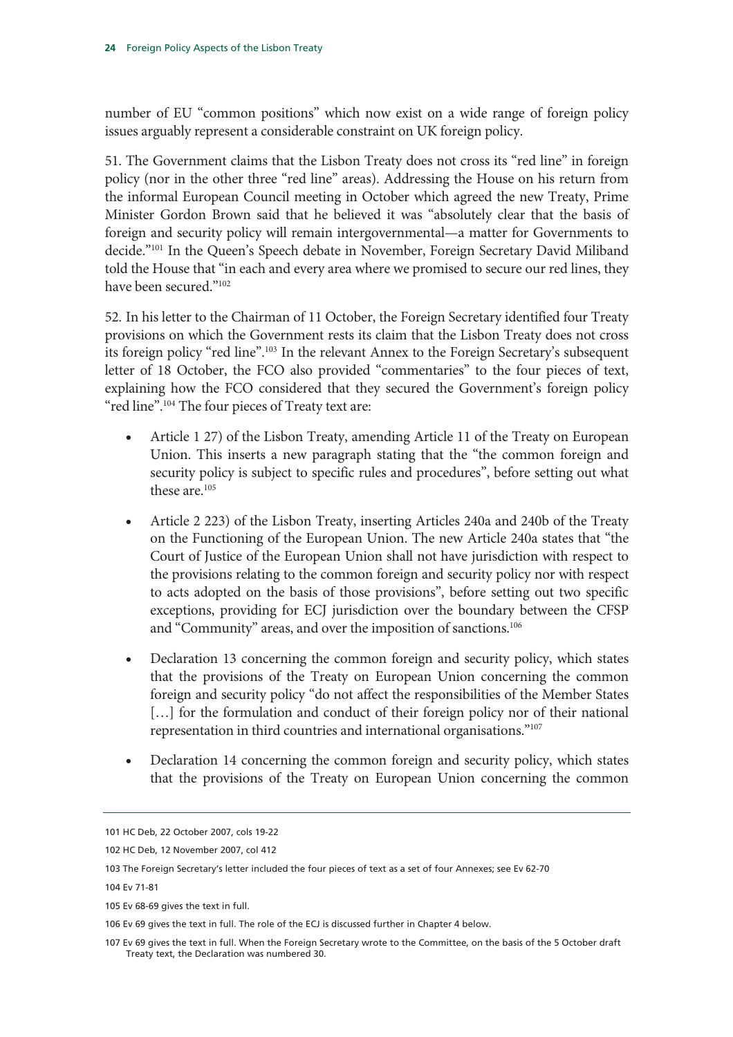number of EU "common positions" which now exist on a wide range of foreign policy issues arguably represent a considerable constraint on UK foreign policy.

51. The Government claims that the Lisbon Treaty does not cross its "red line" in foreign policy (nor in the other three "red line" areas). Addressing the House on his return from the informal European Council meeting in October which agreed the new Treaty, Prime Minister Gordon Brown said that he believed it was "absolutely clear that the basis of foreign and security policy will remain intergovernmental—a matter for Governments to decide."[101] In the Queen's Speech debate in November, Foreign Secretary David Miliband told the House that "in each and every area where we promised to secure our red lines, they have been secured."[102]

52. In his letter to the Chairman of 11 October, the Foreign Secretary identified four Treaty provisions on which the Government rests its claim that the Lisbon Treaty does not cross its foreign policy "red line".[103] In the relevant Annex to the Foreign Secretary's subsequent letter of 18 October, the FCO also provided "commentaries" to the four pieces of text, explaining how the FCO considered that they secured the Government's foreign policy "red line".[104] The four pieces of Treaty text are:

- Article 1 27) of the Lisbon Treaty, amending Article 11 of the Treaty on European Union. This inserts a new paragraph stating that the "the common foreign and security policy is subject to specific rules and procedures", before setting out what these are.[105]
- Article 2 223) of the Lisbon Treaty, inserting Articles 240a and 240b of the Treaty on the Functioning of the European Union. The new Article 240a states that "the Court of Justice of the European Union shall not have jurisdiction with respect to the provisions relating to the common foreign and security policy nor with respect to acts adopted on the basis of those provisions", before setting out two specific exceptions, providing for ECJ jurisdiction over the boundary between the CFSP and "Community" areas, and over the imposition of sanctions.[106]
- Declaration 13 concerning the common foreign and security policy, which states that the provisions of the Treaty on European Union concerning the common foreign and security policy "do not affect the responsibilities of the Member States [...] for the formulation and conduct of their foreign policy nor of their national representation in third countries and international organisations."[107]
- Declaration 14 concerning the common foreign and security policy, which states that the provisions of the Treaty on European Union concerning the common

---

101 HC Deb, 22 October 2007, cols 19-22

102 HC Deb, 12 November 2007, col 412

103 The Foreign Secretary's letter included the four pieces of text as a set of four Annexes; see Ev 62-70

104 Ev 71-81

105 Ev 68-69 gives the text in full.

106 Ev 69 gives the text in full. The role of the ECJ is discussed further in Chapter 4 below.

107 Ev 69 gives the text in full. When the Foreign Secretary wrote to the Committee, on the basis of the 5 October draft Treaty text, the Declaration was numbered 30.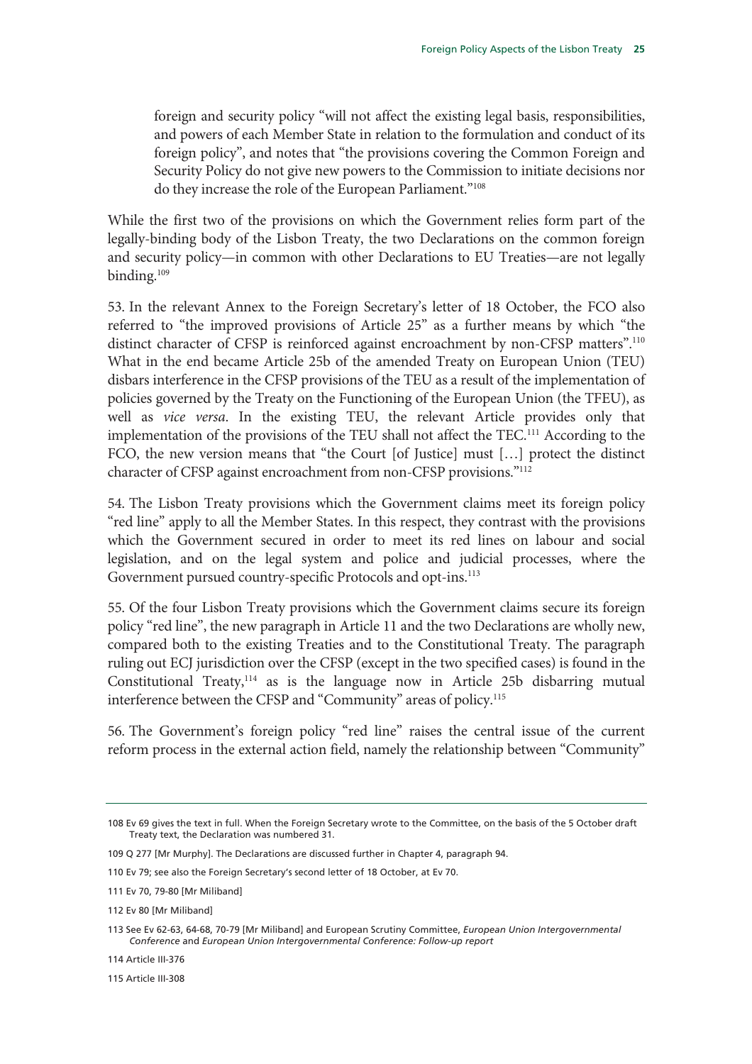foreign and security policy "will not affect the existing legal basis, responsibilities, and powers of each Member State in relation to the formulation and conduct of its foreign policy", and notes that "the provisions covering the Common Foreign and Security Policy do not give new powers to the Commission to initiate decisions nor do they increase the role of the European Parliament."[108]

While the first two of the provisions on which the Government relies form part of the legally-binding body of the Lisbon Treaty, the two Declarations on the common foreign and security policy—in common with other Declarations to EU Treaties—are not legally binding.[109]

53. In the relevant Annex to the Foreign Secretary's letter of 18 October, the FCO also referred to "the improved provisions of Article 25" as a further means by which "the distinct character of CFSP is reinforced against encroachment by non-CFSP matters".[110] What in the end became Article 25b of the amended Treaty on European Union (TEU) disbars interference in the CFSP provisions of the TEU as a result of the implementation of policies governed by the Treaty on the Functioning of the European Union (the TFEU), as well as *vice versa*. In the existing TEU, the relevant Article provides only that implementation of the provisions of the TEU shall not affect the TEC.[111] According to the FCO, the new version means that "the Court [of Justice] must […] protect the distinct character of CFSP against encroachment from non-CFSP provisions."[112]

54. The Lisbon Treaty provisions which the Government claims meet its foreign policy "red line" apply to all the Member States. In this respect, they contrast with the provisions which the Government secured in order to meet its red lines on labour and social legislation, and on the legal system and police and judicial processes, where the Government pursued country-specific Protocols and opt-ins.[113]

55. Of the four Lisbon Treaty provisions which the Government claims secure its foreign policy "red line", the new paragraph in Article 11 and the two Declarations are wholly new, compared both to the existing Treaties and to the Constitutional Treaty. The paragraph ruling out ECJ jurisdiction over the CFSP (except in the two specified cases) is found in the Constitutional Treaty,[114] as is the language now in Article 25b disbarring mutual interference between the CFSP and "Community" areas of policy.[115]

56. The Government's foreign policy "red line" raises the central issue of the current reform process in the external action field, namely the relationship between "Community"

---

108 Ev 69 gives the text in full. When the Foreign Secretary wrote to the Committee, on the basis of the 5 October draft Treaty text, the Declaration was numbered 31.

109 Q 277 [Mr Murphy]. The Declarations are discussed further in Chapter 4, paragraph 94.

110 Ev 79; see also the Foreign Secretary's second letter of 18 October, at Ev 70.

111 Ev 70, 79-80 [Mr Miliband]

112 Ev 80 [Mr Miliband]

113 See Ev 62-63, 64-68, 70-79 [Mr Miliband] and European Scrutiny Committee, *European Union Intergovernmental Conference* and *European Union Intergovernmental Conference: Follow-up report*

114 Article III-376

115 Article III-308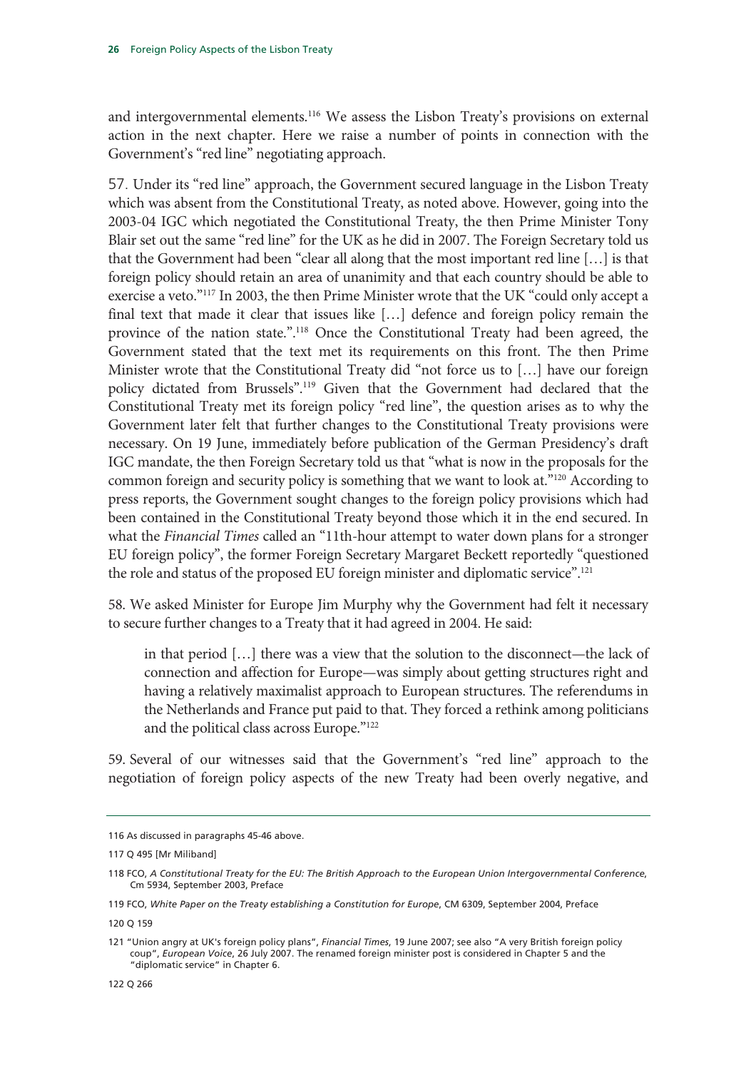and intergovernmental elements.[116] We assess the Lisbon Treaty's provisions on external action in the next chapter. Here we raise a number of points in connection with the Government's "red line" negotiating approach.

57. Under its "red line" approach, the Government secured language in the Lisbon Treaty which was absent from the Constitutional Treaty, as noted above. However, going into the 2003-04 IGC which negotiated the Constitutional Treaty, the then Prime Minister Tony Blair set out the same "red line" for the UK as he did in 2007. The Foreign Secretary told us that the Government had been "clear all along that the most important red line […] is that foreign policy should retain an area of unanimity and that each country should be able to exercise a veto."[117] In 2003, the then Prime Minister wrote that the UK "could only accept a final text that made it clear that issues like […] defence and foreign policy remain the province of the nation state.".[118] Once the Constitutional Treaty had been agreed, the Government stated that the text met its requirements on this front. The then Prime Minister wrote that the Constitutional Treaty did "not force us to […] have our foreign policy dictated from Brussels".[119] Given that the Government had declared that the Constitutional Treaty met its foreign policy "red line", the question arises as to why the Government later felt that further changes to the Constitutional Treaty provisions were necessary. On 19 June, immediately before publication of the German Presidency's draft IGC mandate, the then Foreign Secretary told us that "what is now in the proposals for the common foreign and security policy is something that we want to look at."[120] According to press reports, the Government sought changes to the foreign policy provisions which had been contained in the Constitutional Treaty beyond those which it in the end secured. In what the *Financial Times* called an "11th-hour attempt to water down plans for a stronger EU foreign policy", the former Foreign Secretary Margaret Beckett reportedly "questioned the role and status of the proposed EU foreign minister and diplomatic service".[121]

58. We asked Minister for Europe Jim Murphy why the Government had felt it necessary to secure further changes to a Treaty that it had agreed in 2004. He said:

> in that period […] there was a view that the solution to the disconnect—the lack of connection and affection for Europe—was simply about getting structures right and having a relatively maximalist approach to European structures. The referendums in the Netherlands and France put paid to that. They forced a rethink among politicians and the political class across Europe."[122]

59. Several of our witnesses said that the Government's "red line" approach to the negotiation of foreign policy aspects of the new Treaty had been overly negative, and

---

116 As discussed in paragraphs 45-46 above.

117 Q 495 [Mr Miliband]

118 FCO, *A Constitutional Treaty for the EU: The British Approach to the European Union Intergovernmental Conference*, Cm 5934, September 2003, Preface

119 FCO, *White Paper on the Treaty establishing a Constitution for Europe*, CM 6309, September 2004, Preface

120 Q 159

121 "Union angry at UK's foreign policy plans", *Financial Times*, 19 June 2007; see also "A very British foreign policy coup", *European Voice*, 26 July 2007. The renamed foreign minister post is considered in Chapter 5 and the "diplomatic service" in Chapter 6.

122 Q 266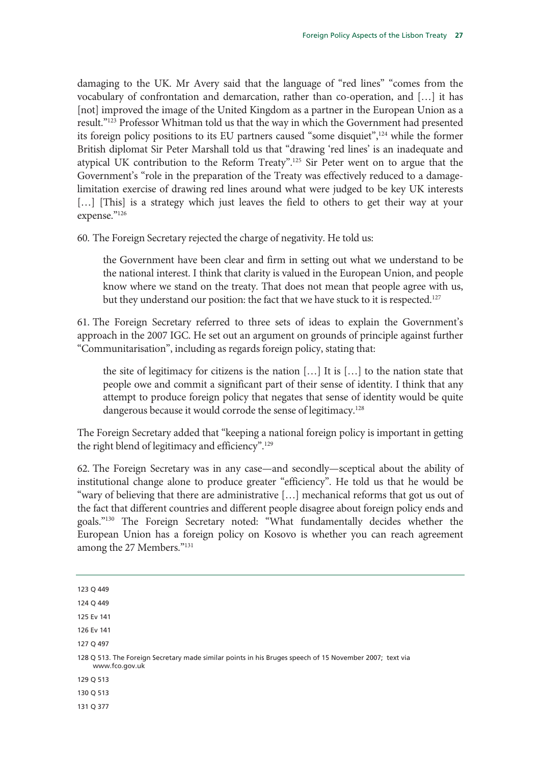damaging to the UK. Mr Avery said that the language of "red lines" "comes from the vocabulary of confrontation and demarcation, rather than co-operation, and […] it has [not] improved the image of the United Kingdom as a partner in the European Union as a result."[123] Professor Whitman told us that the way in which the Government had presented its foreign policy positions to its EU partners caused "some disquiet",[124] while the former British diplomat Sir Peter Marshall told us that "drawing 'red lines' is an inadequate and atypical UK contribution to the Reform Treaty".[125] Sir Peter went on to argue that the Government's "role in the preparation of the Treaty was effectively reduced to a damage-limitation exercise of drawing red lines around what were judged to be key UK interests […] [This] is a strategy which just leaves the field to others to get their way at your expense."[126]

60. The Foreign Secretary rejected the charge of negativity. He told us:

> the Government have been clear and firm in setting out what we understand to be the national interest. I think that clarity is valued in the European Union, and people know where we stand on the treaty. That does not mean that people agree with us, but they understand our position: the fact that we have stuck to it is respected.[127]

61. The Foreign Secretary referred to three sets of ideas to explain the Government's approach in the 2007 IGC. He set out an argument on grounds of principle against further "Communitarisation", including as regards foreign policy, stating that:

> the site of legitimacy for citizens is the nation […] It is […] to the nation state that people owe and commit a significant part of their sense of identity. I think that any attempt to produce foreign policy that negates that sense of identity would be quite dangerous because it would corrode the sense of legitimacy.[128]

The Foreign Secretary added that "keeping a national foreign policy is important in getting the right blend of legitimacy and efficiency".[129]

62. The Foreign Secretary was in any case—and secondly—sceptical about the ability of institutional change alone to produce greater "efficiency". He told us that he would be "wary of believing that there are administrative […] mechanical reforms that got us out of the fact that different countries and different people disagree about foreign policy ends and goals."[130] The Foreign Secretary noted: "What fundamentally decides whether the European Union has a foreign policy on Kosovo is whether you can reach agreement among the 27 Members."[131]

---

123 Q 449

124 Q 449

125 Ev 141

126 Ev 141

127 Q 497

128 Q 513. The Foreign Secretary made similar points in his Bruges speech of 15 November 2007; text via www.fco.gov.uk

129 Q 513

130 Q 513

131 Q 377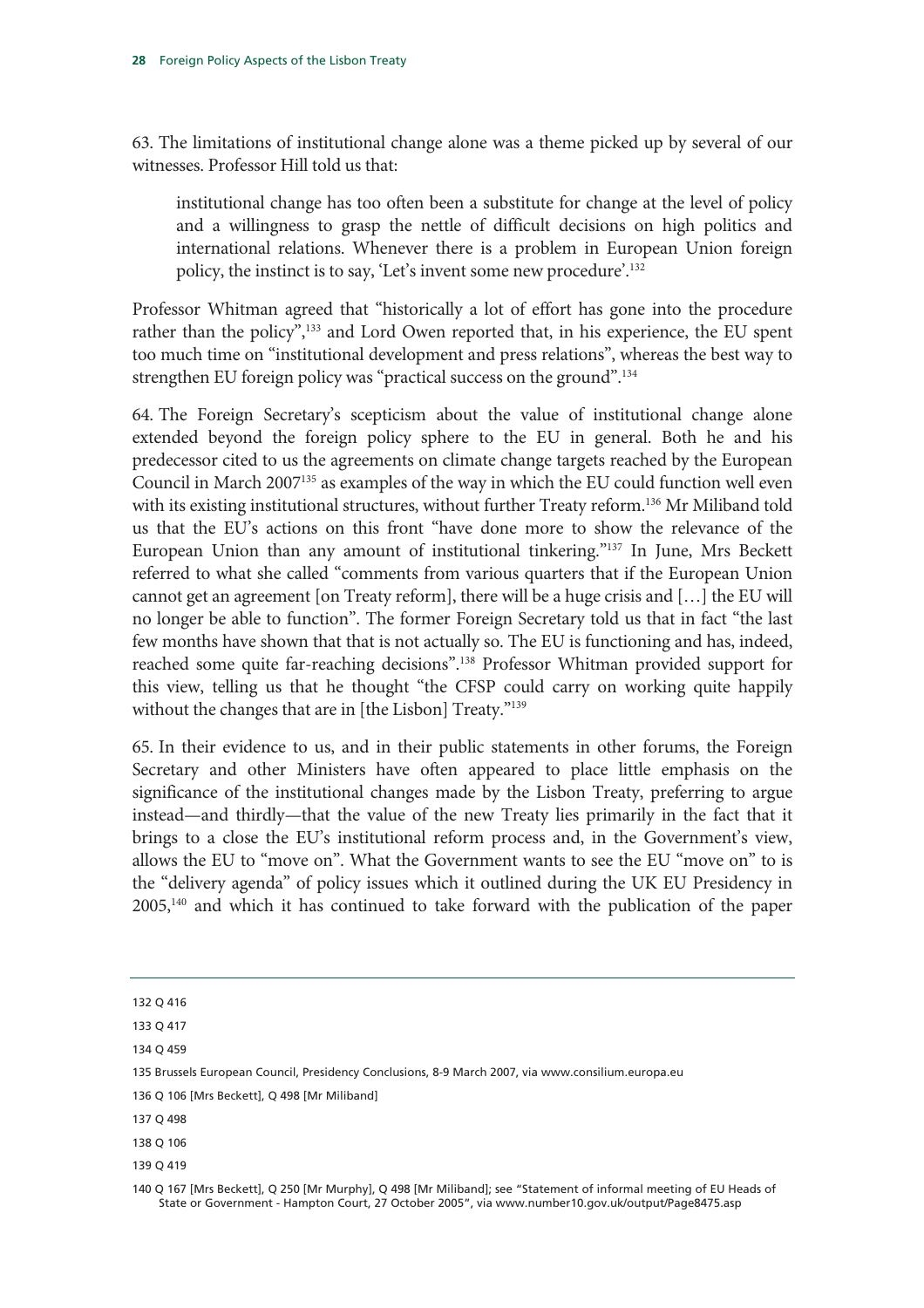63. The limitations of institutional change alone was a theme picked up by several of our witnesses. Professor Hill told us that:

> institutional change has too often been a substitute for change at the level of policy and a willingness to grasp the nettle of difficult decisions on high politics and international relations. Whenever there is a problem in European Union foreign policy, the instinct is to say, 'Let's invent some new procedure'.[132]

Professor Whitman agreed that "historically a lot of effort has gone into the procedure rather than the policy",[133] and Lord Owen reported that, in his experience, the EU spent too much time on "institutional development and press relations", whereas the best way to strengthen EU foreign policy was "practical success on the ground".[134]

64. The Foreign Secretary's scepticism about the value of institutional change alone extended beyond the foreign policy sphere to the EU in general. Both he and his predecessor cited to us the agreements on climate change targets reached by the European Council in March 2007[135] as examples of the way in which the EU could function well even with its existing institutional structures, without further Treaty reform.[136] Mr Miliband told us that the EU's actions on this front "have done more to show the relevance of the European Union than any amount of institutional tinkering."[137] In June, Mrs Beckett referred to what she called "comments from various quarters that if the European Union cannot get an agreement [on Treaty reform], there will be a huge crisis and […] the EU will no longer be able to function". The former Foreign Secretary told us that in fact "the last few months have shown that that is not actually so. The EU is functioning and has, indeed, reached some quite far-reaching decisions".[138] Professor Whitman provided support for this view, telling us that he thought "the CFSP could carry on working quite happily without the changes that are in [the Lisbon] Treaty."[139]

65. In their evidence to us, and in their public statements in other forums, the Foreign Secretary and other Ministers have often appeared to place little emphasis on the significance of the institutional changes made by the Lisbon Treaty, preferring to argue instead—and thirdly—that the value of the new Treaty lies primarily in the fact that it brings to a close the EU's institutional reform process and, in the Government's view, allows the EU to "move on". What the Government wants to see the EU "move on" to is the "delivery agenda" of policy issues which it outlined during the UK EU Presidency in 2005,[140] and which it has continued to take forward with the publication of the paper

---

132 Q 416

133 Q 417

134 Q 459

135 Brussels European Council, Presidency Conclusions, 8-9 March 2007, via www.consilium.europa.eu

136 Q 106 [Mrs Beckett], Q 498 [Mr Miliband]

137 Q 498

138 Q 106

139 Q 419

140 Q 167 [Mrs Beckett], Q 250 [Mr Murphy], Q 498 [Mr Miliband]; see "Statement of informal meeting of EU Heads of State or Government - Hampton Court, 27 October 2005", via www.number10.gov.uk/output/Page8475.asp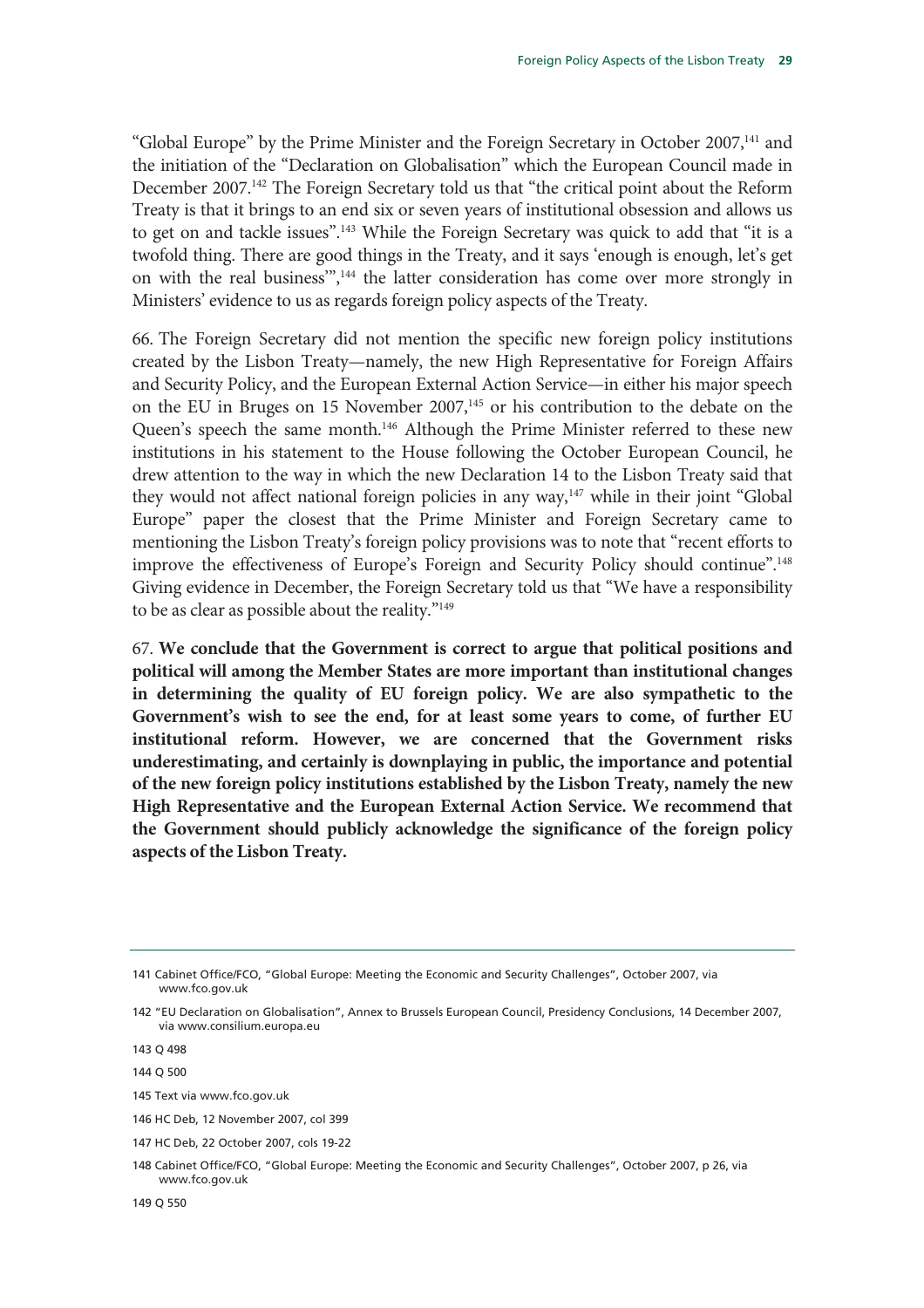"Global Europe" by the Prime Minister and the Foreign Secretary in October 2007,[141] and the initiation of the "Declaration on Globalisation" which the European Council made in December 2007.[142] The Foreign Secretary told us that "the critical point about the Reform Treaty is that it brings to an end six or seven years of institutional obsession and allows us to get on and tackle issues".[143] While the Foreign Secretary was quick to add that "it is a twofold thing. There are good things in the Treaty, and it says 'enough is enough, let's get on with the real business'",[144] the latter consideration has come over more strongly in Ministers' evidence to us as regards foreign policy aspects of the Treaty.

66. The Foreign Secretary did not mention the specific new foreign policy institutions created by the Lisbon Treaty—namely, the new High Representative for Foreign Affairs and Security Policy, and the European External Action Service—in either his major speech on the EU in Bruges on 15 November 2007,[145] or his contribution to the debate on the Queen's speech the same month.[146] Although the Prime Minister referred to these new institutions in his statement to the House following the October European Council, he drew attention to the way in which the new Declaration 14 to the Lisbon Treaty said that they would not affect national foreign policies in any way,[147] while in their joint "Global Europe" paper the closest that the Prime Minister and Foreign Secretary came to mentioning the Lisbon Treaty's foreign policy provisions was to note that "recent efforts to improve the effectiveness of Europe's Foreign and Security Policy should continue".[148] Giving evidence in December, the Foreign Secretary told us that "We have a responsibility to be as clear as possible about the reality."[149]

67. **We conclude that the Government is correct to argue that political positions and political will among the Member States are more important than institutional changes in determining the quality of EU foreign policy. We are also sympathetic to the Government's wish to see the end, for at least some years to come, of further EU institutional reform. However, we are concerned that the Government risks underestimating, and certainly is downplaying in public, the importance and potential of the new foreign policy institutions established by the Lisbon Treaty, namely the new High Representative and the European External Action Service. We recommend that the Government should publicly acknowledge the significance of the foreign policy aspects of the Lisbon Treaty.**

---

141 Cabinet Office/FCO, "Global Europe: Meeting the Economic and Security Challenges", October 2007, via www.fco.gov.uk

142 "EU Declaration on Globalisation", Annex to Brussels European Council, Presidency Conclusions, 14 December 2007, via www.consilium.europa.eu

143 Q 498

144 Q 500

145 Text via www.fco.gov.uk

146 HC Deb, 12 November 2007, col 399

147 HC Deb, 22 October 2007, cols 19-22

148 Cabinet Office/FCO, "Global Europe: Meeting the Economic and Security Challenges", October 2007, p 26, via www.fco.gov.uk

149 Q 550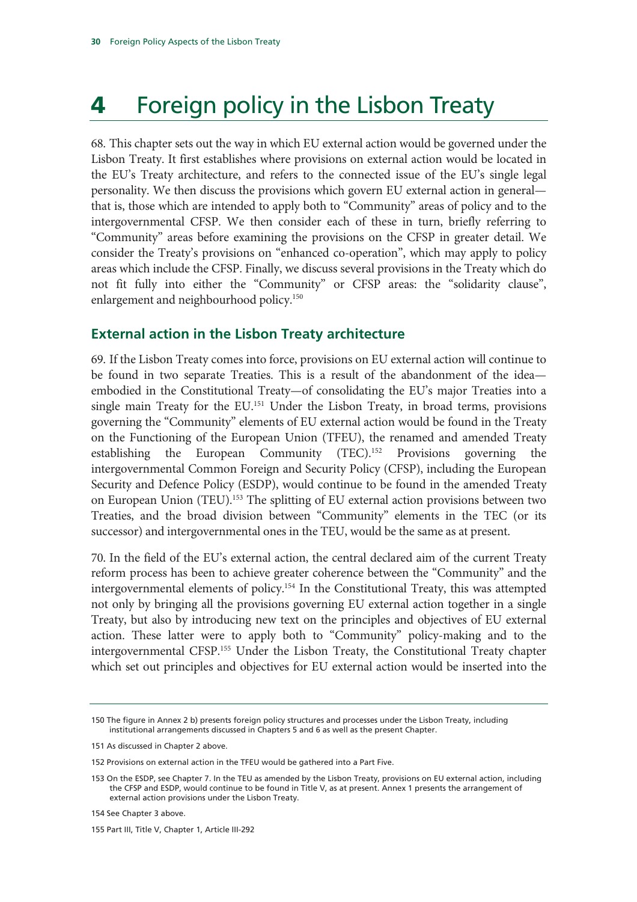# 4 Foreign policy in the Lisbon Treaty

68. This chapter sets out the way in which EU external action would be governed under the Lisbon Treaty. It first establishes where provisions on external action would be located in the EU's Treaty architecture, and refers to the connected issue of the EU's single legal personality. We then discuss the provisions which govern EU external action in general—that is, those which are intended to apply both to "Community" areas of policy and to the intergovernmental CFSP. We then consider each of these in turn, briefly referring to "Community" areas before examining the provisions on the CFSP in greater detail. We consider the Treaty's provisions on "enhanced co-operation", which may apply to policy areas which include the CFSP. Finally, we discuss several provisions in the Treaty which do not fit fully into either the "Community" or CFSP areas: the "solidarity clause", enlargement and neighbourhood policy.[150]

## External action in the Lisbon Treaty architecture

69. If the Lisbon Treaty comes into force, provisions on EU external action will continue to be found in two separate Treaties. This is a result of the abandonment of the idea—embodied in the Constitutional Treaty—of consolidating the EU's major Treaties into a single main Treaty for the EU.[151] Under the Lisbon Treaty, in broad terms, provisions governing the "Community" elements of EU external action would be found in the Treaty on the Functioning of the European Union (TFEU), the renamed and amended Treaty establishing the European Community (TEC).[152] Provisions governing the intergovernmental Common Foreign and Security Policy (CFSP), including the European Security and Defence Policy (ESDP), would continue to be found in the amended Treaty on European Union (TEU).[153] The splitting of EU external action provisions between two Treaties, and the broad division between "Community" elements in the TEC (or its successor) and intergovernmental ones in the TEU, would be the same as at present.

70. In the field of the EU's external action, the central declared aim of the current Treaty reform process has been to achieve greater coherence between the "Community" and the intergovernmental elements of policy.[154] In the Constitutional Treaty, this was attempted not only by bringing all the provisions governing EU external action together in a single Treaty, but also by introducing new text on the principles and objectives of EU external action. These latter were to apply both to "Community" policy-making and to the intergovernmental CFSP.[155] Under the Lisbon Treaty, the Constitutional Treaty chapter which set out principles and objectives for EU external action would be inserted into the

150 The figure in Annex 2 b) presents foreign policy structures and processes under the Lisbon Treaty, including institutional arrangements discussed in Chapters 5 and 6 as well as the present Chapter.

151 As discussed in Chapter 2 above.

152 Provisions on external action in the TFEU would be gathered into a Part Five.

153 On the ESDP, see Chapter 7. In the TEU as amended by the Lisbon Treaty, provisions on EU external action, including the CFSP and ESDP, would continue to be found in Title V, as at present. Annex 1 presents the arrangement of external action provisions under the Lisbon Treaty.

154 See Chapter 3 above.

155 Part III, Title V, Chapter 1, Article III-292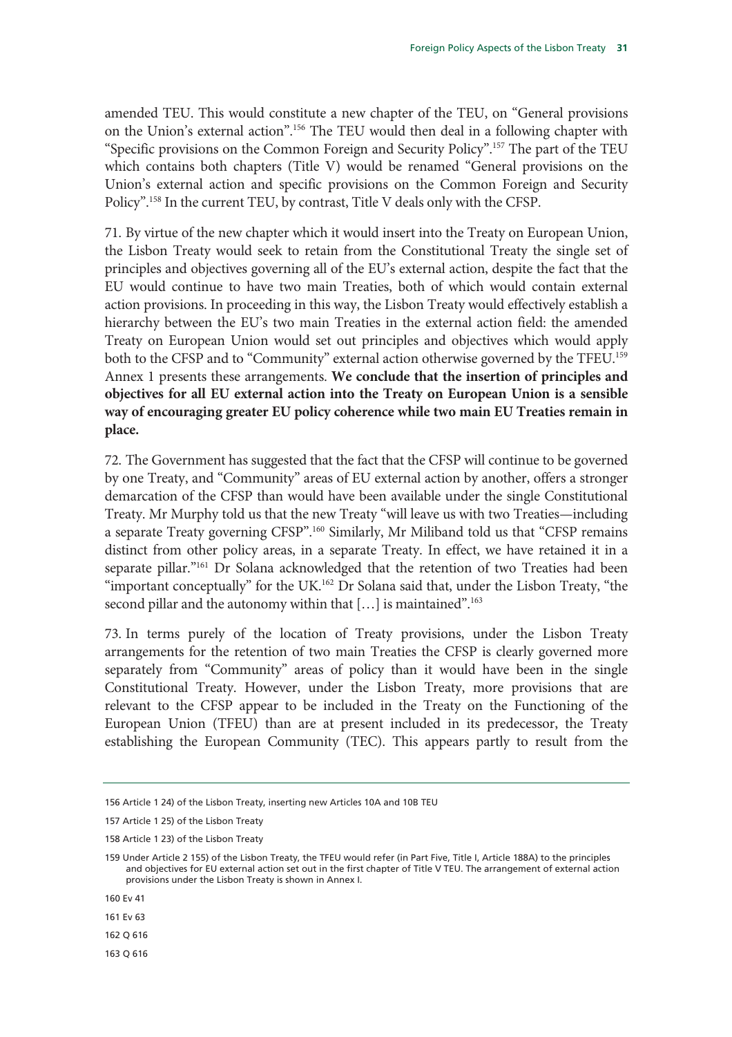amended TEU. This would constitute a new chapter of the TEU, on "General provisions on the Union's external action".[156] The TEU would then deal in a following chapter with "Specific provisions on the Common Foreign and Security Policy".[157] The part of the TEU which contains both chapters (Title V) would be renamed "General provisions on the Union's external action and specific provisions on the Common Foreign and Security Policy".[158] In the current TEU, by contrast, Title V deals only with the CFSP.

71. By virtue of the new chapter which it would insert into the Treaty on European Union, the Lisbon Treaty would seek to retain from the Constitutional Treaty the single set of principles and objectives governing all of the EU's external action, despite the fact that the EU would continue to have two main Treaties, both of which would contain external action provisions. In proceeding in this way, the Lisbon Treaty would effectively establish a hierarchy between the EU's two main Treaties in the external action field: the amended Treaty on European Union would set out principles and objectives which would apply both to the CFSP and to "Community" external action otherwise governed by the TFEU.[159] Annex 1 presents these arrangements. **We conclude that the insertion of principles and objectives for all EU external action into the Treaty on European Union is a sensible way of encouraging greater EU policy coherence while two main EU Treaties remain in place.**

72. The Government has suggested that the fact that the CFSP will continue to be governed by one Treaty, and "Community" areas of EU external action by another, offers a stronger demarcation of the CFSP than would have been available under the single Constitutional Treaty. Mr Murphy told us that the new Treaty "will leave us with two Treaties—including a separate Treaty governing CFSP".[160] Similarly, Mr Miliband told us that "CFSP remains distinct from other policy areas, in a separate Treaty. In effect, we have retained it in a separate pillar."[161] Dr Solana acknowledged that the retention of two Treaties had been "important conceptually" for the UK.[162] Dr Solana said that, under the Lisbon Treaty, "the second pillar and the autonomy within that […] is maintained".[163]

73. In terms purely of the location of Treaty provisions, under the Lisbon Treaty arrangements for the retention of two main Treaties the CFSP is clearly governed more separately from "Community" areas of policy than it would have been in the single Constitutional Treaty. However, under the Lisbon Treaty, more provisions that are relevant to the CFSP appear to be included in the Treaty on the Functioning of the European Union (TFEU) than are at present included in its predecessor, the Treaty establishing the European Community (TEC). This appears partly to result from the

---

156 Article 1 24) of the Lisbon Treaty, inserting new Articles 10A and 10B TEU

157 Article 1 25) of the Lisbon Treaty

158 Article 1 23) of the Lisbon Treaty

159 Under Article 2 155) of the Lisbon Treaty, the TFEU would refer (in Part Five, Title I, Article 188A) to the principles and objectives for EU external action set out in the first chapter of Title V TEU. The arrangement of external action provisions under the Lisbon Treaty is shown in Annex I.

160 Ev 41

161 Ev 63

162 Q 616

163 Q 616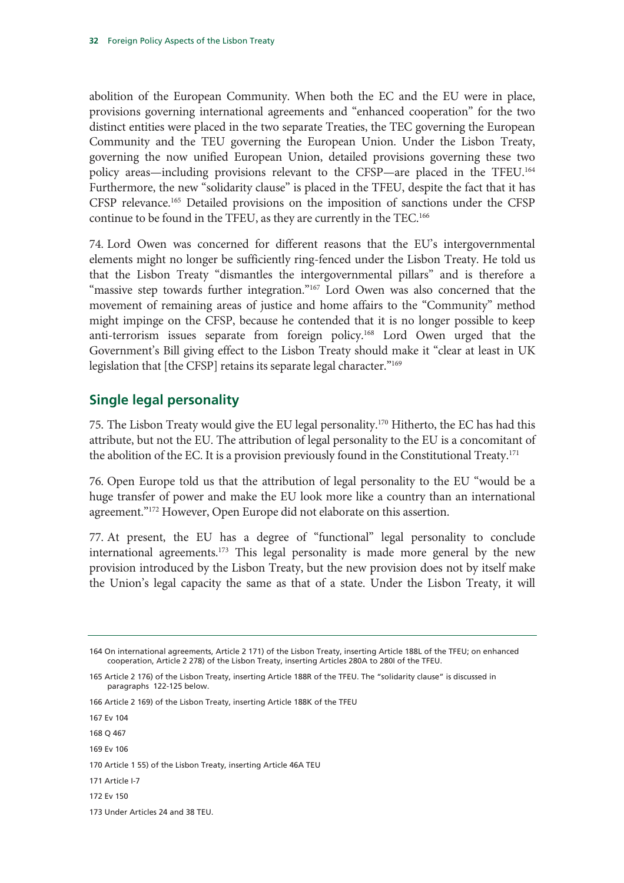abolition of the European Community. When both the EC and the EU were in place, provisions governing international agreements and "enhanced cooperation" for the two distinct entities were placed in the two separate Treaties, the TEC governing the European Community and the TEU governing the European Union. Under the Lisbon Treaty, governing the now unified European Union, detailed provisions governing these two policy areas—including provisions relevant to the CFSP—are placed in the TFEU.[164] Furthermore, the new "solidarity clause" is placed in the TFEU, despite the fact that it has CFSP relevance.[165] Detailed provisions on the imposition of sanctions under the CFSP continue to be found in the TFEU, as they are currently in the TEC.[166]

74. Lord Owen was concerned for different reasons that the EU's intergovernmental elements might no longer be sufficiently ring-fenced under the Lisbon Treaty. He told us that the Lisbon Treaty "dismantles the intergovernmental pillars" and is therefore a "massive step towards further integration."[167] Lord Owen was also concerned that the movement of remaining areas of justice and home affairs to the "Community" method might impinge on the CFSP, because he contended that it is no longer possible to keep anti-terrorism issues separate from foreign policy.[168] Lord Owen urged that the Government's Bill giving effect to the Lisbon Treaty should make it "clear at least in UK legislation that [the CFSP] retains its separate legal character."[169]

## Single legal personality

75. The Lisbon Treaty would give the EU legal personality.[170] Hitherto, the EC has had this attribute, but not the EU. The attribution of legal personality to the EU is a concomitant of the abolition of the EC. It is a provision previously found in the Constitutional Treaty.[171]

76. Open Europe told us that the attribution of legal personality to the EU "would be a huge transfer of power and make the EU look more like a country than an international agreement."[172] However, Open Europe did not elaborate on this assertion.

77. At present, the EU has a degree of "functional" legal personality to conclude international agreements.[173] This legal personality is made more general by the new provision introduced by the Lisbon Treaty, but the new provision does not by itself make the Union's legal capacity the same as that of a state. Under the Lisbon Treaty, it will

---

164 On international agreements, Article 2 171) of the Lisbon Treaty, inserting Article 188L of the TFEU; on enhanced cooperation, Article 2 278) of the Lisbon Treaty, inserting Articles 280A to 280I of the TFEU.

165 Article 2 176) of the Lisbon Treaty, inserting Article 188R of the TFEU. The "solidarity clause" is discussed in paragraphs 122-125 below.

166 Article 2 169) of the Lisbon Treaty, inserting Article 188K of the TFEU

167 Ev 104

168 Q 467

169 Ev 106

170 Article 1 55) of the Lisbon Treaty, inserting Article 46A TEU

171 Article I-7

172 Ev 150

173 Under Articles 24 and 38 TEU.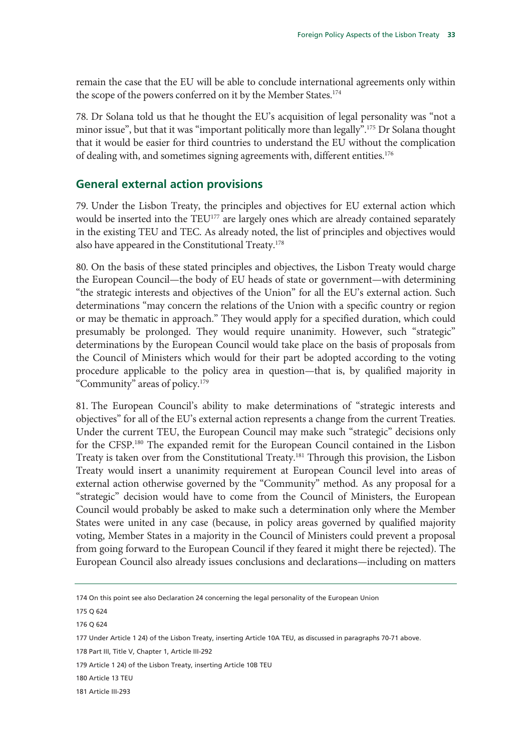remain the case that the EU will be able to conclude international agreements only within the scope of the powers conferred on it by the Member States.[174]

78. Dr Solana told us that he thought the EU's acquisition of legal personality was "not a minor issue", but that it was "important politically more than legally".[175] Dr Solana thought that it would be easier for third countries to understand the EU without the complication of dealing with, and sometimes signing agreements with, different entities.[176]

## General external action provisions

79. Under the Lisbon Treaty, the principles and objectives for EU external action which would be inserted into the TEU[177] are largely ones which are already contained separately in the existing TEU and TEC. As already noted, the list of principles and objectives would also have appeared in the Constitutional Treaty.[178]

80. On the basis of these stated principles and objectives, the Lisbon Treaty would charge the European Council—the body of EU heads of state or government—with determining "the strategic interests and objectives of the Union" for all the EU's external action. Such determinations "may concern the relations of the Union with a specific country or region or may be thematic in approach." They would apply for a specified duration, which could presumably be prolonged. They would require unanimity. However, such "strategic" determinations by the European Council would take place on the basis of proposals from the Council of Ministers which would for their part be adopted according to the voting procedure applicable to the policy area in question—that is, by qualified majority in "Community" areas of policy.[179]

81. The European Council's ability to make determinations of "strategic interests and objectives" for all of the EU's external action represents a change from the current Treaties. Under the current TEU, the European Council may make such "strategic" decisions only for the CFSP.[180] The expanded remit for the European Council contained in the Lisbon Treaty is taken over from the Constitutional Treaty.[181] Through this provision, the Lisbon Treaty would insert a unanimity requirement at European Council level into areas of external action otherwise governed by the "Community" method. As any proposal for a "strategic" decision would have to come from the Council of Ministers, the European Council would probably be asked to make such a determination only where the Member States were united in any case (because, in policy areas governed by qualified majority voting, Member States in a majority in the Council of Ministers could prevent a proposal from going forward to the European Council if they feared it might there be rejected). The European Council also already issues conclusions and declarations—including on matters

---

174 On this point see also Declaration 24 concerning the legal personality of the European Union

175 Q 624

176 Q 624

177 Under Article 1 24) of the Lisbon Treaty, inserting Article 10A TEU, as discussed in paragraphs 70-71 above.

178 Part III, Title V, Chapter 1, Article III-292

179 Article 1 24) of the Lisbon Treaty, inserting Article 10B TEU

180 Article 13 TEU

181 Article III-293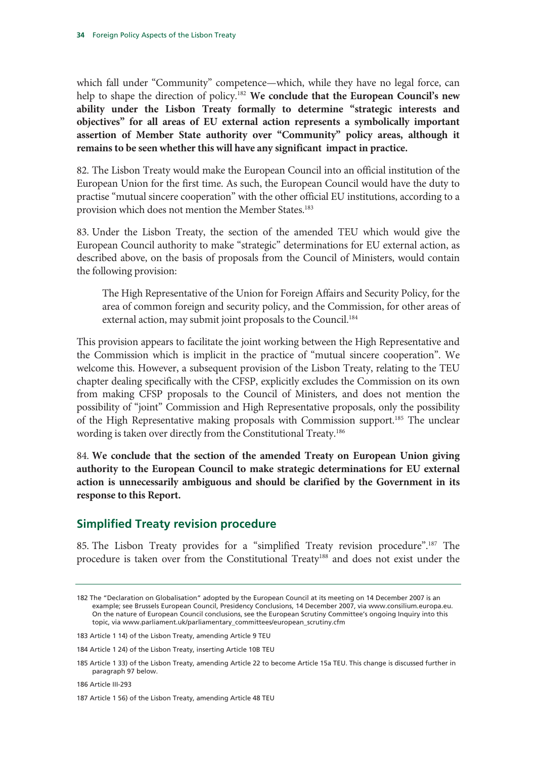which fall under "Community" competence—which, while they have no legal force, can help to shape the direction of policy.[182] **We conclude that the European Council's new ability under the Lisbon Treaty formally to determine "strategic interests and objectives" for all areas of EU external action represents a symbolically important assertion of Member State authority over "Community" policy areas, although it remains to be seen whether this will have any significant impact in practice.**

82. The Lisbon Treaty would make the European Council into an official institution of the European Union for the first time. As such, the European Council would have the duty to practise "mutual sincere cooperation" with the other official EU institutions, according to a provision which does not mention the Member States.[183]

83. Under the Lisbon Treaty, the section of the amended TEU which would give the European Council authority to make "strategic" determinations for EU external action, as described above, on the basis of proposals from the Council of Ministers, would contain the following provision:

> The High Representative of the Union for Foreign Affairs and Security Policy, for the area of common foreign and security policy, and the Commission, for other areas of external action, may submit joint proposals to the Council.[184]

This provision appears to facilitate the joint working between the High Representative and the Commission which is implicit in the practice of "mutual sincere cooperation". We welcome this. However, a subsequent provision of the Lisbon Treaty, relating to the TEU chapter dealing specifically with the CFSP, explicitly excludes the Commission on its own from making CFSP proposals to the Council of Ministers, and does not mention the possibility of "joint" Commission and High Representative proposals, only the possibility of the High Representative making proposals with Commission support.[185] The unclear wording is taken over directly from the Constitutional Treaty.[186]

84. **We conclude that the section of the amended Treaty on European Union giving authority to the European Council to make strategic determinations for EU external action is unnecessarily ambiguous and should be clarified by the Government in its response to this Report.**

## Simplified Treaty revision procedure

85. The Lisbon Treaty provides for a "simplified Treaty revision procedure".[187] The procedure is taken over from the Constitutional Treaty[188] and does not exist under the

---

182 The "Declaration on Globalisation" adopted by the European Council at its meeting on 14 December 2007 is an example; see Brussels European Council, Presidency Conclusions, 14 December 2007, via www.consilium.europa.eu. On the nature of European Council conclusions, see the European Scrutiny Committee's ongoing Inquiry into this topic, via www.parliament.uk/parliamentary_committees/european_scrutiny.cfm

183 Article 1 14) of the Lisbon Treaty, amending Article 9 TEU

184 Article 1 24) of the Lisbon Treaty, inserting Article 10B TEU

185 Article 1 33) of the Lisbon Treaty, amending Article 22 to become Article 15a TEU. This change is discussed further in paragraph 97 below.

186 Article III-293

187 Article 1 56) of the Lisbon Treaty, amending Article 48 TEU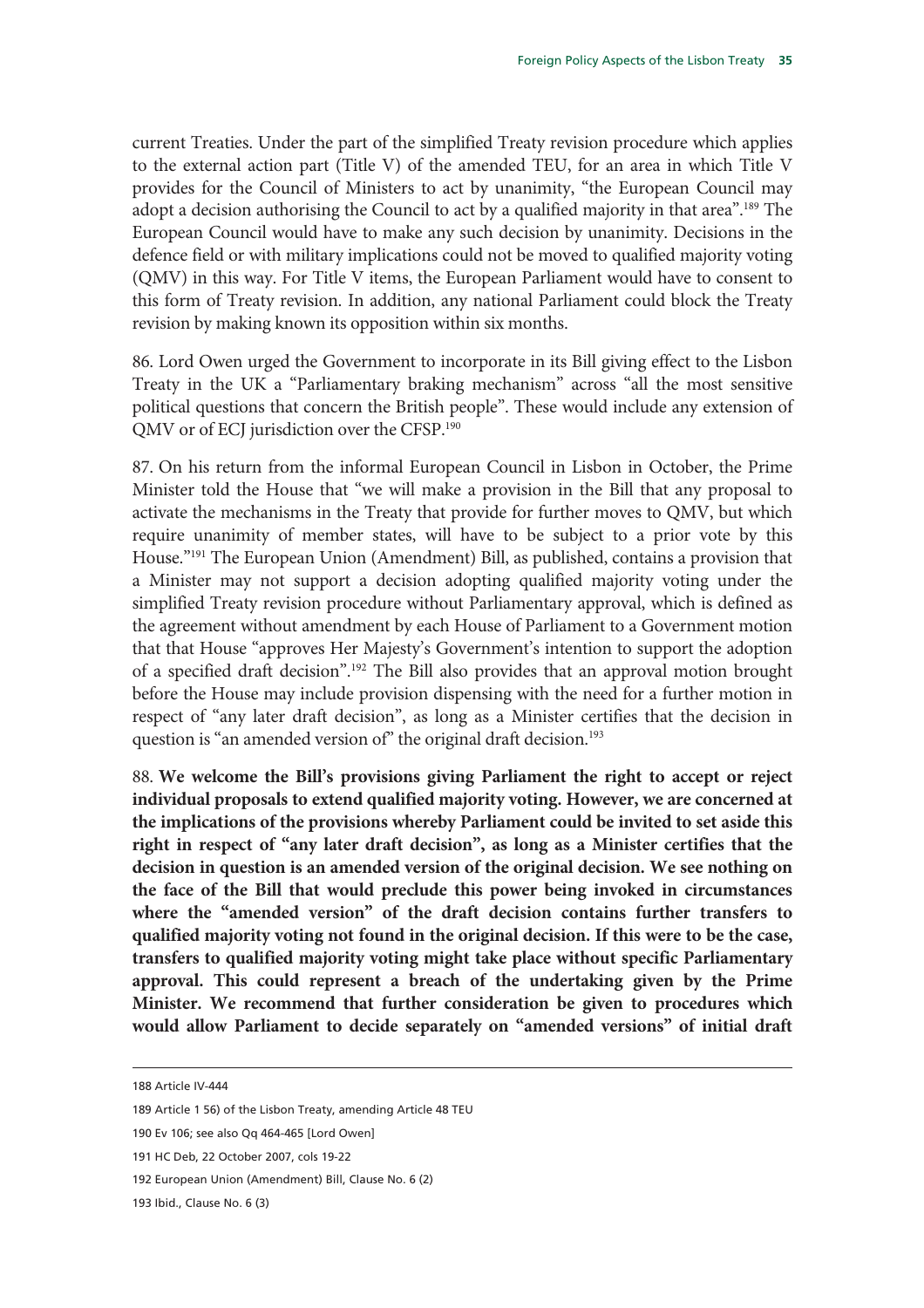current Treaties. Under the part of the simplified Treaty revision procedure which applies to the external action part (Title V) of the amended TEU, for an area in which Title V provides for the Council of Ministers to act by unanimity, "the European Council may adopt a decision authorising the Council to act by a qualified majority in that area".[189] The European Council would have to make any such decision by unanimity. Decisions in the defence field or with military implications could not be moved to qualified majority voting (QMV) in this way. For Title V items, the European Parliament would have to consent to this form of Treaty revision. In addition, any national Parliament could block the Treaty revision by making known its opposition within six months.

86. Lord Owen urged the Government to incorporate in its Bill giving effect to the Lisbon Treaty in the UK a "Parliamentary braking mechanism" across "all the most sensitive political questions that concern the British people". These would include any extension of QMV or of ECJ jurisdiction over the CFSP.[190]

87. On his return from the informal European Council in Lisbon in October, the Prime Minister told the House that "we will make a provision in the Bill that any proposal to activate the mechanisms in the Treaty that provide for further moves to QMV, but which require unanimity of member states, will have to be subject to a prior vote by this House."[191] The European Union (Amendment) Bill, as published, contains a provision that a Minister may not support a decision adopting qualified majority voting under the simplified Treaty revision procedure without Parliamentary approval, which is defined as the agreement without amendment by each House of Parliament to a Government motion that that House "approves Her Majesty's Government's intention to support the adoption of a specified draft decision".[192] The Bill also provides that an approval motion brought before the House may include provision dispensing with the need for a further motion in respect of "any later draft decision", as long as a Minister certifies that the decision in question is "an amended version of" the original draft decision.[193]

88. **We welcome the Bill's provisions giving Parliament the right to accept or reject individual proposals to extend qualified majority voting. However, we are concerned at the implications of the provisions whereby Parliament could be invited to set aside this right in respect of "any later draft decision", as long as a Minister certifies that the decision in question is an amended version of the original decision. We see nothing on the face of the Bill that would preclude this power being invoked in circumstances where the "amended version" of the draft decision contains further transfers to qualified majority voting not found in the original decision. If this were to be the case, transfers to qualified majority voting might take place without specific Parliamentary approval. This could represent a breach of the undertaking given by the Prime Minister. We recommend that further consideration be given to procedures which would allow Parliament to decide separately on "amended versions" of initial draft**

---

188 Article IV-444

189 Article 1 56) of the Lisbon Treaty, amending Article 48 TEU

190 Ev 106; see also Qq 464-465 [Lord Owen]

191 HC Deb, 22 October 2007, cols 19-22

192 European Union (Amendment) Bill, Clause No. 6 (2)

193 Ibid., Clause No. 6 (3)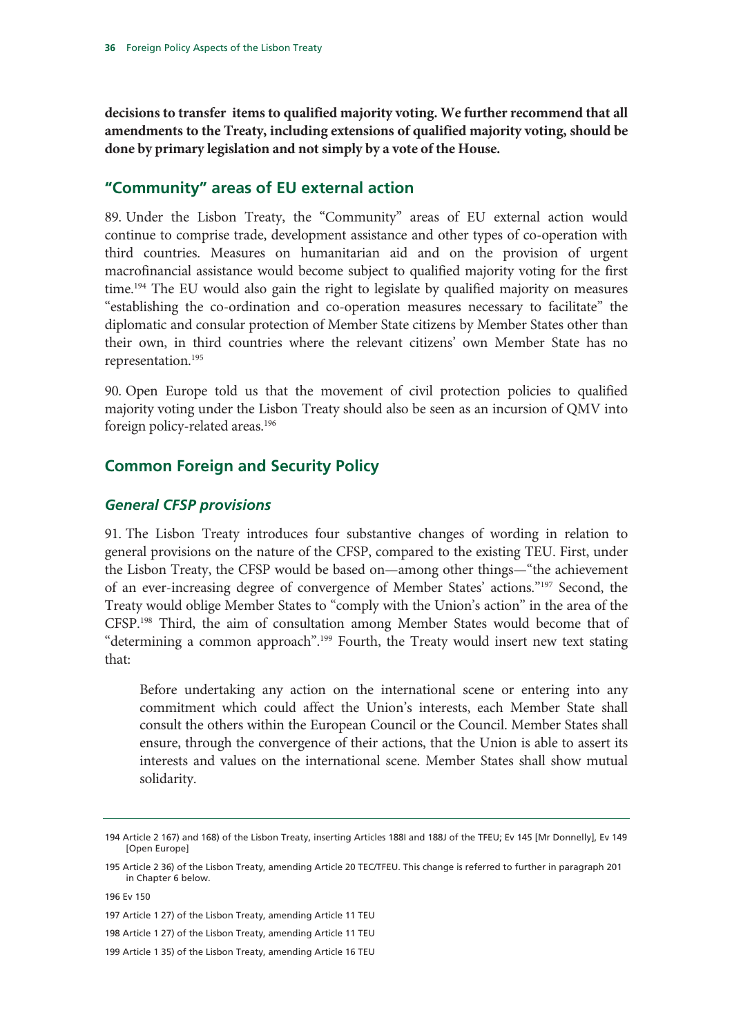**decisions to transfer items to qualified majority voting. We further recommend that all amendments to the Treaty, including extensions of qualified majority voting, should be done by primary legislation and not simply by a vote of the House.**

## "Community" areas of EU external action

89. Under the Lisbon Treaty, the "Community" areas of EU external action would continue to comprise trade, development assistance and other types of co-operation with third countries. Measures on humanitarian aid and on the provision of urgent macrofinancial assistance would become subject to qualified majority voting for the first time.[194] The EU would also gain the right to legislate by qualified majority on measures "establishing the co-ordination and co-operation measures necessary to facilitate" the diplomatic and consular protection of Member State citizens by Member States other than their own, in third countries where the relevant citizens' own Member State has no representation.[195]

90. Open Europe told us that the movement of civil protection policies to qualified majority voting under the Lisbon Treaty should also be seen as an incursion of QMV into foreign policy-related areas.[196]

## Common Foreign and Security Policy

### *General CFSP provisions*

91. The Lisbon Treaty introduces four substantive changes of wording in relation to general provisions on the nature of the CFSP, compared to the existing TEU. First, under the Lisbon Treaty, the CFSP would be based on—among other things—"the achievement of an ever-increasing degree of convergence of Member States' actions."[197] Second, the Treaty would oblige Member States to "comply with the Union's action" in the area of the CFSP.[198] Third, the aim of consultation among Member States would become that of "determining a common approach".[199] Fourth, the Treaty would insert new text stating that:

> Before undertaking any action on the international scene or entering into any commitment which could affect the Union's interests, each Member State shall consult the others within the European Council or the Council. Member States shall ensure, through the convergence of their actions, that the Union is able to assert its interests and values on the international scene. Member States shall show mutual solidarity.

---

194 Article 2 167) and 168) of the Lisbon Treaty, inserting Articles 188I and 188J of the TFEU; Ev 145 [Mr Donnelly], Ev 149 [Open Europe]

195 Article 2 36) of the Lisbon Treaty, amending Article 20 TEC/TFEU. This change is referred to further in paragraph 201 in Chapter 6 below.

196 Ev 150

197 Article 1 27) of the Lisbon Treaty, amending Article 11 TEU

198 Article 1 27) of the Lisbon Treaty, amending Article 11 TEU

199 Article 1 35) of the Lisbon Treaty, amending Article 16 TEU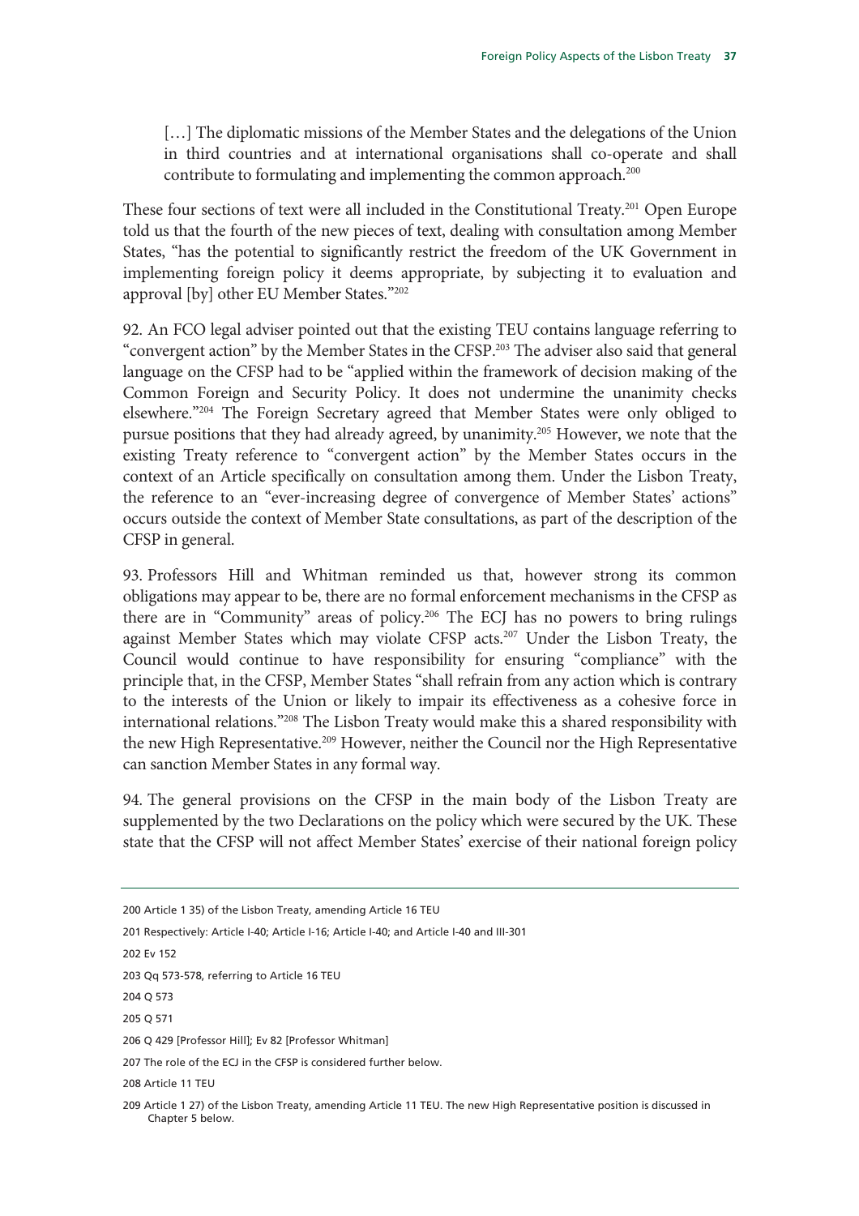[…] The diplomatic missions of the Member States and the delegations of the Union in third countries and at international organisations shall co-operate and shall contribute to formulating and implementing the common approach.[200]

These four sections of text were all included in the Constitutional Treaty.[201] Open Europe told us that the fourth of the new pieces of text, dealing with consultation among Member States, "has the potential to significantly restrict the freedom of the UK Government in implementing foreign policy it deems appropriate, by subjecting it to evaluation and approval [by] other EU Member States."[202]

92. An FCO legal adviser pointed out that the existing TEU contains language referring to "convergent action" by the Member States in the CFSP.[203] The adviser also said that general language on the CFSP had to be "applied within the framework of decision making of the Common Foreign and Security Policy. It does not undermine the unanimity checks elsewhere."[204] The Foreign Secretary agreed that Member States were only obliged to pursue positions that they had already agreed, by unanimity.[205] However, we note that the existing Treaty reference to "convergent action" by the Member States occurs in the context of an Article specifically on consultation among them. Under the Lisbon Treaty, the reference to an "ever-increasing degree of convergence of Member States' actions" occurs outside the context of Member State consultations, as part of the description of the CFSP in general.

93. Professors Hill and Whitman reminded us that, however strong its common obligations may appear to be, there are no formal enforcement mechanisms in the CFSP as there are in "Community" areas of policy.[206] The ECJ has no powers to bring rulings against Member States which may violate CFSP acts.[207] Under the Lisbon Treaty, the Council would continue to have responsibility for ensuring "compliance" with the principle that, in the CFSP, Member States "shall refrain from any action which is contrary to the interests of the Union or likely to impair its effectiveness as a cohesive force in international relations."[208] The Lisbon Treaty would make this a shared responsibility with the new High Representative.[209] However, neither the Council nor the High Representative can sanction Member States in any formal way.

94. The general provisions on the CFSP in the main body of the Lisbon Treaty are supplemented by the two Declarations on the policy which were secured by the UK. These state that the CFSP will not affect Member States' exercise of their national foreign policy

---

200 Article 1 35) of the Lisbon Treaty, amending Article 16 TEU

201 Respectively: Article I-40; Article I-16; Article I-40; and Article I-40 and III-301

202 Ev 152

203 Qq 573-578, referring to Article 16 TEU

204 Q 573

205 Q 571

206 Q 429 [Professor Hill]; Ev 82 [Professor Whitman]

207 The role of the ECJ in the CFSP is considered further below.

208 Article 11 TEU

209 Article 1 27) of the Lisbon Treaty, amending Article 11 TEU. The new High Representative position is discussed in Chapter 5 below.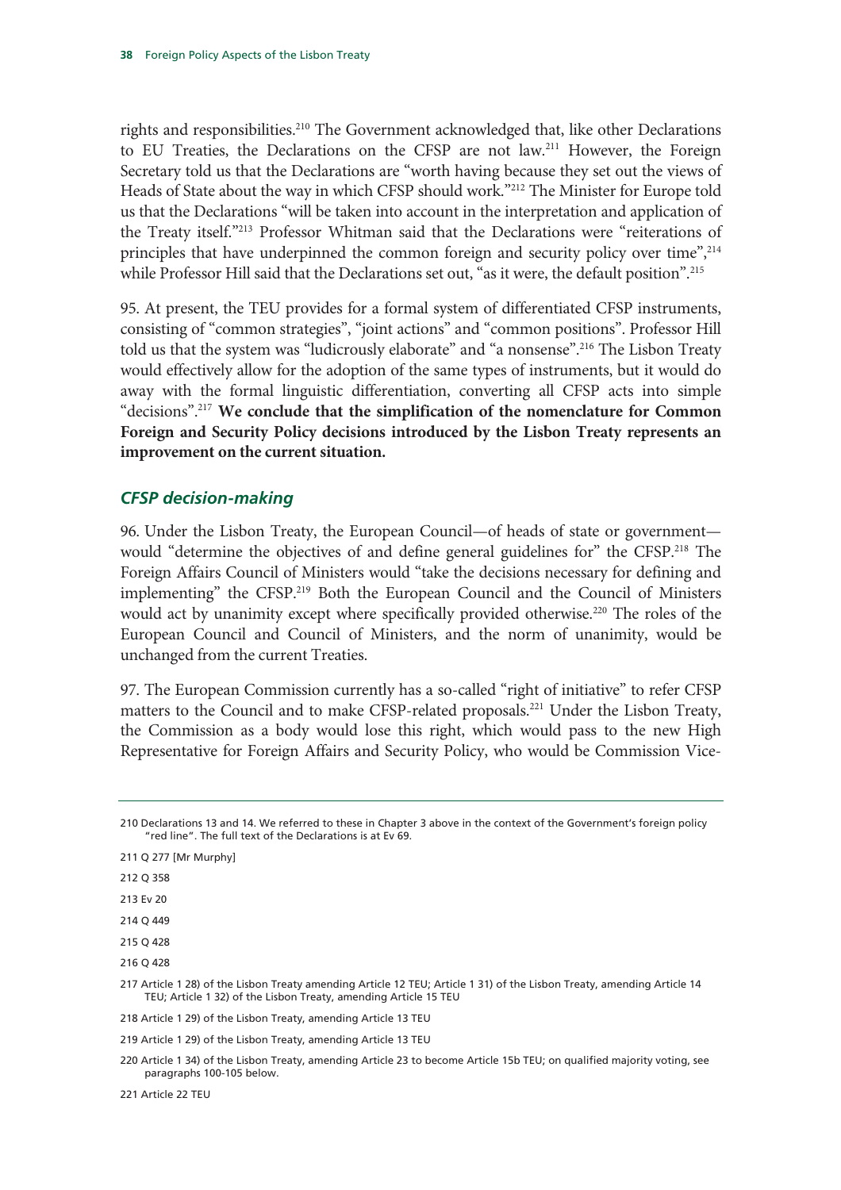rights and responsibilities.[210] The Government acknowledged that, like other Declarations to EU Treaties, the Declarations on the CFSP are not law.[211] However, the Foreign Secretary told us that the Declarations are "worth having because they set out the views of Heads of State about the way in which CFSP should work."[212] The Minister for Europe told us that the Declarations "will be taken into account in the interpretation and application of the Treaty itself."[213] Professor Whitman said that the Declarations were "reiterations of principles that have underpinned the common foreign and security policy over time",[214] while Professor Hill said that the Declarations set out, "as it were, the default position".[215]

95. At present, the TEU provides for a formal system of differentiated CFSP instruments, consisting of "common strategies", "joint actions" and "common positions". Professor Hill told us that the system was "ludicrously elaborate" and "a nonsense".[216] The Lisbon Treaty would effectively allow for the adoption of the same types of instruments, but it would do away with the formal linguistic differentiation, converting all CFSP acts into simple "decisions".[217] **We conclude that the simplification of the nomenclature for Common Foreign and Security Policy decisions introduced by the Lisbon Treaty represents an improvement on the current situation.**

### *CFSP decision-making*

96. Under the Lisbon Treaty, the European Council—of heads of state or government—would "determine the objectives of and define general guidelines for" the CFSP.[218] The Foreign Affairs Council of Ministers would "take the decisions necessary for defining and implementing" the CFSP.[219] Both the European Council and the Council of Ministers would act by unanimity except where specifically provided otherwise.[220] The roles of the European Council and Council of Ministers, and the norm of unanimity, would be unchanged from the current Treaties.

97. The European Commission currently has a so-called "right of initiative" to refer CFSP matters to the Council and to make CFSP-related proposals.[221] Under the Lisbon Treaty, the Commission as a body would lose this right, which would pass to the new High Representative for Foreign Affairs and Security Policy, who would be Commission Vice-

---

210 Declarations 13 and 14. We referred to these in Chapter 3 above in the context of the Government's foreign policy "red line". The full text of the Declarations is at Ev 69.

211 Q 277 [Mr Murphy]

212 Q 358

213 Ev 20

214 Q 449

215 Q 428

216 Q 428

217 Article 1 28) of the Lisbon Treaty amending Article 12 TEU; Article 1 31) of the Lisbon Treaty, amending Article 14 TEU; Article 1 32) of the Lisbon Treaty, amending Article 15 TEU

218 Article 1 29) of the Lisbon Treaty, amending Article 13 TEU

219 Article 1 29) of the Lisbon Treaty, amending Article 13 TEU

220 Article 1 34) of the Lisbon Treaty, amending Article 23 to become Article 15b TEU; on qualified majority voting, see paragraphs 100-105 below.

221 Article 22 TEU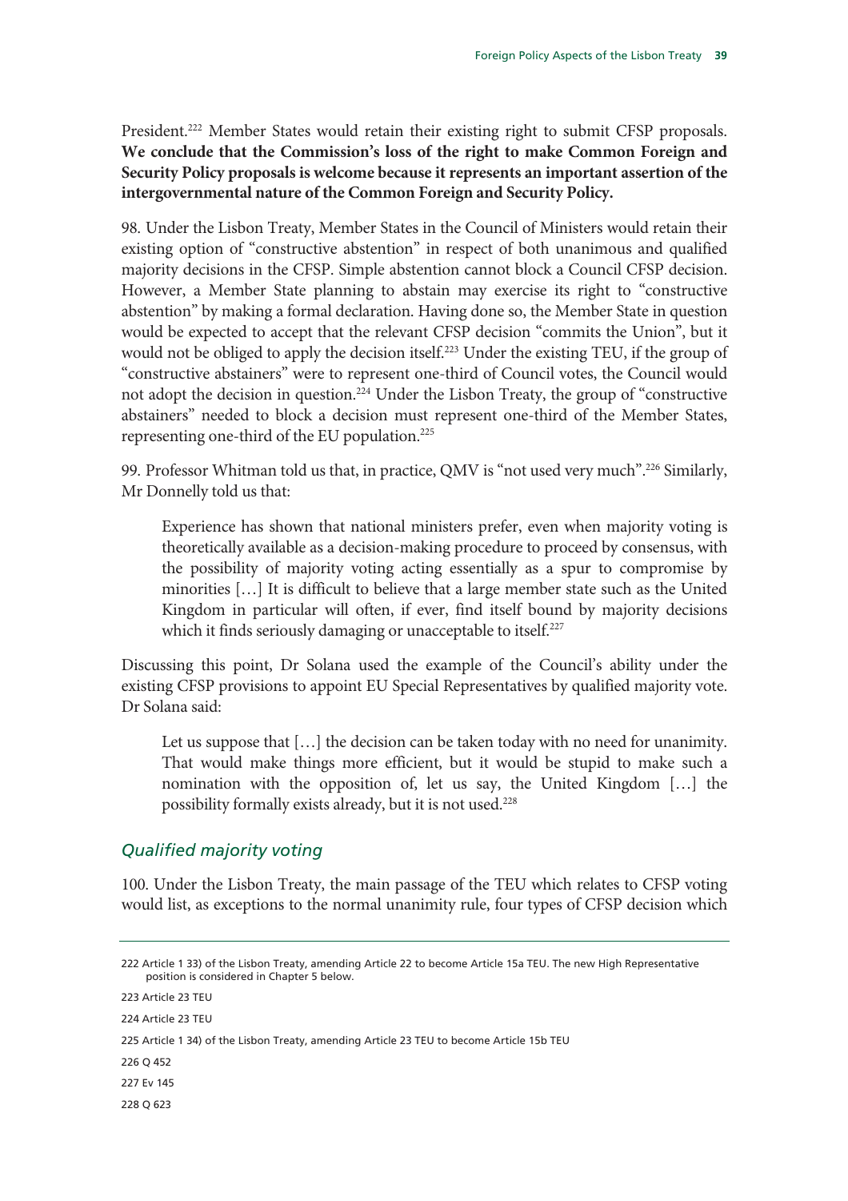President.[222] Member States would retain their existing right to submit CFSP proposals. **We conclude that the Commission's loss of the right to make Common Foreign and Security Policy proposals is welcome because it represents an important assertion of the intergovernmental nature of the Common Foreign and Security Policy.**

98. Under the Lisbon Treaty, Member States in the Council of Ministers would retain their existing option of "constructive abstention" in respect of both unanimous and qualified majority decisions in the CFSP. Simple abstention cannot block a Council CFSP decision. However, a Member State planning to abstain may exercise its right to "constructive abstention" by making a formal declaration. Having done so, the Member State in question would be expected to accept that the relevant CFSP decision "commits the Union", but it would not be obliged to apply the decision itself.[223] Under the existing TEU, if the group of "constructive abstainers" were to represent one-third of Council votes, the Council would not adopt the decision in question.[224] Under the Lisbon Treaty, the group of "constructive abstainers" needed to block a decision must represent one-third of the Member States, representing one-third of the EU population.[225]

99. Professor Whitman told us that, in practice, QMV is "not used very much".[226] Similarly, Mr Donnelly told us that:

> Experience has shown that national ministers prefer, even when majority voting is theoretically available as a decision-making procedure to proceed by consensus, with the possibility of majority voting acting essentially as a spur to compromise by minorities […] It is difficult to believe that a large member state such as the United Kingdom in particular will often, if ever, find itself bound by majority decisions which it finds seriously damaging or unacceptable to itself.[227]

Discussing this point, Dr Solana used the example of the Council's ability under the existing CFSP provisions to appoint EU Special Representatives by qualified majority vote. Dr Solana said:

> Let us suppose that […] the decision can be taken today with no need for unanimity. That would make things more efficient, but it would be stupid to make such a nomination with the opposition of, let us say, the United Kingdom […] the possibility formally exists already, but it is not used.[228]

### *Qualified majority voting*

100. Under the Lisbon Treaty, the main passage of the TEU which relates to CFSP voting would list, as exceptions to the normal unanimity rule, four types of CFSP decision which

---

222 Article 1 33) of the Lisbon Treaty, amending Article 22 to become Article 15a TEU. The new High Representative position is considered in Chapter 5 below.

223 Article 23 TEU

224 Article 23 TEU

225 Article 1 34) of the Lisbon Treaty, amending Article 23 TEU to become Article 15b TEU

226 Q 452

227 Ev 145

228 Q 623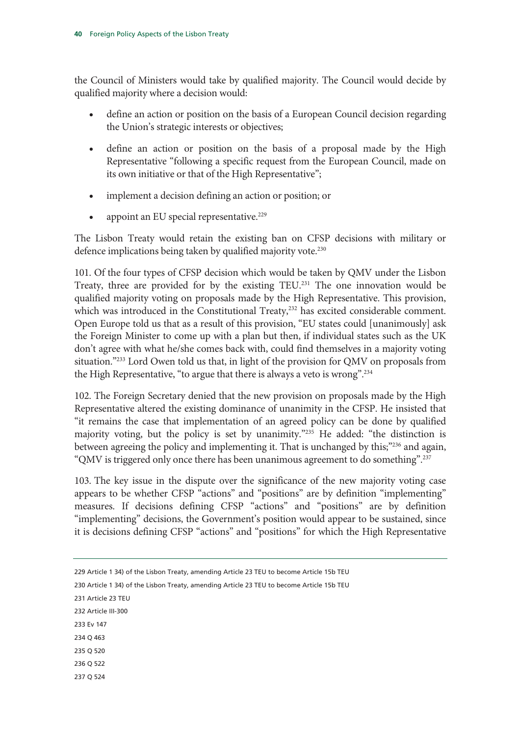the Council of Ministers would take by qualified majority. The Council would decide by qualified majority where a decision would:

- define an action or position on the basis of a European Council decision regarding the Union's strategic interests or objectives;
- define an action or position on the basis of a proposal made by the High Representative "following a specific request from the European Council, made on its own initiative or that of the High Representative";
- implement a decision defining an action or position; or
- appoint an EU special representative.[229]

The Lisbon Treaty would retain the existing ban on CFSP decisions with military or defence implications being taken by qualified majority vote.[230]

101. Of the four types of CFSP decision which would be taken by QMV under the Lisbon Treaty, three are provided for by the existing TEU.[231] The one innovation would be qualified majority voting on proposals made by the High Representative. This provision, which was introduced in the Constitutional Treaty,[232] has excited considerable comment. Open Europe told us that as a result of this provision, "EU states could [unanimously] ask the Foreign Minister to come up with a plan but then, if individual states such as the UK don't agree with what he/she comes back with, could find themselves in a majority voting situation."[233] Lord Owen told us that, in light of the provision for QMV on proposals from the High Representative, "to argue that there is always a veto is wrong".[234]

102. The Foreign Secretary denied that the new provision on proposals made by the High Representative altered the existing dominance of unanimity in the CFSP. He insisted that "it remains the case that implementation of an agreed policy can be done by qualified majority voting, but the policy is set by unanimity."[235] He added: "the distinction is between agreeing the policy and implementing it. That is unchanged by this;"[236] and again, "QMV is triggered only once there has been unanimous agreement to do something".[237]

103. The key issue in the dispute over the significance of the new majority voting case appears to be whether CFSP "actions" and "positions" are by definition "implementing" measures. If decisions defining CFSP "actions" and "positions" are by definition "implementing" decisions, the Government's position would appear to be sustained, since it is decisions defining CFSP "actions" and "positions" for which the High Representative

229 Article 1 34) of the Lisbon Treaty, amending Article 23 TEU to become Article 15b TEU

230 Article 1 34) of the Lisbon Treaty, amending Article 23 TEU to become Article 15b TEU

231 Article 23 TEU

232 Article III-300

233 Ev 147

234 Q 463

235 Q 520

236 Q 522

237 Q 524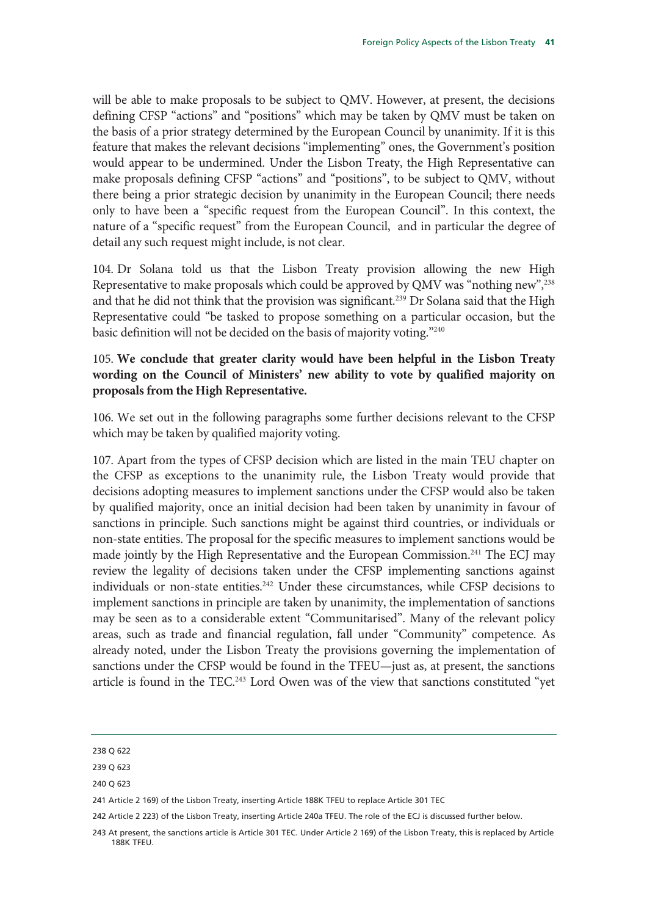will be able to make proposals to be subject to QMV. However, at present, the decisions defining CFSP "actions" and "positions" which may be taken by QMV must be taken on the basis of a prior strategy determined by the European Council by unanimity. If it is this feature that makes the relevant decisions "implementing" ones, the Government's position would appear to be undermined. Under the Lisbon Treaty, the High Representative can make proposals defining CFSP "actions" and "positions", to be subject to QMV, without there being a prior strategic decision by unanimity in the European Council; there needs only to have been a "specific request from the European Council". In this context, the nature of a "specific request" from the European Council, and in particular the degree of detail any such request might include, is not clear.

104. Dr Solana told us that the Lisbon Treaty provision allowing the new High Representative to make proposals which could be approved by QMV was "nothing new",[238] and that he did not think that the provision was significant.[239] Dr Solana said that the High Representative could "be tasked to propose something on a particular occasion, but the basic definition will not be decided on the basis of majority voting."[240]

105. **We conclude that greater clarity would have been helpful in the Lisbon Treaty wording on the Council of Ministers' new ability to vote by qualified majority on proposals from the High Representative.**

106. We set out in the following paragraphs some further decisions relevant to the CFSP which may be taken by qualified majority voting.

107. Apart from the types of CFSP decision which are listed in the main TEU chapter on the CFSP as exceptions to the unanimity rule, the Lisbon Treaty would provide that decisions adopting measures to implement sanctions under the CFSP would also be taken by qualified majority, once an initial decision had been taken by unanimity in favour of sanctions in principle. Such sanctions might be against third countries, or individuals or non-state entities. The proposal for the specific measures to implement sanctions would be made jointly by the High Representative and the European Commission.[241] The ECJ may review the legality of decisions taken under the CFSP implementing sanctions against individuals or non-state entities.[242] Under these circumstances, while CFSP decisions to implement sanctions in principle are taken by unanimity, the implementation of sanctions may be seen as to a considerable extent "Communitarised". Many of the relevant policy areas, such as trade and financial regulation, fall under "Community" competence. As already noted, under the Lisbon Treaty the provisions governing the implementation of sanctions under the CFSP would be found in the TFEU—just as, at present, the sanctions article is found in the TEC.[243] Lord Owen was of the view that sanctions constituted "yet

---

238 Q 622

239 Q 623

240 Q 623

241 Article 2 169) of the Lisbon Treaty, inserting Article 188K TFEU to replace Article 301 TEC

242 Article 2 223) of the Lisbon Treaty, inserting Article 240a TFEU. The role of the ECJ is discussed further below.

243 At present, the sanctions article is Article 301 TEC. Under Article 2 169) of the Lisbon Treaty, this is replaced by Article 188K TFEU.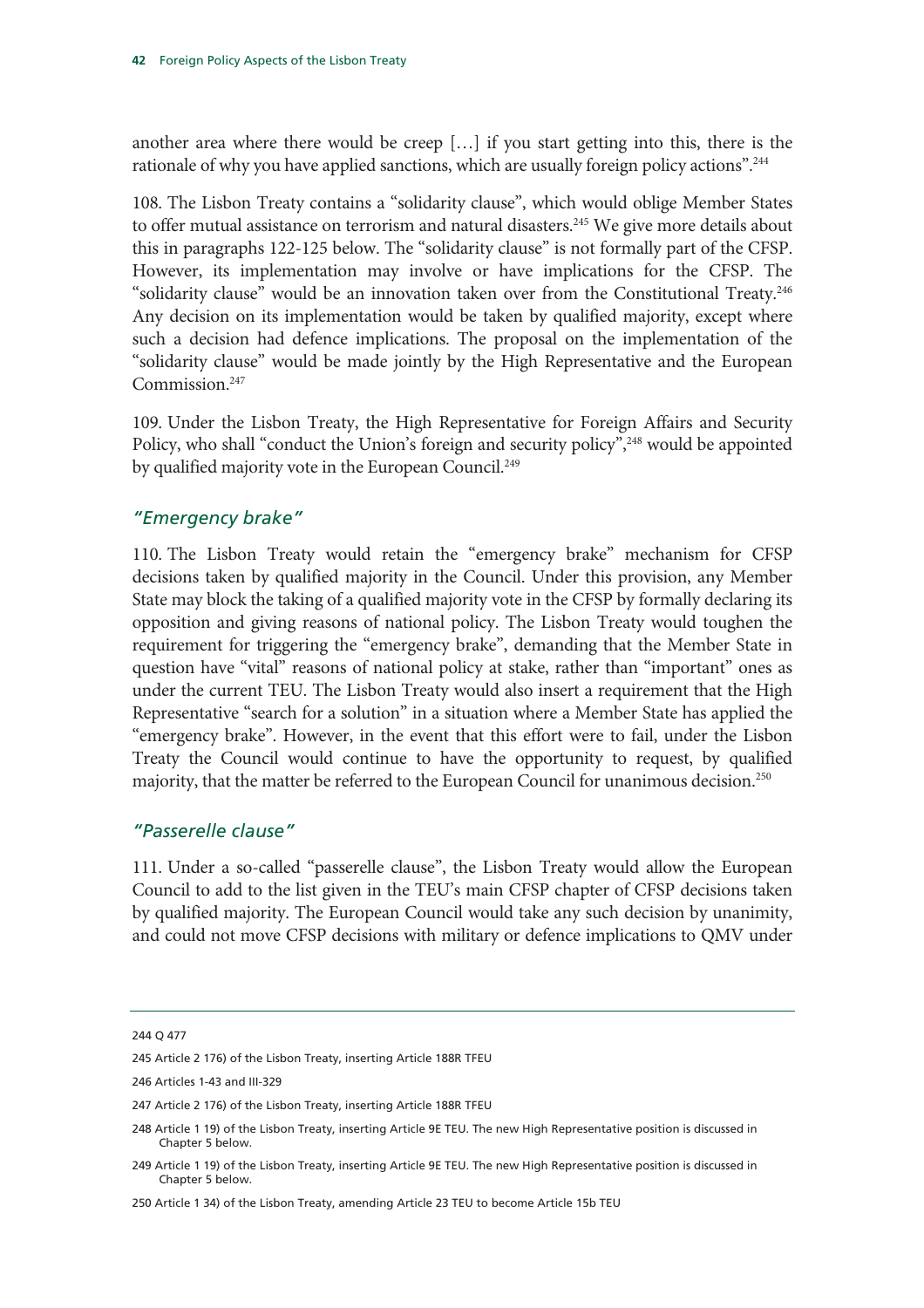another area where there would be creep […] if you start getting into this, there is the rationale of why you have applied sanctions, which are usually foreign policy actions".[244]

108. The Lisbon Treaty contains a "solidarity clause", which would oblige Member States to offer mutual assistance on terrorism and natural disasters.[245] We give more details about this in paragraphs 122-125 below. The "solidarity clause" is not formally part of the CFSP. However, its implementation may involve or have implications for the CFSP. The "solidarity clause" would be an innovation taken over from the Constitutional Treaty.[246] Any decision on its implementation would be taken by qualified majority, except where such a decision had defence implications. The proposal on the implementation of the "solidarity clause" would be made jointly by the High Representative and the European Commission.[247]

109. Under the Lisbon Treaty, the High Representative for Foreign Affairs and Security Policy, who shall "conduct the Union's foreign and security policy",[248] would be appointed by qualified majority vote in the European Council.[249]

### *"Emergency brake"*

110. The Lisbon Treaty would retain the "emergency brake" mechanism for CFSP decisions taken by qualified majority in the Council. Under this provision, any Member State may block the taking of a qualified majority vote in the CFSP by formally declaring its opposition and giving reasons of national policy. The Lisbon Treaty would toughen the requirement for triggering the "emergency brake", demanding that the Member State in question have "vital" reasons of national policy at stake, rather than "important" ones as under the current TEU. The Lisbon Treaty would also insert a requirement that the High Representative "search for a solution" in a situation where a Member State has applied the "emergency brake". However, in the event that this effort were to fail, under the Lisbon Treaty the Council would continue to have the opportunity to request, by qualified majority, that the matter be referred to the European Council for unanimous decision.[250]

### *"Passerelle clause"*

111. Under a so-called "passerelle clause", the Lisbon Treaty would allow the European Council to add to the list given in the TEU's main CFSP chapter of CFSP decisions taken by qualified majority. The European Council would take any such decision by unanimity, and could not move CFSP decisions with military or defence implications to QMV under

---

244 Q 477

245 Article 2 176) of the Lisbon Treaty, inserting Article 188R TFEU

246 Articles 1-43 and III-329

247 Article 2 176) of the Lisbon Treaty, inserting Article 188R TFEU

248 Article 1 19) of the Lisbon Treaty, inserting Article 9E TEU. The new High Representative position is discussed in Chapter 5 below.

249 Article 1 19) of the Lisbon Treaty, inserting Article 9E TEU. The new High Representative position is discussed in Chapter 5 below.

250 Article 1 34) of the Lisbon Treaty, amending Article 23 TEU to become Article 15b TEU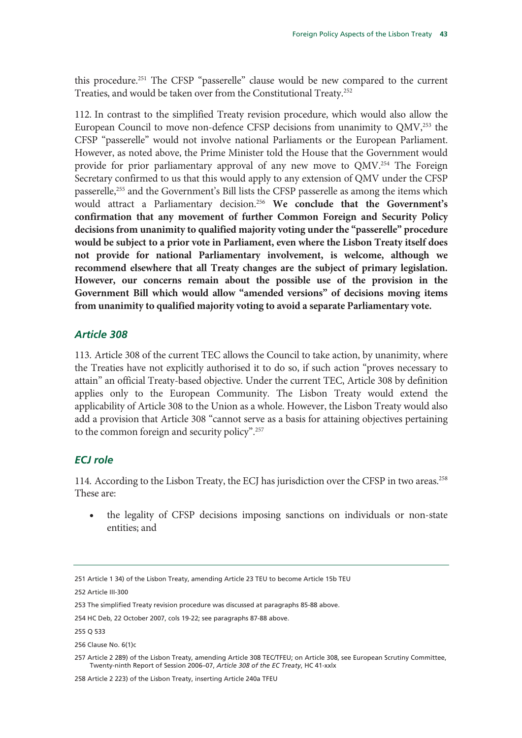this procedure.[251] The CFSP "passerelle" clause would be new compared to the current Treaties, and would be taken over from the Constitutional Treaty.[252]

112. In contrast to the simplified Treaty revision procedure, which would also allow the European Council to move non-defence CFSP decisions from unanimity to QMV,[253] the CFSP "passerelle" would not involve national Parliaments or the European Parliament. However, as noted above, the Prime Minister told the House that the Government would provide for prior parliamentary approval of any new move to QMV.[254] The Foreign Secretary confirmed to us that this would apply to any extension of QMV under the CFSP passerelle,[255] and the Government's Bill lists the CFSP passerelle as among the items which would attract a Parliamentary decision.[256] **We conclude that the Government's confirmation that any movement of further Common Foreign and Security Policy decisions from unanimity to qualified majority voting under the "passerelle" procedure would be subject to a prior vote in Parliament, even where the Lisbon Treaty itself does not provide for national Parliamentary involvement, is welcome, although we recommend elsewhere that all Treaty changes are the subject of primary legislation. However, our concerns remain about the possible use of the provision in the Government Bill which would allow "amended versions" of decisions moving items from unanimity to qualified majority voting to avoid a separate Parliamentary vote.**

### *Article 308*

113. Article 308 of the current TEC allows the Council to take action, by unanimity, where the Treaties have not explicitly authorised it to do so, if such action "proves necessary to attain" an official Treaty-based objective. Under the current TEC, Article 308 by definition applies only to the European Community. The Lisbon Treaty would extend the applicability of Article 308 to the Union as a whole. However, the Lisbon Treaty would also add a provision that Article 308 "cannot serve as a basis for attaining objectives pertaining to the common foreign and security policy".[257]

### *ECJ role*

114. According to the Lisbon Treaty, the ECJ has jurisdiction over the CFSP in two areas.[258] These are:

- the legality of CFSP decisions imposing sanctions on individuals or non-state entities; and

---

251 Article 1 34) of the Lisbon Treaty, amending Article 23 TEU to become Article 15b TEU

252 Article III-300

253 The simplified Treaty revision procedure was discussed at paragraphs 85-88 above.

254 HC Deb, 22 October 2007, cols 19-22; see paragraphs 87-88 above.

255 Q 533

256 Clause No. 6(1)c

257 Article 2 289) of the Lisbon Treaty, amending Article 308 TEC/TFEU; on Article 308, see European Scrutiny Committee, Twenty-ninth Report of Session 2006–07, *Article 308 of the EC Treaty*, HC 41-xxlx

258 Article 2 223) of the Lisbon Treaty, inserting Article 240a TFEU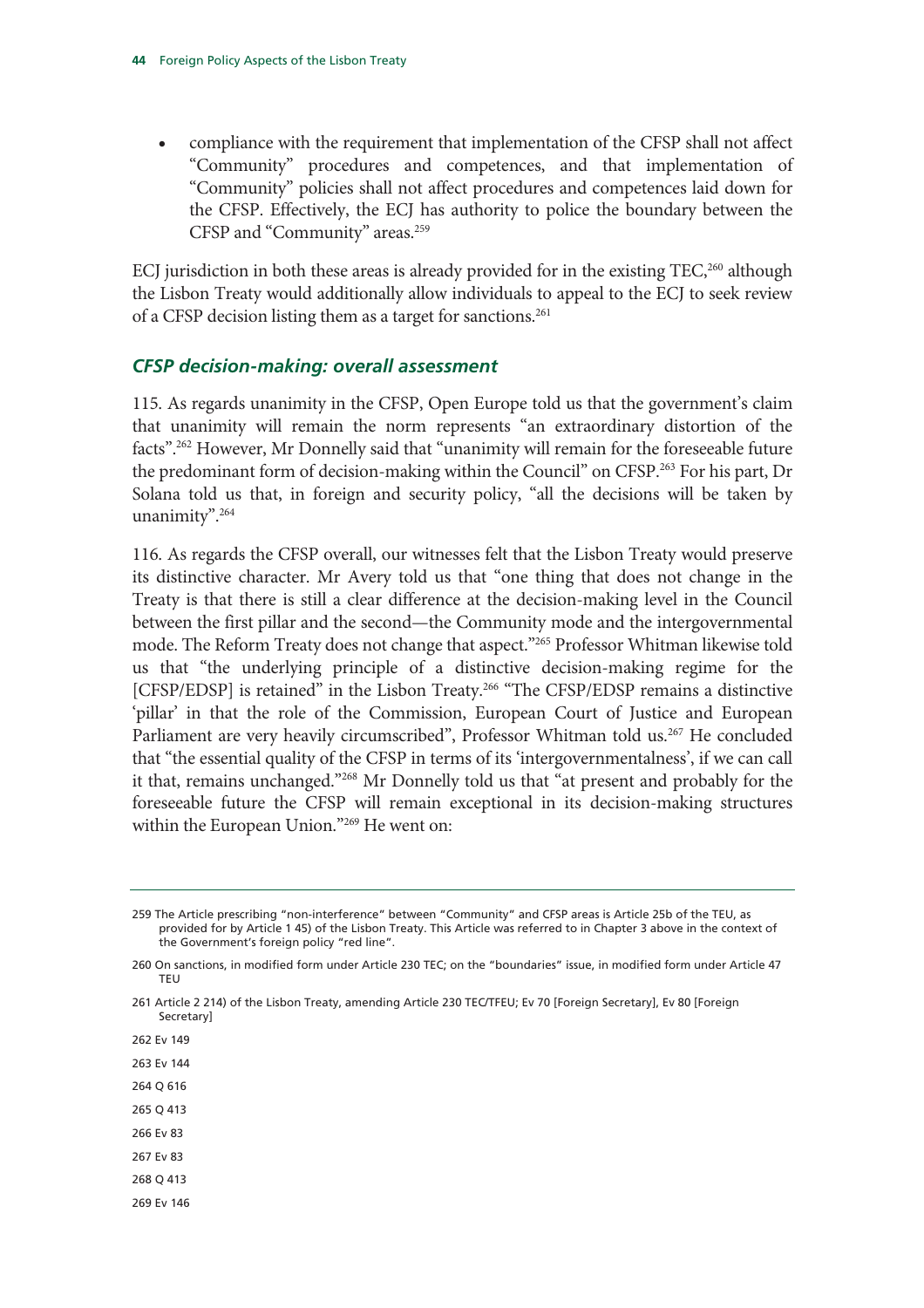- compliance with the requirement that implementation of the CFSP shall not affect "Community" procedures and competences, and that implementation of "Community" policies shall not affect procedures and competences laid down for the CFSP. Effectively, the ECJ has authority to police the boundary between the CFSP and "Community" areas.[259]

ECJ jurisdiction in both these areas is already provided for in the existing TEC,[260] although the Lisbon Treaty would additionally allow individuals to appeal to the ECJ to seek review of a CFSP decision listing them as a target for sanctions.[261]

### *CFSP decision-making: overall assessment*

115. As regards unanimity in the CFSP, Open Europe told us that the government's claim that unanimity will remain the norm represents "an extraordinary distortion of the facts".[262] However, Mr Donnelly said that "unanimity will remain for the foreseeable future the predominant form of decision-making within the Council" on CFSP.[263] For his part, Dr Solana told us that, in foreign and security policy, "all the decisions will be taken by unanimity".[264]

116. As regards the CFSP overall, our witnesses felt that the Lisbon Treaty would preserve its distinctive character. Mr Avery told us that "one thing that does not change in the Treaty is that there is still a clear difference at the decision-making level in the Council between the first pillar and the second—the Community mode and the intergovernmental mode. The Reform Treaty does not change that aspect."[265] Professor Whitman likewise told us that "the underlying principle of a distinctive decision-making regime for the [CFSP/EDSP] is retained" in the Lisbon Treaty.[266] "The CFSP/EDSP remains a distinctive 'pillar' in that the role of the Commission, European Court of Justice and European Parliament are very heavily circumscribed", Professor Whitman told us.[267] He concluded that "the essential quality of the CFSP in terms of its 'intergovernmentalness', if we can call it that, remains unchanged."[268] Mr Donnelly told us that "at present and probably for the foreseeable future the CFSP will remain exceptional in its decision-making structures within the European Union."[269] He went on:

---

259 The Article prescribing "non-interference" between "Community" and CFSP areas is Article 25b of the TEU, as provided for by Article 1 45) of the Lisbon Treaty. This Article was referred to in Chapter 3 above in the context of the Government's foreign policy "red line".

260 On sanctions, in modified form under Article 230 TEC; on the "boundaries" issue, in modified form under Article 47 TEU

261 Article 2 214) of the Lisbon Treaty, amending Article 230 TEC/TFEU; Ev 70 [Foreign Secretary], Ev 80 [Foreign Secretary]

262 Ev 149

263 Ev 144

264 Q 616

265 Q 413

266 Ev 83

267 Ev 83

268 Q 413

269 Ev 146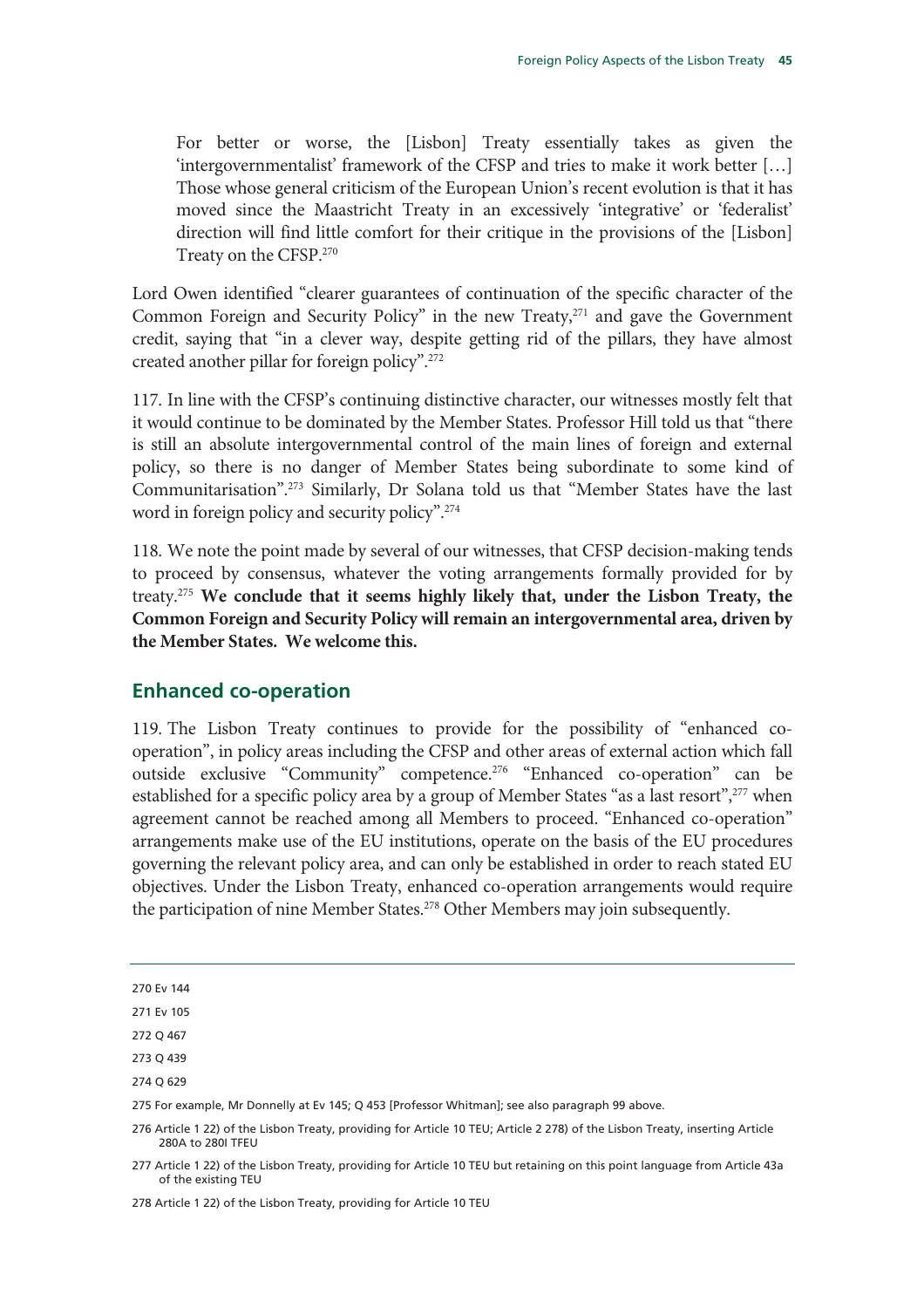> For better or worse, the [Lisbon] Treaty essentially takes as given the 'intergovernmentalist' framework of the CFSP and tries to make it work better [...] Those whose general criticism of the European Union's recent evolution is that it has moved since the Maastricht Treaty in an excessively 'integrative' or 'federalist' direction will find little comfort for their critique in the provisions of the [Lisbon] Treaty on the CFSP.[270]

Lord Owen identified "clearer guarantees of continuation of the specific character of the Common Foreign and Security Policy" in the new Treaty,[271] and gave the Government credit, saying that "in a clever way, despite getting rid of the pillars, they have almost created another pillar for foreign policy".[272]

117. In line with the CFSP's continuing distinctive character, our witnesses mostly felt that it would continue to be dominated by the Member States. Professor Hill told us that "there is still an absolute intergovernmental control of the main lines of foreign and external policy, so there is no danger of Member States being subordinate to some kind of Communitarisation".[273] Similarly, Dr Solana told us that "Member States have the last word in foreign policy and security policy".[274]

118. We note the point made by several of our witnesses, that CFSP decision-making tends to proceed by consensus, whatever the voting arrangements formally provided for by treaty.[275] **We conclude that it seems highly likely that, under the Lisbon Treaty, the Common Foreign and Security Policy will remain an intergovernmental area, driven by the Member States. We welcome this.**

## Enhanced co-operation

119. The Lisbon Treaty continues to provide for the possibility of "enhanced co-operation", in policy areas including the CFSP and other areas of external action which fall outside exclusive "Community" competence.[276] "Enhanced co-operation" can be established for a specific policy area by a group of Member States "as a last resort",[277] when agreement cannot be reached among all Members to proceed. "Enhanced co-operation" arrangements make use of the EU institutions, operate on the basis of the EU procedures governing the relevant policy area, and can only be established in order to reach stated EU objectives. Under the Lisbon Treaty, enhanced co-operation arrangements would require the participation of nine Member States.[278] Other Members may join subsequently.

---

270 Ev 144

271 Ev 105

272 Q 467

273 Q 439

274 Q 629

275 For example, Mr Donnelly at Ev 145; Q 453 [Professor Whitman]; see also paragraph 99 above.

276 Article 1 22) of the Lisbon Treaty, providing for Article 10 TEU; Article 2 278) of the Lisbon Treaty, inserting Article 280A to 280I TFEU

277 Article 1 22) of the Lisbon Treaty, providing for Article 10 TEU but retaining on this point language from Article 43a of the existing TEU

278 Article 1 22) of the Lisbon Treaty, providing for Article 10 TEU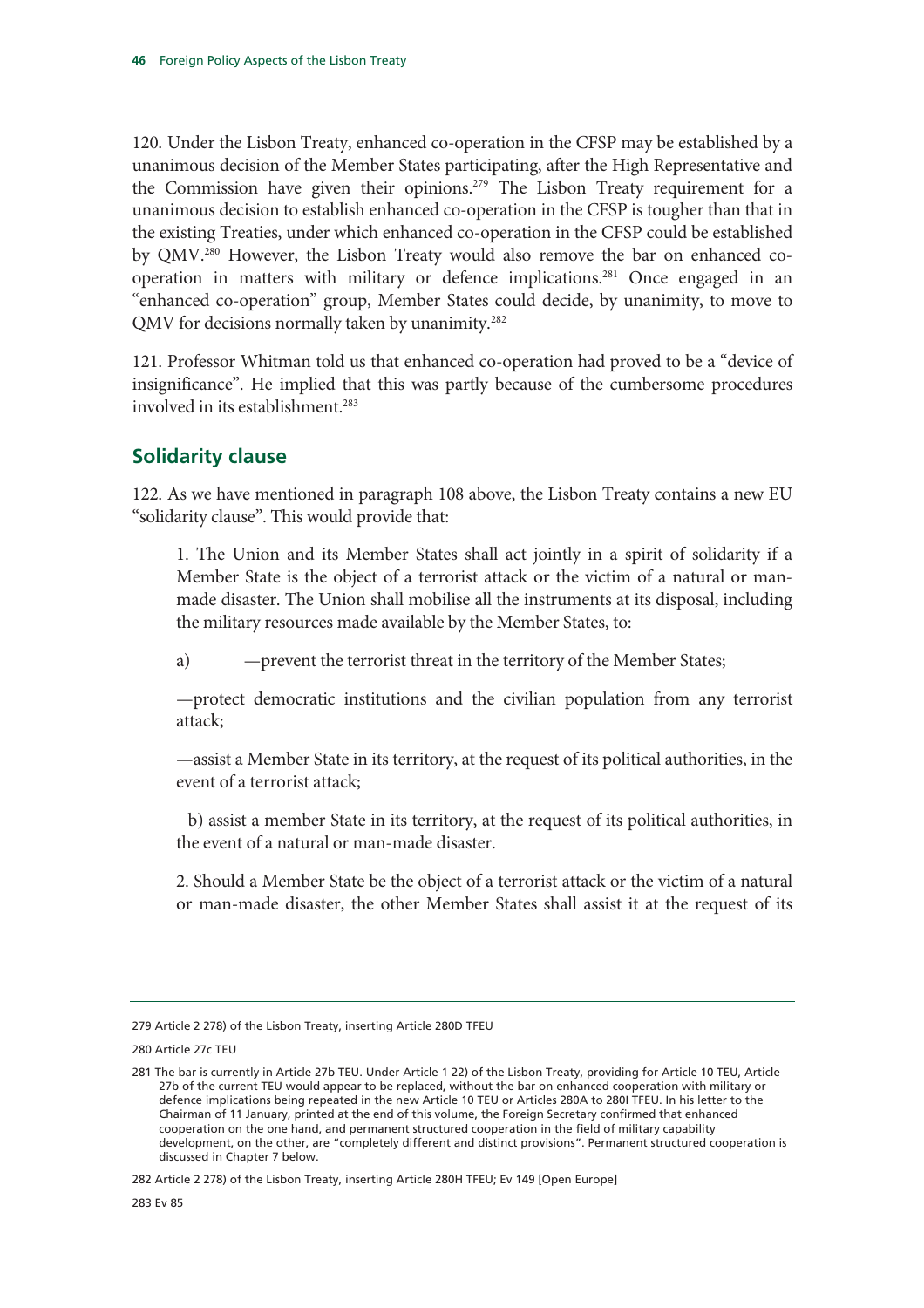120. Under the Lisbon Treaty, enhanced co-operation in the CFSP may be established by a unanimous decision of the Member States participating, after the High Representative and the Commission have given their opinions.[279] The Lisbon Treaty requirement for a unanimous decision to establish enhanced co-operation in the CFSP is tougher than that in the existing Treaties, under which enhanced co-operation in the CFSP could be established by QMV.[280] However, the Lisbon Treaty would also remove the bar on enhanced co-operation in matters with military or defence implications.[281] Once engaged in an "enhanced co-operation" group, Member States could decide, by unanimity, to move to QMV for decisions normally taken by unanimity.[282]

121. Professor Whitman told us that enhanced co-operation had proved to be a "device of insignificance". He implied that this was partly because of the cumbersome procedures involved in its establishment.[283]

## Solidarity clause

122. As we have mentioned in paragraph 108 above, the Lisbon Treaty contains a new EU "solidarity clause". This would provide that:

> 1. The Union and its Member States shall act jointly in a spirit of solidarity if a Member State is the object of a terrorist attack or the victim of a natural or man-made disaster. The Union shall mobilise all the instruments at its disposal, including the military resources made available by the Member States, to:
>
> a) —prevent the terrorist threat in the territory of the Member States;
>
> —protect democratic institutions and the civilian population from any terrorist attack;
>
> —assist a Member State in its territory, at the request of its political authorities, in the event of a terrorist attack;
>
> b) assist a member State in its territory, at the request of its political authorities, in the event of a natural or man-made disaster.
>
> 2. Should a Member State be the object of a terrorist attack or the victim of a natural or man-made disaster, the other Member States shall assist it at the request of its

---

279 Article 2 278) of the Lisbon Treaty, inserting Article 280D TFEU

280 Article 27c TEU

281 The bar is currently in Article 27b TEU. Under Article 1 22) of the Lisbon Treaty, providing for Article 10 TEU, Article 27b of the current TEU would appear to be replaced, without the bar on enhanced cooperation with military or defence implications being repeated in the new Article 10 TEU or Articles 280A to 280I TFEU. In his letter to the Chairman of 11 January, printed at the end of this volume, the Foreign Secretary confirmed that enhanced cooperation on the one hand, and permanent structured cooperation in the field of military capability development, on the other, are "completely different and distinct provisions". Permanent structured cooperation is discussed in Chapter 7 below.

282 Article 2 278) of the Lisbon Treaty, inserting Article 280H TFEU; Ev 149 [Open Europe]

283 Ev 85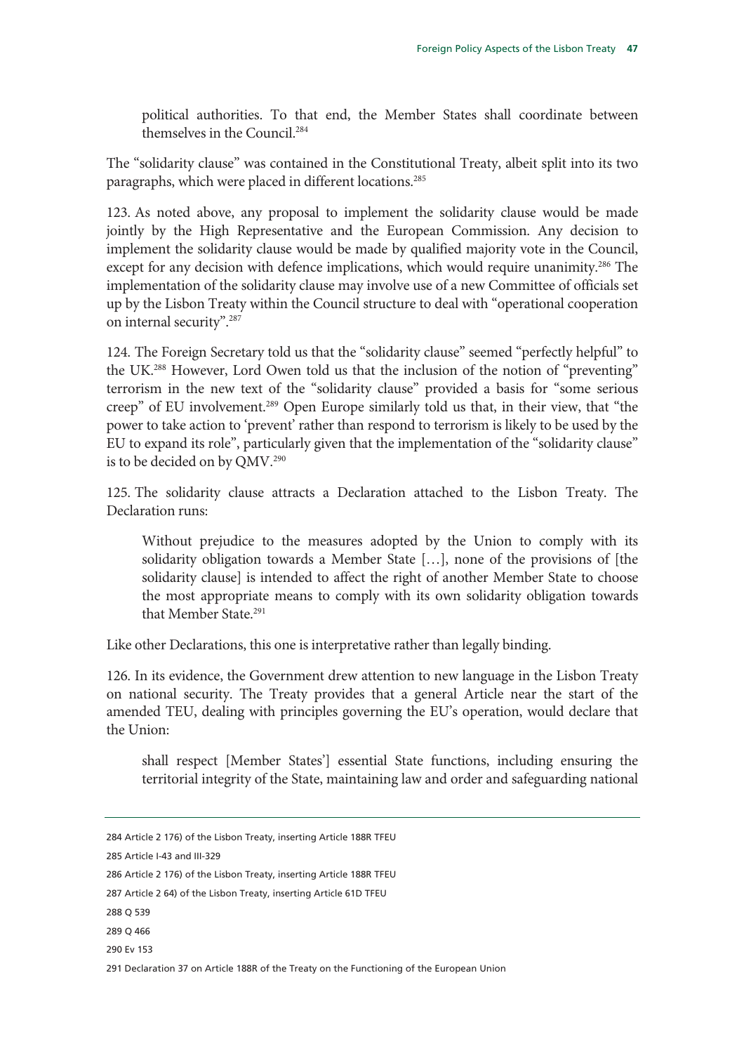> political authorities. To that end, the Member States shall coordinate between themselves in the Council.[284]

The "solidarity clause" was contained in the Constitutional Treaty, albeit split into its two paragraphs, which were placed in different locations.[285]

123. As noted above, any proposal to implement the solidarity clause would be made jointly by the High Representative and the European Commission. Any decision to implement the solidarity clause would be made by qualified majority vote in the Council, except for any decision with defence implications, which would require unanimity.[286] The implementation of the solidarity clause may involve use of a new Committee of officials set up by the Lisbon Treaty within the Council structure to deal with "operational cooperation on internal security".[287]

124. The Foreign Secretary told us that the "solidarity clause" seemed "perfectly helpful" to the UK.[288] However, Lord Owen told us that the inclusion of the notion of "preventing" terrorism in the new text of the "solidarity clause" provided a basis for "some serious creep" of EU involvement.[289] Open Europe similarly told us that, in their view, that "the power to take action to 'prevent' rather than respond to terrorism is likely to be used by the EU to expand its role", particularly given that the implementation of the "solidarity clause" is to be decided on by QMV.[290]

125. The solidarity clause attracts a Declaration attached to the Lisbon Treaty. The Declaration runs:

> Without prejudice to the measures adopted by the Union to comply with its solidarity obligation towards a Member State […], none of the provisions of [the solidarity clause] is intended to affect the right of another Member State to choose the most appropriate means to comply with its own solidarity obligation towards that Member State.[291]

Like other Declarations, this one is interpretative rather than legally binding.

126. In its evidence, the Government drew attention to new language in the Lisbon Treaty on national security. The Treaty provides that a general Article near the start of the amended TEU, dealing with principles governing the EU's operation, would declare that the Union:

> shall respect [Member States'] essential State functions, including ensuring the territorial integrity of the State, maintaining law and order and safeguarding national

---

284 Article 2 176) of the Lisbon Treaty, inserting Article 188R TFEU

285 Article I-43 and III-329

286 Article 2 176) of the Lisbon Treaty, inserting Article 188R TFEU

287 Article 2 64) of the Lisbon Treaty, inserting Article 61D TFEU

288 Q 539

289 Q 466

290 Ev 153

291 Declaration 37 on Article 188R of the Treaty on the Functioning of the European Union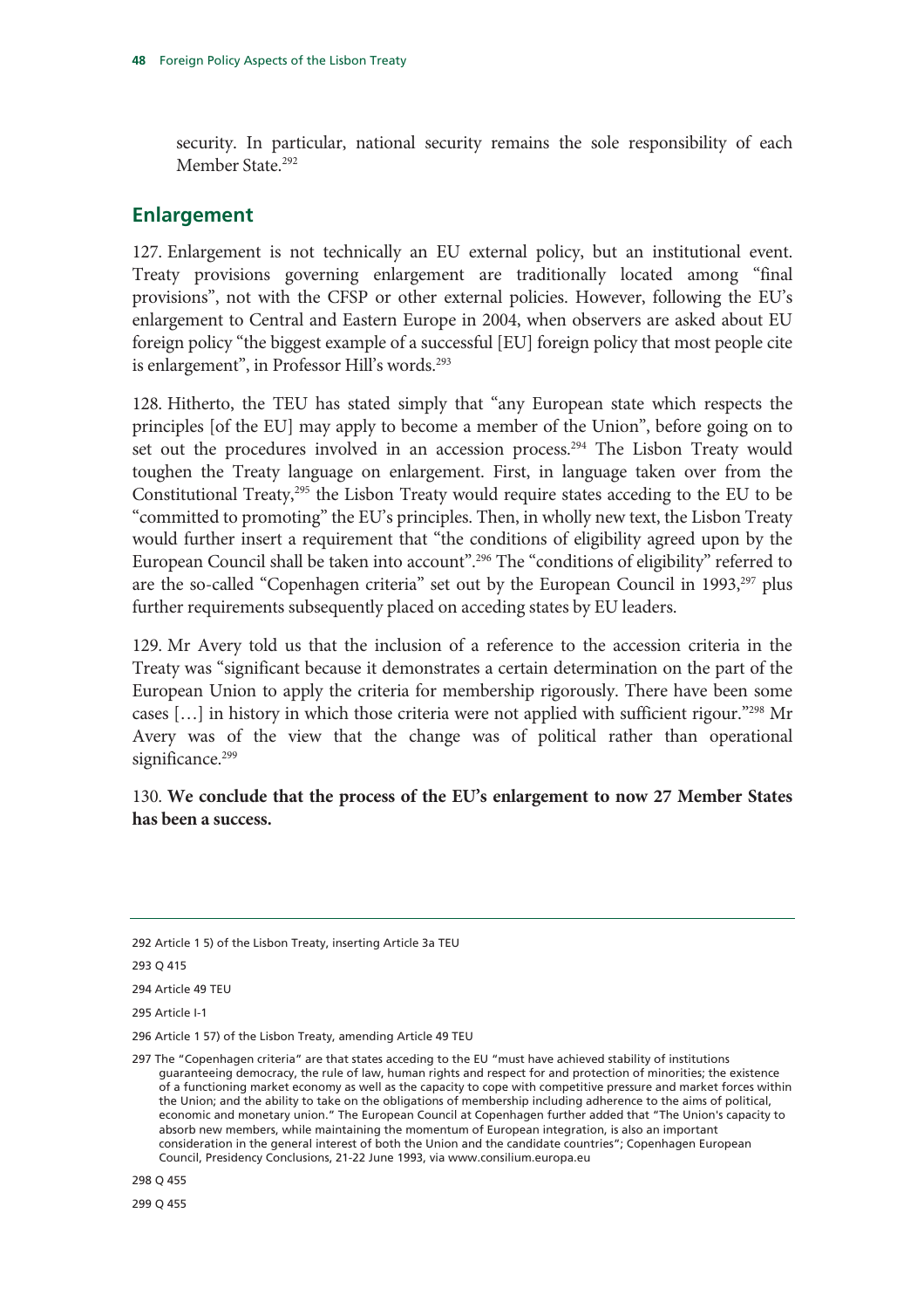security. In particular, national security remains the sole responsibility of each Member State.[292]

## Enlargement

127. Enlargement is not technically an EU external policy, but an institutional event. Treaty provisions governing enlargement are traditionally located among "final provisions", not with the CFSP or other external policies. However, following the EU's enlargement to Central and Eastern Europe in 2004, when observers are asked about EU foreign policy "the biggest example of a successful [EU] foreign policy that most people cite is enlargement", in Professor Hill's words.[293]

128. Hitherto, the TEU has stated simply that "any European state which respects the principles [of the EU] may apply to become a member of the Union", before going on to set out the procedures involved in an accession process.[294] The Lisbon Treaty would toughen the Treaty language on enlargement. First, in language taken over from the Constitutional Treaty,[295] the Lisbon Treaty would require states acceding to the EU to be "committed to promoting" the EU's principles. Then, in wholly new text, the Lisbon Treaty would further insert a requirement that "the conditions of eligibility agreed upon by the European Council shall be taken into account".[296] The "conditions of eligibility" referred to are the so-called "Copenhagen criteria" set out by the European Council in 1993,[297] plus further requirements subsequently placed on acceding states by EU leaders.

129. Mr Avery told us that the inclusion of a reference to the accession criteria in the Treaty was "significant because it demonstrates a certain determination on the part of the European Union to apply the criteria for membership rigorously. There have been some cases […] in history in which those criteria were not applied with sufficient rigour."[298] Mr Avery was of the view that the change was of political rather than operational significance.[299]

130. **We conclude that the process of the EU's enlargement to now 27 Member States has been a success.**

---

292 Article 1 5) of the Lisbon Treaty, inserting Article 3a TEU

293 Q 415

294 Article 49 TEU

295 Article I-1

296 Article 1 57) of the Lisbon Treaty, amending Article 49 TEU

297 The "Copenhagen criteria" are that states acceding to the EU "must have achieved stability of institutions guaranteeing democracy, the rule of law, human rights and respect for and protection of minorities; the existence of a functioning market economy as well as the capacity to cope with competitive pressure and market forces within the Union; and the ability to take on the obligations of membership including adherence to the aims of political, economic and monetary union." The European Council at Copenhagen further added that "The Union's capacity to absorb new members, while maintaining the momentum of European integration, is also an important consideration in the general interest of both the Union and the candidate countries"; Copenhagen European Council, Presidency Conclusions, 21-22 June 1993, via www.consilium.europa.eu

298 Q 455

299 Q 455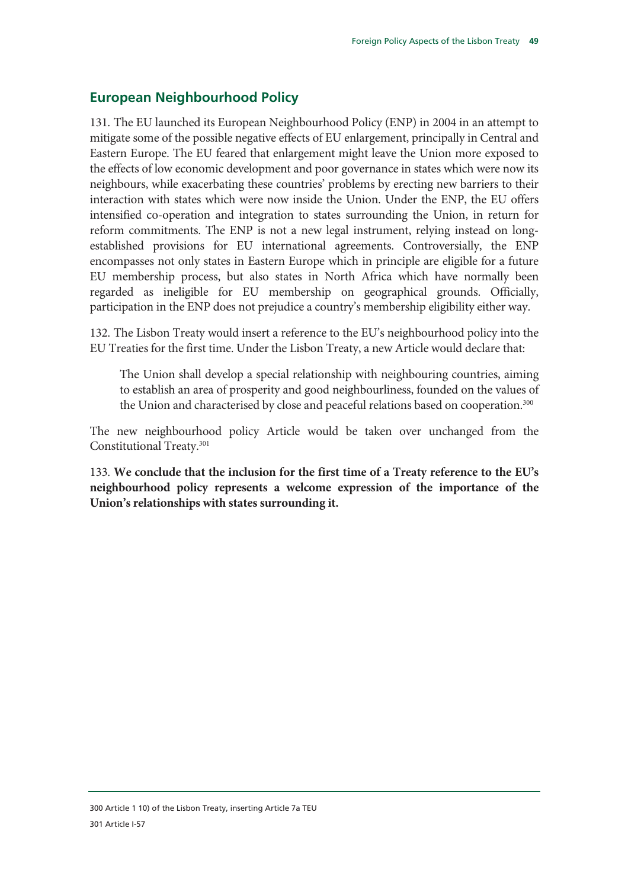## European Neighbourhood Policy

131. The EU launched its European Neighbourhood Policy (ENP) in 2004 in an attempt to mitigate some of the possible negative effects of EU enlargement, principally in Central and Eastern Europe. The EU feared that enlargement might leave the Union more exposed to the effects of low economic development and poor governance in states which were now its neighbours, while exacerbating these countries' problems by erecting new barriers to their interaction with states which were now inside the Union. Under the ENP, the EU offers intensified co-operation and integration to states surrounding the Union, in return for reform commitments. The ENP is not a new legal instrument, relying instead on long-established provisions for EU international agreements. Controversially, the ENP encompasses not only states in Eastern Europe which in principle are eligible for a future EU membership process, but also states in North Africa which have normally been regarded as ineligible for EU membership on geographical grounds. Officially, participation in the ENP does not prejudice a country's membership eligibility either way.

132. The Lisbon Treaty would insert a reference to the EU's neighbourhood policy into the EU Treaties for the first time. Under the Lisbon Treaty, a new Article would declare that:

> The Union shall develop a special relationship with neighbouring countries, aiming to establish an area of prosperity and good neighbourliness, founded on the values of the Union and characterised by close and peaceful relations based on cooperation.[300]

The new neighbourhood policy Article would be taken over unchanged from the Constitutional Treaty.[301]

133. **We conclude that the inclusion for the first time of a Treaty reference to the EU's neighbourhood policy represents a welcome expression of the importance of the Union's relationships with states surrounding it.**

---

300 Article 1 10) of the Lisbon Treaty, inserting Article 7a TEU

301 Article I-57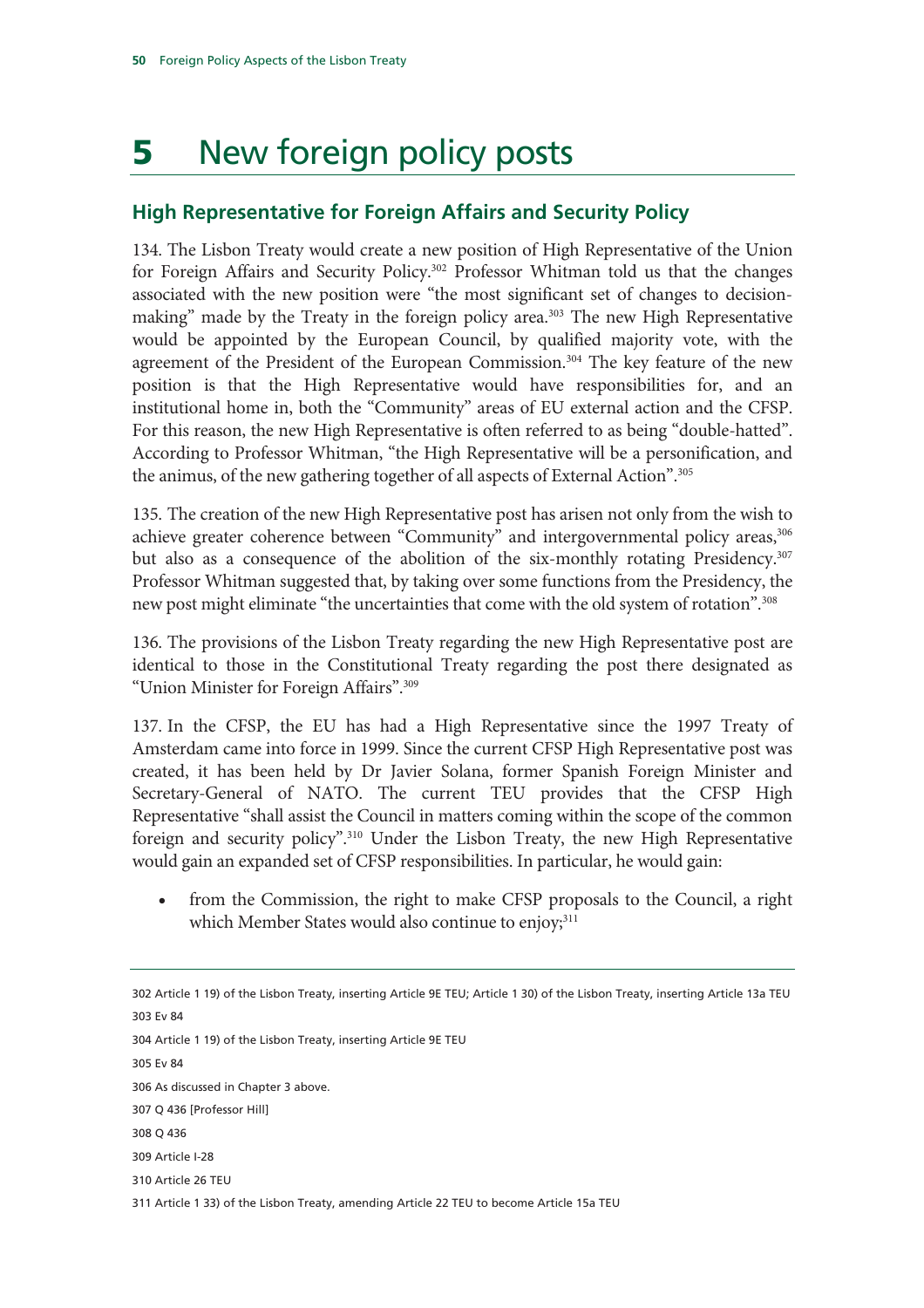# 5 New foreign policy posts

## High Representative for Foreign Affairs and Security Policy

134. The Lisbon Treaty would create a new position of High Representative of the Union for Foreign Affairs and Security Policy.[302] Professor Whitman told us that the changes associated with the new position were "the most significant set of changes to decision-making" made by the Treaty in the foreign policy area.[303] The new High Representative would be appointed by the European Council, by qualified majority vote, with the agreement of the President of the European Commission.[304] The key feature of the new position is that the High Representative would have responsibilities for, and an institutional home in, both the "Community" areas of EU external action and the CFSP. For this reason, the new High Representative is often referred to as being "double-hatted". According to Professor Whitman, "the High Representative will be a personification, and the animus, of the new gathering together of all aspects of External Action".[305]

135. The creation of the new High Representative post has arisen not only from the wish to achieve greater coherence between "Community" and intergovernmental policy areas,[306] but also as a consequence of the abolition of the six-monthly rotating Presidency.[307] Professor Whitman suggested that, by taking over some functions from the Presidency, the new post might eliminate "the uncertainties that come with the old system of rotation".[308]

136. The provisions of the Lisbon Treaty regarding the new High Representative post are identical to those in the Constitutional Treaty regarding the post there designated as "Union Minister for Foreign Affairs".[309]

137. In the CFSP, the EU has had a High Representative since the 1997 Treaty of Amsterdam came into force in 1999. Since the current CFSP High Representative post was created, it has been held by Dr Javier Solana, former Spanish Foreign Minister and Secretary-General of NATO. The current TEU provides that the CFSP High Representative "shall assist the Council in matters coming within the scope of the common foreign and security policy".[310] Under the Lisbon Treaty, the new High Representative would gain an expanded set of CFSP responsibilities. In particular, he would gain:

- from the Commission, the right to make CFSP proposals to the Council, a right which Member States would also continue to enjoy;[311]

---

302 Article 1 19) of the Lisbon Treaty, inserting Article 9E TEU; Article 1 30) of the Lisbon Treaty, inserting Article 13a TEU

303 Ev 84

304 Article 1 19) of the Lisbon Treaty, inserting Article 9E TEU

305 Ev 84

306 As discussed in Chapter 3 above.

307 Q 436 [Professor Hill]

308 Q 436

309 Article I-28

310 Article 26 TEU

311 Article 1 33) of the Lisbon Treaty, amending Article 22 TEU to become Article 15a TEU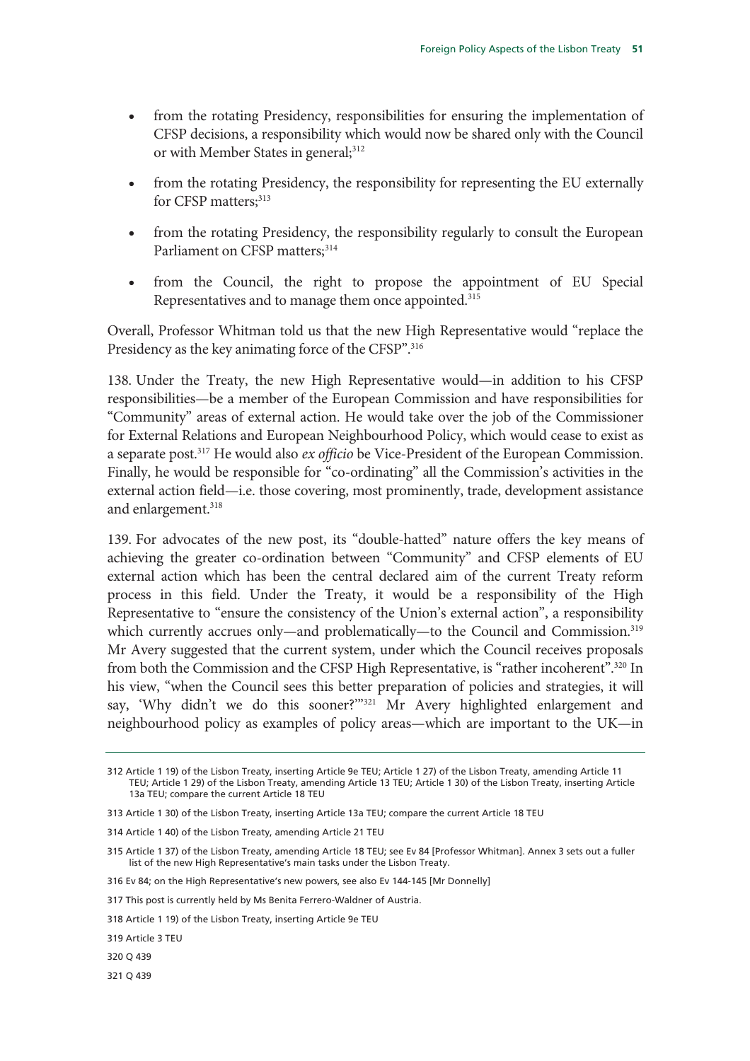- from the rotating Presidency, responsibilities for ensuring the implementation of CFSP decisions, a responsibility which would now be shared only with the Council or with Member States in general;[312]
- from the rotating Presidency, the responsibility for representing the EU externally for CFSP matters;[313]
- from the rotating Presidency, the responsibility regularly to consult the European Parliament on CFSP matters;[314]
- from the Council, the right to propose the appointment of EU Special Representatives and to manage them once appointed.[315]

Overall, Professor Whitman told us that the new High Representative would "replace the Presidency as the key animating force of the CFSP".[316]

138. Under the Treaty, the new High Representative would—in addition to his CFSP responsibilities—be a member of the European Commission and have responsibilities for "Community" areas of external action. He would take over the job of the Commissioner for External Relations and European Neighbourhood Policy, which would cease to exist as a separate post.[317] He would also *ex officio* be Vice-President of the European Commission. Finally, he would be responsible for "co-ordinating" all the Commission's activities in the external action field—i.e. those covering, most prominently, trade, development assistance and enlargement.[318]

139. For advocates of the new post, its "double-hatted" nature offers the key means of achieving the greater co-ordination between "Community" and CFSP elements of EU external action which has been the central declared aim of the current Treaty reform process in this field. Under the Treaty, it would be a responsibility of the High Representative to "ensure the consistency of the Union's external action", a responsibility which currently accrues only—and problematically—to the Council and Commission.[319] Mr Avery suggested that the current system, under which the Council receives proposals from both the Commission and the CFSP High Representative, is "rather incoherent".[320] In his view, "when the Council sees this better preparation of policies and strategies, it will say, 'Why didn't we do this sooner?'"[321] Mr Avery highlighted enlargement and neighbourhood policy as examples of policy areas—which are important to the UK—in

---

312 Article 1 19) of the Lisbon Treaty, inserting Article 9e TEU; Article 1 27) of the Lisbon Treaty, amending Article 11 TEU; Article 1 29) of the Lisbon Treaty, amending Article 13 TEU; Article 1 30) of the Lisbon Treaty, inserting Article 13a TEU; compare the current Article 18 TEU

313 Article 1 30) of the Lisbon Treaty, inserting Article 13a TEU; compare the current Article 18 TEU

314 Article 1 40) of the Lisbon Treaty, amending Article 21 TEU

315 Article 1 37) of the Lisbon Treaty, amending Article 18 TEU; see Ev 84 [Professor Whitman]. Annex 3 sets out a fuller list of the new High Representative's main tasks under the Lisbon Treaty.

316 Ev 84; on the High Representative's new powers, see also Ev 144-145 [Mr Donnelly]

317 This post is currently held by Ms Benita Ferrero-Waldner of Austria.

318 Article 1 19) of the Lisbon Treaty, inserting Article 9e TEU

319 Article 3 TEU

320 Q 439

321 Q 439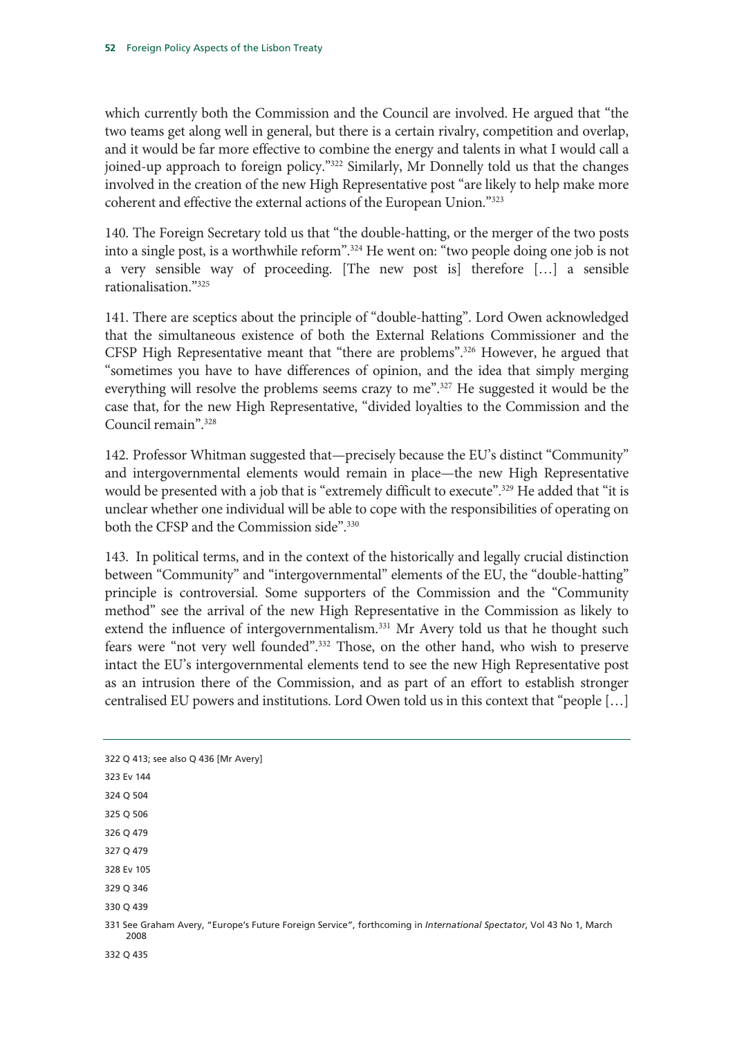which currently both the Commission and the Council are involved. He argued that "the two teams get along well in general, but there is a certain rivalry, competition and overlap, and it would be far more effective to combine the energy and talents in what I would call a joined-up approach to foreign policy."[322] Similarly, Mr Donnelly told us that the changes involved in the creation of the new High Representative post "are likely to help make more coherent and effective the external actions of the European Union."[323]

140. The Foreign Secretary told us that "the double-hatting, or the merger of the two posts into a single post, is a worthwhile reform".[324] He went on: "two people doing one job is not a very sensible way of proceeding. [The new post is] therefore […] a sensible rationalisation."[325]

141. There are sceptics about the principle of "double-hatting". Lord Owen acknowledged that the simultaneous existence of both the External Relations Commissioner and the CFSP High Representative meant that "there are problems".[326] However, he argued that "sometimes you have to have differences of opinion, and the idea that simply merging everything will resolve the problems seems crazy to me".[327] He suggested it would be the case that, for the new High Representative, "divided loyalties to the Commission and the Council remain".[328]

142. Professor Whitman suggested that—precisely because the EU's distinct "Community" and intergovernmental elements would remain in place—the new High Representative would be presented with a job that is "extremely difficult to execute".[329] He added that "it is unclear whether one individual will be able to cope with the responsibilities of operating on both the CFSP and the Commission side".[330]

143. In political terms, and in the context of the historically and legally crucial distinction between "Community" and "intergovernmental" elements of the EU, the "double-hatting" principle is controversial. Some supporters of the Commission and the "Community method" see the arrival of the new High Representative in the Commission as likely to extend the influence of intergovernmentalism.[331] Mr Avery told us that he thought such fears were "not very well founded".[332] Those, on the other hand, who wish to preserve intact the EU's intergovernmental elements tend to see the new High Representative post as an intrusion there of the Commission, and as part of an effort to establish stronger centralised EU powers and institutions. Lord Owen told us in this context that "people […]

---

322 Q 413; see also Q 436 [Mr Avery]

323 Ev 144

324 Q 504

325 Q 506

326 Q 479

327 Q 479

328 Ev 105

329 Q 346

330 Q 439

331 See Graham Avery, "Europe's Future Foreign Service", forthcoming in *International Spectator*, Vol 43 No 1, March 2008

332 Q 435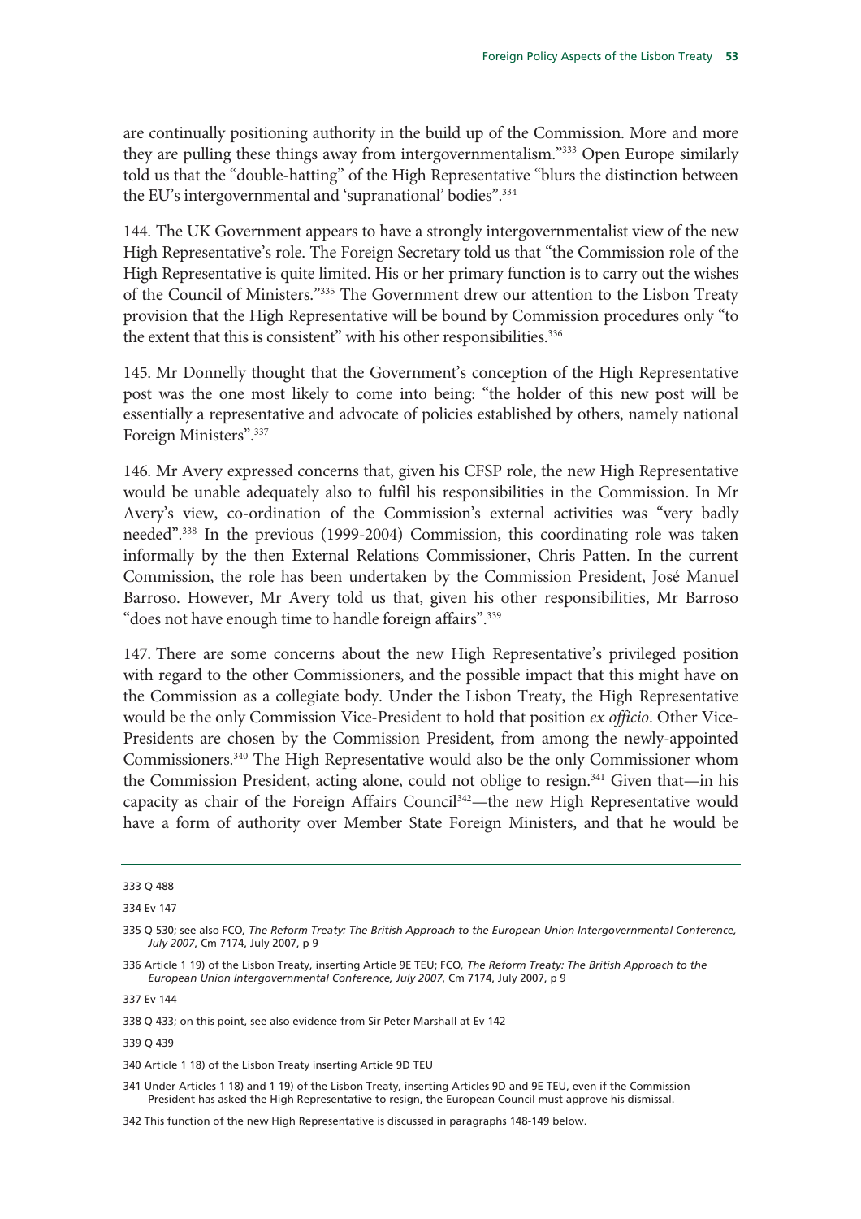are continually positioning authority in the build up of the Commission. More and more they are pulling these things away from intergovernmentalism."[333] Open Europe similarly told us that the "double-hatting" of the High Representative "blurs the distinction between the EU's intergovernmental and 'supranational' bodies".[334]

144. The UK Government appears to have a strongly intergovernmentalist view of the new High Representative's role. The Foreign Secretary told us that "the Commission role of the High Representative is quite limited. His or her primary function is to carry out the wishes of the Council of Ministers."[335] The Government drew our attention to the Lisbon Treaty provision that the High Representative will be bound by Commission procedures only "to the extent that this is consistent" with his other responsibilities.[336]

145. Mr Donnelly thought that the Government's conception of the High Representative post was the one most likely to come into being: "the holder of this new post will be essentially a representative and advocate of policies established by others, namely national Foreign Ministers".[337]

146. Mr Avery expressed concerns that, given his CFSP role, the new High Representative would be unable adequately also to fulfil his responsibilities in the Commission. In Mr Avery's view, co-ordination of the Commission's external activities was "very badly needed".[338] In the previous (1999-2004) Commission, this coordinating role was taken informally by the then External Relations Commissioner, Chris Patten. In the current Commission, the role has been undertaken by the Commission President, José Manuel Barroso. However, Mr Avery told us that, given his other responsibilities, Mr Barroso "does not have enough time to handle foreign affairs".[339]

147. There are some concerns about the new High Representative's privileged position with regard to the other Commissioners, and the possible impact that this might have on the Commission as a collegiate body. Under the Lisbon Treaty, the High Representative would be the only Commission Vice-President to hold that position *ex officio*. Other Vice-Presidents are chosen by the Commission President, from among the newly-appointed Commissioners.[340] The High Representative would also be the only Commissioner whom the Commission President, acting alone, could not oblige to resign.[341] Given that—in his capacity as chair of the Foreign Affairs Council[342]—the new High Representative would have a form of authority over Member State Foreign Ministers, and that he would be

---

333 Q 488

334 Ev 147

335 Q 530; see also FCO, *The Reform Treaty: The British Approach to the European Union Intergovernmental Conference, July 2007*, Cm 7174, July 2007, p 9

336 Article 1 19) of the Lisbon Treaty, inserting Article 9E TEU; FCO, *The Reform Treaty: The British Approach to the European Union Intergovernmental Conference, July 2007*, Cm 7174, July 2007, p 9

337 Ev 144

338 Q 433; on this point, see also evidence from Sir Peter Marshall at Ev 142

339 Q 439

340 Article 1 18) of the Lisbon Treaty inserting Article 9D TEU

341 Under Articles 1 18) and 1 19) of the Lisbon Treaty, inserting Articles 9D and 9E TEU, even if the Commission President has asked the High Representative to resign, the European Council must approve his dismissal.

342 This function of the new High Representative is discussed in paragraphs 148-149 below.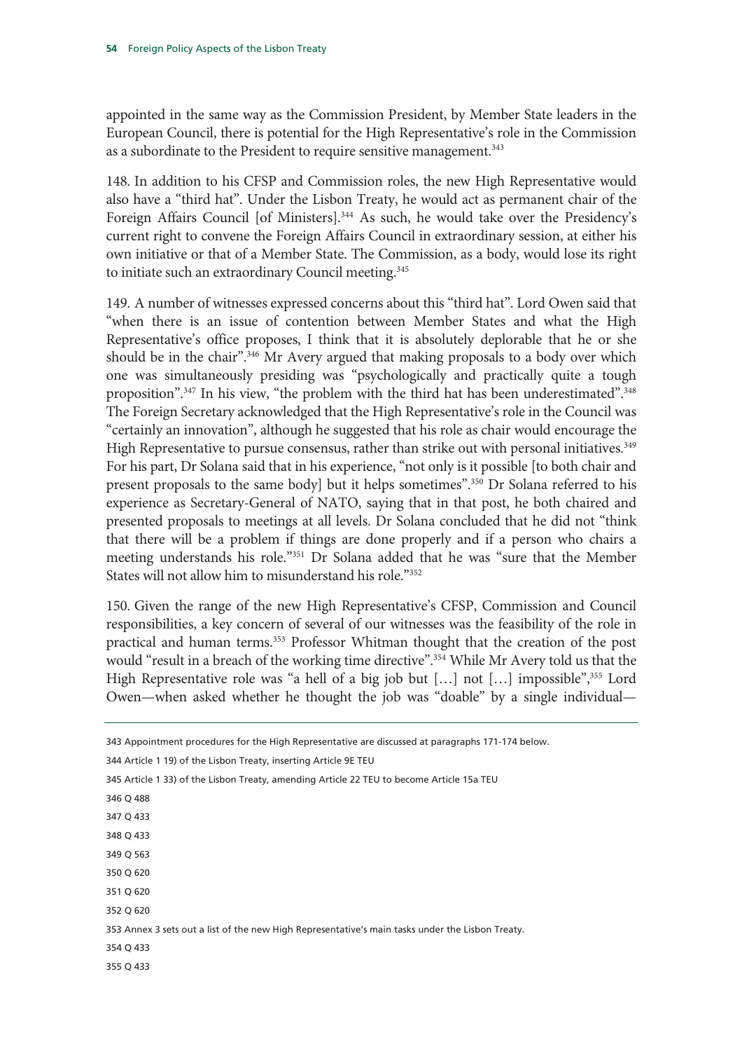appointed in the same way as the Commission President, by Member State leaders in the European Council, there is potential for the High Representative's role in the Commission as a subordinate to the President to require sensitive management.[343]

148. In addition to his CFSP and Commission roles, the new High Representative would also have a "third hat". Under the Lisbon Treaty, he would act as permanent chair of the Foreign Affairs Council [of Ministers].[344] As such, he would take over the Presidency's current right to convene the Foreign Affairs Council in extraordinary session, at either his own initiative or that of a Member State. The Commission, as a body, would lose its right to initiate such an extraordinary Council meeting.[345]

149. A number of witnesses expressed concerns about this "third hat". Lord Owen said that "when there is an issue of contention between Member States and what the High Representative's office proposes, I think that it is absolutely deplorable that he or she should be in the chair".[346] Mr Avery argued that making proposals to a body over which one was simultaneously presiding was "psychologically and practically quite a tough proposition".[347] In his view, "the problem with the third hat has been underestimated".[348] The Foreign Secretary acknowledged that the High Representative's role in the Council was "certainly an innovation", although he suggested that his role as chair would encourage the High Representative to pursue consensus, rather than strike out with personal initiatives.[349] For his part, Dr Solana said that in his experience, "not only is it possible [to both chair and present proposals to the same body] but it helps sometimes".[350] Dr Solana referred to his experience as Secretary-General of NATO, saying that in that post, he both chaired and presented proposals to meetings at all levels. Dr Solana concluded that he did not "think that there will be a problem if things are done properly and if a person who chairs a meeting understands his role."[351] Dr Solana added that he was "sure that the Member States will not allow him to misunderstand his role."[352]

150. Given the range of the new High Representative's CFSP, Commission and Council responsibilities, a key concern of several of our witnesses was the feasibility of the role in practical and human terms.[353] Professor Whitman thought that the creation of the post would "result in a breach of the working time directive".[354] While Mr Avery told us that the High Representative role was "a hell of a big job but […] not […] impossible",[355] Lord Owen—when asked whether he thought the job was "doable" by a single individual—

---

343 Appointment procedures for the High Representative are discussed at paragraphs 171-174 below.

344 Article 1 19) of the Lisbon Treaty, inserting Article 9E TEU

345 Article 1 33) of the Lisbon Treaty, amending Article 22 TEU to become Article 15a TEU

346 Q 488

347 Q 433

348 Q 433

349 Q 563

350 Q 620

351 Q 620

352 Q 620

353 Annex 3 sets out a list of the new High Representative's main tasks under the Lisbon Treaty.

354 Q 433

355 Q 433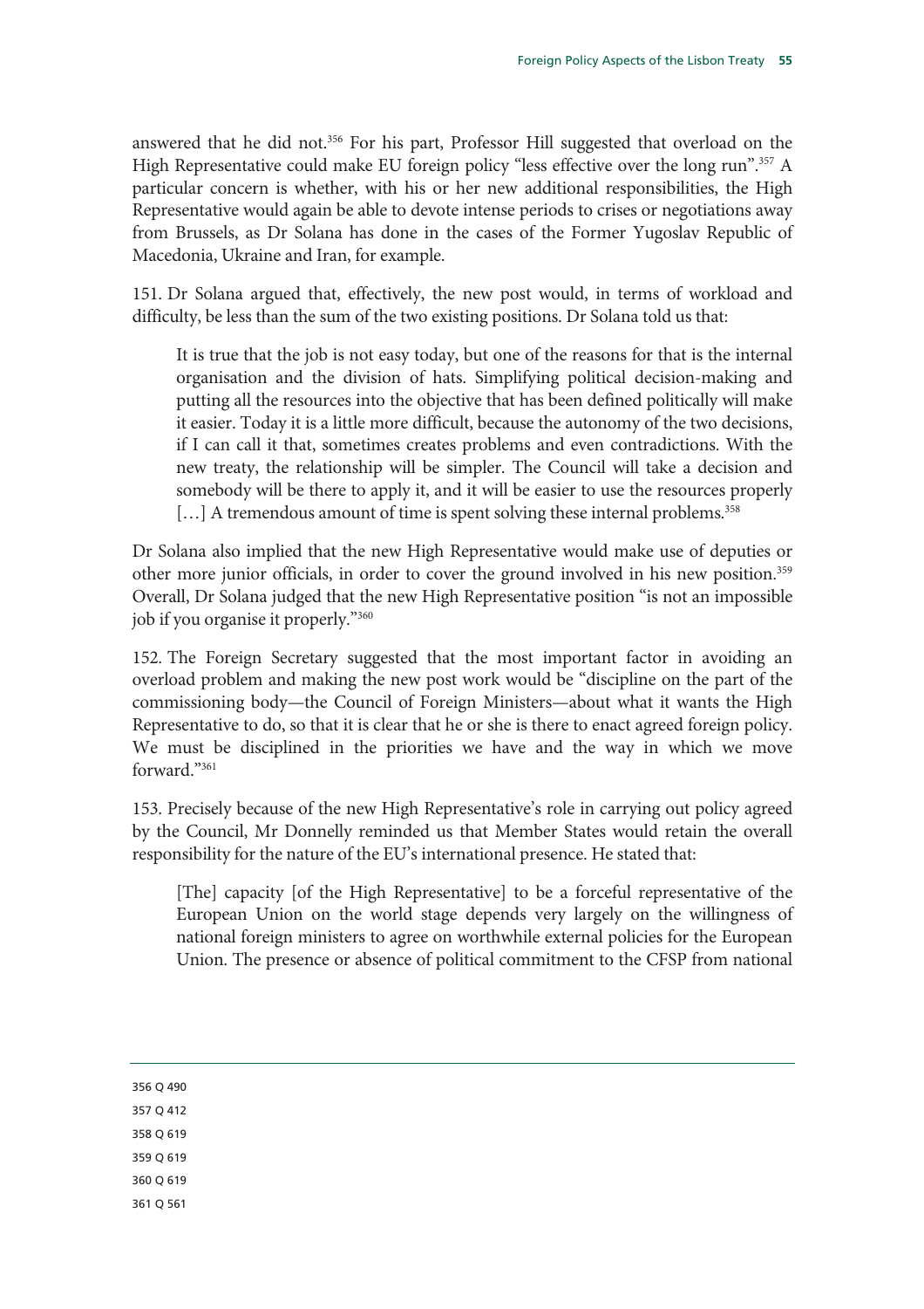answered that he did not.[356] For his part, Professor Hill suggested that overload on the High Representative could make EU foreign policy "less effective over the long run".[357] A particular concern is whether, with his or her new additional responsibilities, the High Representative would again be able to devote intense periods to crises or negotiations away from Brussels, as Dr Solana has done in the cases of the Former Yugoslav Republic of Macedonia, Ukraine and Iran, for example.

151. Dr Solana argued that, effectively, the new post would, in terms of workload and difficulty, be less than the sum of the two existing positions. Dr Solana told us that:

> It is true that the job is not easy today, but one of the reasons for that is the internal organisation and the division of hats. Simplifying political decision-making and putting all the resources into the objective that has been defined politically will make it easier. Today it is a little more difficult, because the autonomy of the two decisions, if I can call it that, sometimes creates problems and even contradictions. With the new treaty, the relationship will be simpler. The Council will take a decision and somebody will be there to apply it, and it will be easier to use the resources properly […] A tremendous amount of time is spent solving these internal problems.[358]

Dr Solana also implied that the new High Representative would make use of deputies or other more junior officials, in order to cover the ground involved in his new position.[359] Overall, Dr Solana judged that the new High Representative position "is not an impossible job if you organise it properly."[360]

152. The Foreign Secretary suggested that the most important factor in avoiding an overload problem and making the new post work would be "discipline on the part of the commissioning body—the Council of Foreign Ministers—about what it wants the High Representative to do, so that it is clear that he or she is there to enact agreed foreign policy. We must be disciplined in the priorities we have and the way in which we move forward."[361]

153. Precisely because of the new High Representative's role in carrying out policy agreed by the Council, Mr Donnelly reminded us that Member States would retain the overall responsibility for the nature of the EU's international presence. He stated that:

> [The] capacity [of the High Representative] to be a forceful representative of the European Union on the world stage depends very largely on the willingness of national foreign ministers to agree on worthwhile external policies for the European Union. The presence or absence of political commitment to the CFSP from national

---

356 Q 490

357 Q 412

358 Q 619

359 Q 619

360 Q 619

361 Q 561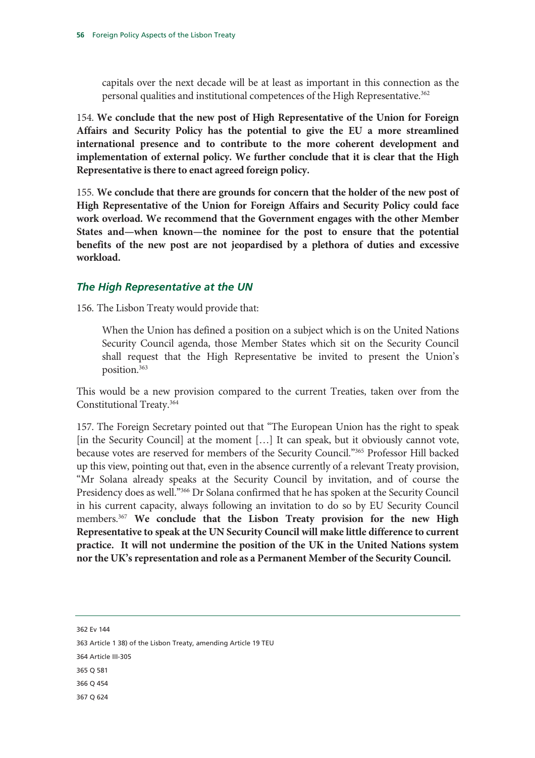capitals over the next decade will be at least as important in this connection as the personal qualities and institutional competences of the High Representative.[362]

154. **We conclude that the new post of High Representative of the Union for Foreign Affairs and Security Policy has the potential to give the EU a more streamlined international presence and to contribute to the more coherent development and implementation of external policy. We further conclude that it is clear that the High Representative is there to enact agreed foreign policy.**

155. **We conclude that there are grounds for concern that the holder of the new post of High Representative of the Union for Foreign Affairs and Security Policy could face work overload. We recommend that the Government engages with the other Member States and—when known—the nominee for the post to ensure that the potential benefits of the new post are not jeopardised by a plethora of duties and excessive workload.**

### *The High Representative at the UN*

156. The Lisbon Treaty would provide that:

> When the Union has defined a position on a subject which is on the United Nations Security Council agenda, those Member States which sit on the Security Council shall request that the High Representative be invited to present the Union's position.[363]

This would be a new provision compared to the current Treaties, taken over from the Constitutional Treaty.[364]

157. The Foreign Secretary pointed out that "The European Union has the right to speak [in the Security Council] at the moment […] It can speak, but it obviously cannot vote, because votes are reserved for members of the Security Council."[365] Professor Hill backed up this view, pointing out that, even in the absence currently of a relevant Treaty provision, "Mr Solana already speaks at the Security Council by invitation, and of course the Presidency does as well."[366] Dr Solana confirmed that he has spoken at the Security Council in his current capacity, always following an invitation to do so by EU Security Council members.[367] **We conclude that the Lisbon Treaty provision for the new High Representative to speak at the UN Security Council will make little difference to current practice. It will not undermine the position of the UK in the United Nations system nor the UK's representation and role as a Permanent Member of the Security Council.**

---

362 Ev 144

363 Article 1 38) of the Lisbon Treaty, amending Article 19 TEU

364 Article III-305

365 Q 581

366 Q 454

367 Q 624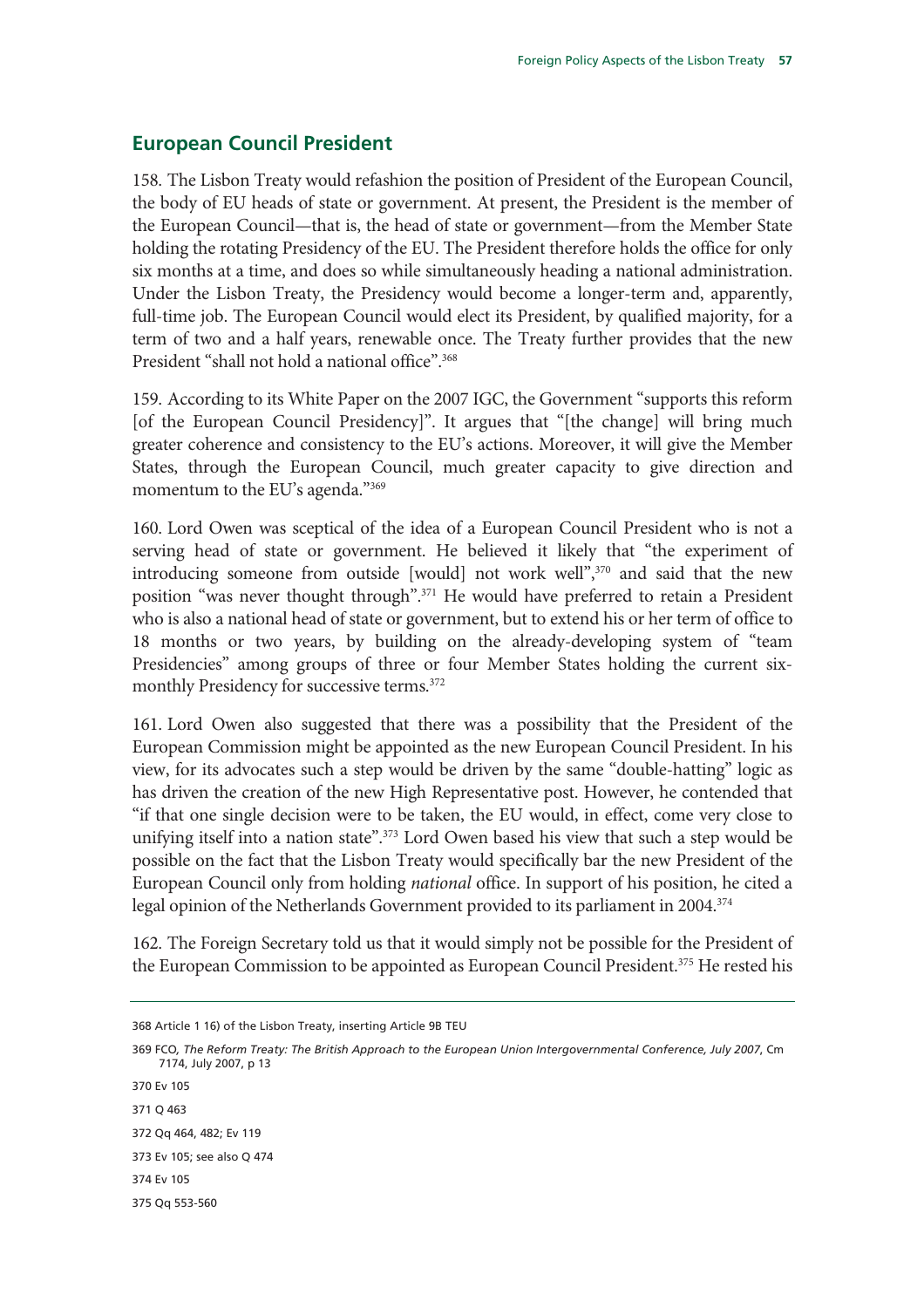## European Council President

158. The Lisbon Treaty would refashion the position of President of the European Council, the body of EU heads of state or government. At present, the President is the member of the European Council—that is, the head of state or government—from the Member State holding the rotating Presidency of the EU. The President therefore holds the office for only six months at a time, and does so while simultaneously heading a national administration. Under the Lisbon Treaty, the Presidency would become a longer-term and, apparently, full-time job. The European Council would elect its President, by qualified majority, for a term of two and a half years, renewable once. The Treaty further provides that the new President "shall not hold a national office".[368]

159. According to its White Paper on the 2007 IGC, the Government "supports this reform [of the European Council Presidency]". It argues that "[the change] will bring much greater coherence and consistency to the EU's actions. Moreover, it will give the Member States, through the European Council, much greater capacity to give direction and momentum to the EU's agenda."[369]

160. Lord Owen was sceptical of the idea of a European Council President who is not a serving head of state or government. He believed it likely that "the experiment of introducing someone from outside [would] not work well",[370] and said that the new position "was never thought through".[371] He would have preferred to retain a President who is also a national head of state or government, but to extend his or her term of office to 18 months or two years, by building on the already-developing system of "team Presidencies" among groups of three or four Member States holding the current six-monthly Presidency for successive terms.[372]

161. Lord Owen also suggested that there was a possibility that the President of the European Commission might be appointed as the new European Council President. In his view, for its advocates such a step would be driven by the same "double-hatting" logic as has driven the creation of the new High Representative post. However, he contended that "if that one single decision were to be taken, the EU would, in effect, come very close to unifying itself into a nation state".[373] Lord Owen based his view that such a step would be possible on the fact that the Lisbon Treaty would specifically bar the new President of the European Council only from holding *national* office. In support of his position, he cited a legal opinion of the Netherlands Government provided to its parliament in 2004.[374]

162. The Foreign Secretary told us that it would simply not be possible for the President of the European Commission to be appointed as European Council President.[375] He rested his

---

368 Article 1 16) of the Lisbon Treaty, inserting Article 9B TEU

369 FCO, *The Reform Treaty: The British Approach to the European Union Intergovernmental Conference, July 2007*, Cm 7174, July 2007, p 13

370 Ev 105

371 Q 463

372 Qq 464, 482; Ev 119

373 Ev 105; see also Q 474

374 Ev 105

375 Qq 553-560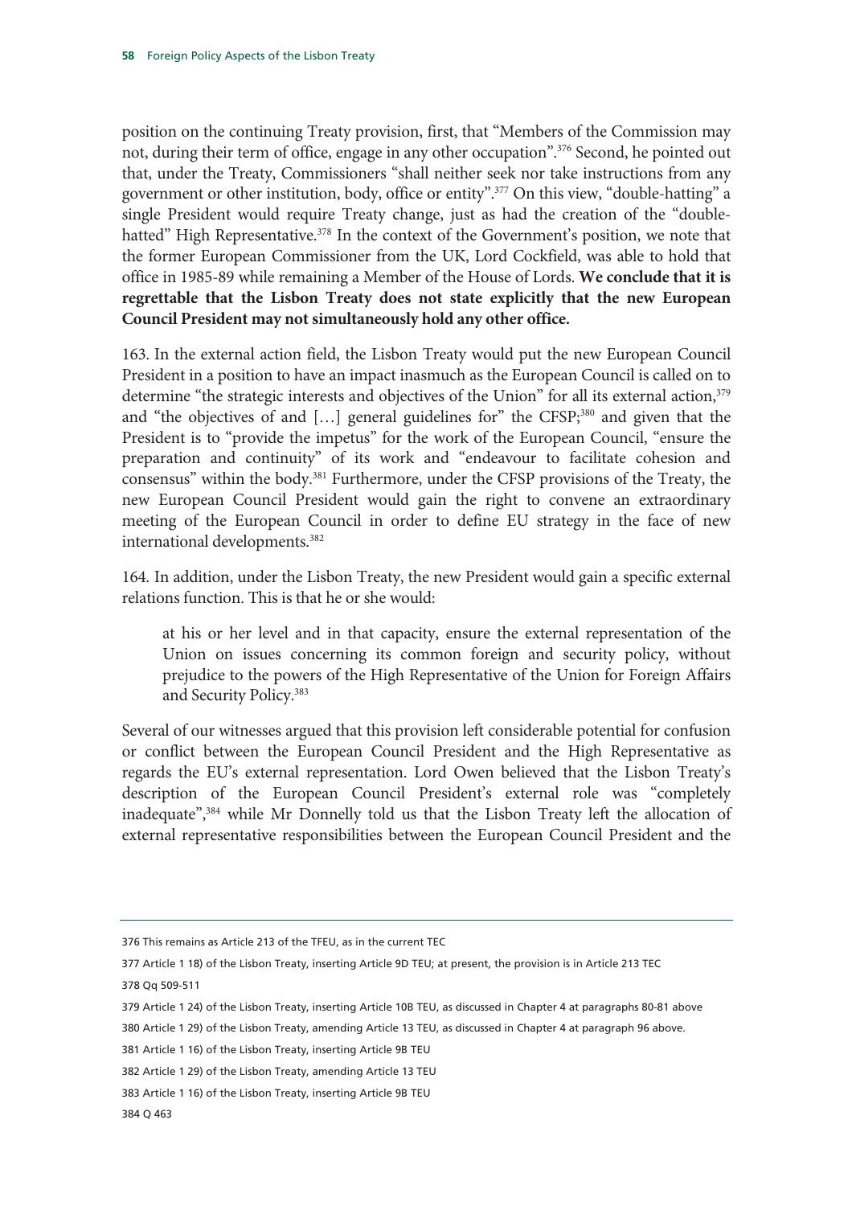position on the continuing Treaty provision, first, that "Members of the Commission may not, during their term of office, engage in any other occupation".[376] Second, he pointed out that, under the Treaty, Commissioners "shall neither seek nor take instructions from any government or other institution, body, office or entity".[377] On this view, "double-hatting" a single President would require Treaty change, just as had the creation of the "double-hatted" High Representative.[378] In the context of the Government's position, we note that the former European Commissioner from the UK, Lord Cockfield, was able to hold that office in 1985-89 while remaining a Member of the House of Lords. **We conclude that it is regrettable that the Lisbon Treaty does not state explicitly that the new European Council President may not simultaneously hold any other office.**

163. In the external action field, the Lisbon Treaty would put the new European Council President in a position to have an impact inasmuch as the European Council is called on to determine "the strategic interests and objectives of the Union" for all its external action,[379] and "the objectives of and […] general guidelines for" the CFSP;[380] and given that the President is to "provide the impetus" for the work of the European Council, "ensure the preparation and continuity" of its work and "endeavour to facilitate cohesion and consensus" within the body.[381] Furthermore, under the CFSP provisions of the Treaty, the new European Council President would gain the right to convene an extraordinary meeting of the European Council in order to define EU strategy in the face of new international developments.[382]

164. In addition, under the Lisbon Treaty, the new President would gain a specific external relations function. This is that he or she would:

> at his or her level and in that capacity, ensure the external representation of the Union on issues concerning its common foreign and security policy, without prejudice to the powers of the High Representative of the Union for Foreign Affairs and Security Policy.[383]

Several of our witnesses argued that this provision left considerable potential for confusion or conflict between the European Council President and the High Representative as regards the EU's external representation. Lord Owen believed that the Lisbon Treaty's description of the European Council President's external role was "completely inadequate",[384] while Mr Donnelly told us that the Lisbon Treaty left the allocation of external representative responsibilities between the European Council President and the

---

376 This remains as Article 213 of the TFEU, as in the current TEC

377 Article 1 18) of the Lisbon Treaty, inserting Article 9D TEU; at present, the provision is in Article 213 TEC

378 Qq 509-511

379 Article 1 24) of the Lisbon Treaty, inserting Article 10B TEU, as discussed in Chapter 4 at paragraphs 80-81 above

380 Article 1 29) of the Lisbon Treaty, amending Article 13 TEU, as discussed in Chapter 4 at paragraph 96 above.

381 Article 1 16) of the Lisbon Treaty, inserting Article 9B TEU

382 Article 1 29) of the Lisbon Treaty, amending Article 13 TEU

383 Article 1 16) of the Lisbon Treaty, inserting Article 9B TEU

384 Q 463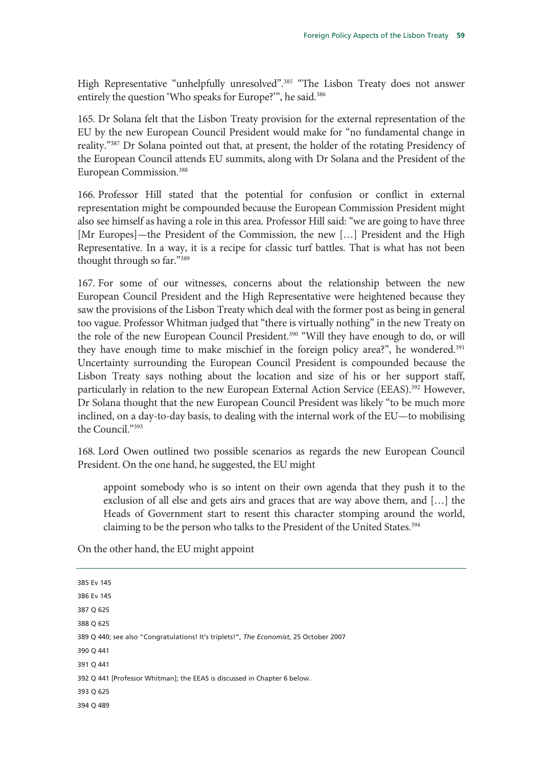High Representative "unhelpfully unresolved".[385] "The Lisbon Treaty does not answer entirely the question 'Who speaks for Europe?'", he said.[386]

165. Dr Solana felt that the Lisbon Treaty provision for the external representation of the EU by the new European Council President would make for "no fundamental change in reality."[387] Dr Solana pointed out that, at present, the holder of the rotating Presidency of the European Council attends EU summits, along with Dr Solana and the President of the European Commission.[388]

166. Professor Hill stated that the potential for confusion or conflict in external representation might be compounded because the European Commission President might also see himself as having a role in this area. Professor Hill said: "we are going to have three [Mr Europes]—the President of the Commission, the new […] President and the High Representative. In a way, it is a recipe for classic turf battles. That is what has not been thought through so far."[389]

167. For some of our witnesses, concerns about the relationship between the new European Council President and the High Representative were heightened because they saw the provisions of the Lisbon Treaty which deal with the former post as being in general too vague. Professor Whitman judged that "there is virtually nothing" in the new Treaty on the role of the new European Council President.[390] "Will they have enough to do, or will they have enough time to make mischief in the foreign policy area?", he wondered.[391] Uncertainty surrounding the European Council President is compounded because the Lisbon Treaty says nothing about the location and size of his or her support staff, particularly in relation to the new European External Action Service (EEAS).[392] However, Dr Solana thought that the new European Council President was likely "to be much more inclined, on a day-to-day basis, to dealing with the internal work of the EU—to mobilising the Council."[393]

168. Lord Owen outlined two possible scenarios as regards the new European Council President. On the one hand, he suggested, the EU might

> appoint somebody who is so intent on their own agenda that they push it to the exclusion of all else and gets airs and graces that are way above them, and […] the Heads of Government start to resent this character stomping around the world, claiming to be the person who talks to the President of the United States.[394]

On the other hand, the EU might appoint

---

385 Ev 145

386 Ev 145

387 Q 625

388 Q 625

389 Q 440; see also "Congratulations! It's triplets!", *The Economist*, 25 October 2007

390 Q 441

391 Q 441

392 Q 441 [Professor Whitman]; the EEAS is discussed in Chapter 6 below.

393 Q 625

394 Q 489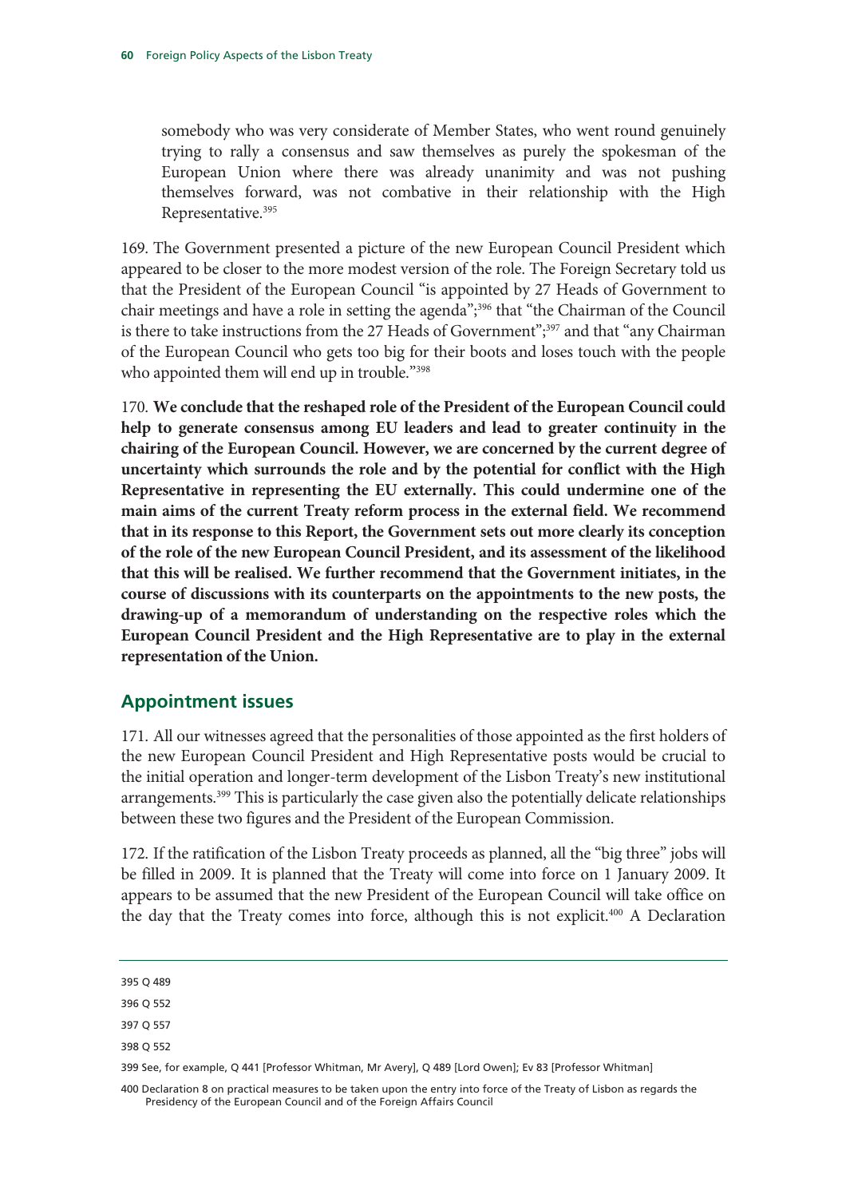somebody who was very considerate of Member States, who went round genuinely trying to rally a consensus and saw themselves as purely the spokesman of the European Union where there was already unanimity and was not pushing themselves forward, was not combative in their relationship with the High Representative.[395]

169. The Government presented a picture of the new European Council President which appeared to be closer to the more modest version of the role. The Foreign Secretary told us that the President of the European Council "is appointed by 27 Heads of Government to chair meetings and have a role in setting the agenda";[396] that "the Chairman of the Council is there to take instructions from the 27 Heads of Government";[397] and that "any Chairman of the European Council who gets too big for their boots and loses touch with the people who appointed them will end up in trouble."[398]

170. **We conclude that the reshaped role of the President of the European Council could help to generate consensus among EU leaders and lead to greater continuity in the chairing of the European Council. However, we are concerned by the current degree of uncertainty which surrounds the role and by the potential for conflict with the High Representative in representing the EU externally. This could undermine one of the main aims of the current Treaty reform process in the external field. We recommend that in its response to this Report, the Government sets out more clearly its conception of the role of the new European Council President, and its assessment of the likelihood that this will be realised. We further recommend that the Government initiates, in the course of discussions with its counterparts on the appointments to the new posts, the drawing-up of a memorandum of understanding on the respective roles which the European Council President and the High Representative are to play in the external representation of the Union.**

## Appointment issues

171. All our witnesses agreed that the personalities of those appointed as the first holders of the new European Council President and High Representative posts would be crucial to the initial operation and longer-term development of the Lisbon Treaty's new institutional arrangements.[399] This is particularly the case given also the potentially delicate relationships between these two figures and the President of the European Commission.

172. If the ratification of the Lisbon Treaty proceeds as planned, all the "big three" jobs will be filled in 2009. It is planned that the Treaty will come into force on 1 January 2009. It appears to be assumed that the new President of the European Council will take office on the day that the Treaty comes into force, although this is not explicit.[400] A Declaration

---

395 Q 489

396 Q 552

397 Q 557

398 Q 552

399 See, for example, Q 441 [Professor Whitman, Mr Avery], Q 489 [Lord Owen]; Ev 83 [Professor Whitman]

400 Declaration 8 on practical measures to be taken upon the entry into force of the Treaty of Lisbon as regards the Presidency of the European Council and of the Foreign Affairs Council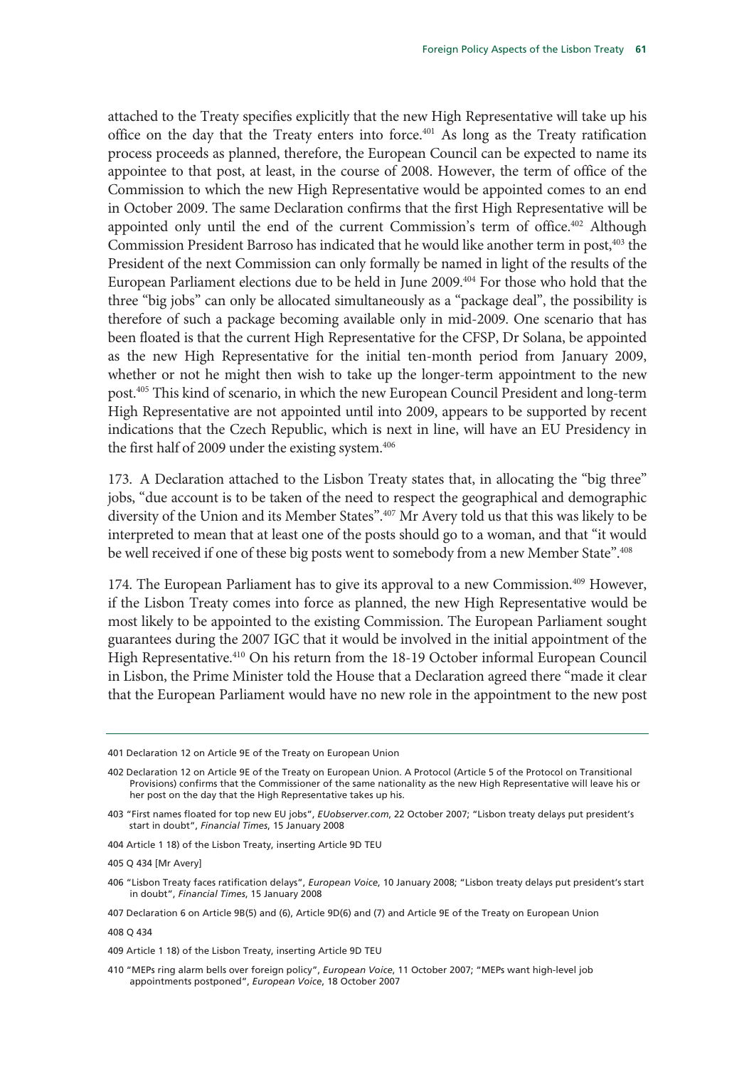attached to the Treaty specifies explicitly that the new High Representative will take up his office on the day that the Treaty enters into force.[401] As long as the Treaty ratification process proceeds as planned, therefore, the European Council can be expected to name its appointee to that post, at least, in the course of 2008. However, the term of office of the Commission to which the new High Representative would be appointed comes to an end in October 2009. The same Declaration confirms that the first High Representative will be appointed only until the end of the current Commission's term of office.[402] Although Commission President Barroso has indicated that he would like another term in post,[403] the President of the next Commission can only formally be named in light of the results of the European Parliament elections due to be held in June 2009.[404] For those who hold that the three "big jobs" can only be allocated simultaneously as a "package deal", the possibility is therefore of such a package becoming available only in mid-2009. One scenario that has been floated is that the current High Representative for the CFSP, Dr Solana, be appointed as the new High Representative for the initial ten-month period from January 2009, whether or not he might then wish to take up the longer-term appointment to the new post.[405] This kind of scenario, in which the new European Council President and long-term High Representative are not appointed until into 2009, appears to be supported by recent indications that the Czech Republic, which is next in line, will have an EU Presidency in the first half of 2009 under the existing system.[406]

173. A Declaration attached to the Lisbon Treaty states that, in allocating the "big three" jobs, "due account is to be taken of the need to respect the geographical and demographic diversity of the Union and its Member States".[407] Mr Avery told us that this was likely to be interpreted to mean that at least one of the posts should go to a woman, and that "it would be well received if one of these big posts went to somebody from a new Member State".[408]

174. The European Parliament has to give its approval to a new Commission.[409] However, if the Lisbon Treaty comes into force as planned, the new High Representative would be most likely to be appointed to the existing Commission. The European Parliament sought guarantees during the 2007 IGC that it would be involved in the initial appointment of the High Representative.[410] On his return from the 18-19 October informal European Council in Lisbon, the Prime Minister told the House that a Declaration agreed there "made it clear that the European Parliament would have no new role in the appointment to the new post

---

401 Declaration 12 on Article 9E of the Treaty on European Union

402 Declaration 12 on Article 9E of the Treaty on European Union. A Protocol (Article 5 of the Protocol on Transitional Provisions) confirms that the Commissioner of the same nationality as the new High Representative will leave his or her post on the day that the High Representative takes up his.

403 "First names floated for top new EU jobs", *EUobserver.com*, 22 October 2007; "Lisbon treaty delays put president's start in doubt", *Financial Times*, 15 January 2008

404 Article 1 18) of the Lisbon Treaty, inserting Article 9D TEU

405 Q 434 [Mr Avery]

406 "Lisbon Treaty faces ratification delays", *European Voice*, 10 January 2008; "Lisbon treaty delays put president's start in doubt", *Financial Times*, 15 January 2008

407 Declaration 6 on Article 9B(5) and (6), Article 9D(6) and (7) and Article 9E of the Treaty on European Union

408 Q 434

409 Article 1 18) of the Lisbon Treaty, inserting Article 9D TEU

410 "MEPs ring alarm bells over foreign policy", *European Voice*, 11 October 2007; "MEPs want high-level job appointments postponed", *European Voice*, 18 October 2007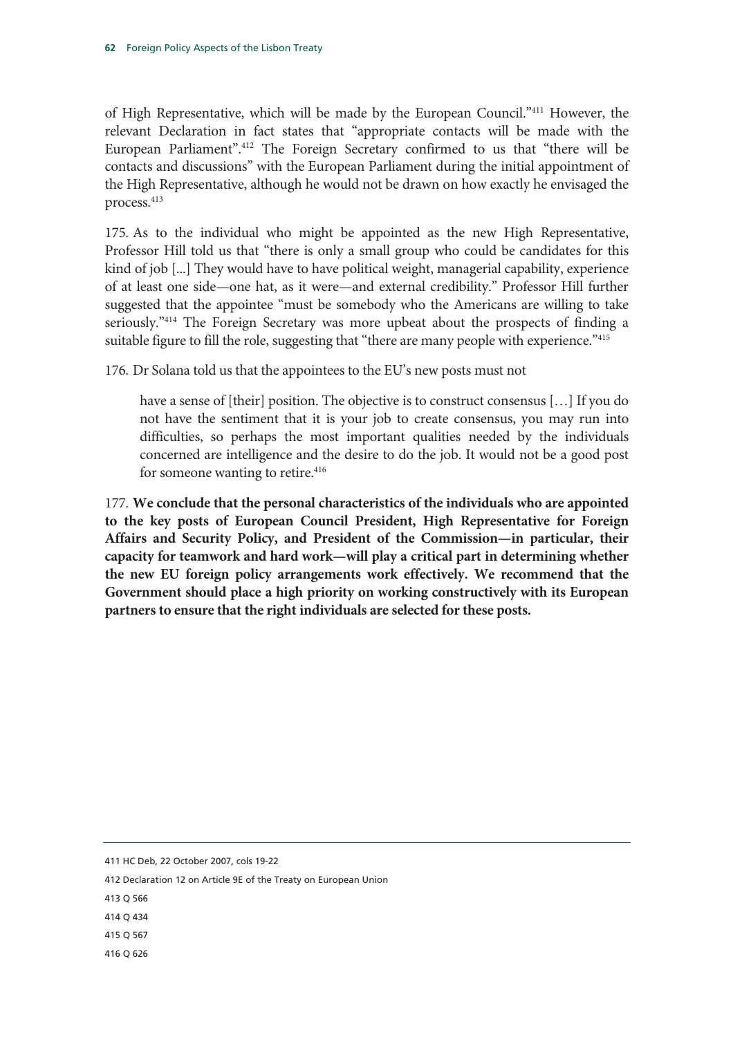of High Representative, which will be made by the European Council."[411] However, the relevant Declaration in fact states that "appropriate contacts will be made with the European Parliament".[412] The Foreign Secretary confirmed to us that "there will be contacts and discussions" with the European Parliament during the initial appointment of the High Representative, although he would not be drawn on how exactly he envisaged the process.[413]

175. As to the individual who might be appointed as the new High Representative, Professor Hill told us that "there is only a small group who could be candidates for this kind of job [...] They would have to have political weight, managerial capability, experience of at least one side—one hat, as it were—and external credibility." Professor Hill further suggested that the appointee "must be somebody who the Americans are willing to take seriously."[414] The Foreign Secretary was more upbeat about the prospects of finding a suitable figure to fill the role, suggesting that "there are many people with experience."[415]

176. Dr Solana told us that the appointees to the EU's new posts must not

> have a sense of [their] position. The objective is to construct consensus […] If you do not have the sentiment that it is your job to create consensus, you may run into difficulties, so perhaps the most important qualities needed by the individuals concerned are intelligence and the desire to do the job. It would not be a good post for someone wanting to retire.[416]

177. **We conclude that the personal characteristics of the individuals who are appointed to the key posts of European Council President, High Representative for Foreign Affairs and Security Policy, and President of the Commission—in particular, their capacity for teamwork and hard work—will play a critical part in determining whether the new EU foreign policy arrangements work effectively. We recommend that the Government should place a high priority on working constructively with its European partners to ensure that the right individuals are selected for these posts.**

---

411 HC Deb, 22 October 2007, cols 19-22

412 Declaration 12 on Article 9E of the Treaty on European Union

413 Q 566

414 Q 434

415 Q 567

416 Q 626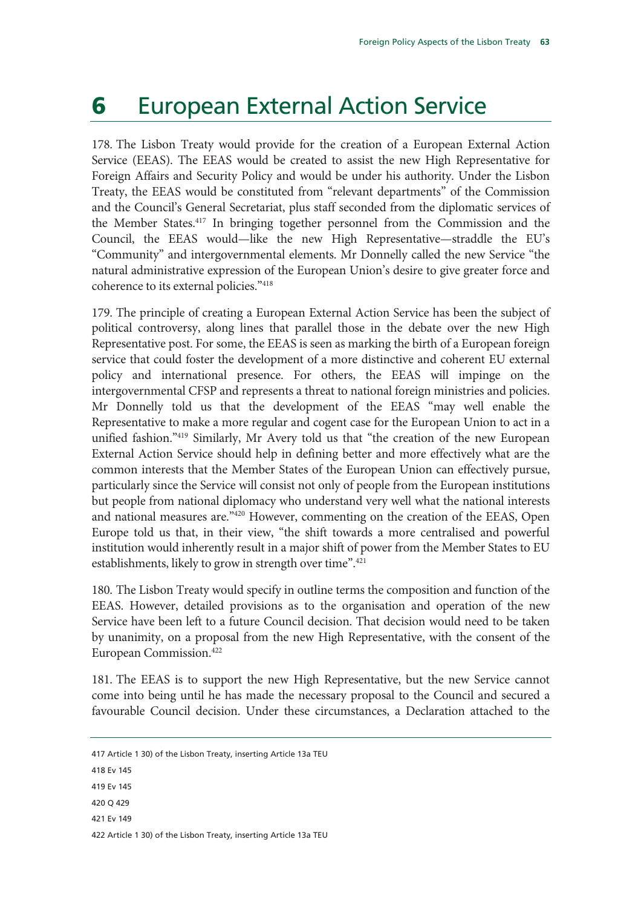# 6 European External Action Service

178. The Lisbon Treaty would provide for the creation of a European External Action Service (EEAS). The EEAS would be created to assist the new High Representative for Foreign Affairs and Security Policy and would be under his authority. Under the Lisbon Treaty, the EEAS would be constituted from "relevant departments" of the Commission and the Council's General Secretariat, plus staff seconded from the diplomatic services of the Member States.[417] In bringing together personnel from the Commission and the Council, the EEAS would—like the new High Representative—straddle the EU's "Community" and intergovernmental elements. Mr Donnelly called the new Service "the natural administrative expression of the European Union's desire to give greater force and coherence to its external policies."[418]

179. The principle of creating a European External Action Service has been the subject of political controversy, along lines that parallel those in the debate over the new High Representative post. For some, the EEAS is seen as marking the birth of a European foreign service that could foster the development of a more distinctive and coherent EU external policy and international presence. For others, the EEAS will impinge on the intergovernmental CFSP and represents a threat to national foreign ministries and policies. Mr Donnelly told us that the development of the EEAS "may well enable the Representative to make a more regular and cogent case for the European Union to act in a unified fashion."[419] Similarly, Mr Avery told us that "the creation of the new European External Action Service should help in defining better and more effectively what are the common interests that the Member States of the European Union can effectively pursue, particularly since the Service will consist not only of people from the European institutions but people from national diplomacy who understand very well what the national interests and national measures are."[420] However, commenting on the creation of the EEAS, Open Europe told us that, in their view, "the shift towards a more centralised and powerful institution would inherently result in a major shift of power from the Member States to EU establishments, likely to grow in strength over time".[421]

180. The Lisbon Treaty would specify in outline terms the composition and function of the EEAS. However, detailed provisions as to the organisation and operation of the new Service have been left to a future Council decision. That decision would need to be taken by unanimity, on a proposal from the new High Representative, with the consent of the European Commission.[422]

181. The EEAS is to support the new High Representative, but the new Service cannot come into being until he has made the necessary proposal to the Council and secured a favourable Council decision. Under these circumstances, a Declaration attached to the

417 Article 1 30) of the Lisbon Treaty, inserting Article 13a TEU

418 Ev 145

419 Ev 145

420 Q 429

421 Ev 149

422 Article 1 30) of the Lisbon Treaty, inserting Article 13a TEU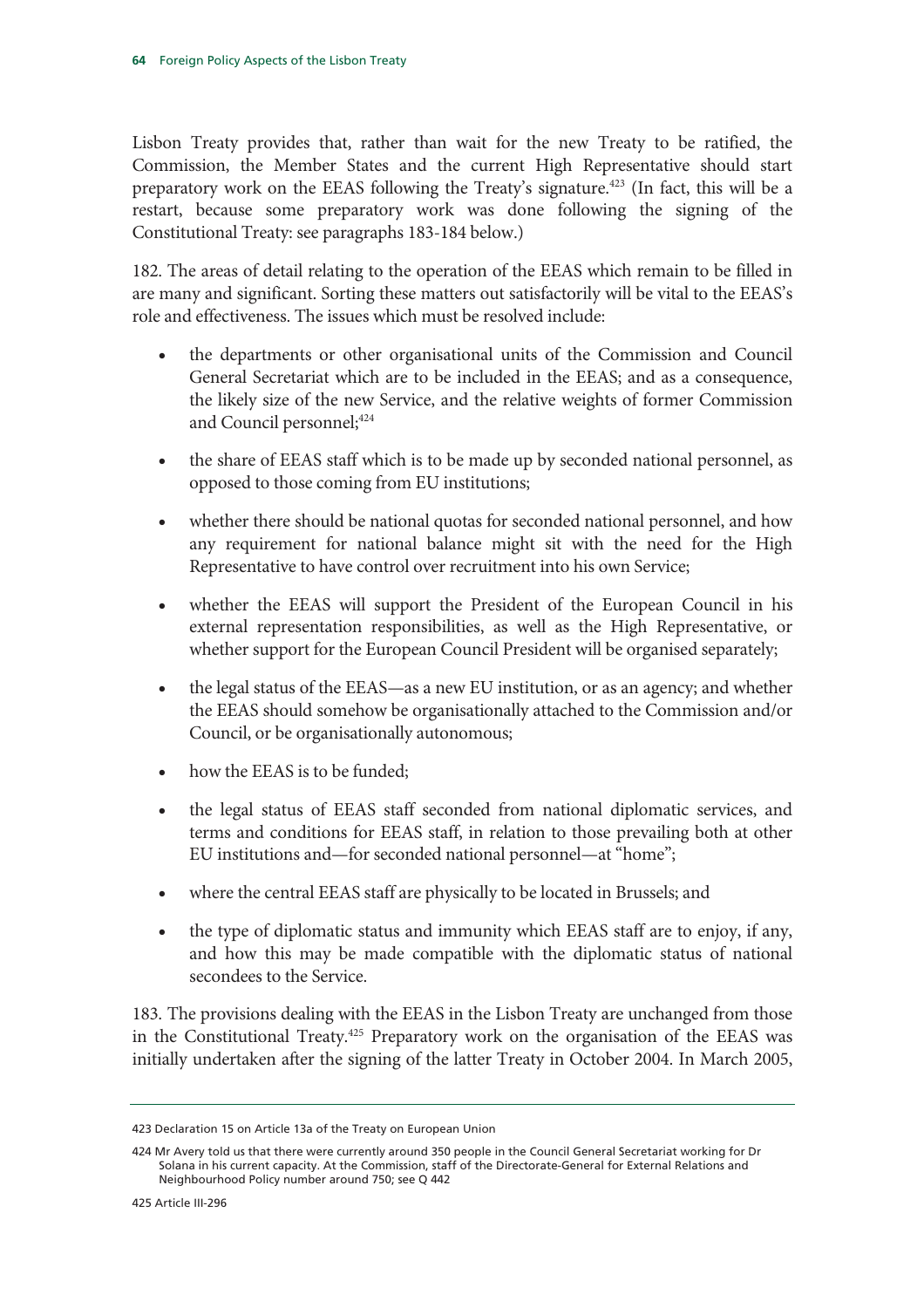Lisbon Treaty provides that, rather than wait for the new Treaty to be ratified, the Commission, the Member States and the current High Representative should start preparatory work on the EEAS following the Treaty's signature.[423] (In fact, this will be a restart, because some preparatory work was done following the signing of the Constitutional Treaty: see paragraphs 183-184 below.)

182. The areas of detail relating to the operation of the EEAS which remain to be filled in are many and significant. Sorting these matters out satisfactorily will be vital to the EEAS's role and effectiveness. The issues which must be resolved include:

- the departments or other organisational units of the Commission and Council General Secretariat which are to be included in the EEAS; and as a consequence, the likely size of the new Service, and the relative weights of former Commission and Council personnel;[424]
- the share of EEAS staff which is to be made up by seconded national personnel, as opposed to those coming from EU institutions;
- whether there should be national quotas for seconded national personnel, and how any requirement for national balance might sit with the need for the High Representative to have control over recruitment into his own Service;
- whether the EEAS will support the President of the European Council in his external representation responsibilities, as well as the High Representative, or whether support for the European Council President will be organised separately;
- the legal status of the EEAS—as a new EU institution, or as an agency; and whether the EEAS should somehow be organisationally attached to the Commission and/or Council, or be organisationally autonomous;
- how the EEAS is to be funded;
- the legal status of EEAS staff seconded from national diplomatic services, and terms and conditions for EEAS staff, in relation to those prevailing both at other EU institutions and—for seconded national personnel—at "home";
- where the central EEAS staff are physically to be located in Brussels; and
- the type of diplomatic status and immunity which EEAS staff are to enjoy, if any, and how this may be made compatible with the diplomatic status of national secondees to the Service.

183. The provisions dealing with the EEAS in the Lisbon Treaty are unchanged from those in the Constitutional Treaty.[425] Preparatory work on the organisation of the EEAS was initially undertaken after the signing of the latter Treaty in October 2004. In March 2005,

---

423 Declaration 15 on Article 13a of the Treaty on European Union

424 Mr Avery told us that there were currently around 350 people in the Council General Secretariat working for Dr Solana in his current capacity. At the Commission, staff of the Directorate-General for External Relations and Neighbourhood Policy number around 750; see Q 442

425 Article III-296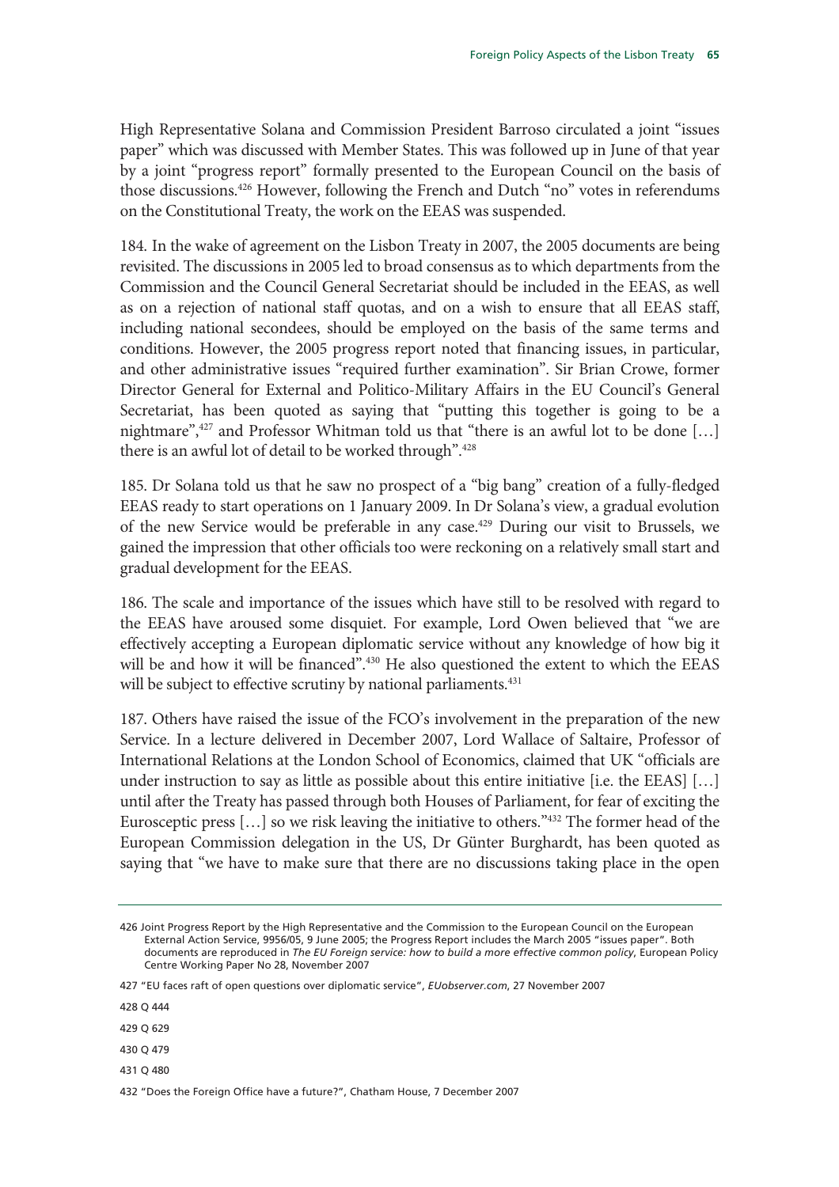High Representative Solana and Commission President Barroso circulated a joint "issues paper" which was discussed with Member States. This was followed up in June of that year by a joint "progress report" formally presented to the European Council on the basis of those discussions.[426] However, following the French and Dutch "no" votes in referendums on the Constitutional Treaty, the work on the EEAS was suspended.

184. In the wake of agreement on the Lisbon Treaty in 2007, the 2005 documents are being revisited. The discussions in 2005 led to broad consensus as to which departments from the Commission and the Council General Secretariat should be included in the EEAS, as well as on a rejection of national staff quotas, and on a wish to ensure that all EEAS staff, including national secondees, should be employed on the basis of the same terms and conditions. However, the 2005 progress report noted that financing issues, in particular, and other administrative issues "required further examination". Sir Brian Crowe, former Director General for External and Politico-Military Affairs in the EU Council's General Secretariat, has been quoted as saying that "putting this together is going to be a nightmare",[427] and Professor Whitman told us that "there is an awful lot to be done […] there is an awful lot of detail to be worked through".[428]

185. Dr Solana told us that he saw no prospect of a "big bang" creation of a fully-fledged EEAS ready to start operations on 1 January 2009. In Dr Solana's view, a gradual evolution of the new Service would be preferable in any case.[429] During our visit to Brussels, we gained the impression that other officials too were reckoning on a relatively small start and gradual development for the EEAS.

186. The scale and importance of the issues which have still to be resolved with regard to the EEAS have aroused some disquiet. For example, Lord Owen believed that "we are effectively accepting a European diplomatic service without any knowledge of how big it will be and how it will be financed".[430] He also questioned the extent to which the EEAS will be subject to effective scrutiny by national parliaments.[431]

187. Others have raised the issue of the FCO's involvement in the preparation of the new Service. In a lecture delivered in December 2007, Lord Wallace of Saltaire, Professor of International Relations at the London School of Economics, claimed that UK "officials are under instruction to say as little as possible about this entire initiative [i.e. the EEAS] […] until after the Treaty has passed through both Houses of Parliament, for fear of exciting the Eurosceptic press […] so we risk leaving the initiative to others."[432] The former head of the European Commission delegation in the US, Dr Günter Burghardt, has been quoted as saying that "we have to make sure that there are no discussions taking place in the open

---

426 Joint Progress Report by the High Representative and the Commission to the European Council on the European External Action Service, 9956/05, 9 June 2005; the Progress Report includes the March 2005 "issues paper". Both documents are reproduced in *The EU Foreign service: how to build a more effective common policy*, European Policy Centre Working Paper No 28, November 2007

427 "EU faces raft of open questions over diplomatic service", *EUobserver.com*, 27 November 2007

428 Q 444

429 Q 629

430 Q 479

431 Q 480

432 "Does the Foreign Office have a future?", Chatham House, 7 December 2007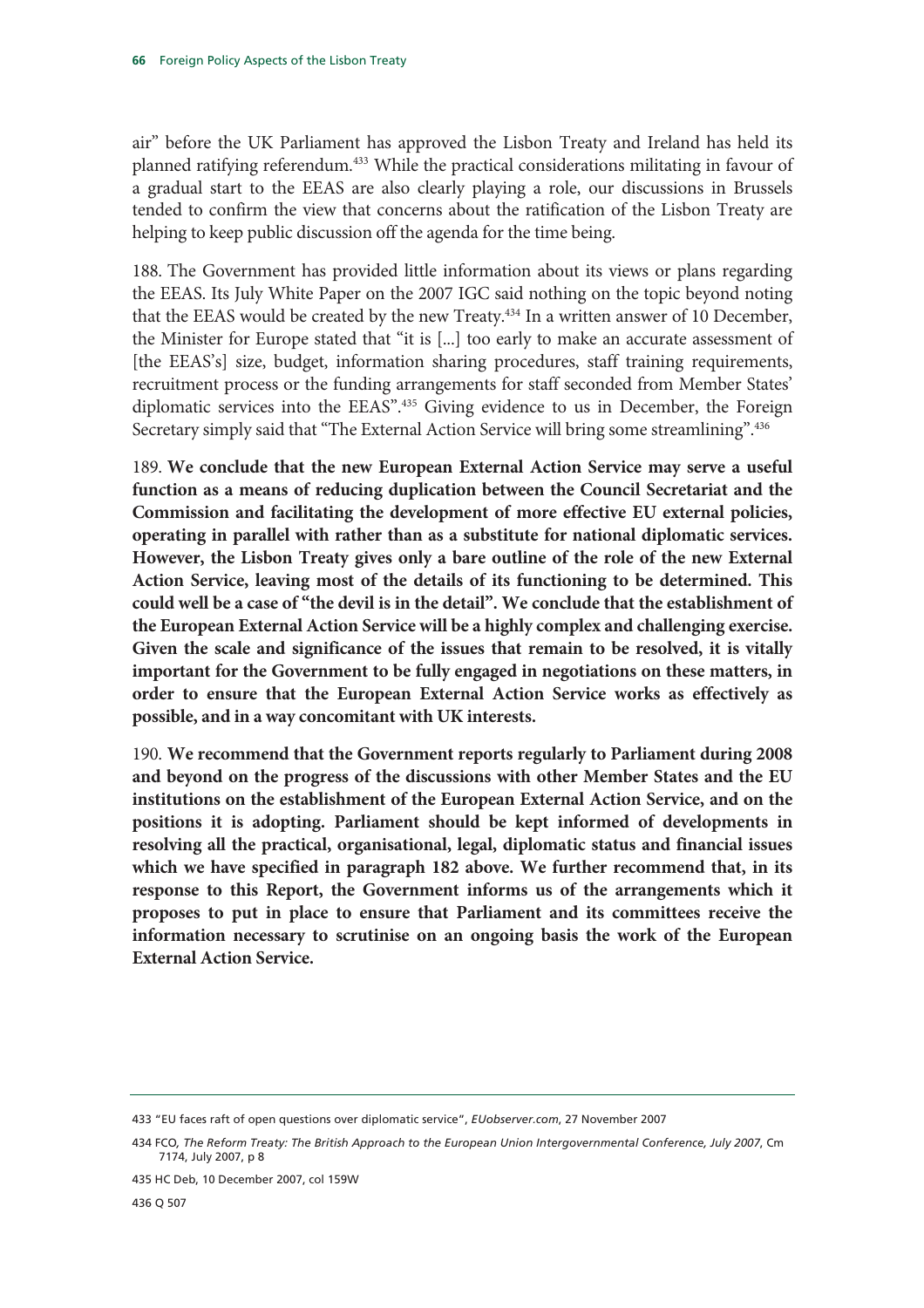air" before the UK Parliament has approved the Lisbon Treaty and Ireland has held its planned ratifying referendum.[433] While the practical considerations militating in favour of a gradual start to the EEAS are also clearly playing a role, our discussions in Brussels tended to confirm the view that concerns about the ratification of the Lisbon Treaty are helping to keep public discussion off the agenda for the time being.

188. The Government has provided little information about its views or plans regarding the EEAS. Its July White Paper on the 2007 IGC said nothing on the topic beyond noting that the EEAS would be created by the new Treaty.[434] In a written answer of 10 December, the Minister for Europe stated that "it is [...] too early to make an accurate assessment of [the EEAS's] size, budget, information sharing procedures, staff training requirements, recruitment process or the funding arrangements for staff seconded from Member States' diplomatic services into the EEAS".[435] Giving evidence to us in December, the Foreign Secretary simply said that "The External Action Service will bring some streamlining".[436]

189. **We conclude that the new European External Action Service may serve a useful function as a means of reducing duplication between the Council Secretariat and the Commission and facilitating the development of more effective EU external policies, operating in parallel with rather than as a substitute for national diplomatic services. However, the Lisbon Treaty gives only a bare outline of the role of the new External Action Service, leaving most of the details of its functioning to be determined. This could well be a case of "the devil is in the detail". We conclude that the establishment of the European External Action Service will be a highly complex and challenging exercise. Given the scale and significance of the issues that remain to be resolved, it is vitally important for the Government to be fully engaged in negotiations on these matters, in order to ensure that the European External Action Service works as effectively as possible, and in a way concomitant with UK interests.**

190. **We recommend that the Government reports regularly to Parliament during 2008 and beyond on the progress of the discussions with other Member States and the EU institutions on the establishment of the European External Action Service, and on the positions it is adopting. Parliament should be kept informed of developments in resolving all the practical, organisational, legal, diplomatic status and financial issues which we have specified in paragraph 182 above. We further recommend that, in its response to this Report, the Government informs us of the arrangements which it proposes to put in place to ensure that Parliament and its committees receive the information necessary to scrutinise on an ongoing basis the work of the European External Action Service.**

---

433 "EU faces raft of open questions over diplomatic service", *EUobserver.com*, 27 November 2007

434 FCO, *The Reform Treaty: The British Approach to the European Union Intergovernmental Conference, July 2007*, Cm 7174, July 2007, p 8

435 HC Deb, 10 December 2007, col 159W

436 Q 507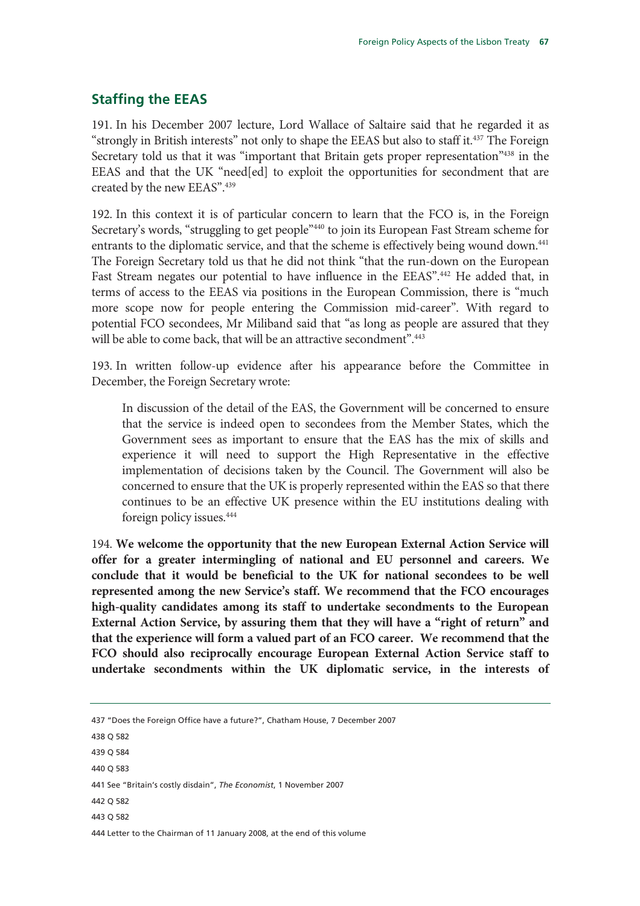## Staffing the EEAS

191. In his December 2007 lecture, Lord Wallace of Saltaire said that he regarded it as "strongly in British interests" not only to shape the EEAS but also to staff it.[437] The Foreign Secretary told us that it was "important that Britain gets proper representation"[438] in the EEAS and that the UK "need[ed] to exploit the opportunities for secondment that are created by the new EEAS".[439]

192. In this context it is of particular concern to learn that the FCO is, in the Foreign Secretary's words, "struggling to get people"[440] to join its European Fast Stream scheme for entrants to the diplomatic service, and that the scheme is effectively being wound down.[441] The Foreign Secretary told us that he did not think "that the run-down on the European Fast Stream negates our potential to have influence in the EEAS".[442] He added that, in terms of access to the EEAS via positions in the European Commission, there is "much more scope now for people entering the Commission mid-career". With regard to potential FCO secondees, Mr Miliband said that "as long as people are assured that they will be able to come back, that will be an attractive secondment".[443]

193. In written follow-up evidence after his appearance before the Committee in December, the Foreign Secretary wrote:

> In discussion of the detail of the EAS, the Government will be concerned to ensure that the service is indeed open to secondees from the Member States, which the Government sees as important to ensure that the EAS has the mix of skills and experience it will need to support the High Representative in the effective implementation of decisions taken by the Council. The Government will also be concerned to ensure that the UK is properly represented within the EAS so that there continues to be an effective UK presence within the EU institutions dealing with foreign policy issues.[444]

194. **We welcome the opportunity that the new European External Action Service will offer for a greater intermingling of national and EU personnel and careers. We conclude that it would be beneficial to the UK for national secondees to be well represented among the new Service's staff. We recommend that the FCO encourages high-quality candidates among its staff to undertake secondments to the European External Action Service, by assuring them that they will have a "right of return" and that the experience will form a valued part of an FCO career. We recommend that the FCO should also reciprocally encourage European External Action Service staff to undertake secondments within the UK diplomatic service, in the interests of**

---

437 "Does the Foreign Office have a future?", Chatham House, 7 December 2007

438 Q 582

439 Q 584

440 Q 583

441 See "Britain's costly disdain", *The Economist*, 1 November 2007

442 Q 582

443 Q 582

444 Letter to the Chairman of 11 January 2008, at the end of this volume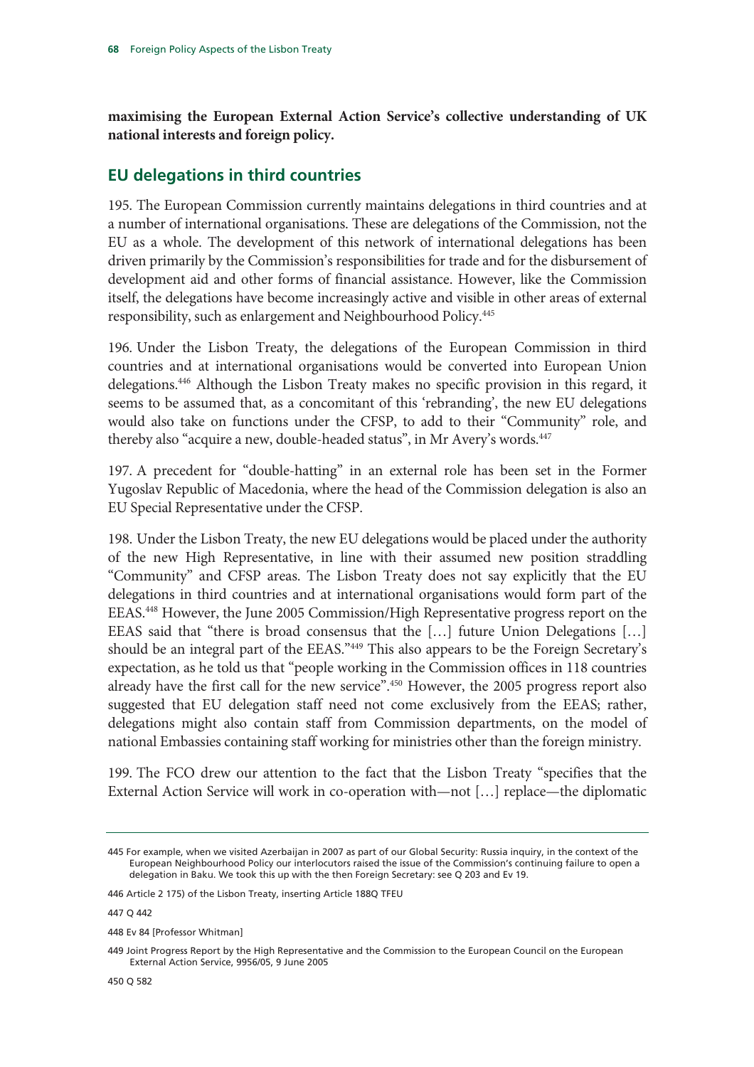**maximising the European External Action Service's collective understanding of UK national interests and foreign policy.**

## EU delegations in third countries

195. The European Commission currently maintains delegations in third countries and at a number of international organisations. These are delegations of the Commission, not the EU as a whole. The development of this network of international delegations has been driven primarily by the Commission's responsibilities for trade and for the disbursement of development aid and other forms of financial assistance. However, like the Commission itself, the delegations have become increasingly active and visible in other areas of external responsibility, such as enlargement and Neighbourhood Policy.[445]

196. Under the Lisbon Treaty, the delegations of the European Commission in third countries and at international organisations would be converted into European Union delegations.[446] Although the Lisbon Treaty makes no specific provision in this regard, it seems to be assumed that, as a concomitant of this 'rebranding', the new EU delegations would also take on functions under the CFSP, to add to their "Community" role, and thereby also "acquire a new, double-headed status", in Mr Avery's words.[447]

197. A precedent for "double-hatting" in an external role has been set in the Former Yugoslav Republic of Macedonia, where the head of the Commission delegation is also an EU Special Representative under the CFSP.

198. Under the Lisbon Treaty, the new EU delegations would be placed under the authority of the new High Representative, in line with their assumed new position straddling "Community" and CFSP areas. The Lisbon Treaty does not say explicitly that the EU delegations in third countries and at international organisations would form part of the EEAS.[448] However, the June 2005 Commission/High Representative progress report on the EEAS said that "there is broad consensus that the […] future Union Delegations […] should be an integral part of the EEAS."[449] This also appears to be the Foreign Secretary's expectation, as he told us that "people working in the Commission offices in 118 countries already have the first call for the new service".[450] However, the 2005 progress report also suggested that EU delegation staff need not come exclusively from the EEAS; rather, delegations might also contain staff from Commission departments, on the model of national Embassies containing staff working for ministries other than the foreign ministry.

199. The FCO drew our attention to the fact that the Lisbon Treaty "specifies that the External Action Service will work in co-operation with—not […] replace—the diplomatic

---

445 For example, when we visited Azerbaijan in 2007 as part of our Global Security: Russia inquiry, in the context of the European Neighbourhood Policy our interlocutors raised the issue of the Commission's continuing failure to open a delegation in Baku. We took this up with the then Foreign Secretary: see Q 203 and Ev 19.

446 Article 2 175) of the Lisbon Treaty, inserting Article 188Q TFEU

447 Q 442

448 Ev 84 [Professor Whitman]

449 Joint Progress Report by the High Representative and the Commission to the European Council on the European External Action Service, 9956/05, 9 June 2005

450 Q 582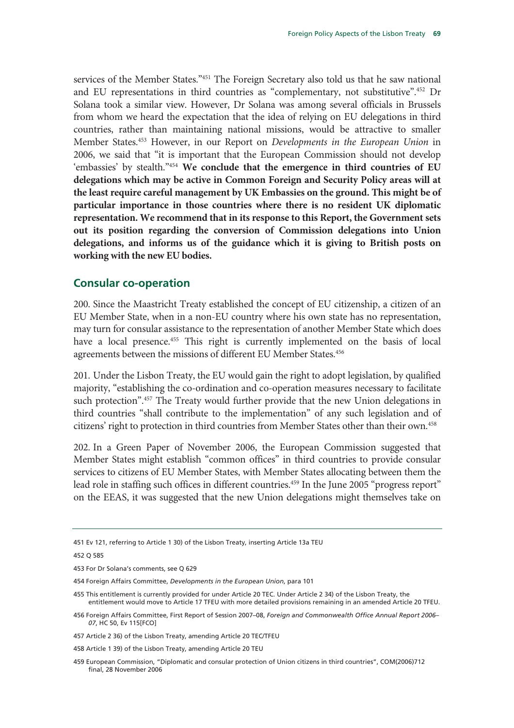services of the Member States."[451] The Foreign Secretary also told us that he saw national and EU representations in third countries as "complementary, not substitutive".[452] Dr Solana took a similar view. However, Dr Solana was among several officials in Brussels from whom we heard the expectation that the idea of relying on EU delegations in third countries, rather than maintaining national missions, would be attractive to smaller Member States.[453] However, in our Report on *Developments in the European Union* in 2006, we said that "it is important that the European Commission should not develop 'embassies' by stealth."[454] **We conclude that the emergence in third countries of EU delegations which may be active in Common Foreign and Security Policy areas will at the least require careful management by UK Embassies on the ground. This might be of particular importance in those countries where there is no resident UK diplomatic representation. We recommend that in its response to this Report, the Government sets out its position regarding the conversion of Commission delegations into Union delegations, and informs us of the guidance which it is giving to British posts on working with the new EU bodies.**

## Consular co-operation

200. Since the Maastricht Treaty established the concept of EU citizenship, a citizen of an EU Member State, when in a non-EU country where his own state has no representation, may turn for consular assistance to the representation of another Member State which does have a local presence.[455] This right is currently implemented on the basis of local agreements between the missions of different EU Member States.[456]

201. Under the Lisbon Treaty, the EU would gain the right to adopt legislation, by qualified majority, "establishing the co-ordination and co-operation measures necessary to facilitate such protection".[457] The Treaty would further provide that the new Union delegations in third countries "shall contribute to the implementation" of any such legislation and of citizens' right to protection in third countries from Member States other than their own.[458]

202. In a Green Paper of November 2006, the European Commission suggested that Member States might establish "common offices" in third countries to provide consular services to citizens of EU Member States, with Member States allocating between them the lead role in staffing such offices in different countries.[459] In the June 2005 "progress report" on the EEAS, it was suggested that the new Union delegations might themselves take on

---

451 Ev 121, referring to Article 1 30) of the Lisbon Treaty, inserting Article 13a TEU

452 Q 585

453 For Dr Solana's comments, see Q 629

454 Foreign Affairs Committee, *Developments in the European Union*, para 101

455 This entitlement is currently provided for under Article 20 TEC. Under Article 2 34) of the Lisbon Treaty, the entitlement would move to Article 17 TFEU with more detailed provisions remaining in an amended Article 20 TFEU.

456 Foreign Affairs Committee, First Report of Session 2007–08, *Foreign and Commonwealth Office Annual Report 2006–07*, HC 50, Ev 115[FCO]

457 Article 2 36) of the Lisbon Treaty, amending Article 20 TEC/TFEU

458 Article 1 39) of the Lisbon Treaty, amending Article 20 TEU

459 European Commission, "Diplomatic and consular protection of Union citizens in third countries", COM(2006)712 final, 28 November 2006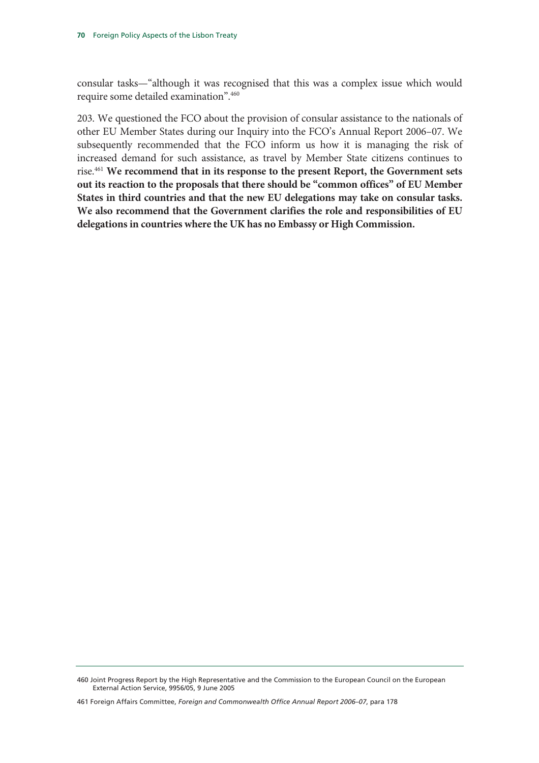consular tasks—"although it was recognised that this was a complex issue which would require some detailed examination".[460]

203. We questioned the FCO about the provision of consular assistance to the nationals of other EU Member States during our Inquiry into the FCO's Annual Report 2006–07. We subsequently recommended that the FCO inform us how it is managing the risk of increased demand for such assistance, as travel by Member State citizens continues to rise.[461] **We recommend that in its response to the present Report, the Government sets out its reaction to the proposals that there should be "common offices" of EU Member States in third countries and that the new EU delegations may take on consular tasks. We also recommend that the Government clarifies the role and responsibilities of EU delegations in countries where the UK has no Embassy or High Commission.**

---

460 Joint Progress Report by the High Representative and the Commission to the European Council on the European External Action Service, 9956/05, 9 June 2005

461 Foreign Affairs Committee, *Foreign and Commonwealth Office Annual Report 2006–07*, para 178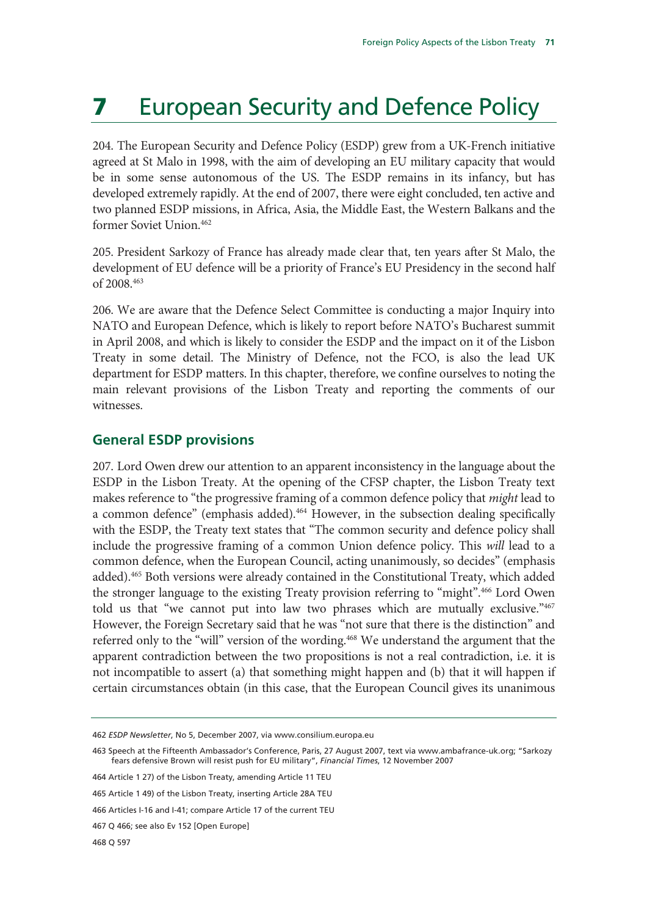# 7 European Security and Defence Policy

204. The European Security and Defence Policy (ESDP) grew from a UK-French initiative agreed at St Malo in 1998, with the aim of developing an EU military capacity that would be in some sense autonomous of the US. The ESDP remains in its infancy, but has developed extremely rapidly. At the end of 2007, there were eight concluded, ten active and two planned ESDP missions, in Africa, Asia, the Middle East, the Western Balkans and the former Soviet Union.[462]

205. President Sarkozy of France has already made clear that, ten years after St Malo, the development of EU defence will be a priority of France's EU Presidency in the second half of 2008.[463]

206. We are aware that the Defence Select Committee is conducting a major Inquiry into NATO and European Defence, which is likely to report before NATO's Bucharest summit in April 2008, and which is likely to consider the ESDP and the impact on it of the Lisbon Treaty in some detail. The Ministry of Defence, not the FCO, is also the lead UK department for ESDP matters. In this chapter, therefore, we confine ourselves to noting the main relevant provisions of the Lisbon Treaty and reporting the comments of our witnesses.

## General ESDP provisions

207. Lord Owen drew our attention to an apparent inconsistency in the language about the ESDP in the Lisbon Treaty. At the opening of the CFSP chapter, the Lisbon Treaty text makes reference to "the progressive framing of a common defence policy that *might* lead to a common defence" (emphasis added).[464] However, in the subsection dealing specifically with the ESDP, the Treaty text states that "The common security and defence policy shall include the progressive framing of a common Union defence policy. This *will* lead to a common defence, when the European Council, acting unanimously, so decides" (emphasis added).[465] Both versions were already contained in the Constitutional Treaty, which added the stronger language to the existing Treaty provision referring to "might".[466] Lord Owen told us that "we cannot put into law two phrases which are mutually exclusive."[467] However, the Foreign Secretary said that he was "not sure that there is the distinction" and referred only to the "will" version of the wording.[468] We understand the argument that the apparent contradiction between the two propositions is not a real contradiction, i.e. it is not incompatible to assert (a) that something might happen and (b) that it will happen if certain circumstances obtain (in this case, that the European Council gives its unanimous

---

462 *ESDP Newsletter*, No 5, December 2007, via www.consilium.europa.eu

463 Speech at the Fifteenth Ambassador's Conference, Paris, 27 August 2007, text via www.ambafrance-uk.org; "Sarkozy fears defensive Brown will resist push for EU military", *Financial Times*, 12 November 2007

464 Article 1 27) of the Lisbon Treaty, amending Article 11 TEU

465 Article 1 49) of the Lisbon Treaty, inserting Article 28A TEU

466 Articles I-16 and I-41; compare Article 17 of the current TEU

467 Q 466; see also Ev 152 [Open Europe]

468 Q 597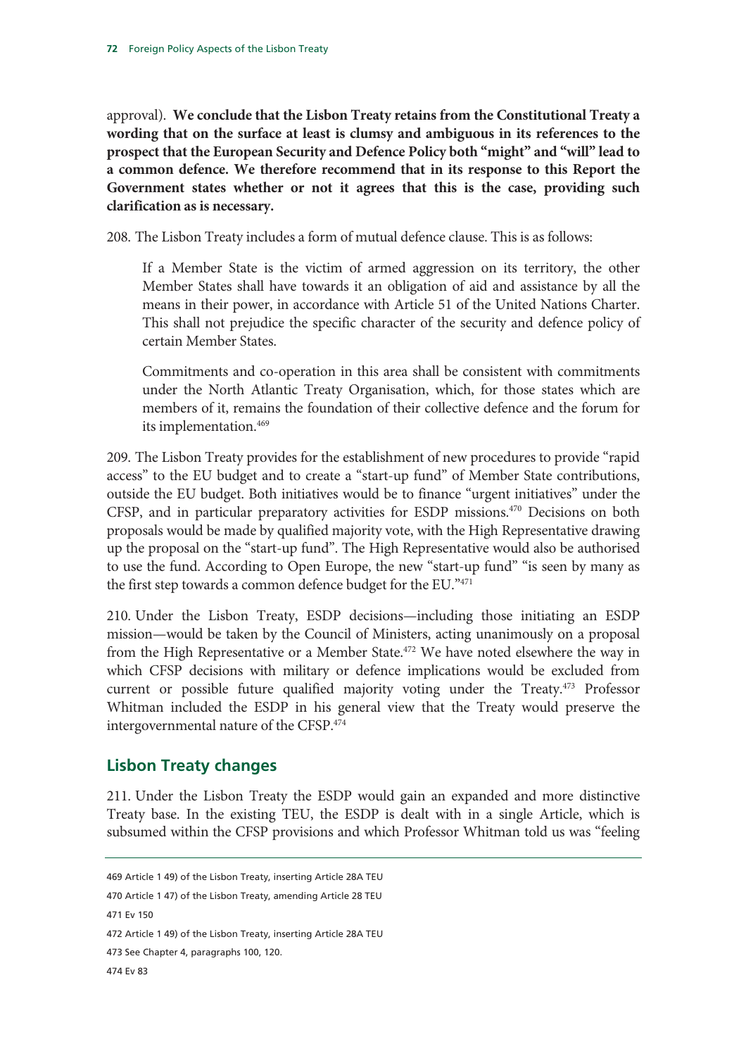approval). **We conclude that the Lisbon Treaty retains from the Constitutional Treaty a wording that on the surface at least is clumsy and ambiguous in its references to the prospect that the European Security and Defence Policy both "might" and "will" lead to a common defence. We therefore recommend that in its response to this Report the Government states whether or not it agrees that this is the case, providing such clarification as is necessary.**

208. The Lisbon Treaty includes a form of mutual defence clause. This is as follows:

> If a Member State is the victim of armed aggression on its territory, the other Member States shall have towards it an obligation of aid and assistance by all the means in their power, in accordance with Article 51 of the United Nations Charter. This shall not prejudice the specific character of the security and defence policy of certain Member States.
>
> Commitments and co-operation in this area shall be consistent with commitments under the North Atlantic Treaty Organisation, which, for those states which are members of it, remains the foundation of their collective defence and the forum for its implementation.[469]

209. The Lisbon Treaty provides for the establishment of new procedures to provide "rapid access" to the EU budget and to create a "start-up fund" of Member State contributions, outside the EU budget. Both initiatives would be to finance "urgent initiatives" under the CFSP, and in particular preparatory activities for ESDP missions.[470] Decisions on both proposals would be made by qualified majority vote, with the High Representative drawing up the proposal on the "start-up fund". The High Representative would also be authorised to use the fund. According to Open Europe, the new "start-up fund" "is seen by many as the first step towards a common defence budget for the EU."[471]

210. Under the Lisbon Treaty, ESDP decisions—including those initiating an ESDP mission—would be taken by the Council of Ministers, acting unanimously on a proposal from the High Representative or a Member State.[472] We have noted elsewhere the way in which CFSP decisions with military or defence implications would be excluded from current or possible future qualified majority voting under the Treaty.[473] Professor Whitman included the ESDP in his general view that the Treaty would preserve the intergovernmental nature of the CFSP.[474]

## Lisbon Treaty changes

211. Under the Lisbon Treaty the ESDP would gain an expanded and more distinctive Treaty base. In the existing TEU, the ESDP is dealt with in a single Article, which is subsumed within the CFSP provisions and which Professor Whitman told us was "feeling

---

469 Article 1 49) of the Lisbon Treaty, inserting Article 28A TEU

470 Article 1 47) of the Lisbon Treaty, amending Article 28 TEU

471 Ev 150

472 Article 1 49) of the Lisbon Treaty, inserting Article 28A TEU

473 See Chapter 4, paragraphs 100, 120.

474 Ev 83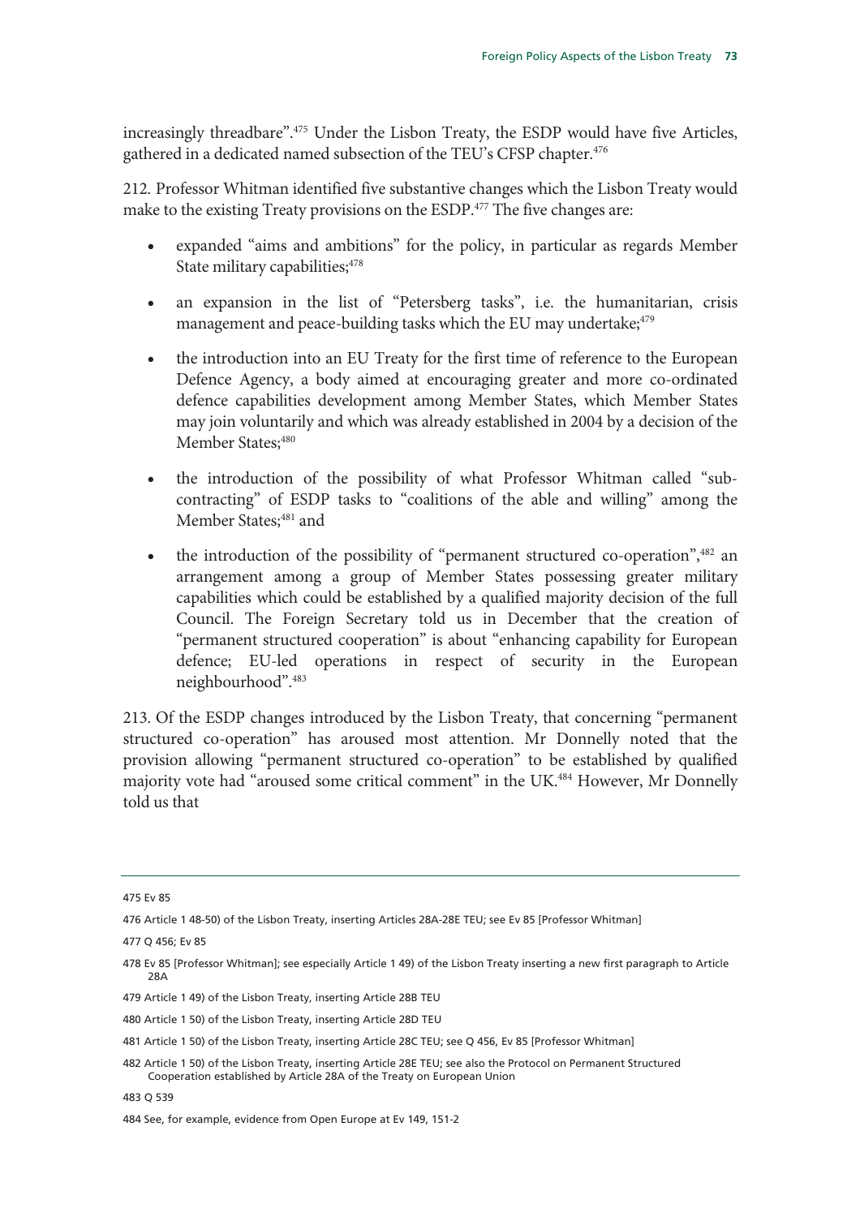increasingly threadbare".[475] Under the Lisbon Treaty, the ESDP would have five Articles, gathered in a dedicated named subsection of the TEU's CFSP chapter.[476]

212. Professor Whitman identified five substantive changes which the Lisbon Treaty would make to the existing Treaty provisions on the ESDP.[477] The five changes are:

- expanded "aims and ambitions" for the policy, in particular as regards Member State military capabilities;[478]
- an expansion in the list of "Petersberg tasks", i.e. the humanitarian, crisis management and peace-building tasks which the EU may undertake;[479]
- the introduction into an EU Treaty for the first time of reference to the European Defence Agency, a body aimed at encouraging greater and more co-ordinated defence capabilities development among Member States, which Member States may join voluntarily and which was already established in 2004 by a decision of the Member States;[480]
- the introduction of the possibility of what Professor Whitman called "sub-contracting" of ESDP tasks to "coalitions of the able and willing" among the Member States;[481] and
- the introduction of the possibility of "permanent structured co-operation",[482] an arrangement among a group of Member States possessing greater military capabilities which could be established by a qualified majority decision of the full Council. The Foreign Secretary told us in December that the creation of "permanent structured cooperation" is about "enhancing capability for European defence; EU-led operations in respect of security in the European neighbourhood".[483]

213. Of the ESDP changes introduced by the Lisbon Treaty, that concerning "permanent structured co-operation" has aroused most attention. Mr Donnelly noted that the provision allowing "permanent structured co-operation" to be established by qualified majority vote had "aroused some critical comment" in the UK.[484] However, Mr Donnelly told us that

---

475 Ev 85

476 Article 1 48-50) of the Lisbon Treaty, inserting Articles 28A-28E TEU; see Ev 85 [Professor Whitman]

477 Q 456; Ev 85

478 Ev 85 [Professor Whitman]; see especially Article 1 49) of the Lisbon Treaty inserting a new first paragraph to Article 28A

479 Article 1 49) of the Lisbon Treaty, inserting Article 28B TEU

480 Article 1 50) of the Lisbon Treaty, inserting Article 28D TEU

481 Article 1 50) of the Lisbon Treaty, inserting Article 28C TEU; see Q 456, Ev 85 [Professor Whitman]

482 Article 1 50) of the Lisbon Treaty, inserting Article 28E TEU; see also the Protocol on Permanent Structured Cooperation established by Article 28A of the Treaty on European Union

483 Q 539

484 See, for example, evidence from Open Europe at Ev 149, 151-2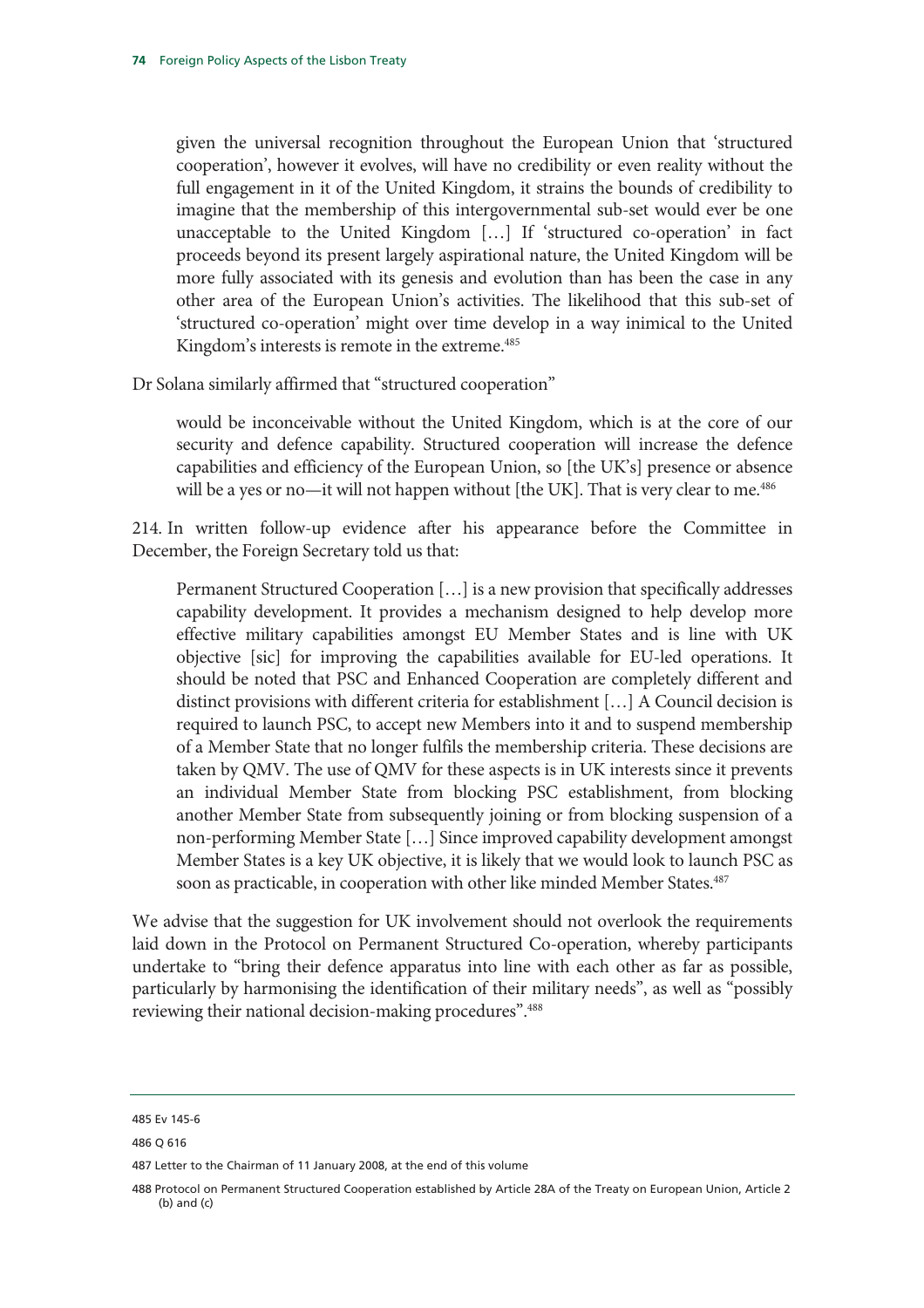> given the universal recognition throughout the European Union that 'structured cooperation', however it evolves, will have no credibility or even reality without the full engagement in it of the United Kingdom, it strains the bounds of credibility to imagine that the membership of this intergovernmental sub-set would ever be one unacceptable to the United Kingdom […] If 'structured co-operation' in fact proceeds beyond its present largely aspirational nature, the United Kingdom will be more fully associated with its genesis and evolution than has been the case in any other area of the European Union's activities. The likelihood that this sub-set of 'structured co-operation' might over time develop in a way inimical to the United Kingdom's interests is remote in the extreme.[485]

Dr Solana similarly affirmed that "structured cooperation"

> would be inconceivable without the United Kingdom, which is at the core of our security and defence capability. Structured cooperation will increase the defence capabilities and efficiency of the European Union, so [the UK's] presence or absence will be a yes or no—it will not happen without [the UK]. That is very clear to me.[486]

214. In written follow-up evidence after his appearance before the Committee in December, the Foreign Secretary told us that:

> Permanent Structured Cooperation […] is a new provision that specifically addresses capability development. It provides a mechanism designed to help develop more effective military capabilities amongst EU Member States and is line with UK objective [sic] for improving the capabilities available for EU-led operations. It should be noted that PSC and Enhanced Cooperation are completely different and distinct provisions with different criteria for establishment […] A Council decision is required to launch PSC, to accept new Members into it and to suspend membership of a Member State that no longer fulfils the membership criteria. These decisions are taken by QMV. The use of QMV for these aspects is in UK interests since it prevents an individual Member State from blocking PSC establishment, from blocking another Member State from subsequently joining or from blocking suspension of a non-performing Member State […] Since improved capability development amongst Member States is a key UK objective, it is likely that we would look to launch PSC as soon as practicable, in cooperation with other like minded Member States.[487]

We advise that the suggestion for UK involvement should not overlook the requirements laid down in the Protocol on Permanent Structured Co-operation, whereby participants undertake to "bring their defence apparatus into line with each other as far as possible, particularly by harmonising the identification of their military needs", as well as "possibly reviewing their national decision-making procedures".[488]

---

485 Ev 145-6

486 Q 616

487 Letter to the Chairman of 11 January 2008, at the end of this volume

488 Protocol on Permanent Structured Cooperation established by Article 28A of the Treaty on European Union, Article 2 (b) and (c)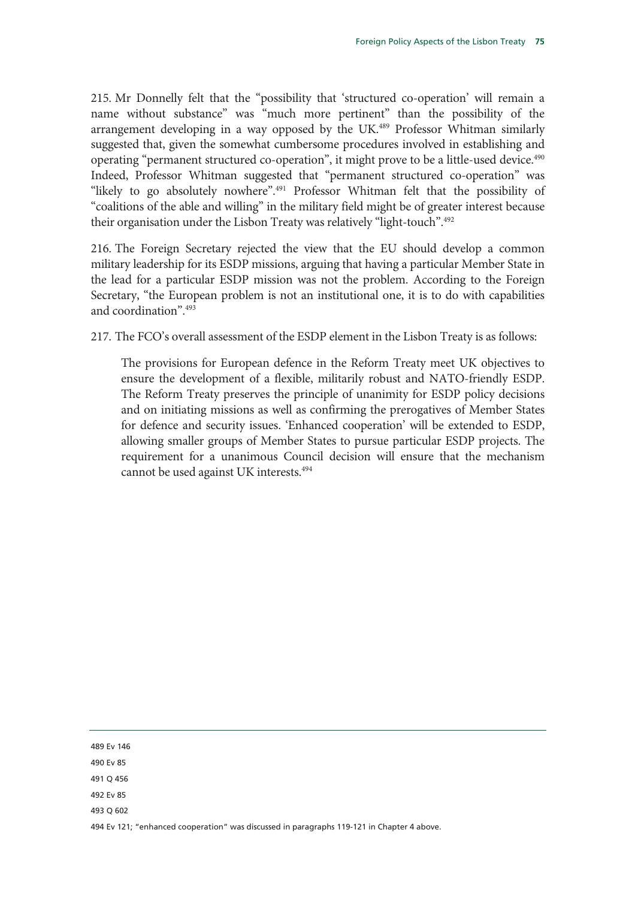215. Mr Donnelly felt that the "possibility that 'structured co-operation' will remain a name without substance" was "much more pertinent" than the possibility of the arrangement developing in a way opposed by the UK.[489] Professor Whitman similarly suggested that, given the somewhat cumbersome procedures involved in establishing and operating "permanent structured co-operation", it might prove to be a little-used device.[490] Indeed, Professor Whitman suggested that "permanent structured co-operation" was "likely to go absolutely nowhere".[491] Professor Whitman felt that the possibility of "coalitions of the able and willing" in the military field might be of greater interest because their organisation under the Lisbon Treaty was relatively "light-touch".[492]

216. The Foreign Secretary rejected the view that the EU should develop a common military leadership for its ESDP missions, arguing that having a particular Member State in the lead for a particular ESDP mission was not the problem. According to the Foreign Secretary, "the European problem is not an institutional one, it is to do with capabilities and coordination".[493]

217. The FCO's overall assessment of the ESDP element in the Lisbon Treaty is as follows:

> The provisions for European defence in the Reform Treaty meet UK objectives to ensure the development of a flexible, militarily robust and NATO-friendly ESDP. The Reform Treaty preserves the principle of unanimity for ESDP policy decisions and on initiating missions as well as confirming the prerogatives of Member States for defence and security issues. 'Enhanced cooperation' will be extended to ESDP, allowing smaller groups of Member States to pursue particular ESDP projects. The requirement for a unanimous Council decision will ensure that the mechanism cannot be used against UK interests.[494]

---

489 Ev 146

490 Ev 85

491 Q 456

492 Ev 85

493 Q 602

494 Ev 121; "enhanced cooperation" was discussed in paragraphs 119-121 in Chapter 4 above.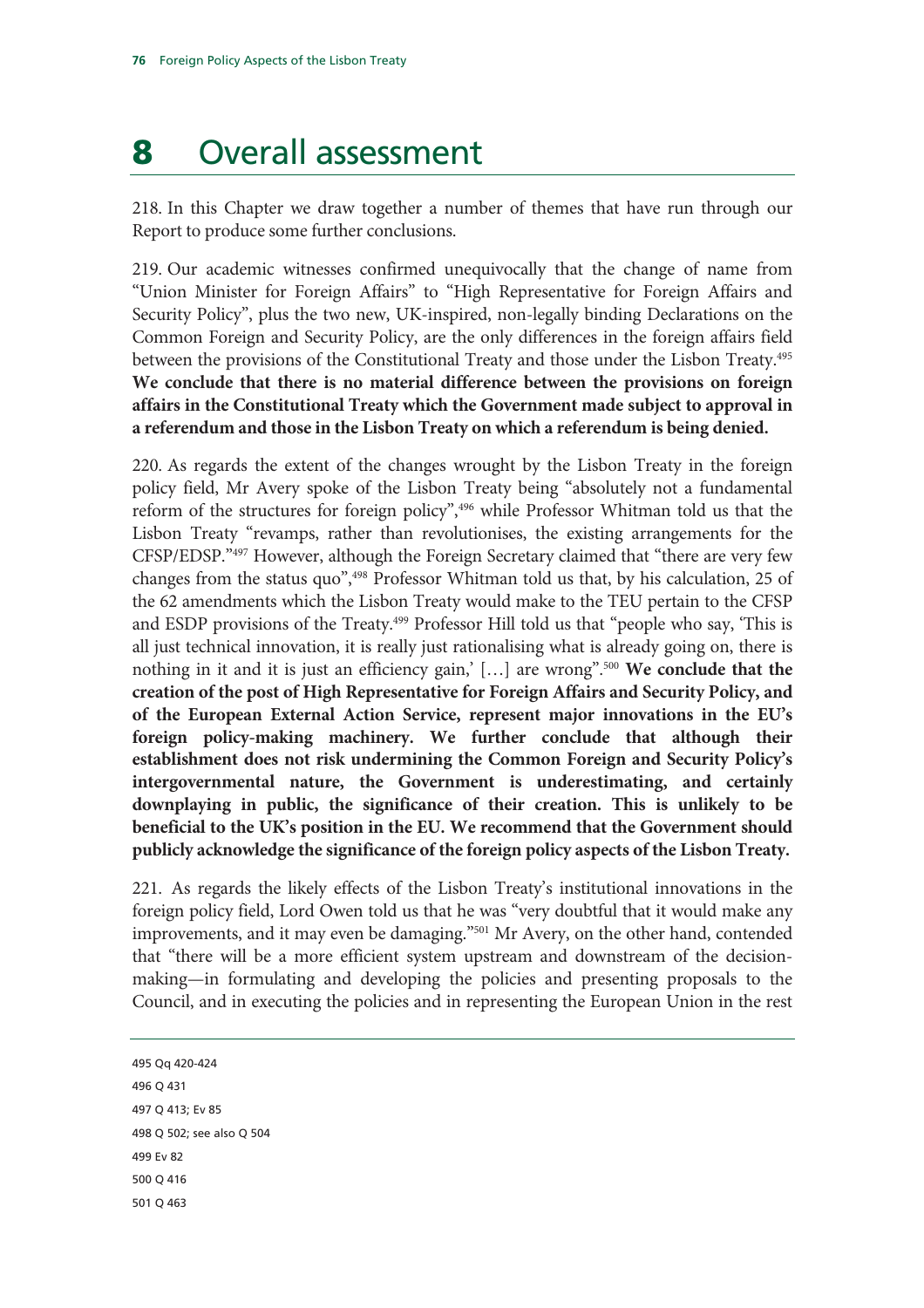# 8 Overall assessment

218. In this Chapter we draw together a number of themes that have run through our Report to produce some further conclusions.

219. Our academic witnesses confirmed unequivocally that the change of name from "Union Minister for Foreign Affairs" to "High Representative for Foreign Affairs and Security Policy", plus the two new, UK-inspired, non-legally binding Declarations on the Common Foreign and Security Policy, are the only differences in the foreign affairs field between the provisions of the Constitutional Treaty and those under the Lisbon Treaty.[495] **We conclude that there is no material difference between the provisions on foreign affairs in the Constitutional Treaty which the Government made subject to approval in a referendum and those in the Lisbon Treaty on which a referendum is being denied.**

220. As regards the extent of the changes wrought by the Lisbon Treaty in the foreign policy field, Mr Avery spoke of the Lisbon Treaty being "absolutely not a fundamental reform of the structures for foreign policy",[496] while Professor Whitman told us that the Lisbon Treaty "revamps, rather than revolutionises, the existing arrangements for the CFSP/EDSP."[497] However, although the Foreign Secretary claimed that "there are very few changes from the status quo",[498] Professor Whitman told us that, by his calculation, 25 of the 62 amendments which the Lisbon Treaty would make to the TEU pertain to the CFSP and ESDP provisions of the Treaty.[499] Professor Hill told us that "people who say, 'This is all just technical innovation, it is really just rationalising what is already going on, there is nothing in it and it is just an efficiency gain,' […] are wrong".[500] **We conclude that the creation of the post of High Representative for Foreign Affairs and Security Policy, and of the European External Action Service, represent major innovations in the EU's foreign policy-making machinery. We further conclude that although their establishment does not risk undermining the Common Foreign and Security Policy's intergovernmental nature, the Government is underestimating, and certainly downplaying in public, the significance of their creation. This is unlikely to be beneficial to the UK's position in the EU. We recommend that the Government should publicly acknowledge the significance of the foreign policy aspects of the Lisbon Treaty.**

221. As regards the likely effects of the Lisbon Treaty's institutional innovations in the foreign policy field, Lord Owen told us that he was "very doubtful that it would make any improvements, and it may even be damaging."[501] Mr Avery, on the other hand, contended that "there will be a more efficient system upstream and downstream of the decision-making—in formulating and developing the policies and presenting proposals to the Council, and in executing the policies and in representing the European Union in the rest

---

495 Qq 420-424

496 Q 431

497 Q 413; Ev 85

498 Q 502; see also Q 504

499 Ev 82

500 Q 416

501 Q 463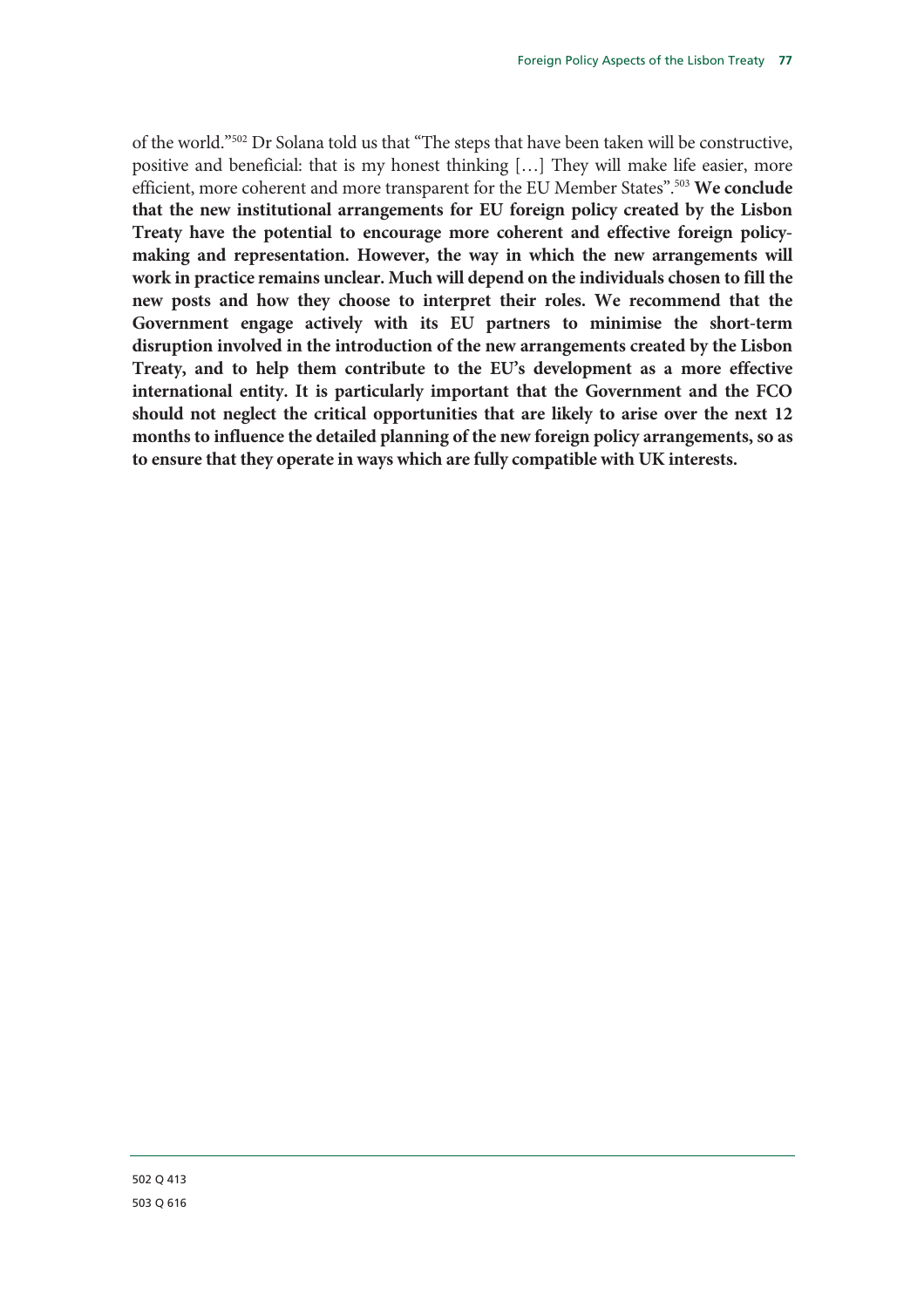of the world."[502] Dr Solana told us that "The steps that have been taken will be constructive, positive and beneficial: that is my honest thinking […] They will make life easier, more efficient, more coherent and more transparent for the EU Member States".[503] **We conclude that the new institutional arrangements for EU foreign policy created by the Lisbon Treaty have the potential to encourage more coherent and effective foreign policy-making and representation. However, the way in which the new arrangements will work in practice remains unclear. Much will depend on the individuals chosen to fill the new posts and how they choose to interpret their roles. We recommend that the Government engage actively with its EU partners to minimise the short-term disruption involved in the introduction of the new arrangements created by the Lisbon Treaty, and to help them contribute to the EU's development as a more effective international entity. It is particularly important that the Government and the FCO should not neglect the critical opportunities that are likely to arise over the next 12 months to influence the detailed planning of the new foreign policy arrangements, so as to ensure that they operate in ways which are fully compatible with UK interests.**

502 Q 413

503 Q 616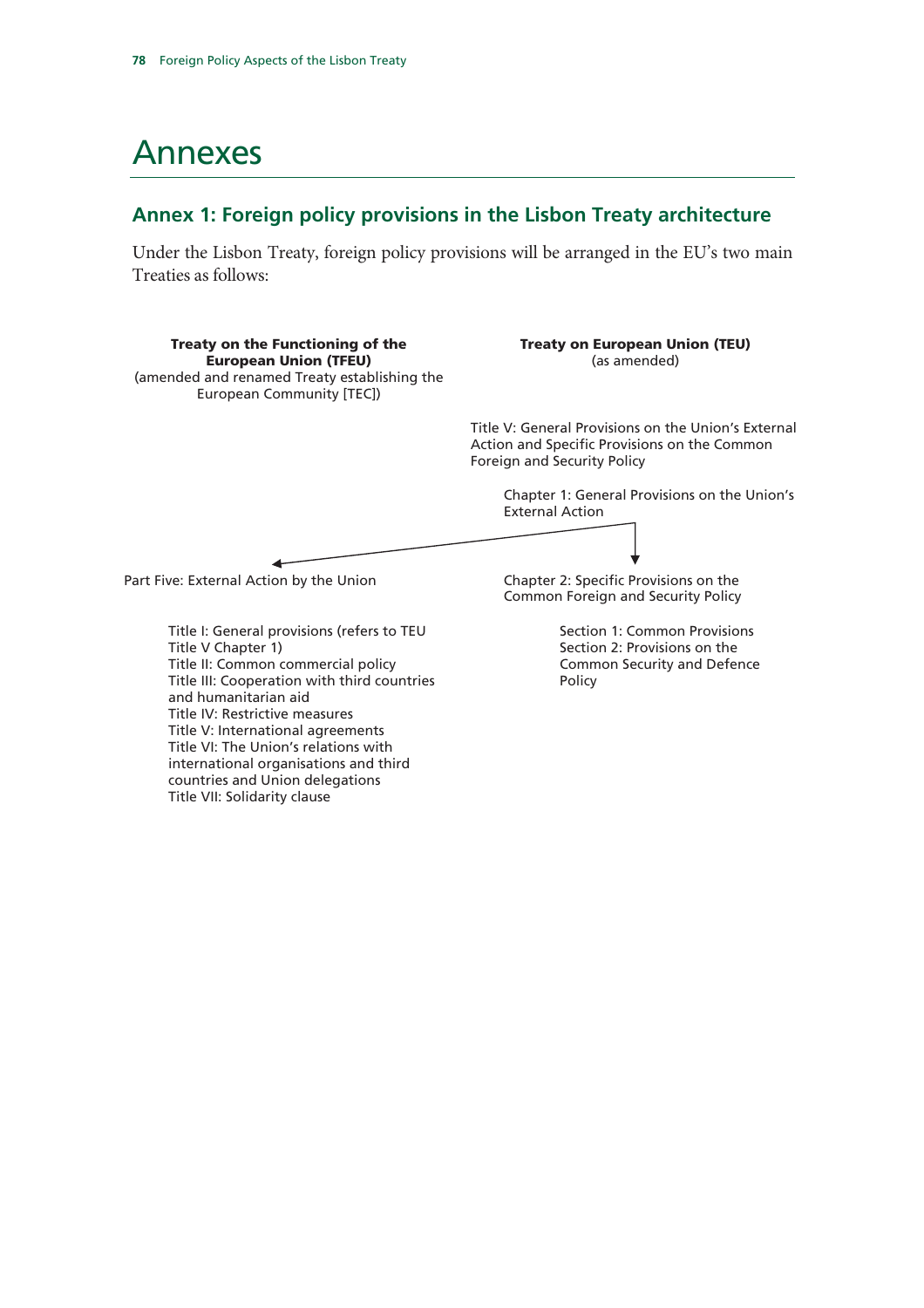# Annexes

## Annex 1: Foreign policy provisions in the Lisbon Treaty architecture

Under the Lisbon Treaty, foreign policy provisions will be arranged in the EU's two main Treaties as follows:

**Treaty on the Functioning of the European Union (TFEU)**
(amended and renamed Treaty establishing the European Community [TEC])

**Treaty on European Union (TEU)**
(as amended)

Title V: General Provisions on the Union's External Action and Specific Provisions on the Common Foreign and Security Policy

- Chapter 1: General Provisions on the Union's External Action
- Chapter 2: Specific Provisions on the Common Foreign and Security Policy
  - Section 1: Common Provisions
  - Section 2: Provisions on the Common Security and Defence Policy

Part Five: External Action by the Union

- Title I: General provisions (refers to TEU Title V Chapter 1)
- Title II: Common commercial policy
- Title III: Cooperation with third countries and humanitarian aid
- Title IV: Restrictive measures
- Title V: International agreements
- Title VI: The Union's relations with international organisations and third countries and Union delegations
- Title VII: Solidarity clause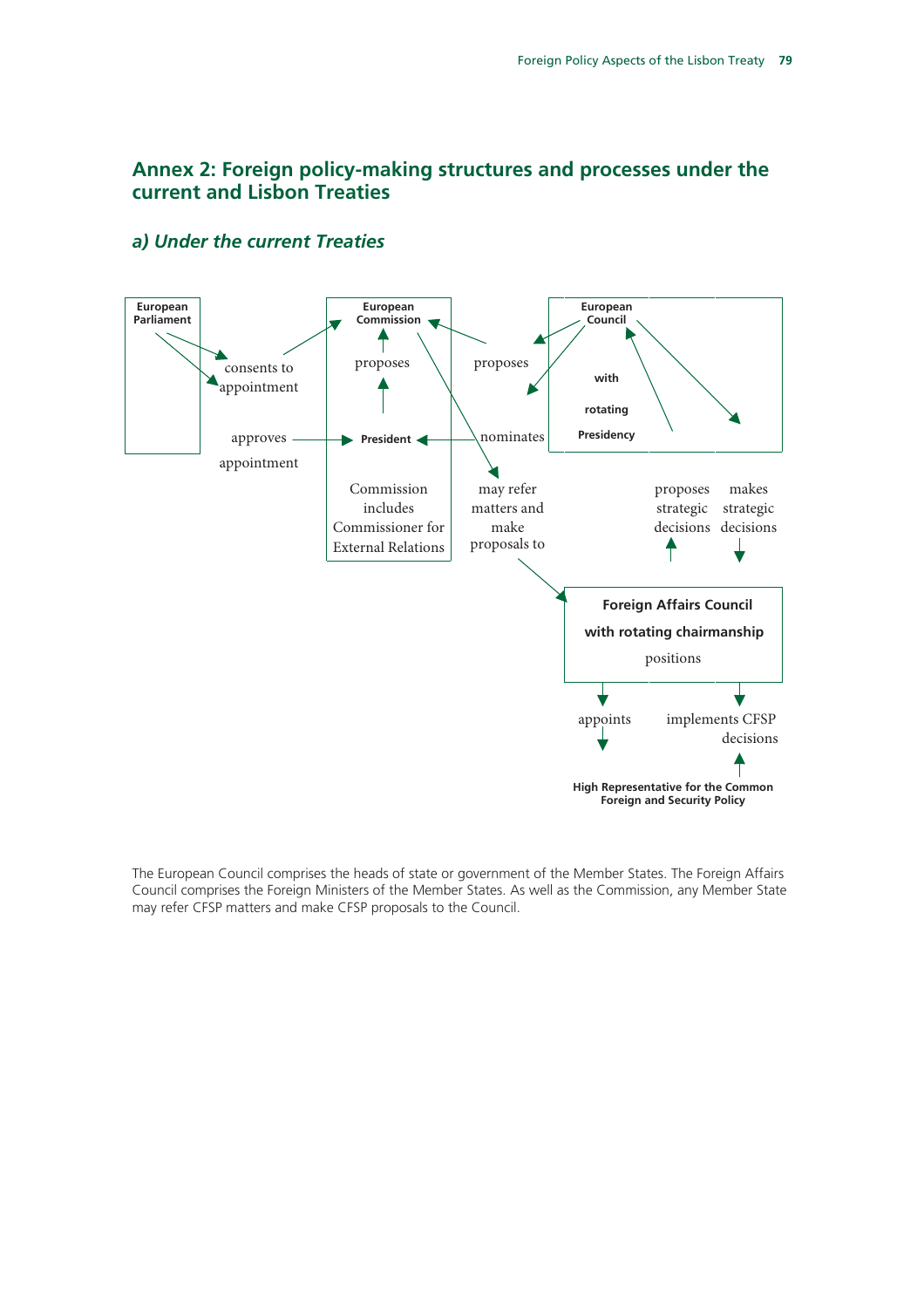## Annex 2: Foreign policy-making structures and processes under the current and Lisbon Treaties

### *a) Under the current Treaties*

European Parliament

consents to appointment

approves appointment

European Commission

proposes

President

Commission includes Commissioner for External Relations

proposes

nominates

may refer matters and make proposals to

European Council

with rotating Presidency

proposes strategic decisions

makes strategic decisions

Foreign Affairs Council with rotating chairmanship

positions

appoints

implements CFSP decisions

High Representative for the Common Foreign and Security Policy

The European Council comprises the heads of state or government of the Member States. The Foreign Affairs Council comprises the Foreign Ministers of the Member States. As well as the Commission, any Member State may refer CFSP matters and make CFSP proposals to the Council.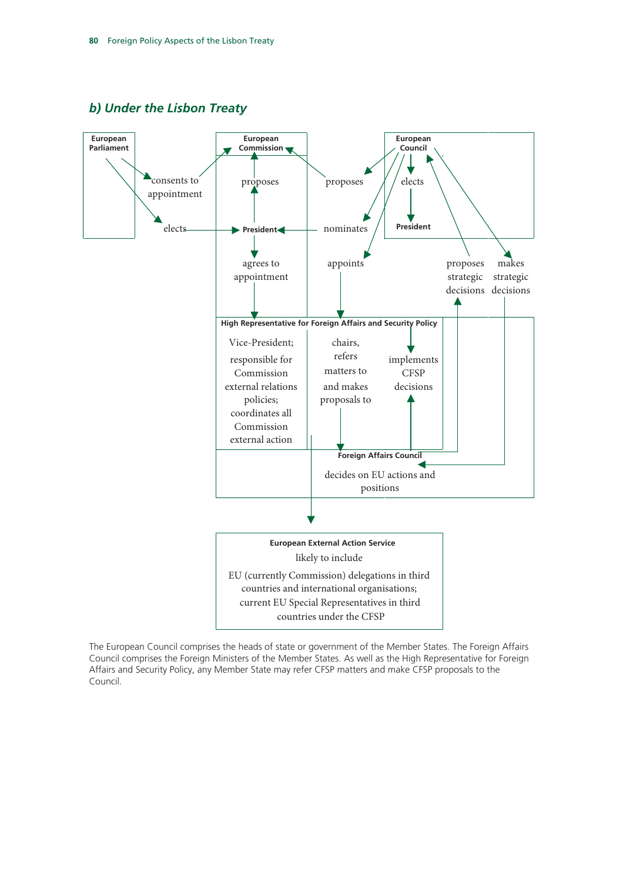### b) Under the Lisbon Treaty

**European Parliament**

- consents to appointment
- elects

**European Commission**

- proposes
- **President**
- agrees to appointment

**European Council**

- proposes
- nominates
- appoints
- elects
- **President**
- proposes strategic decisions
- makes strategic decisions

**High Representative for Foreign Affairs and Security Policy**

Vice-President; responsible for Commission external relations policies; coordinates all Commission external action

chairs, refers matters to and makes proposals to

implements CFSP decisions

**Foreign Affairs Council**

decides on EU actions and positions

**European External Action Service**

likely to include

EU (currently Commission) delegations in third countries and international organisations; current EU Special Representatives in third countries under the CFSP

The European Council comprises the heads of state or government of the Member States. The Foreign Affairs Council comprises the Foreign Ministers of the Member States. As well as the High Representative for Foreign Affairs and Security Policy, any Member State may refer CFSP matters and make CFSP proposals to the Council.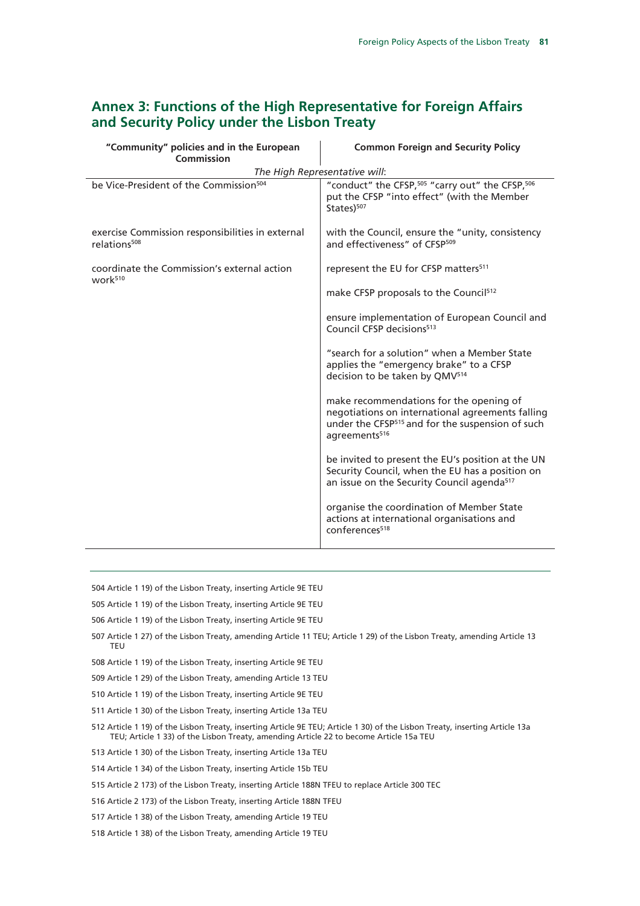## Annex 3: Functions of the High Representative for Foreign Affairs and Security Policy under the Lisbon Treaty

| "Community" policies and in the European Commission | Common Foreign and Security Policy |
|---|---|
| *The High Representative will*: | |
| be Vice-President of the Commission[504] | "conduct" the CFSP,[505] "carry out" the CFSP,[506] put the CFSP "into effect" (with the Member States)[507] |
| exercise Commission responsibilities in external relations[508] | with the Council, ensure the "unity, consistency and effectiveness" of CFSP[509] |
| coordinate the Commission's external action work[510] | represent the EU for CFSP matters[511] |
| | make CFSP proposals to the Council[512] |
| | ensure implementation of European Council and Council CFSP decisions[513] |
| | "search for a solution" when a Member State applies the "emergency brake" to a CFSP decision to be taken by QMV[514] |
| | make recommendations for the opening of negotiations on international agreements falling under the CFSP[515] and for the suspension of such agreements[516] |
| | be invited to present the EU's position at the UN Security Council, when the EU has a position on an issue on the Security Council agenda[517] |
| | organise the coordination of Member State actions at international organisations and conferences[518] |

504 Article 1 19) of the Lisbon Treaty, inserting Article 9E TEU

505 Article 1 19) of the Lisbon Treaty, inserting Article 9E TEU

506 Article 1 19) of the Lisbon Treaty, inserting Article 9E TEU

507 Article 1 27) of the Lisbon Treaty, amending Article 11 TEU; Article 1 29) of the Lisbon Treaty, amending Article 13 TEU

508 Article 1 19) of the Lisbon Treaty, inserting Article 9E TEU

509 Article 1 29) of the Lisbon Treaty, amending Article 13 TEU

510 Article 1 19) of the Lisbon Treaty, inserting Article 9E TEU

511 Article 1 30) of the Lisbon Treaty, inserting Article 13a TEU

512 Article 1 19) of the Lisbon Treaty, inserting Article 9E TEU; Article 1 30) of the Lisbon Treaty, inserting Article 13a TEU; Article 1 33) of the Lisbon Treaty, amending Article 22 to become Article 15a TEU

513 Article 1 30) of the Lisbon Treaty, inserting Article 13a TEU

514 Article 1 34) of the Lisbon Treaty, inserting Article 15b TEU

515 Article 2 173) of the Lisbon Treaty, inserting Article 188N TFEU to replace Article 300 TEC

516 Article 2 173) of the Lisbon Treaty, inserting Article 188N TFEU

517 Article 1 38) of the Lisbon Treaty, amending Article 19 TEU

518 Article 1 38) of the Lisbon Treaty, amending Article 19 TEU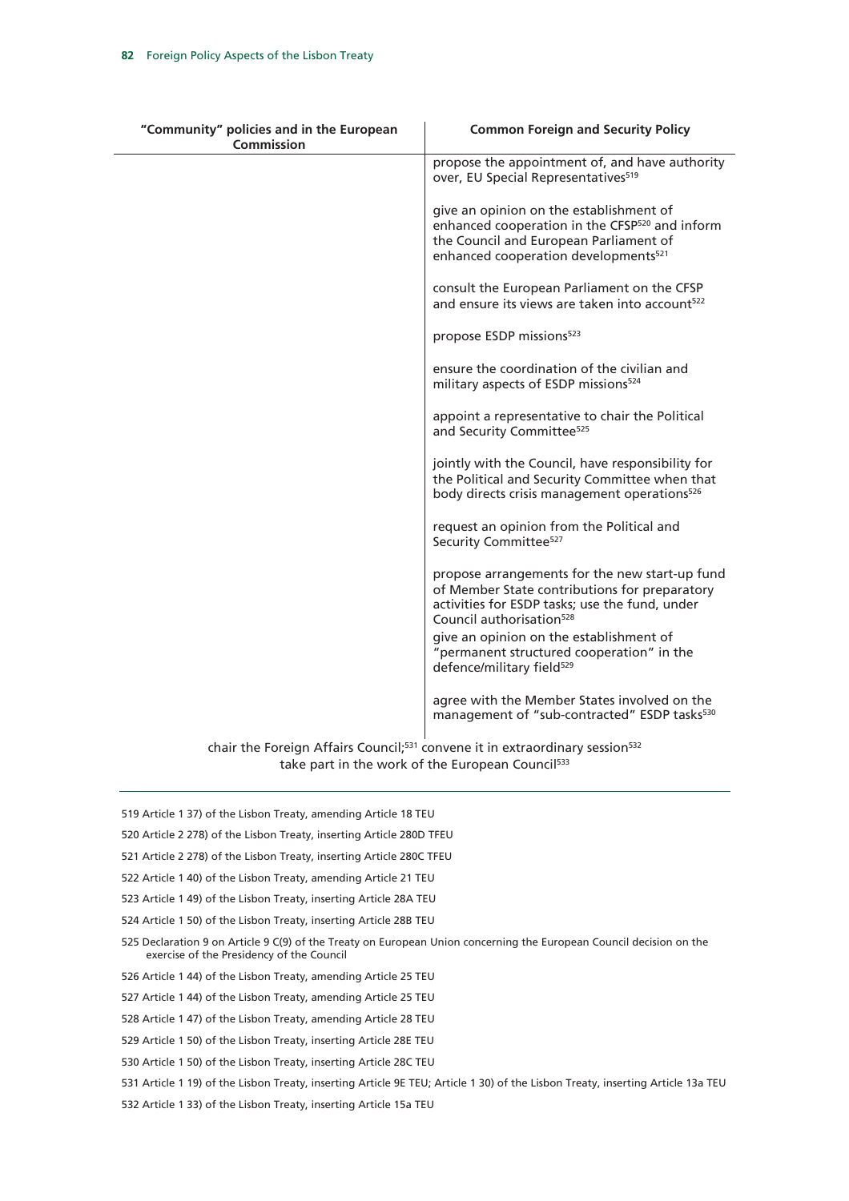| "Community" policies and in the European Commission | Common Foreign and Security Policy |
|---|---|
| | propose the appointment of, and have authority over, EU Special Representatives[519] |
| | give an opinion on the establishment of enhanced cooperation in the CFSP[520] and inform the Council and European Parliament of enhanced cooperation developments[521] |
| | consult the European Parliament on the CFSP and ensure its views are taken into account[522] |
| | propose ESDP missions[523] |
| | ensure the coordination of the civilian and military aspects of ESDP missions[524] |
| | appoint a representative to chair the Political and Security Committee[525] |
| | jointly with the Council, have responsibility for the Political and Security Committee when that body directs crisis management operations[526] |
| | request an opinion from the Political and Security Committee[527] |
| | propose arrangements for the new start-up fund of Member State contributions for preparatory activities for ESDP tasks; use the fund, under Council authorisation[528] |
| | give an opinion on the establishment of "permanent structured cooperation" in the defence/military field[529] |
| | agree with the Member States involved on the management of "sub-contracted" ESDP tasks[530] |
| chair the Foreign Affairs Council;[531] convene it in extraordinary session[532] take part in the work of the European Council[533] | |

519 Article 1 37) of the Lisbon Treaty, amending Article 18 TEU

520 Article 2 278) of the Lisbon Treaty, inserting Article 280D TFEU

521 Article 2 278) of the Lisbon Treaty, inserting Article 280C TFEU

522 Article 1 40) of the Lisbon Treaty, amending Article 21 TEU

523 Article 1 49) of the Lisbon Treaty, inserting Article 28A TEU

524 Article 1 50) of the Lisbon Treaty, inserting Article 28B TEU

525 Declaration 9 on Article 9 C(9) of the Treaty on European Union concerning the European Council decision on the exercise of the Presidency of the Council

526 Article 1 44) of the Lisbon Treaty, amending Article 25 TEU

527 Article 1 44) of the Lisbon Treaty, amending Article 25 TEU

528 Article 1 47) of the Lisbon Treaty, amending Article 28 TEU

529 Article 1 50) of the Lisbon Treaty, inserting Article 28E TEU

530 Article 1 50) of the Lisbon Treaty, inserting Article 28C TEU

531 Article 1 19) of the Lisbon Treaty, inserting Article 9E TEU; Article 1 30) of the Lisbon Treaty, inserting Article 13a TEU

532 Article 1 33) of the Lisbon Treaty, inserting Article 15a TEU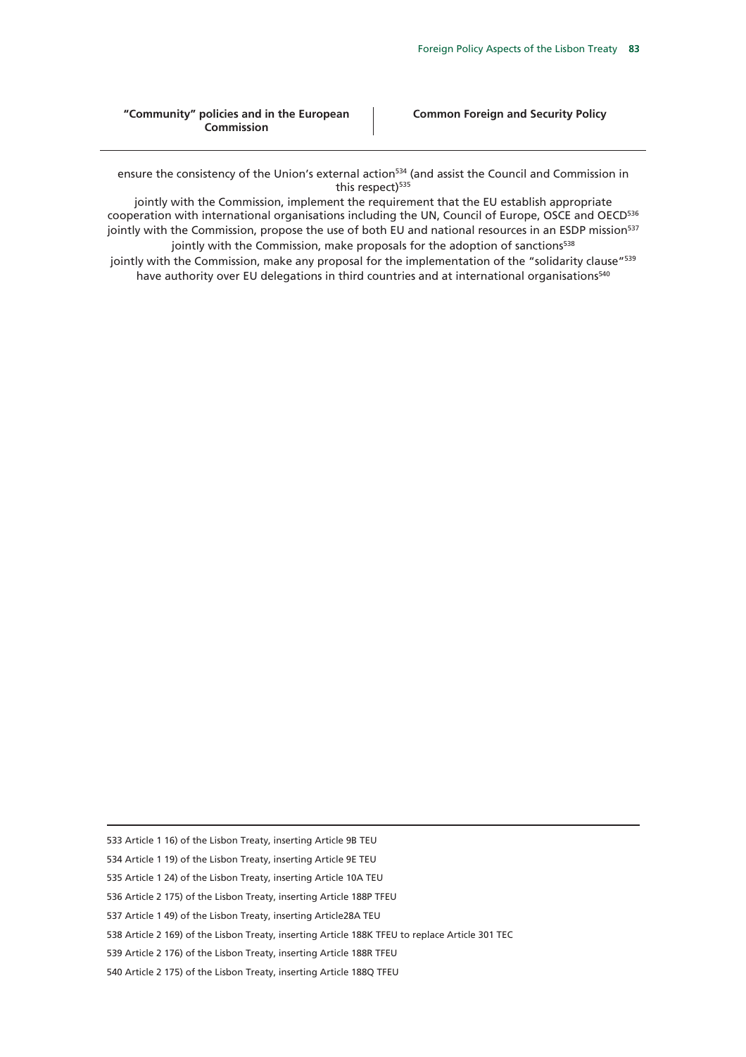| "Community" policies and in the European Commission | Common Foreign and Security Policy |
| --- | --- |

ensure the consistency of the Union's external action[534] (and assist the Council and Commission in this respect)[535]

jointly with the Commission, implement the requirement that the EU establish appropriate cooperation with international organisations including the UN, Council of Europe, OSCE and OECD[536]

jointly with the Commission, propose the use of both EU and national resources in an ESDP mission[537]

jointly with the Commission, make proposals for the adoption of sanctions[538]

jointly with the Commission, make any proposal for the implementation of the "solidarity clause"[539]

have authority over EU delegations in third countries and at international organisations[540]

---

533 Article 1 16) of the Lisbon Treaty, inserting Article 9B TEU

534 Article 1 19) of the Lisbon Treaty, inserting Article 9E TEU

535 Article 1 24) of the Lisbon Treaty, inserting Article 10A TEU

536 Article 2 175) of the Lisbon Treaty, inserting Article 188P TFEU

537 Article 1 49) of the Lisbon Treaty, inserting Article28A TEU

538 Article 2 169) of the Lisbon Treaty, inserting Article 188K TFEU to replace Article 301 TEC

539 Article 2 176) of the Lisbon Treaty, inserting Article 188R TFEU

540 Article 2 175) of the Lisbon Treaty, inserting Article 188Q TFEU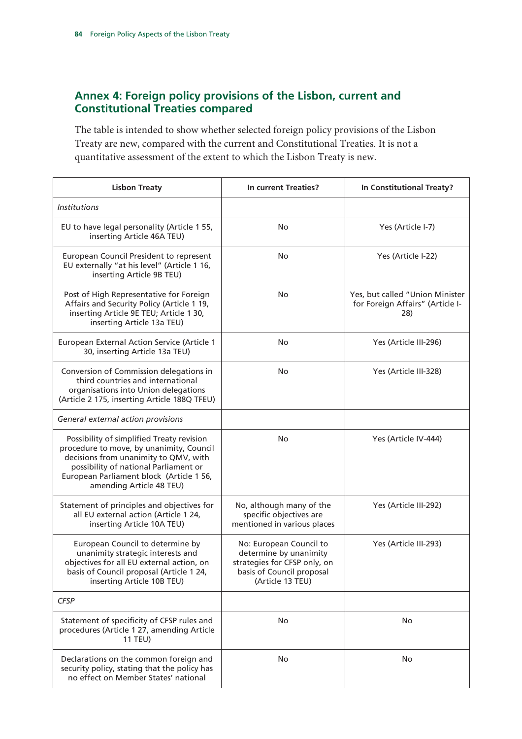## Annex 4: Foreign policy provisions of the Lisbon, current and Constitutional Treaties compared

The table is intended to show whether selected foreign policy provisions of the Lisbon Treaty are new, compared with the current and Constitutional Treaties. It is not a quantitative assessment of the extent to which the Lisbon Treaty is new.

| Lisbon Treaty | In current Treaties? | In Constitutional Treaty? |
|---|---|---|
| *Institutions* | | |
| EU to have legal personality (Article 1 55, inserting Article 46A TEU) | No | Yes (Article I-7) |
| European Council President to represent EU externally "at his level" (Article 1 16, inserting Article 9B TEU) | No | Yes (Article I-22) |
| Post of High Representative for Foreign Affairs and Security Policy (Article 1 19, inserting Article 9E TEU; Article 1 30, inserting Article 13a TEU) | No | Yes, but called "Union Minister for Foreign Affairs" (Article I-28) |
| European External Action Service (Article 1 30, inserting Article 13a TEU) | No | Yes (Article III-296) |
| Conversion of Commission delegations in third countries and international organisations into Union delegations (Article 2 175, inserting Article 188Q TFEU) | No | Yes (Article III-328) |
| *General external action provisions* | | |
| Possibility of simplified Treaty revision procedure to move, by unanimity, Council decisions from unanimity to QMV, with possibility of national Parliament or European Parliament block (Article 1 56, amending Article 48 TEU) | No | Yes (Article IV-444) |
| Statement of principles and objectives for all EU external action (Article 1 24, inserting Article 10A TEU) | No, although many of the specific objectives are mentioned in various places | Yes (Article III-292) |
| European Council to determine by unanimity strategic interests and objectives for all EU external action, on basis of Council proposal (Article 1 24, inserting Article 10B TEU) | No: European Council to determine by unanimity strategies for CFSP only, on basis of Council proposal (Article 13 TEU) | Yes (Article III-293) |
| *CFSP* | | |
| Statement of specificity of CFSP rules and procedures (Article 1 27, amending Article 11 TEU) | No | No |
| Declarations on the common foreign and security policy, stating that the policy has no effect on Member States' national | No | No |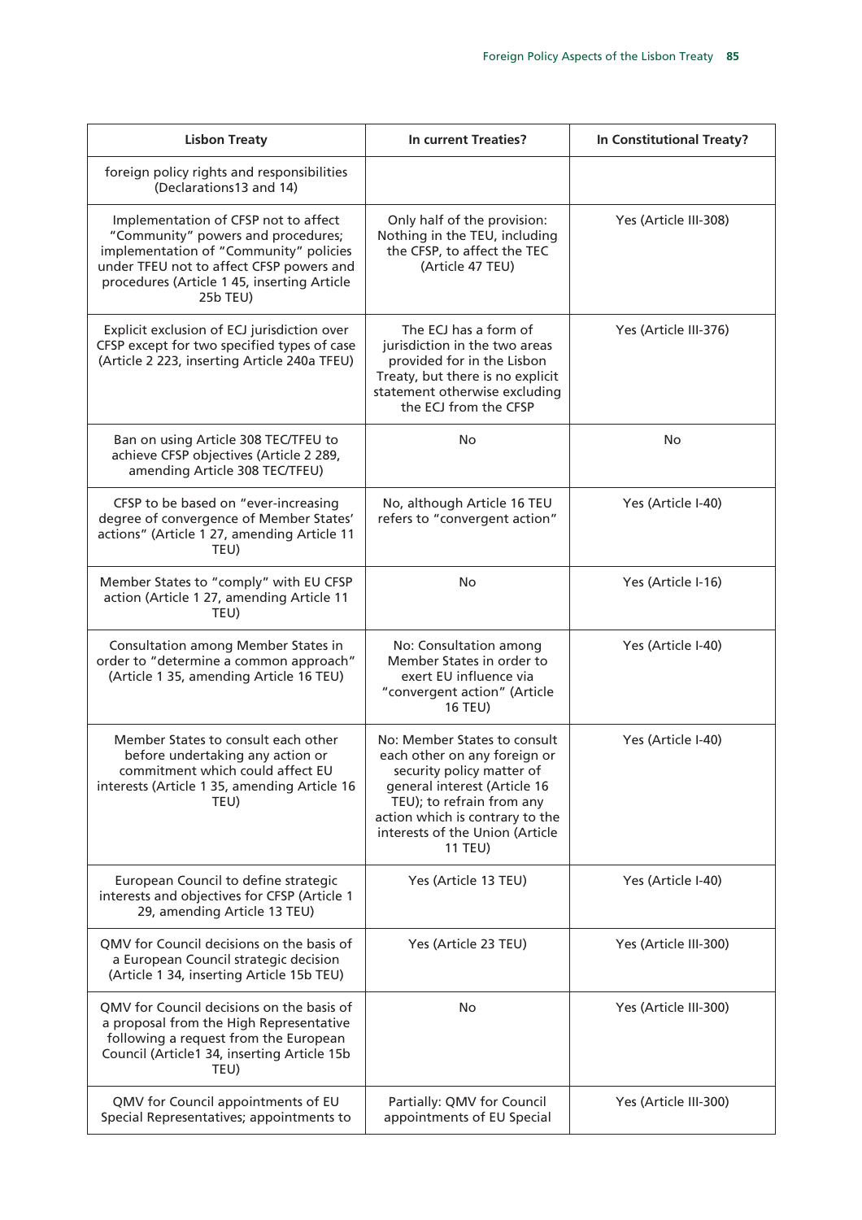| Lisbon Treaty | In current Treaties? | In Constitutional Treaty? |
|---|---|---|
| foreign policy rights and responsibilities (Declarations13 and 14) | | |
| Implementation of CFSP not to affect "Community" powers and procedures; implementation of "Community" policies under TFEU not to affect CFSP powers and procedures (Article 1 45, inserting Article 25b TEU) | Only half of the provision: Nothing in the TEU, including the CFSP, to affect the TEC (Article 47 TEU) | Yes (Article III-308) |
| Explicit exclusion of ECJ jurisdiction over CFSP except for two specified types of case (Article 2 223, inserting Article 240a TFEU) | The ECJ has a form of jurisdiction in the two areas provided for in the Lisbon Treaty, but there is no explicit statement otherwise excluding the ECJ from the CFSP | Yes (Article III-376) |
| Ban on using Article 308 TEC/TFEU to achieve CFSP objectives (Article 2 289, amending Article 308 TEC/TFEU) | No | No |
| CFSP to be based on "ever-increasing degree of convergence of Member States' actions" (Article 1 27, amending Article 11 TEU) | No, although Article 16 TEU refers to "convergent action" | Yes (Article I-40) |
| Member States to "comply" with EU CFSP action (Article 1 27, amending Article 11 TEU) | No | Yes (Article I-16) |
| Consultation among Member States in order to "determine a common approach" (Article 1 35, amending Article 16 TEU) | No: Consultation among Member States in order to exert EU influence via "convergent action" (Article 16 TEU) | Yes (Article I-40) |
| Member States to consult each other before undertaking any action or commitment which could affect EU interests (Article 1 35, amending Article 16 TEU) | No: Member States to consult each other on any foreign or security policy matter of general interest (Article 16 TEU); to refrain from any action which is contrary to the interests of the Union (Article 11 TEU) | Yes (Article I-40) |
| European Council to define strategic interests and objectives for CFSP (Article 1 29, amending Article 13 TEU) | Yes (Article 13 TEU) | Yes (Article I-40) |
| QMV for Council decisions on the basis of a European Council strategic decision (Article 1 34, inserting Article 15b TEU) | Yes (Article 23 TEU) | Yes (Article III-300) |
| QMV for Council decisions on the basis of a proposal from the High Representative following a request from the European Council (Article1 34, inserting Article 15b TEU) | No | Yes (Article III-300) |
| QMV for Council appointments of EU Special Representatives; appointments to | Partially: QMV for Council appointments of EU Special | Yes (Article III-300) |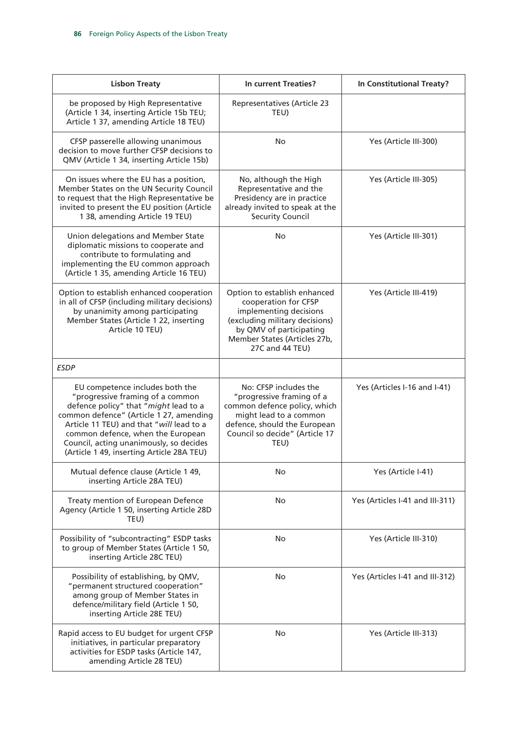| Lisbon Treaty | In current Treaties? | In Constitutional Treaty? |
| --- | --- | --- |
| be proposed by High Representative (Article 1 34, inserting Article 15b TEU; Article 1 37, amending Article 18 TEU) | Representatives (Article 23 TEU) | |
| CFSP passerelle allowing unanimous decision to move further CFSP decisions to QMV (Article 1 34, inserting Article 15b) | No | Yes (Article III-300) |
| On issues where the EU has a position, Member States on the UN Security Council to request that the High Representative be invited to present the EU position (Article 1 38, amending Article 19 TEU) | No, although the High Representative and the Presidency are in practice already invited to speak at the Security Council | Yes (Article III-305) |
| Union delegations and Member State diplomatic missions to cooperate and contribute to formulating and implementing the EU common approach (Article 1 35, amending Article 16 TEU) | No | Yes (Article III-301) |
| Option to establish enhanced cooperation in all of CFSP (including military decisions) by unanimity among participating Member States (Article 1 22, inserting Article 10 TEU) | Option to establish enhanced cooperation for CFSP implementing decisions (excluding military decisions) by QMV of participating Member States (Articles 27b, 27C and 44 TEU) | Yes (Article III-419) |
| *ESDP* | | |
| EU competence includes both the "progressive framing of a common defence policy" that "*might* lead to a common defence" (Article 1 27, amending Article 11 TEU) and that "*will* lead to a common defence, when the European Council, acting unanimously, so decides (Article 1 49, inserting Article 28A TEU) | No: CFSP includes the "progressive framing of a common defence policy, which might lead to a common defence, should the European Council so decide" (Article 17 TEU) | Yes (Articles I-16 and I-41) |
| Mutual defence clause (Article 1 49, inserting Article 28A TEU) | No | Yes (Article I-41) |
| Treaty mention of European Defence Agency (Article 1 50, inserting Article 28D TEU) | No | Yes (Articles I-41 and III-311) |
| Possibility of "subcontracting" ESDP tasks to group of Member States (Article 1 50, inserting Article 28C TEU) | No | Yes (Article III-310) |
| Possibility of establishing, by QMV, "permanent structured cooperation" among group of Member States in defence/military field (Article 1 50, inserting Article 28E TEU) | No | Yes (Articles I-41 and III-312) |
| Rapid access to EU budget for urgent CFSP initiatives, in particular preparatory activities for ESDP tasks (Article 147, amending Article 28 TEU) | No | Yes (Article III-313) |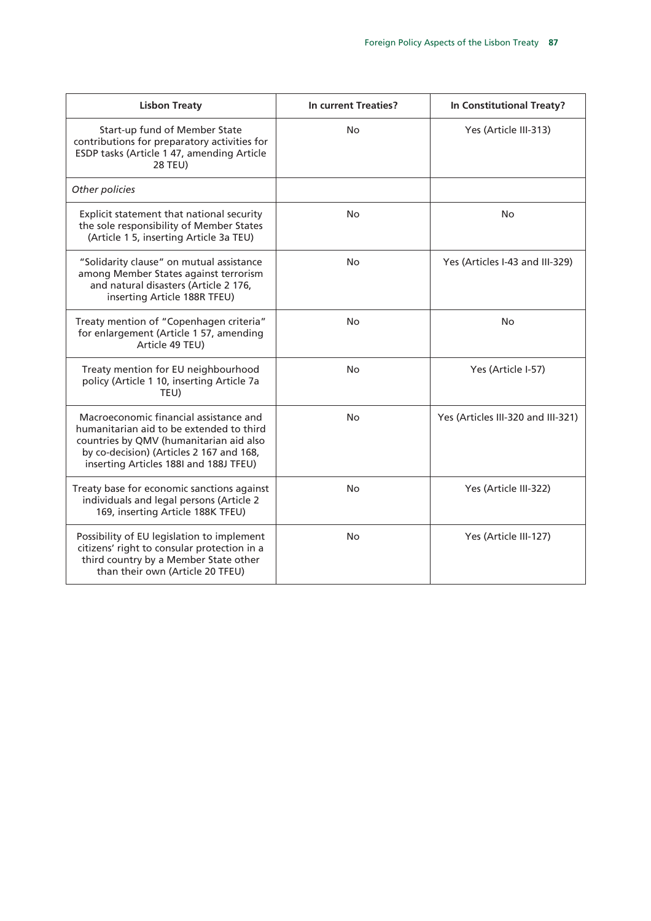| Lisbon Treaty | In current Treaties? | In Constitutional Treaty? |
|---|---|---|
| Start-up fund of Member State contributions for preparatory activities for ESDP tasks (Article 1 47, amending Article 28 TEU) | No | Yes (Article III-313) |
| *Other policies* | | |
| Explicit statement that national security the sole responsibility of Member States (Article 1 5, inserting Article 3a TEU) | No | No |
| "Solidarity clause" on mutual assistance among Member States against terrorism and natural disasters (Article 2 176, inserting Article 188R TFEU) | No | Yes (Articles I-43 and III-329) |
| Treaty mention of "Copenhagen criteria" for enlargement (Article 1 57, amending Article 49 TEU) | No | No |
| Treaty mention for EU neighbourhood policy (Article 1 10, inserting Article 7a TEU) | No | Yes (Article I-57) |
| Macroeconomic financial assistance and humanitarian aid to be extended to third countries by QMV (humanitarian aid also by co-decision) (Articles 2 167 and 168, inserting Articles 188I and 188J TFEU) | No | Yes (Articles III-320 and III-321) |
| Treaty base for economic sanctions against individuals and legal persons (Article 2 169, inserting Article 188K TFEU) | No | Yes (Article III-322) |
| Possibility of EU legislation to implement citizens' right to consular protection in a third country by a Member State other than their own (Article 20 TFEU) | No | Yes (Article III-127) |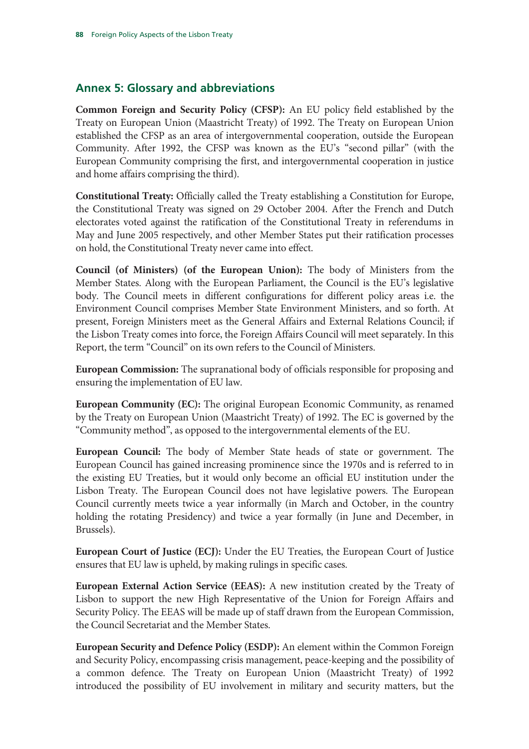## Annex 5: Glossary and abbreviations

**Common Foreign and Security Policy (CFSP):** An EU policy field established by the Treaty on European Union (Maastricht Treaty) of 1992. The Treaty on European Union established the CFSP as an area of intergovernmental cooperation, outside the European Community. After 1992, the CFSP was known as the EU's "second pillar" (with the European Community comprising the first, and intergovernmental cooperation in justice and home affairs comprising the third).

**Constitutional Treaty:** Officially called the Treaty establishing a Constitution for Europe, the Constitutional Treaty was signed on 29 October 2004. After the French and Dutch electorates voted against the ratification of the Constitutional Treaty in referendums in May and June 2005 respectively, and other Member States put their ratification processes on hold, the Constitutional Treaty never came into effect.

**Council (of Ministers) (of the European Union):** The body of Ministers from the Member States. Along with the European Parliament, the Council is the EU's legislative body. The Council meets in different configurations for different policy areas i.e. the Environment Council comprises Member State Environment Ministers, and so forth. At present, Foreign Ministers meet as the General Affairs and External Relations Council; if the Lisbon Treaty comes into force, the Foreign Affairs Council will meet separately. In this Report, the term "Council" on its own refers to the Council of Ministers.

**European Commission:** The supranational body of officials responsible for proposing and ensuring the implementation of EU law.

**European Community (EC):** The original European Economic Community, as renamed by the Treaty on European Union (Maastricht Treaty) of 1992. The EC is governed by the "Community method", as opposed to the intergovernmental elements of the EU.

**European Council:** The body of Member State heads of state or government. The European Council has gained increasing prominence since the 1970s and is referred to in the existing EU Treaties, but it would only become an official EU institution under the Lisbon Treaty. The European Council does not have legislative powers. The European Council currently meets twice a year informally (in March and October, in the country holding the rotating Presidency) and twice a year formally (in June and December, in Brussels).

**European Court of Justice (ECJ):** Under the EU Treaties, the European Court of Justice ensures that EU law is upheld, by making rulings in specific cases.

**European External Action Service (EEAS):** A new institution created by the Treaty of Lisbon to support the new High Representative of the Union for Foreign Affairs and Security Policy. The EEAS will be made up of staff drawn from the European Commission, the Council Secretariat and the Member States.

**European Security and Defence Policy (ESDP):** An element within the Common Foreign and Security Policy, encompassing crisis management, peace-keeping and the possibility of a common defence. The Treaty on European Union (Maastricht Treaty) of 1992 introduced the possibility of EU involvement in military and security matters, but the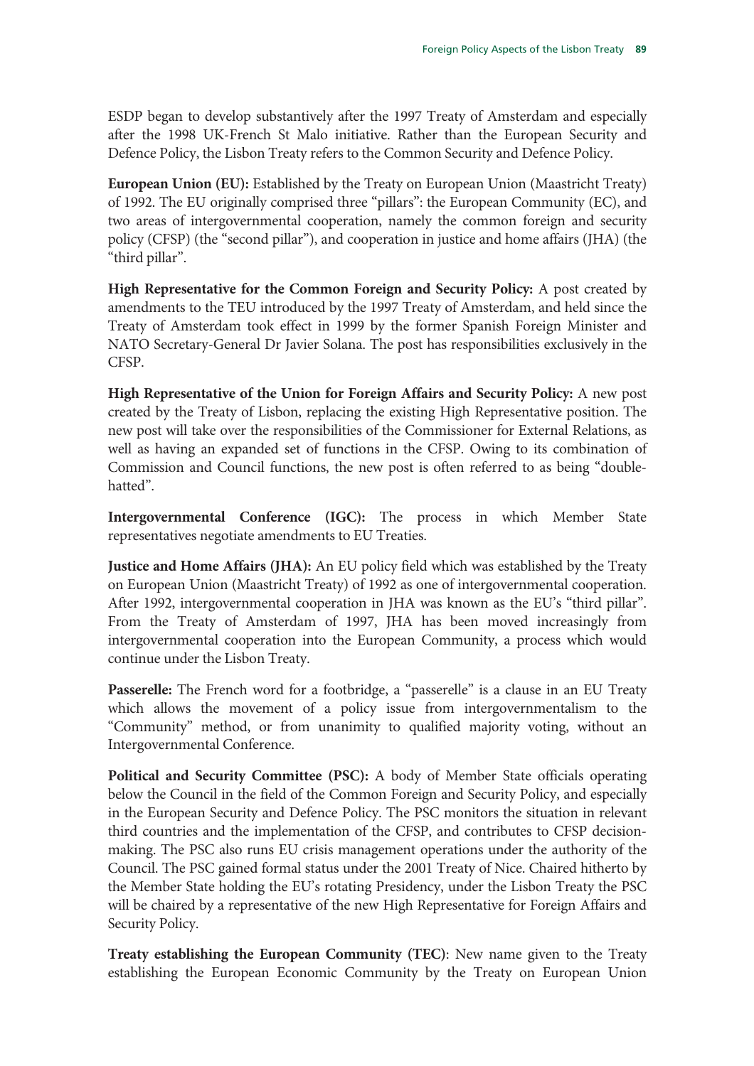ESDP began to develop substantively after the 1997 Treaty of Amsterdam and especially after the 1998 UK-French St Malo initiative. Rather than the European Security and Defence Policy, the Lisbon Treaty refers to the Common Security and Defence Policy.

**European Union (EU):** Established by the Treaty on European Union (Maastricht Treaty) of 1992. The EU originally comprised three "pillars": the European Community (EC), and two areas of intergovernmental cooperation, namely the common foreign and security policy (CFSP) (the "second pillar"), and cooperation in justice and home affairs (JHA) (the "third pillar".

**High Representative for the Common Foreign and Security Policy:** A post created by amendments to the TEU introduced by the 1997 Treaty of Amsterdam, and held since the Treaty of Amsterdam took effect in 1999 by the former Spanish Foreign Minister and NATO Secretary-General Dr Javier Solana. The post has responsibilities exclusively in the CFSP.

**High Representative of the Union for Foreign Affairs and Security Policy:** A new post created by the Treaty of Lisbon, replacing the existing High Representative position. The new post will take over the responsibilities of the Commissioner for External Relations, as well as having an expanded set of functions in the CFSP. Owing to its combination of Commission and Council functions, the new post is often referred to as being "double-hatted".

**Intergovernmental Conference (IGC):** The process in which Member State representatives negotiate amendments to EU Treaties.

**Justice and Home Affairs (JHA):** An EU policy field which was established by the Treaty on European Union (Maastricht Treaty) of 1992 as one of intergovernmental cooperation. After 1992, intergovernmental cooperation in JHA was known as the EU's "third pillar". From the Treaty of Amsterdam of 1997, JHA has been moved increasingly from intergovernmental cooperation into the European Community, a process which would continue under the Lisbon Treaty.

**Passerelle:** The French word for a footbridge, a "passerelle" is a clause in an EU Treaty which allows the movement of a policy issue from intergovernmentalism to the "Community" method, or from unanimity to qualified majority voting, without an Intergovernmental Conference.

**Political and Security Committee (PSC):** A body of Member State officials operating below the Council in the field of the Common Foreign and Security Policy, and especially in the European Security and Defence Policy. The PSC monitors the situation in relevant third countries and the implementation of the CFSP, and contributes to CFSP decision-making. The PSC also runs EU crisis management operations under the authority of the Council. The PSC gained formal status under the 2001 Treaty of Nice. Chaired hitherto by the Member State holding the EU's rotating Presidency, under the Lisbon Treaty the PSC will be chaired by a representative of the new High Representative for Foreign Affairs and Security Policy.

**Treaty establishing the European Community (TEC)**: New name given to the Treaty establishing the European Economic Community by the Treaty on European Union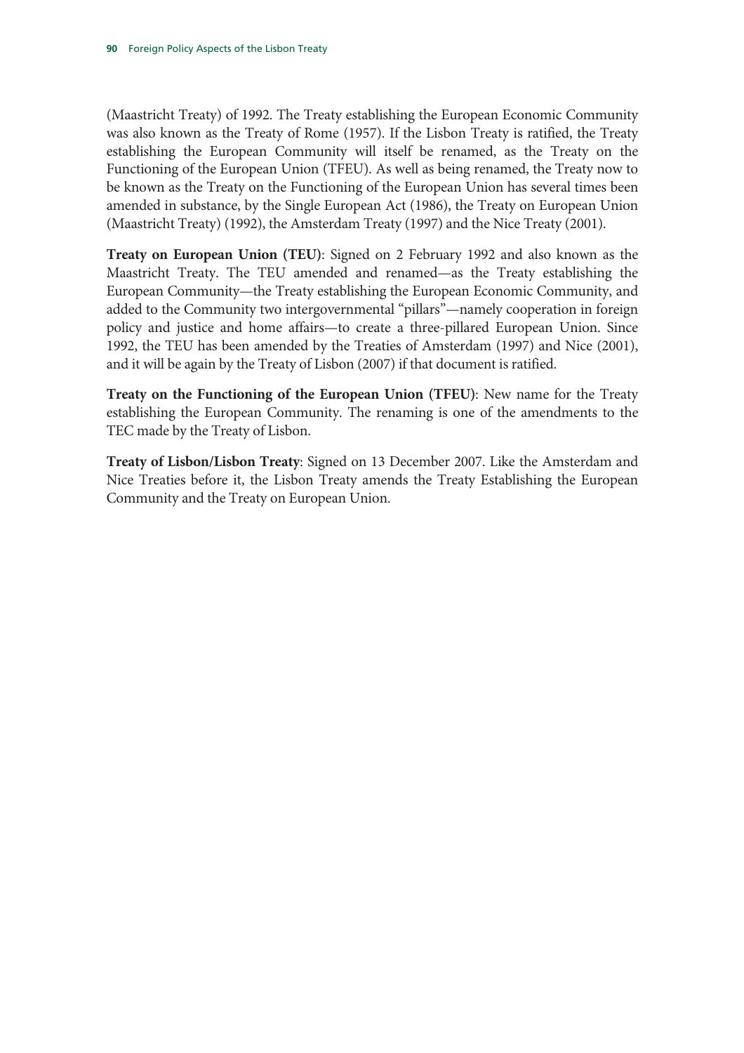(Maastricht Treaty) of 1992. The Treaty establishing the European Economic Community was also known as the Treaty of Rome (1957). If the Lisbon Treaty is ratified, the Treaty establishing the European Community will itself be renamed, as the Treaty on the Functioning of the European Union (TFEU). As well as being renamed, the Treaty now to be known as the Treaty on the Functioning of the European Union has several times been amended in substance, by the Single European Act (1986), the Treaty on European Union (Maastricht Treaty) (1992), the Amsterdam Treaty (1997) and the Nice Treaty (2001).

**Treaty on European Union (TEU)**: Signed on 2 February 1992 and also known as the Maastricht Treaty. The TEU amended and renamed—as the Treaty establishing the European Community—the Treaty establishing the European Economic Community, and added to the Community two intergovernmental "pillars"—namely cooperation in foreign policy and justice and home affairs—to create a three-pillared European Union. Since 1992, the TEU has been amended by the Treaties of Amsterdam (1997) and Nice (2001), and it will be again by the Treaty of Lisbon (2007) if that document is ratified.

**Treaty on the Functioning of the European Union (TFEU)**: New name for the Treaty establishing the European Community. The renaming is one of the amendments to the TEC made by the Treaty of Lisbon.

**Treaty of Lisbon/Lisbon Treaty**: Signed on 13 December 2007. Like the Amsterdam and Nice Treaties before it, the Lisbon Treaty amends the Treaty Establishing the European Community and the Treaty on European Union.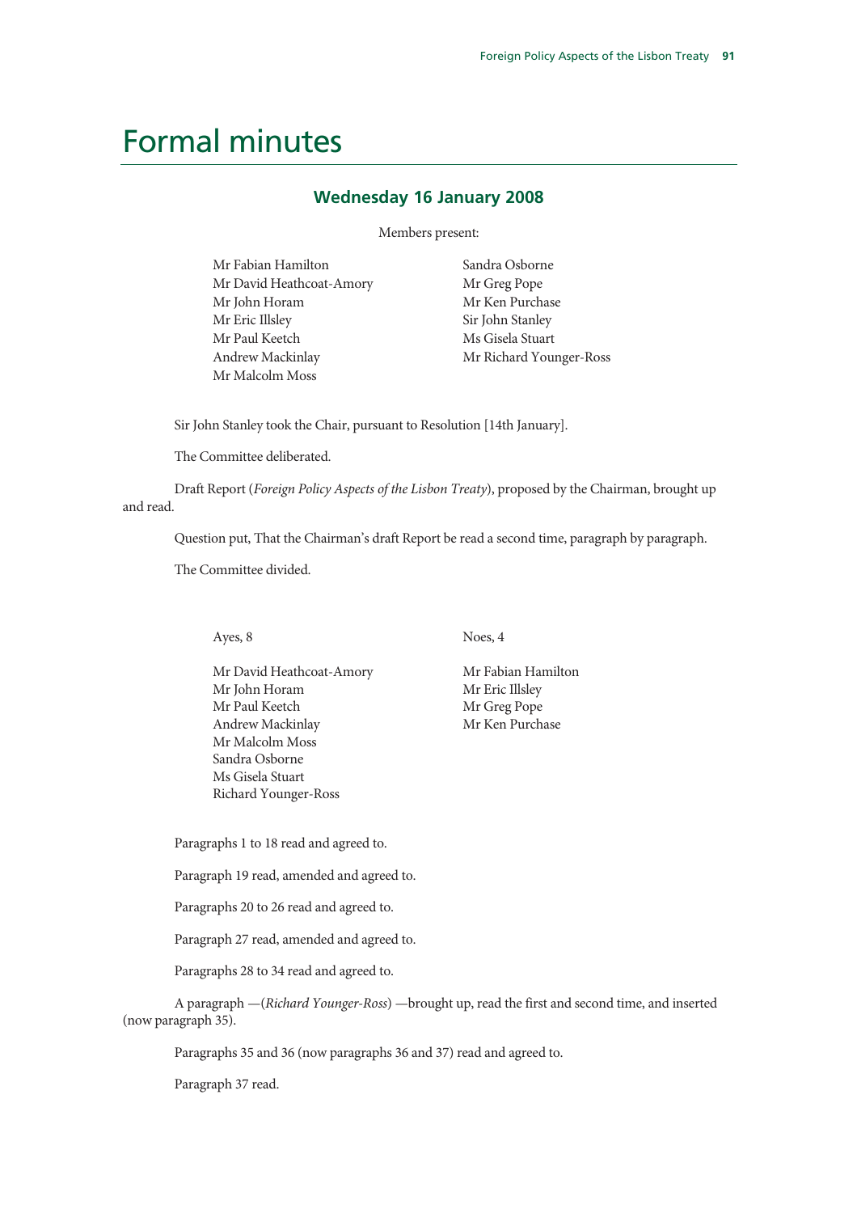# Formal minutes

## Wednesday 16 January 2008

Members present:

Mr Fabian Hamilton
Mr David Heathcoat-Amory
Mr John Horam
Mr Eric Illsley
Mr Paul Keetch
Andrew Mackinlay
Mr Malcolm Moss
Sandra Osborne
Mr Greg Pope
Mr Ken Purchase
Sir John Stanley
Ms Gisela Stuart
Mr Richard Younger-Ross

Sir John Stanley took the Chair, pursuant to Resolution [14th January].

The Committee deliberated.

Draft Report (*Foreign Policy Aspects of the Lisbon Treaty*), proposed by the Chairman, brought up and read.

Question put, That the Chairman's draft Report be read a second time, paragraph by paragraph.

The Committee divided.

Ayes, 8

Mr David Heathcoat-Amory
Mr John Horam
Mr Paul Keetch
Andrew Mackinlay
Mr Malcolm Moss
Sandra Osborne
Ms Gisela Stuart
Richard Younger-Ross

Noes, 4

Mr Fabian Hamilton
Mr Eric Illsley
Mr Greg Pope
Mr Ken Purchase

Paragraphs 1 to 18 read and agreed to.

Paragraph 19 read, amended and agreed to.

Paragraphs 20 to 26 read and agreed to.

Paragraph 27 read, amended and agreed to.

Paragraphs 28 to 34 read and agreed to.

A paragraph —(*Richard Younger-Ross*) —brought up, read the first and second time, and inserted (now paragraph 35).

Paragraphs 35 and 36 (now paragraphs 36 and 37) read and agreed to.

Paragraph 37 read.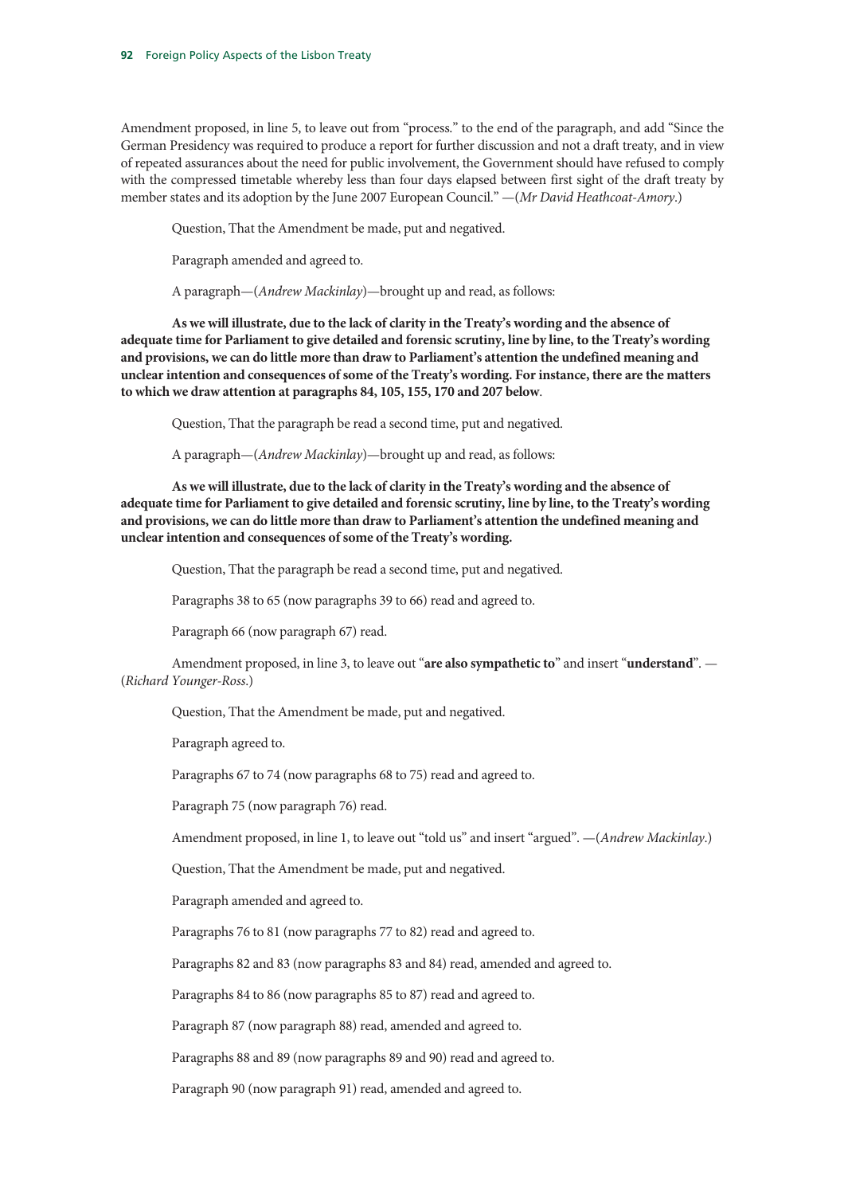Amendment proposed, in line 5, to leave out from "process." to the end of the paragraph, and add "Since the German Presidency was required to produce a report for further discussion and not a draft treaty, and in view of repeated assurances about the need for public involvement, the Government should have refused to comply with the compressed timetable whereby less than four days elapsed between first sight of the draft treaty by member states and its adoption by the June 2007 European Council." —(*Mr David Heathcoat-Amory.*)

Question, That the Amendment be made, put and negatived.

Paragraph amended and agreed to.

A paragraph—(*Andrew Mackinlay*)—brought up and read, as follows:

**As we will illustrate, due to the lack of clarity in the Treaty's wording and the absence of adequate time for Parliament to give detailed and forensic scrutiny, line by line, to the Treaty's wording and provisions, we can do little more than draw to Parliament's attention the undefined meaning and unclear intention and consequences of some of the Treaty's wording. For instance, there are the matters to which we draw attention at paragraphs 84, 105, 155, 170 and 207 below**.

Question, That the paragraph be read a second time, put and negatived.

A paragraph—(*Andrew Mackinlay*)—brought up and read, as follows:

**As we will illustrate, due to the lack of clarity in the Treaty's wording and the absence of adequate time for Parliament to give detailed and forensic scrutiny, line by line, to the Treaty's wording and provisions, we can do little more than draw to Parliament's attention the undefined meaning and unclear intention and consequences of some of the Treaty's wording.**

Question, That the paragraph be read a second time, put and negatived.

Paragraphs 38 to 65 (now paragraphs 39 to 66) read and agreed to.

Paragraph 66 (now paragraph 67) read.

Amendment proposed, in line 3, to leave out "**are also sympathetic to**" and insert "**understand**". —(*Richard Younger-Ross.*)

Question, That the Amendment be made, put and negatived.

Paragraph agreed to.

Paragraphs 67 to 74 (now paragraphs 68 to 75) read and agreed to.

Paragraph 75 (now paragraph 76) read.

Amendment proposed, in line 1, to leave out "told us" and insert "argued". —(*Andrew Mackinlay.*)

Question, That the Amendment be made, put and negatived.

Paragraph amended and agreed to.

Paragraphs 76 to 81 (now paragraphs 77 to 82) read and agreed to.

Paragraphs 82 and 83 (now paragraphs 83 and 84) read, amended and agreed to.

Paragraphs 84 to 86 (now paragraphs 85 to 87) read and agreed to.

Paragraph 87 (now paragraph 88) read, amended and agreed to.

Paragraphs 88 and 89 (now paragraphs 89 and 90) read and agreed to.

Paragraph 90 (now paragraph 91) read, amended and agreed to.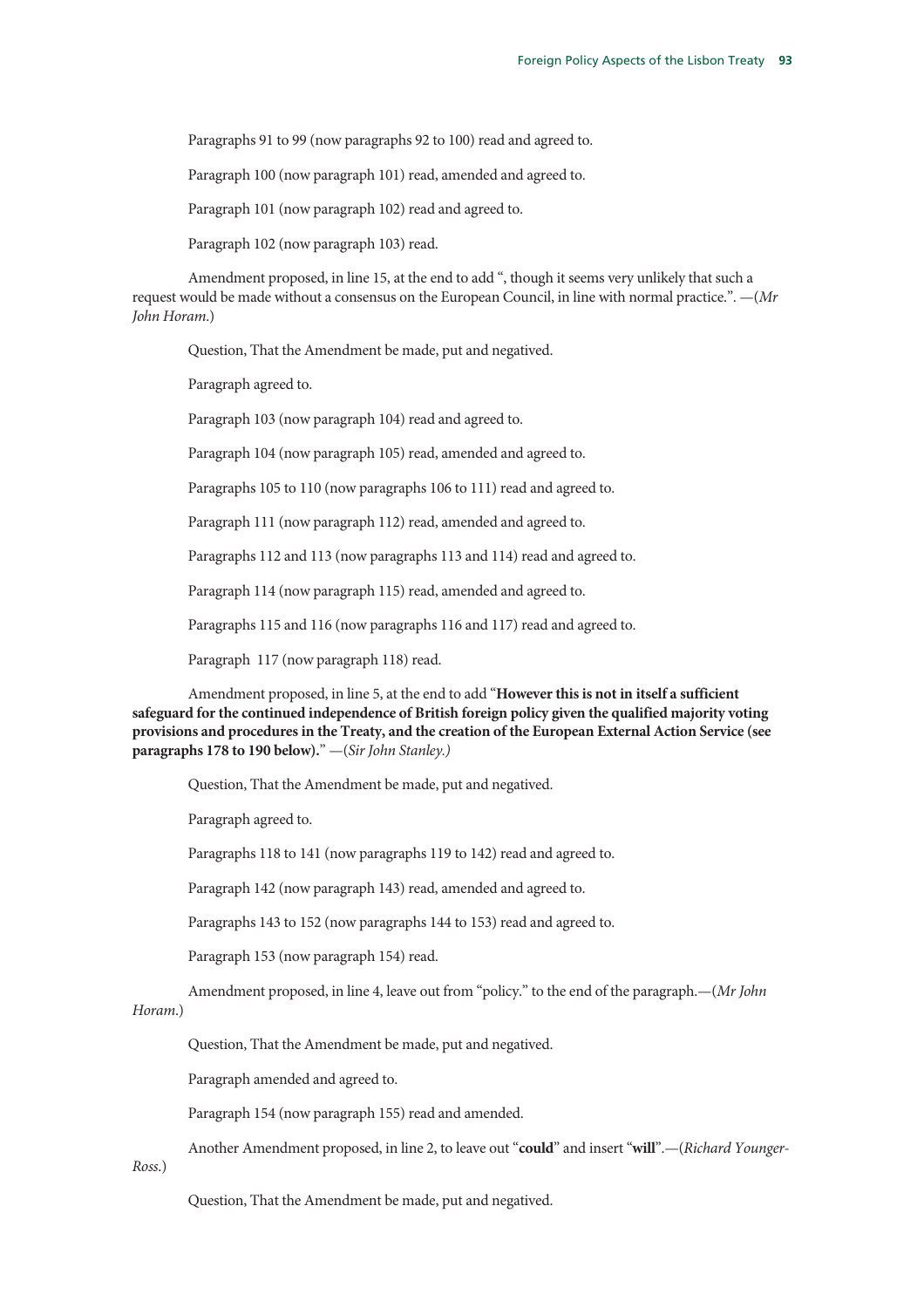Paragraphs 91 to 99 (now paragraphs 92 to 100) read and agreed to.

Paragraph 100 (now paragraph 101) read, amended and agreed to.

Paragraph 101 (now paragraph 102) read and agreed to.

Paragraph 102 (now paragraph 103) read.

Amendment proposed, in line 15, at the end to add ", though it seems very unlikely that such a request would be made without a consensus on the European Council, in line with normal practice.". —(*Mr John Horam.*)

Question, That the Amendment be made, put and negatived.

Paragraph agreed to.

Paragraph 103 (now paragraph 104) read and agreed to.

Paragraph 104 (now paragraph 105) read, amended and agreed to.

Paragraphs 105 to 110 (now paragraphs 106 to 111) read and agreed to.

Paragraph 111 (now paragraph 112) read, amended and agreed to.

Paragraphs 112 and 113 (now paragraphs 113 and 114) read and agreed to.

Paragraph 114 (now paragraph 115) read, amended and agreed to.

Paragraphs 115 and 116 (now paragraphs 116 and 117) read and agreed to.

Paragraph 117 (now paragraph 118) read.

Amendment proposed, in line 5, at the end to add "**However this is not in itself a sufficient safeguard for the continued independence of British foreign policy given the qualified majority voting provisions and procedures in the Treaty, and the creation of the European External Action Service (see paragraphs 178 to 190 below).**" —(*Sir John Stanley.)*

Question, That the Amendment be made, put and negatived.

Paragraph agreed to.

Paragraphs 118 to 141 (now paragraphs 119 to 142) read and agreed to.

Paragraph 142 (now paragraph 143) read, amended and agreed to.

Paragraphs 143 to 152 (now paragraphs 144 to 153) read and agreed to.

Paragraph 153 (now paragraph 154) read.

Amendment proposed, in line 4, leave out from "policy." to the end of the paragraph.—(*Mr John Horam.*)

Question, That the Amendment be made, put and negatived.

Paragraph amended and agreed to.

Paragraph 154 (now paragraph 155) read and amended.

Another Amendment proposed, in line 2, to leave out "**could**" and insert "**will**".—(*Richard Younger-Ross.*)

Question, That the Amendment be made, put and negatived.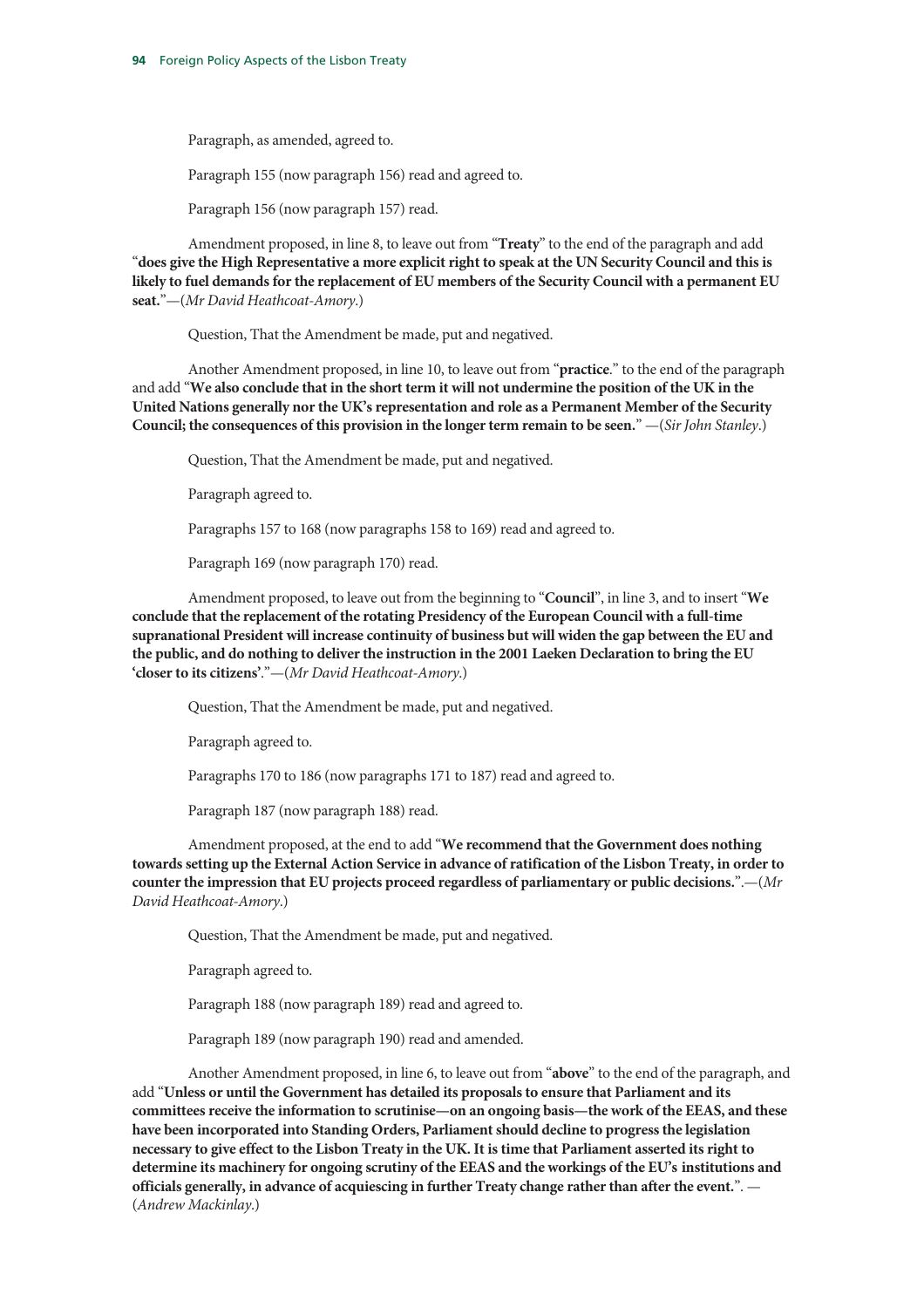Paragraph, as amended, agreed to.

Paragraph 155 (now paragraph 156) read and agreed to.

Paragraph 156 (now paragraph 157) read.

Amendment proposed, in line 8, to leave out from "**Treaty**" to the end of the paragraph and add "**does give the High Representative a more explicit right to speak at the UN Security Council and this is likely to fuel demands for the replacement of EU members of the Security Council with a permanent EU seat.**"—(*Mr David Heathcoat-Amory.*)

Question, That the Amendment be made, put and negatived.

Another Amendment proposed, in line 10, to leave out from "**practice**." to the end of the paragraph and add "**We also conclude that in the short term it will not undermine the position of the UK in the United Nations generally nor the UK's representation and role as a Permanent Member of the Security Council; the consequences of this provision in the longer term remain to be seen.**" —(*Sir John Stanley.*)

Question, That the Amendment be made, put and negatived.

Paragraph agreed to.

Paragraphs 157 to 168 (now paragraphs 158 to 169) read and agreed to.

Paragraph 169 (now paragraph 170) read.

Amendment proposed, to leave out from the beginning to "**Council**", in line 3, and to insert "**We conclude that the replacement of the rotating Presidency of the European Council with a full-time supranational President will increase continuity of business but will widen the gap between the EU and the public, and do nothing to deliver the instruction in the 2001 Laeken Declaration to bring the EU 'closer to its citizens'**."—(*Mr David Heathcoat-Amory.*)

Question, That the Amendment be made, put and negatived.

Paragraph agreed to.

Paragraphs 170 to 186 (now paragraphs 171 to 187) read and agreed to.

Paragraph 187 (now paragraph 188) read.

Amendment proposed, at the end to add "**We recommend that the Government does nothing towards setting up the External Action Service in advance of ratification of the Lisbon Treaty, in order to counter the impression that EU projects proceed regardless of parliamentary or public decisions.**".—(*Mr David Heathcoat-Amory.*)

Question, That the Amendment be made, put and negatived.

Paragraph agreed to.

Paragraph 188 (now paragraph 189) read and agreed to.

Paragraph 189 (now paragraph 190) read and amended.

Another Amendment proposed, in line 6, to leave out from "**above**" to the end of the paragraph, and add "**Unless or until the Government has detailed its proposals to ensure that Parliament and its committees receive the information to scrutinise—on an ongoing basis—the work of the EEAS, and these have been incorporated into Standing Orders, Parliament should decline to progress the legislation necessary to give effect to the Lisbon Treaty in the UK. It is time that Parliament asserted its right to determine its machinery for ongoing scrutiny of the EEAS and the workings of the EU's institutions and officials generally, in advance of acquiescing in further Treaty change rather than after the event.**". —(*Andrew Mackinlay.*)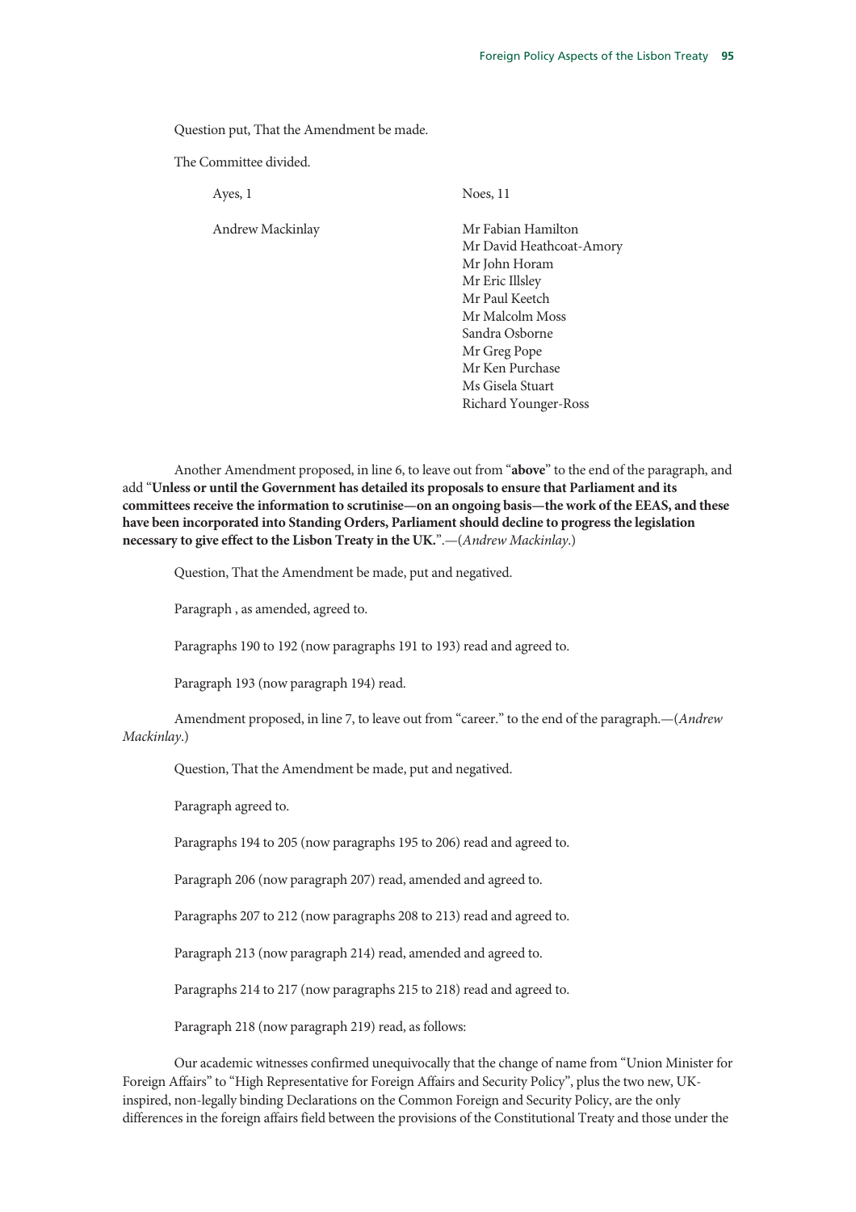Question put, That the Amendment be made.

The Committee divided.

| Ayes, 1 | Noes, 11 |
|---|---|
| Andrew Mackinlay | Mr Fabian Hamilton |
| | Mr David Heathcoat-Amory |
| | Mr John Horam |
| | Mr Eric Illsley |
| | Mr Paul Keetch |
| | Mr Malcolm Moss |
| | Sandra Osborne |
| | Mr Greg Pope |
| | Mr Ken Purchase |
| | Ms Gisela Stuart |
| | Richard Younger-Ross |

Another Amendment proposed, in line 6, to leave out from "**above**" to the end of the paragraph, and add "**Unless or until the Government has detailed its proposals to ensure that Parliament and its committees receive the information to scrutinise—on an ongoing basis—the work of the EEAS, and these have been incorporated into Standing Orders, Parliament should decline to progress the legislation necessary to give effect to the Lisbon Treaty in the UK.**".—(*Andrew Mackinlay*.)

Question, That the Amendment be made, put and negatived.

Paragraph , as amended, agreed to.

Paragraphs 190 to 192 (now paragraphs 191 to 193) read and agreed to.

Paragraph 193 (now paragraph 194) read.

Amendment proposed, in line 7, to leave out from "career." to the end of the paragraph.—(*Andrew Mackinlay*.)

Question, That the Amendment be made, put and negatived.

Paragraph agreed to.

Paragraphs 194 to 205 (now paragraphs 195 to 206) read and agreed to.

Paragraph 206 (now paragraph 207) read, amended and agreed to.

Paragraphs 207 to 212 (now paragraphs 208 to 213) read and agreed to.

Paragraph 213 (now paragraph 214) read, amended and agreed to.

Paragraphs 214 to 217 (now paragraphs 215 to 218) read and agreed to.

Paragraph 218 (now paragraph 219) read, as follows:

Our academic witnesses confirmed unequivocally that the change of name from "Union Minister for Foreign Affairs" to "High Representative for Foreign Affairs and Security Policy", plus the two new, UK-inspired, non-legally binding Declarations on the Common Foreign and Security Policy, are the only differences in the foreign affairs field between the provisions of the Constitutional Treaty and those under the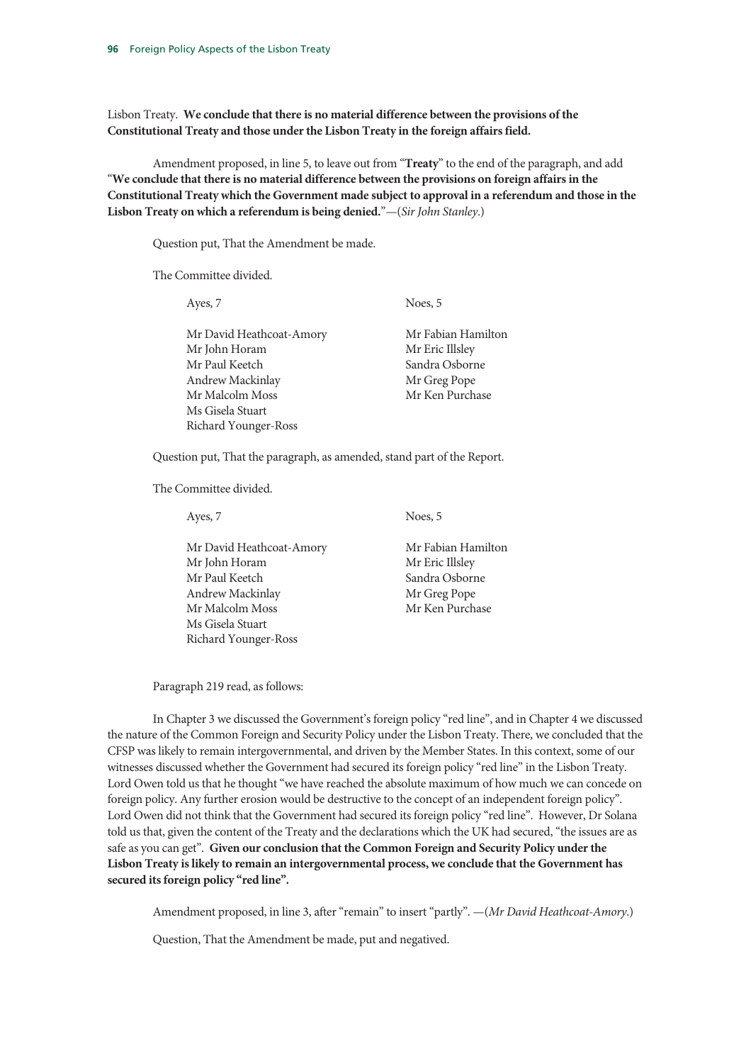Lisbon Treaty. **We conclude that there is no material difference between the provisions of the Constitutional Treaty and those under the Lisbon Treaty in the foreign affairs field.**

Amendment proposed, in line 5, to leave out from "**Treaty**" to the end of the paragraph, and add "**We conclude that there is no material difference between the provisions on foreign affairs in the Constitutional Treaty which the Government made subject to approval in a referendum and those in the Lisbon Treaty on which a referendum is being denied.**"—(*Sir John Stanley*.)

Question put, That the Amendment be made.

The Committee divided.

| Ayes, 7 | Noes, 5 |
|---|---|
| Mr David Heathcoat-Amory | Mr Fabian Hamilton |
| Mr John Horam | Mr Eric Illsley |
| Mr Paul Keetch | Sandra Osborne |
| Andrew Mackinlay | Mr Greg Pope |
| Mr Malcolm Moss | Mr Ken Purchase |
| Ms Gisela Stuart | |
| Richard Younger-Ross | |

Question put, That the paragraph, as amended, stand part of the Report.

The Committee divided.

| Ayes, 7 | Noes, 5 |
|---|---|
| Mr David Heathcoat-Amory | Mr Fabian Hamilton |
| Mr John Horam | Mr Eric Illsley |
| Mr Paul Keetch | Sandra Osborne |
| Andrew Mackinlay | Mr Greg Pope |
| Mr Malcolm Moss | Mr Ken Purchase |
| Ms Gisela Stuart | |
| Richard Younger-Ross | |

Paragraph 219 read, as follows:

In Chapter 3 we discussed the Government's foreign policy "red line", and in Chapter 4 we discussed the nature of the Common Foreign and Security Policy under the Lisbon Treaty. There, we concluded that the CFSP was likely to remain intergovernmental, and driven by the Member States. In this context, some of our witnesses discussed whether the Government had secured its foreign policy "red line" in the Lisbon Treaty. Lord Owen told us that he thought "we have reached the absolute maximum of how much we can concede on foreign policy. Any further erosion would be destructive to the concept of an independent foreign policy". Lord Owen did not think that the Government had secured its foreign policy "red line". However, Dr Solana told us that, given the content of the Treaty and the declarations which the UK had secured, "the issues are as safe as you can get". **Given our conclusion that the Common Foreign and Security Policy under the Lisbon Treaty is likely to remain an intergovernmental process, we conclude that the Government has secured its foreign policy "red line".**

Amendment proposed, in line 3, after "remain" to insert "partly". —(*Mr David Heathcoat-Amory*.)

Question, That the Amendment be made, put and negatived.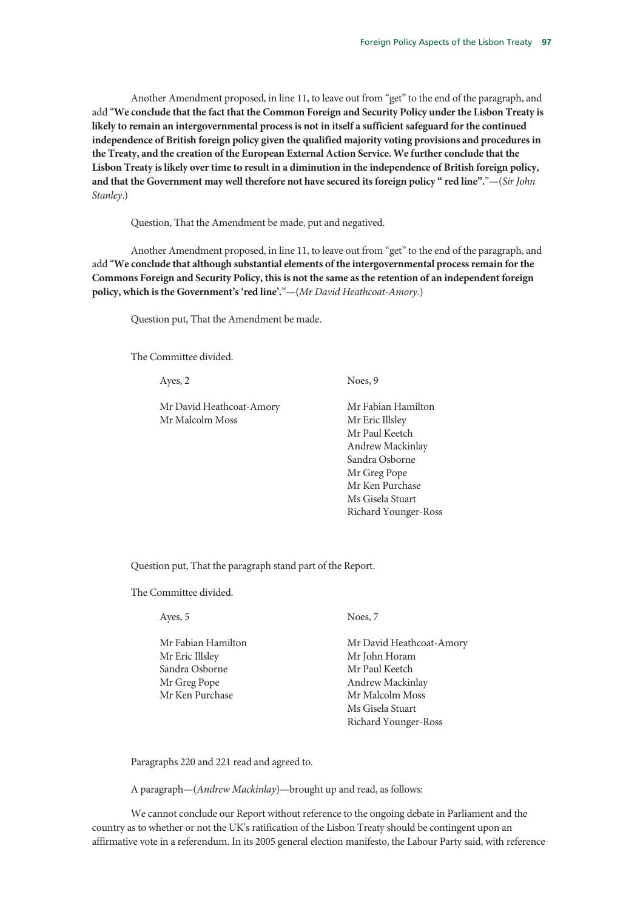Another Amendment proposed, in line 11, to leave out from "get" to the end of the paragraph, and add "**We conclude that the fact that the Common Foreign and Security Policy under the Lisbon Treaty is likely to remain an intergovernmental process is not in itself a sufficient safeguard for the continued independence of British foreign policy given the qualified majority voting provisions and procedures in the Treaty, and the creation of the European External Action Service. We further conclude that the Lisbon Treaty is likely over time to result in a diminution in the independence of British foreign policy, and that the Government may well therefore not have secured its foreign policy " red line".**"—(*Sir John Stanley*.)

Question, That the Amendment be made, put and negatived.

Another Amendment proposed, in line 11, to leave out from "get" to the end of the paragraph, and add "**We conclude that although substantial elements of the intergovernmental process remain for the Commons Foreign and Security Policy, this is not the same as the retention of an independent foreign policy, which is the Government's 'red line'.**"—(*Mr David Heathcoat-Amory*.)

Question put, That the Amendment be made.

The Committee divided.

| Ayes, 2 | Noes, 9 |
|---|---|
| Mr David Heathcoat-Amory | Mr Fabian Hamilton |
| Mr Malcolm Moss | Mr Eric Illsley |
| | Mr Paul Keetch |
| | Andrew Mackinlay |
| | Sandra Osborne |
| | Mr Greg Pope |
| | Mr Ken Purchase |
| | Ms Gisela Stuart |
| | Richard Younger-Ross |

Question put, That the paragraph stand part of the Report.

The Committee divided.

| Ayes, 5 | Noes, 7 |
|---|---|
| Mr Fabian Hamilton | Mr David Heathcoat-Amory |
| Mr Eric Illsley | Mr John Horam |
| Sandra Osborne | Mr Paul Keetch |
| Mr Greg Pope | Andrew Mackinlay |
| Mr Ken Purchase | Mr Malcolm Moss |
| | Ms Gisela Stuart |
| | Richard Younger-Ross |

Paragraphs 220 and 221 read and agreed to.

A paragraph—(*Andrew Mackinlay*)—brought up and read, as follows:

We cannot conclude our Report without reference to the ongoing debate in Parliament and the country as to whether or not the UK's ratification of the Lisbon Treaty should be contingent upon an affirmative vote in a referendum. In its 2005 general election manifesto, the Labour Party said, with reference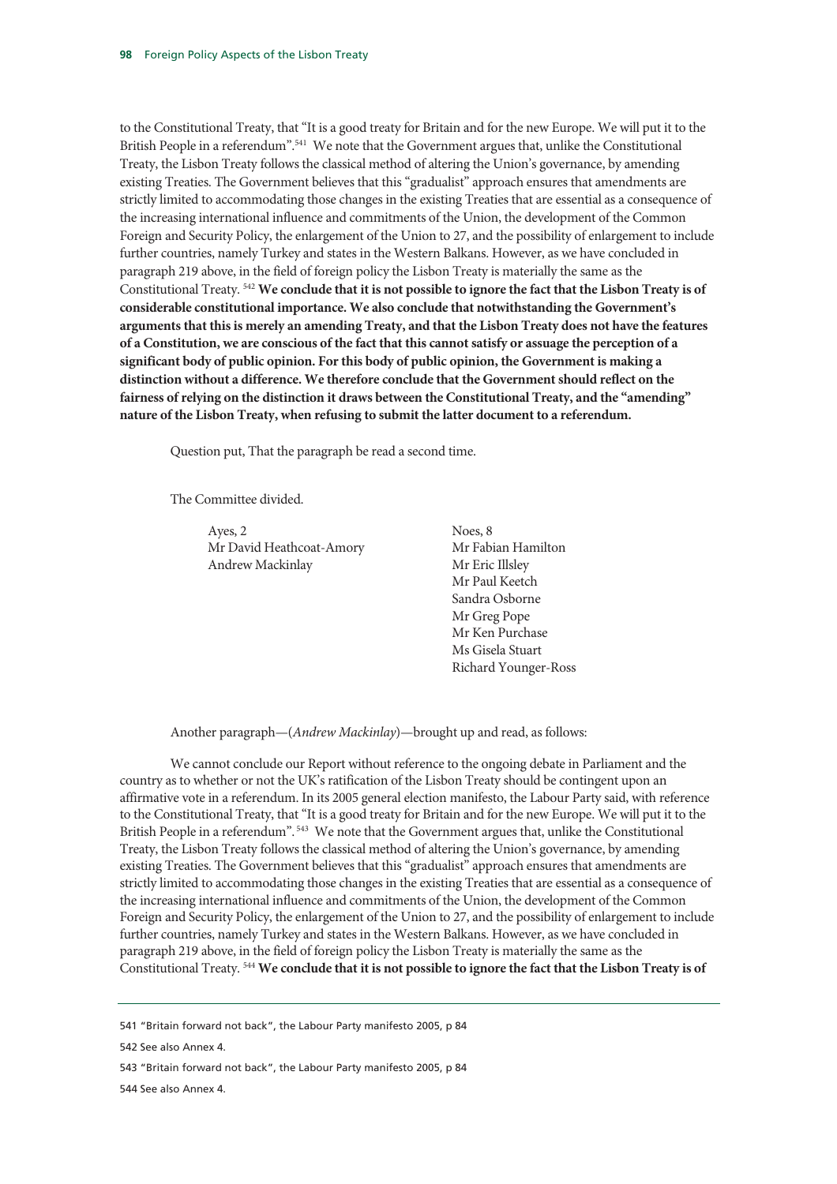to the Constitutional Treaty, that "It is a good treaty for Britain and for the new Europe. We will put it to the British People in a referendum".[541] We note that the Government argues that, unlike the Constitutional Treaty, the Lisbon Treaty follows the classical method of altering the Union's governance, by amending existing Treaties. The Government believes that this "gradualist" approach ensures that amendments are strictly limited to accommodating those changes in the existing Treaties that are essential as a consequence of the increasing international influence and commitments of the Union, the development of the Common Foreign and Security Policy, the enlargement of the Union to 27, and the possibility of enlargement to include further countries, namely Turkey and states in the Western Balkans. However, as we have concluded in paragraph 219 above, in the field of foreign policy the Lisbon Treaty is materially the same as the Constitutional Treaty.[542] **We conclude that it is not possible to ignore the fact that the Lisbon Treaty is of considerable constitutional importance. We also conclude that notwithstanding the Government's arguments that this is merely an amending Treaty, and that the Lisbon Treaty does not have the features of a Constitution, we are conscious of the fact that this cannot satisfy or assuage the perception of a significant body of public opinion. For this body of public opinion, the Government is making a distinction without a difference. We therefore conclude that the Government should reflect on the fairness of relying on the distinction it draws between the Constitutional Treaty, and the "amending" nature of the Lisbon Treaty, when refusing to submit the latter document to a referendum.**

Question put, That the paragraph be read a second time.

The Committee divided.

| Ayes, 2 | Noes, 8 |
|---|---|
| Mr David Heathcoat-Amory | Mr Fabian Hamilton |
| Andrew Mackinlay | Mr Eric Illsley |
| | Mr Paul Keetch |
| | Sandra Osborne |
| | Mr Greg Pope |
| | Mr Ken Purchase |
| | Ms Gisela Stuart |
| | Richard Younger-Ross |

Another paragraph—(*Andrew Mackinlay*)—brought up and read, as follows:

We cannot conclude our Report without reference to the ongoing debate in Parliament and the country as to whether or not the UK's ratification of the Lisbon Treaty should be contingent upon an affirmative vote in a referendum. In its 2005 general election manifesto, the Labour Party said, with reference to the Constitutional Treaty, that "It is a good treaty for Britain and for the new Europe. We will put it to the British People in a referendum".[543] We note that the Government argues that, unlike the Constitutional Treaty, the Lisbon Treaty follows the classical method of altering the Union's governance, by amending existing Treaties. The Government believes that this "gradualist" approach ensures that amendments are strictly limited to accommodating those changes in the existing Treaties that are essential as a consequence of the increasing international influence and commitments of the Union, the development of the Common Foreign and Security Policy, the enlargement of the Union to 27, and the possibility of enlargement to include further countries, namely Turkey and states in the Western Balkans. However, as we have concluded in paragraph 219 above, in the field of foreign policy the Lisbon Treaty is materially the same as the Constitutional Treaty.[544] **We conclude that it is not possible to ignore the fact that the Lisbon Treaty is of**

541 "Britain forward not back", the Labour Party manifesto 2005, p 84

542 See also Annex 4.

543 "Britain forward not back", the Labour Party manifesto 2005, p 84

544 See also Annex 4.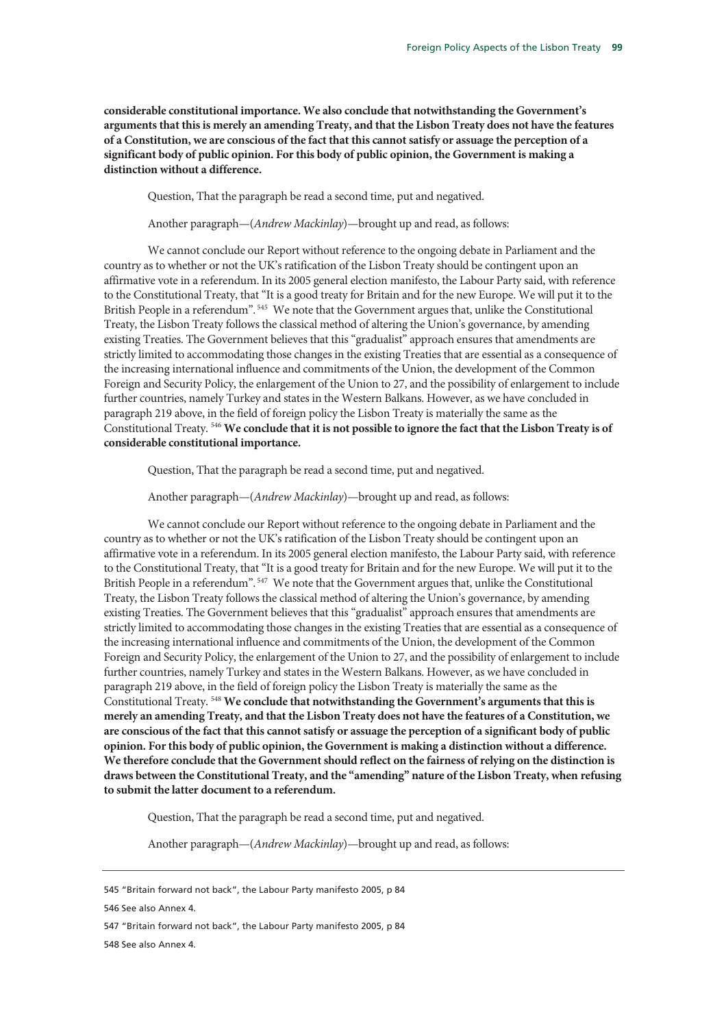**considerable constitutional importance. We also conclude that notwithstanding the Government's arguments that this is merely an amending Treaty, and that the Lisbon Treaty does not have the features of a Constitution, we are conscious of the fact that this cannot satisfy or assuage the perception of a significant body of public opinion. For this body of public opinion, the Government is making a distinction without a difference.**

Question, That the paragraph be read a second time, put and negatived.

Another paragraph—(*Andrew Mackinlay*)—brought up and read, as follows:

We cannot conclude our Report without reference to the ongoing debate in Parliament and the country as to whether or not the UK's ratification of the Lisbon Treaty should be contingent upon an affirmative vote in a referendum. In its 2005 general election manifesto, the Labour Party said, with reference to the Constitutional Treaty, that "It is a good treaty for Britain and for the new Europe. We will put it to the British People in a referendum".[545] We note that the Government argues that, unlike the Constitutional Treaty, the Lisbon Treaty follows the classical method of altering the Union's governance, by amending existing Treaties. The Government believes that this "gradualist" approach ensures that amendments are strictly limited to accommodating those changes in the existing Treaties that are essential as a consequence of the increasing international influence and commitments of the Union, the development of the Common Foreign and Security Policy, the enlargement of the Union to 27, and the possibility of enlargement to include further countries, namely Turkey and states in the Western Balkans. However, as we have concluded in paragraph 219 above, in the field of foreign policy the Lisbon Treaty is materially the same as the Constitutional Treaty.[546] **We conclude that it is not possible to ignore the fact that the Lisbon Treaty is of considerable constitutional importance.**

Question, That the paragraph be read a second time, put and negatived.

Another paragraph—(*Andrew Mackinlay*)—brought up and read, as follows:

We cannot conclude our Report without reference to the ongoing debate in Parliament and the country as to whether or not the UK's ratification of the Lisbon Treaty should be contingent upon an affirmative vote in a referendum. In its 2005 general election manifesto, the Labour Party said, with reference to the Constitutional Treaty, that "It is a good treaty for Britain and for the new Europe. We will put it to the British People in a referendum".[547] We note that the Government argues that, unlike the Constitutional Treaty, the Lisbon Treaty follows the classical method of altering the Union's governance, by amending existing Treaties. The Government believes that this "gradualist" approach ensures that amendments are strictly limited to accommodating those changes in the existing Treaties that are essential as a consequence of the increasing international influence and commitments of the Union, the development of the Common Foreign and Security Policy, the enlargement of the Union to 27, and the possibility of enlargement to include further countries, namely Turkey and states in the Western Balkans. However, as we have concluded in paragraph 219 above, in the field of foreign policy the Lisbon Treaty is materially the same as the Constitutional Treaty.[548] **We conclude that notwithstanding the Government's arguments that this is merely an amending Treaty, and that the Lisbon Treaty does not have the features of a Constitution, we are conscious of the fact that this cannot satisfy or assuage the perception of a significant body of public opinion. For this body of public opinion, the Government is making a distinction without a difference. We therefore conclude that the Government should reflect on the fairness of relying on the distinction is draws between the Constitutional Treaty, and the "amending" nature of the Lisbon Treaty, when refusing to submit the latter document to a referendum.**

Question, That the paragraph be read a second time, put and negatived.

Another paragraph—(*Andrew Mackinlay*)—brought up and read, as follows:

---

545 "Britain forward not back", the Labour Party manifesto 2005, p 84

546 See also Annex 4.

547 "Britain forward not back", the Labour Party manifesto 2005, p 84

548 See also Annex 4.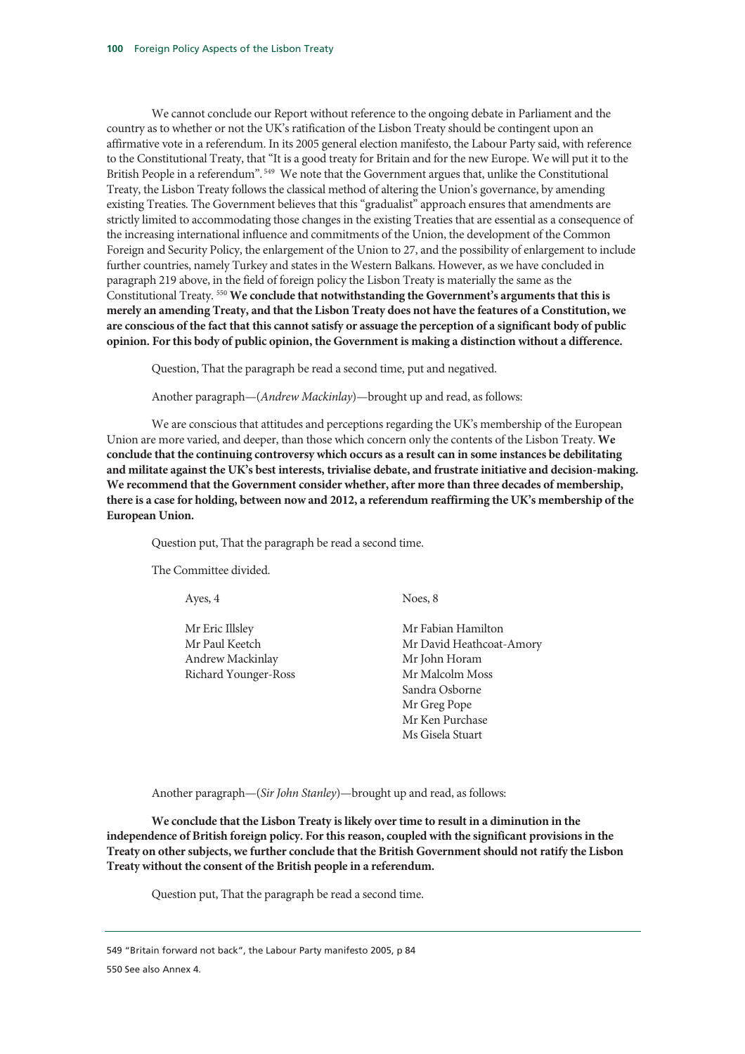We cannot conclude our Report without reference to the ongoing debate in Parliament and the country as to whether or not the UK's ratification of the Lisbon Treaty should be contingent upon an affirmative vote in a referendum. In its 2005 general election manifesto, the Labour Party said, with reference to the Constitutional Treaty, that "It is a good treaty for Britain and for the new Europe. We will put it to the British People in a referendum".[549] We note that the Government argues that, unlike the Constitutional Treaty, the Lisbon Treaty follows the classical method of altering the Union's governance, by amending existing Treaties. The Government believes that this "gradualist" approach ensures that amendments are strictly limited to accommodating those changes in the existing Treaties that are essential as a consequence of the increasing international influence and commitments of the Union, the development of the Common Foreign and Security Policy, the enlargement of the Union to 27, and the possibility of enlargement to include further countries, namely Turkey and states in the Western Balkans. However, as we have concluded in paragraph 219 above, in the field of foreign policy the Lisbon Treaty is materially the same as the Constitutional Treaty.[550] **We conclude that notwithstanding the Government's arguments that this is merely an amending Treaty, and that the Lisbon Treaty does not have the features of a Constitution, we are conscious of the fact that this cannot satisfy or assuage the perception of a significant body of public opinion. For this body of public opinion, the Government is making a distinction without a difference.**

Question, That the paragraph be read a second time, put and negatived.

Another paragraph—(*Andrew Mackinlay*)—brought up and read, as follows:

We are conscious that attitudes and perceptions regarding the UK's membership of the European Union are more varied, and deeper, than those which concern only the contents of the Lisbon Treaty. **We conclude that the continuing controversy which occurs as a result can in some instances be debilitating and militate against the UK's best interests, trivialise debate, and frustrate initiative and decision-making. We recommend that the Government consider whether, after more than three decades of membership, there is a case for holding, between now and 2012, a referendum reaffirming the UK's membership of the European Union.**

Question put, That the paragraph be read a second time.

The Committee divided.

| Ayes, 4 | Noes, 8 |
|---|---|
| Mr Eric Illsley | Mr Fabian Hamilton |
| Mr Paul Keetch | Mr David Heathcoat-Amory |
| Andrew Mackinlay | Mr John Horam |
| Richard Younger-Ross | Mr Malcolm Moss |
| | Sandra Osborne |
| | Mr Greg Pope |
| | Mr Ken Purchase |
| | Ms Gisela Stuart |

Another paragraph—(*Sir John Stanley*)—brought up and read, as follows:

**We conclude that the Lisbon Treaty is likely over time to result in a diminution in the independence of British foreign policy. For this reason, coupled with the significant provisions in the Treaty on other subjects, we further conclude that the British Government should not ratify the Lisbon Treaty without the consent of the British people in a referendum.**

Question put, That the paragraph be read a second time.

549 "Britain forward not back", the Labour Party manifesto 2005, p 84

550 See also Annex 4.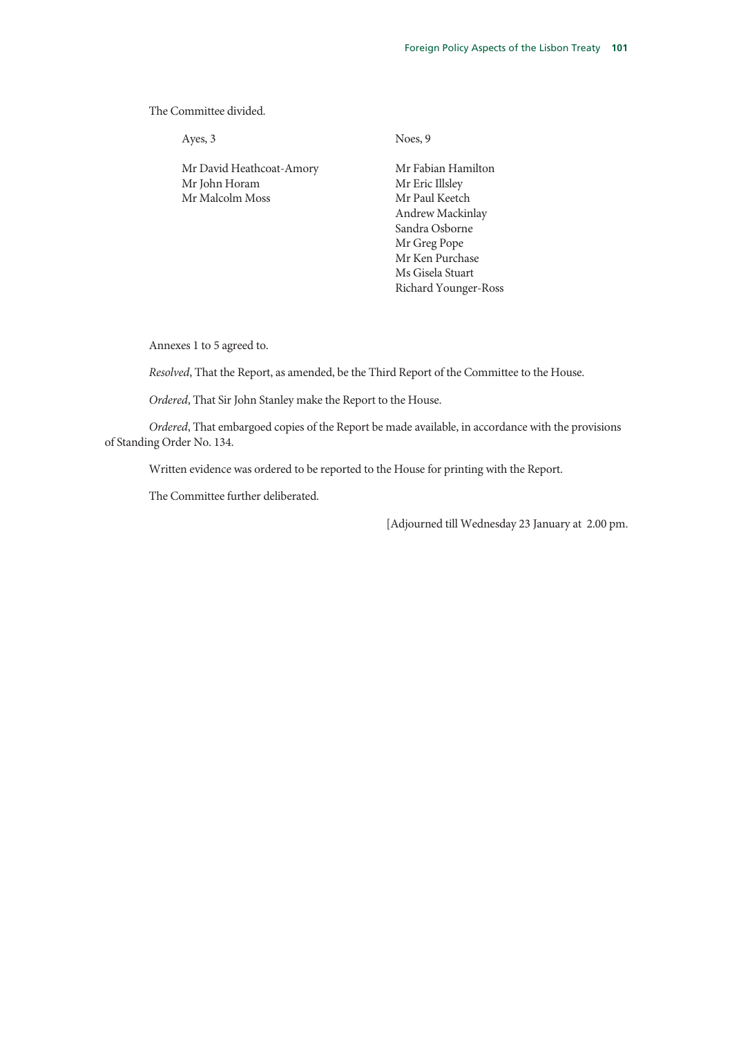The Committee divided.

| Ayes, 3 | Noes, 9 |
|---|---|
| Mr David Heathcoat-Amory | Mr Fabian Hamilton |
| Mr John Horam | Mr Eric Illsley |
| Mr Malcolm Moss | Mr Paul Keetch |
| | Andrew Mackinlay |
| | Sandra Osborne |
| | Mr Greg Pope |
| | Mr Ken Purchase |
| | Ms Gisela Stuart |
| | Richard Younger-Ross |

Annexes 1 to 5 agreed to.

*Resolved*, That the Report, as amended, be the Third Report of the Committee to the House.

*Ordered*, That Sir John Stanley make the Report to the House.

*Ordered*, That embargoed copies of the Report be made available, in accordance with the provisions of Standing Order No. 134.

Written evidence was ordered to be reported to the House for printing with the Report.

The Committee further deliberated.

[Adjourned till Wednesday 23 January at 2.00 pm.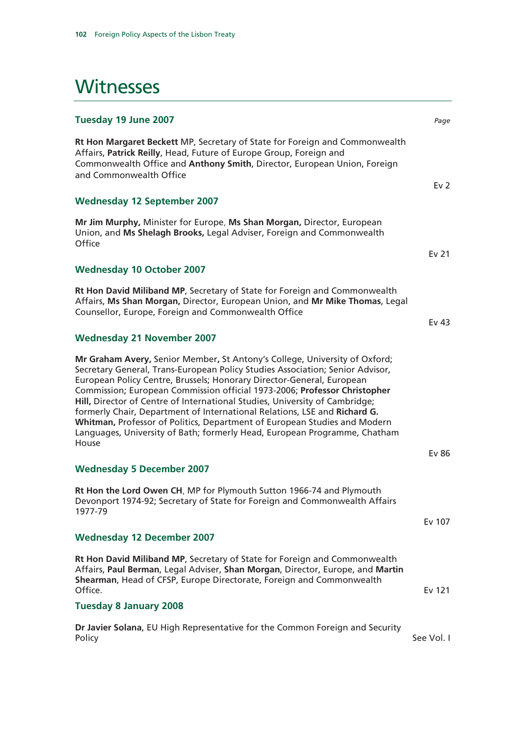# Witnesses

| | Page |
|---|---|
| **Tuesday 19 June 2007** | |
| **Rt Hon Margaret Beckett** MP, Secretary of State for Foreign and Commonwealth Affairs, **Patrick Reilly**, Head, Future of Europe Group, Foreign and Commonwealth Office and **Anthony Smith**, Director, European Union, Foreign and Commonwealth Office | Ev 2 |
| **Wednesday 12 September 2007** | |
| **Mr Jim Murphy,** Minister for Europe, **Ms Shan Morgan,** Director, European Union, and **Ms Shelagh Brooks,** Legal Adviser, Foreign and Commonwealth Office | Ev 21 |
| **Wednesday 10 October 2007** | |
| **Rt Hon David Miliband MP**, Secretary of State for Foreign and Commonwealth Affairs, **Ms Shan Morgan,** Director, European Union, and **Mr Mike Thomas**, Legal Counsellor, Europe, Foreign and Commonwealth Office | Ev 43 |
| **Wednesday 21 November 2007** | |
| **Mr Graham Avery,** Senior Member**,** St Antony's College, University of Oxford; Secretary General, Trans-European Policy Studies Association; Senior Advisor, European Policy Centre, Brussels; Honorary Director-General, European Commission; European Commission official 1973-2006; **Professor Christopher Hill,** Director of Centre of International Studies, University of Cambridge; formerly Chair, Department of International Relations, LSE and **Richard G. Whitman,** Professor of Politics, Department of European Studies and Modern Languages, University of Bath; formerly Head, European Programme, Chatham House | Ev 86 |
| **Wednesday 5 December 2007** | |
| **Rt Hon the Lord Owen CH**, MP for Plymouth Sutton 1966-74 and Plymouth Devonport 1974-92; Secretary of State for Foreign and Commonwealth Affairs 1977-79 | Ev 107 |
| **Wednesday 12 December 2007** | |
| **Rt Hon David Miliband MP**, Secretary of State for Foreign and Commonwealth Affairs, **Paul Berman**, Legal Adviser, **Shan Morgan**, Director, Europe, and **Martin Shearman**, Head of CFSP, Europe Directorate, Foreign and Commonwealth Office. | Ev 121 |
| **Tuesday 8 January 2008** | |
| **Dr Javier Solana**, EU High Representative for the Common Foreign and Security Policy | See Vol. I |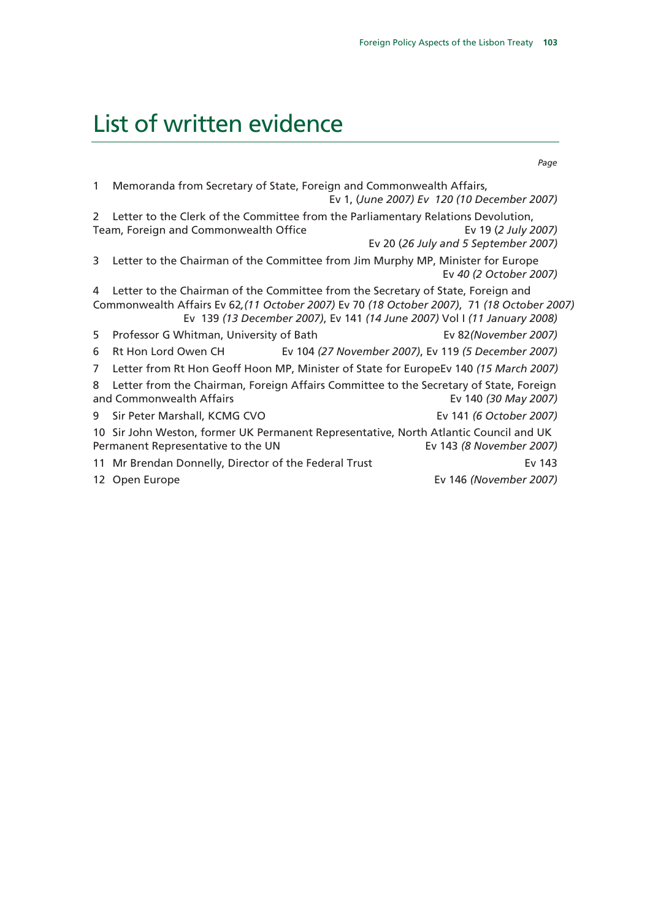# List of written evidence

*Page*

1 Memoranda from Secretary of State, Foreign and Commonwealth Affairs, Ev 1, (*June 2007) Ev 120 (10 December 2007)*

2 Letter to the Clerk of the Committee from the Parliamentary Relations Devolution, Team, Foreign and Commonwealth Office Ev 19 (*2 July 2007)* Ev 20 (*26 July and 5 September 2007)*

3 Letter to the Chairman of the Committee from Jim Murphy MP, Minister for Europe Ev *40 (2 October 2007)*

4 Letter to the Chairman of the Committee from the Secretary of State, Foreign and Commonwealth Affairs Ev 62*,(11 October 2007)* Ev 70 *(18 October 2007)*, 71 *(18 October 2007)* Ev 139 *(13 December 2007)*, Ev 141 *(14 June 2007)* Vol I *(11 January 2008)*

5 Professor G Whitman, University of Bath Ev 82*(November 2007)*

6 Rt Hon Lord Owen CH Ev 104 *(27 November 2007)*, Ev 119 *(5 December 2007)*

7 Letter from Rt Hon Geoff Hoon MP, Minister of State for EuropeEv 140 *(15 March 2007)*

8 Letter from the Chairman, Foreign Affairs Committee to the Secretary of State, Foreign and Commonwealth Affairs Ev 140 *(30 May 2007)*

9 Sir Peter Marshall, KCMG CVO Ev 141 *(6 October 2007)*

10 Sir John Weston, former UK Permanent Representative, North Atlantic Council and UK Permanent Representative to the UN Ev 143 *(8 November 2007)*

11 Mr Brendan Donnelly, Director of the Federal Trust Ev 143

12 Open Europe Ev 146 *(November 2007)*